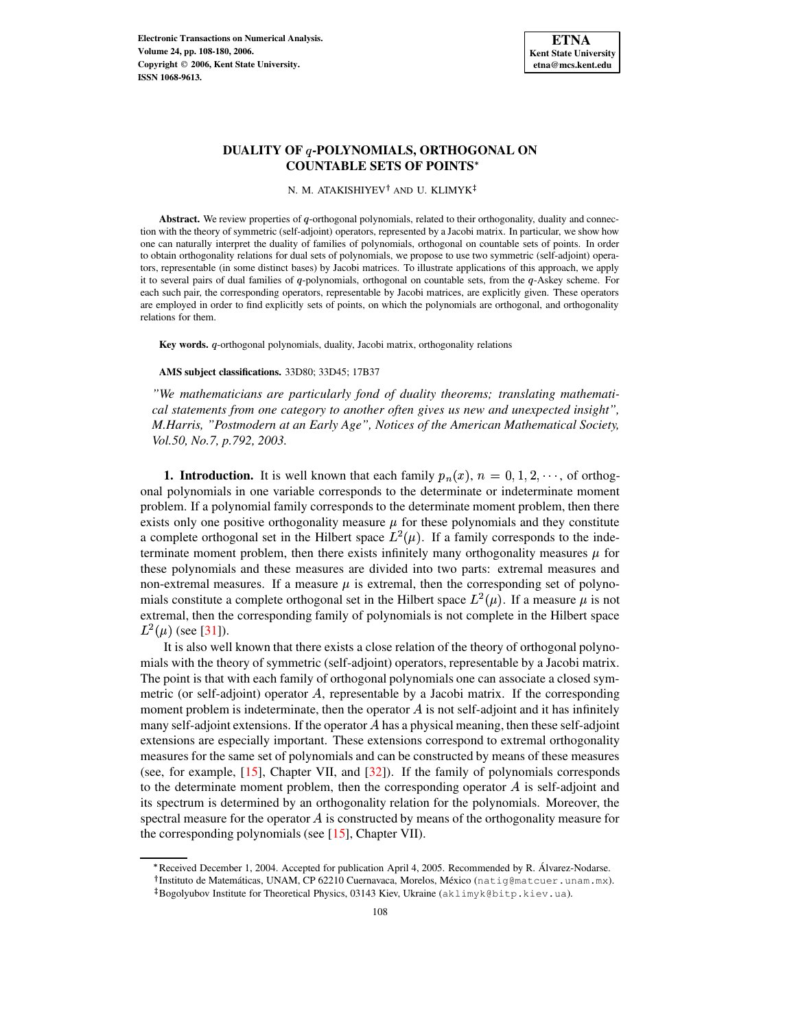# DUALITY OF $q$-POLYNOMIALS, ORTHOGONAL ON COUNTABLE SETS OF POINTS*

N. M. ATAKISHIYEV† AND U. KLIMYK‡

**Abstract.** We review properties of $q$-orthogonal polynomials, related to their orthogonality, duality and connection with the theory of symmetric (self-adjoint) operators, represented by a Jacobi matrix. In particular, we show how one can naturally interpret the duality of families of polynomials, orthogonal on countable sets of points. In order to obtain orthogonality relations for dual sets of polynomials, we propose to use two symmetric (self-adjoint) operators, representable (in some distinct bases) by Jacobi matrices. To illustrate applications of this approach, we apply it to several pairs of dual families of $q$-polynomials, orthogonal on countable sets, from the $q$-Askey scheme. For each such pair, the corresponding operators, representable by Jacobi matrices, are explicitly given. These operators are employed in order to find explicitly sets of points, on which the polynomials are orthogonal, and orthogonality relations for them.

**Key words.** $q$-orthogonal polynomials, duality, Jacobi matrix, orthogonality relations

**AMS subject classifications.** 33D80; 33D45; 17B37

*"We mathematicians are particularly fond of duality theorems; translating mathematical statements from one category to another often gives us new and unexpected insight", M.Harris, "Postmodern at an Early Age", Notices of the American Mathematical Society, Vol.50, No.7, p.792, 2003.*

## 1. Introduction.

It is well known that each family $p_n(x)$, $n = 0, 1, 2, \cdots$, of orthogonal polynomials in one variable corresponds to the determinate or indeterminate moment problem. If a polynomial family corresponds to the determinate moment problem, then there exists only one positive orthogonality measure $\mu$ for these polynomials and they constitute a complete orthogonal set in the Hilbert space $L^2(\mu)$. If a family corresponds to the indeterminate moment problem, then there exists infinitely many orthogonality measures $\mu$ for these polynomials and these measures are divided into two parts: extremal measures and non-extremal measures. If a measure $\mu$ is extremal, then the corresponding set of polynomials constitute a complete orthogonal set in the Hilbert space $L^2(\mu)$. If a measure $\mu$ is not extremal, then the corresponding family of polynomials is not complete in the Hilbert space $L^2(\mu)$ (see [31]).

It is also well known that there exists a close relation of the theory of orthogonal polynomials with the theory of symmetric (self-adjoint) operators, representable by a Jacobi matrix. The point is that with each family of orthogonal polynomials one can associate a closed symmetric (or self-adjoint) operator $A$, representable by a Jacobi matrix. If the corresponding moment problem is indeterminate, then the operator $A$ is not self-adjoint and it has infinitely many self-adjoint extensions. If the operator $A$ has a physical meaning, then these self-adjoint extensions are especially important. These extensions correspond to extremal orthogonality measures for the same set of polynomials and can be constructed by means of these measures (see, for example, [15], Chapter VII, and [32]). If the family of polynomials corresponds to the determinate moment problem, then the corresponding operator $A$ is self-adjoint and its spectrum is determined by an orthogonality relation for the polynomials. Moreover, the spectral measure for the operator $A$ is constructed by means of the orthogonality measure for the corresponding polynomials (see [15], Chapter VII).

---

*Received December 1, 2004. Accepted for publication April 4, 2005. Recommended by R. Álvarez-Nodarse.

†Instituto de Matemáticas, UNAM, CP 62210 Cuernavaca, Morelos, México (natig@matcuer.unam.mx).

‡Bogolyubov Institute for Theoretical Physics, 03143 Kiev, Ukraine (aklimyk@bitp.kiev.ua).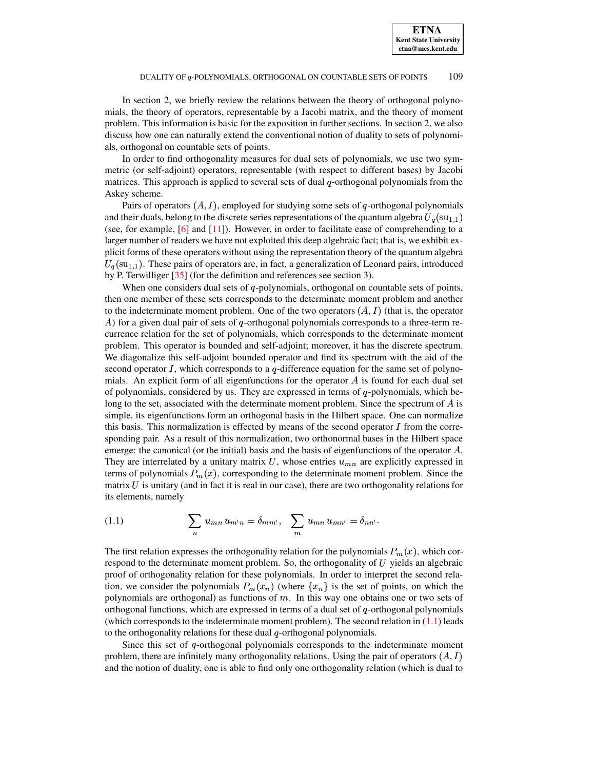In section 2, we briefly review the relations between the theory of orthogonal polynomials, the theory of operators, representable by a Jacobi matrix, and the theory of moment problem. This information is basic for the exposition in further sections. In section 2, we also discuss how one can naturally extend the conventional notion of duality to sets of polynomials, orthogonal on countable sets of points.

In order to find orthogonality measures for dual sets of polynomials, we use two symmetric (or self-adjoint) operators, representable (with respect to different bases) by Jacobi matrices. This approach is applied to several sets of dual $q$-orthogonal polynomials from the Askey scheme.

Pairs of operators $(A, I)$, employed for studying some sets of $q$-orthogonal polynomials and their duals, belong to the discrete series representations of the quantum algebra $U_q(\mathrm{su}_{1,1})$ (see, for example, [6] and [11]). However, in order to facilitate ease of comprehending to a larger number of readers we have not exploited this deep algebraic fact; that is, we exhibit explicit forms of these operators without using the representation theory of the quantum algebra $U_q(\mathrm{su}_{1,1})$. These pairs of operators are, in fact, a generalization of Leonard pairs, introduced by P. Terwilliger [35] (for the definition and references see section 3).

When one considers dual sets of $q$-polynomials, orthogonal on countable sets of points, then one member of these sets corresponds to the determinate moment problem and another to the indeterminate moment problem. One of the two operators $(A, I)$ (that is, the operator $A$) for a given dual pair of sets of $q$-orthogonal polynomials corresponds to a three-term recurrence relation for the set of polynomials, which corresponds to the determinate moment problem. This operator is bounded and self-adjoint; moreover, it has the discrete spectrum. We diagonalize this self-adjoint bounded operator and find its spectrum with the aid of the second operator $I$, which corresponds to a $q$-difference equation for the same set of polynomials. An explicit form of all eigenfunctions for the operator $A$ is found for each dual set of polynomials, considered by us. They are expressed in terms of $q$-polynomials, which belong to the set, associated with the determinate moment problem. Since the spectrum of $A$ is simple, its eigenfunctions form an orthogonal basis in the Hilbert space. One can normalize this basis. This normalization is effected by means of the second operator $I$ from the corresponding pair. As a result of this normalization, two orthonormal bases in the Hilbert space emerge: the canonical (or the initial) basis and the basis of eigenfunctions of the operator $A$. They are interrelated by a unitary matrix $U$, whose entries $u_{mn}$ are explicitly expressed in terms of polynomials $P_m(x)$, corresponding to the determinate moment problem. Since the matrix $U$ is unitary (and in fact it is real in our case), there are two orthogonality relations for its elements, namely

$$\sum_n u_{mn}\, u_{m'n} = \delta_{mm'}, \quad \sum_m u_{mn}\, u_{mn'} = \delta_{nn'}. \tag{1.1}$$

The first relation expresses the orthogonality relation for the polynomials $P_m(x)$, which correspond to the determinate moment problem. So, the orthogonality of $U$ yields an algebraic proof of orthogonality relation for these polynomials. In order to interpret the second relation, we consider the polynomials $P_m(x_n)$ (where $\{x_n\}$ is the set of points, on which the polynomials are orthogonal) as functions of $m$. In this way one obtains one or two sets of orthogonal functions, which are expressed in terms of a dual set of $q$-orthogonal polynomials (which corresponds to the indeterminate moment problem). The second relation in (1.1) leads to the orthogonality relations for these dual $q$-orthogonal polynomials.

Since this set of $q$-orthogonal polynomials corresponds to the indeterminate moment problem, there are infinitely many orthogonality relations. Using the pair of operators $(A, I)$ and the notion of duality, one is able to find only one orthogonality relation (which is dual to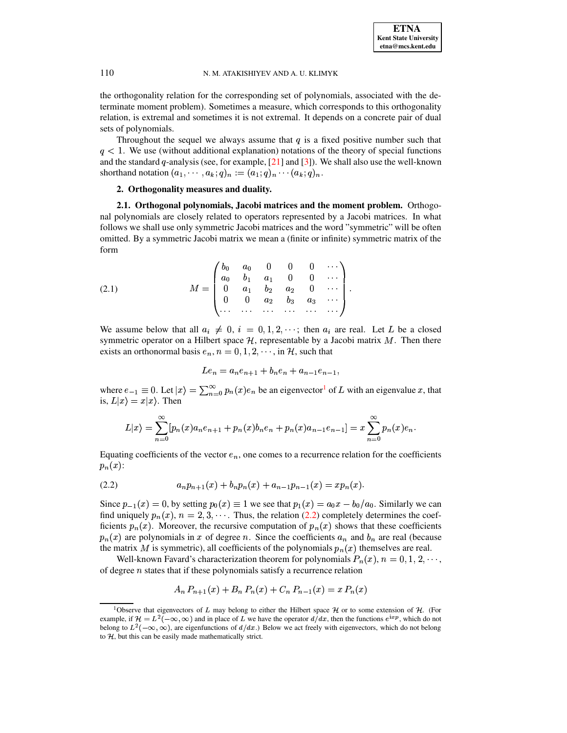the orthogonality relation for the corresponding set of polynomials, associated with the determinate moment problem). Sometimes a measure, which corresponds to this orthogonality relation, is extremal and sometimes it is not extremal. It depends on a concrete pair of dual sets of polynomials.

Throughout the sequel we always assume that $q$ is a fixed positive number such that $q < 1$. We use (without additional explanation) notations of the theory of special functions and the standard $q$-analysis (see, for example, [21] and [3]). We shall also use the well-known shorthand notation $(a_1, \cdots, a_k; q)_n := (a_1; q)_n \cdots (a_k; q)_n$.

## 2. Orthogonality measures and duality.

**2.1. Orthogonal polynomials, Jacobi matrices and the moment problem.** Orthogonal polynomials are closely related to operators represented by a Jacobi matrices. In what follows we shall use only symmetric Jacobi matrices and the word "symmetric" will be often omitted. By a symmetric Jacobi matrix we mean a (finite or infinite) symmetric matrix of the form

$$M = \begin{pmatrix} b_0 & a_0 & 0 & 0 & 0 & \cdots \\ a_0 & b_1 & a_1 & 0 & 0 & \cdots \\ 0 & a_1 & b_2 & a_2 & 0 & \cdots \\ 0 & 0 & a_2 & b_3 & a_3 & \cdots \\ \cdots & \cdots & \cdots & \cdots & \cdots & \cdots \end{pmatrix}. \tag{2.1}$$

We assume below that all $a_i \neq 0$, $i = 0, 1, 2, \cdots$; then $a_i$ are real. Let $L$ be a closed symmetric operator on a Hilbert space $\mathcal{H}$, representable by a Jacobi matrix $M$. Then there exists an orthonormal basis $e_n$, $n = 0, 1, 2, \cdots$, in $\mathcal{H}$, such that

$$L e_n = a_n e_{n+1} + b_n e_n + a_{n-1} e_{n-1},$$

where $e_{-1} \equiv 0$. Let $|x\rangle = \sum_{n=0}^{\infty} p_n(x) e_n$ be an eigenvector[1] of $L$ with an eigenvalue $x$, that is, $L|x\rangle = x|x\rangle$. Then

$$L|x\rangle = \sum_{n=0}^{\infty} [p_n(x) a_n e_{n+1} + p_n(x) b_n e_n + p_n(x) a_{n-1} e_{n-1}] = x \sum_{n=0}^{\infty} p_n(x) e_n.$$

Equating coefficients of the vector $e_n$, one comes to a recurrence relation for the coefficients $p_n(x)$:

$$a_n p_{n+1}(x) + b_n p_n(x) + a_{n-1} p_{n-1}(x) = x p_n(x). \tag{2.2}$$

Since $p_{-1}(x) = 0$, by setting $p_0(x) \equiv 1$ we see that $p_1(x) = a_0 x - b_0/a_0$. Similarly we can find uniquely $p_n(x)$, $n = 2, 3, \cdots$. Thus, the relation (2.2) completely determines the coefficients $p_n(x)$. Moreover, the recursive computation of $p_n(x)$ shows that these coefficients $p_n(x)$ are polynomials in $x$ of degree $n$. Since the coefficients $a_n$ and $b_n$ are real (because the matrix $M$ is symmetric), all coefficients of the polynomials $p_n(x)$ themselves are real.

Well-known Favard's characterization theorem for polynomials $P_n(x)$, $n = 0, 1, 2, \cdots$, of degree $n$ states that if these polynomials satisfy a recurrence relation

$$A_n P_{n+1}(x) + B_n P_n(x) + C_n P_{n-1}(x) = x P_n(x)$$

[1] Observe that eigenvectors of $L$ may belong to either the Hilbert space $\mathcal{H}$ or to some extension of $\mathcal{H}$. (For example, if $\mathcal{H} = L^2(-\infty, \infty)$ and in place of $L$ we have the operator $d/dx$, then the functions $e^{ixp}$, which do not belong to $L^2(-\infty, \infty)$, are eigenfunctions of $d/dx$.) Below we act freely with eigenvectors, which do not belong to $\mathcal{H}$, but this can be easily made mathematically strict.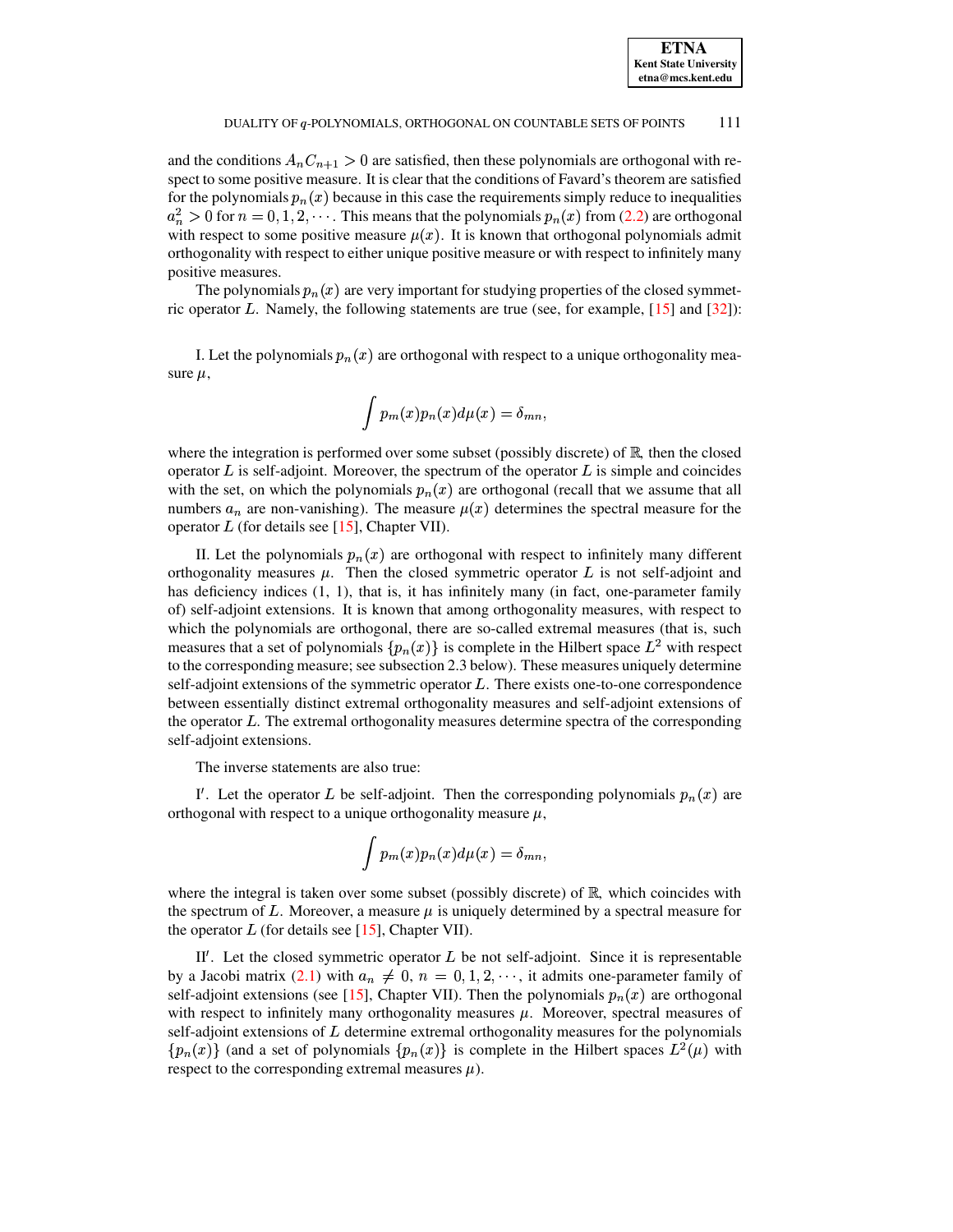and the conditions $A_nC_{n+1} > 0$ are satisfied, then these polynomials are orthogonal with respect to some positive measure. It is clear that the conditions of Favard's theorem are satisfied for the polynomials $p_n(x)$ because in this case the requirements simply reduce to inequalities $a_n^2 > 0$ for $n = 0, 1, 2, \cdots$. This means that the polynomials $p_n(x)$ from (2.2) are orthogonal with respect to some positive measure $\mu(x)$. It is known that orthogonal polynomials admit orthogonality with respect to either unique positive measure or with respect to infinitely many positive measures.

The polynomials $p_n(x)$ are very important for studying properties of the closed symmetric operator $L$. Namely, the following statements are true (see, for example, [15] and [32]):

I. Let the polynomials $p_n(x)$ are orthogonal with respect to a unique orthogonality measure $\mu$,

$$\int p_m(x)p_n(x)d\mu(x) = \delta_{mn},$$

where the integration is performed over some subset (possibly discrete) of $\mathbb{R}$, then the closed operator $L$ is self-adjoint. Moreover, the spectrum of the operator $L$ is simple and coincides with the set, on which the polynomials $p_n(x)$ are orthogonal (recall that we assume that all numbers $a_n$ are non-vanishing). The measure $\mu(x)$ determines the spectral measure for the operator $L$ (for details see [15], Chapter VII).

II. Let the polynomials $p_n(x)$ are orthogonal with respect to infinitely many different orthogonality measures $\mu$. Then the closed symmetric operator $L$ is not self-adjoint and has deficiency indices (1, 1), that is, it has infinitely many (in fact, one-parameter family of) self-adjoint extensions. It is known that among orthogonality measures, with respect to which the polynomials are orthogonal, there are so-called extremal measures (that is, such measures that a set of polynomials $\{p_n(x)\}$ is complete in the Hilbert space $L^2$ with respect to the corresponding measure; see subsection 2.3 below). These measures uniquely determine self-adjoint extensions of the symmetric operator $L$. There exists one-to-one correspondence between essentially distinct extremal orthogonality measures and self-adjoint extensions of the operator $L$. The extremal orthogonality measures determine spectra of the corresponding self-adjoint extensions.

The inverse statements are also true:

I$'$. Let the operator $L$ be self-adjoint. Then the corresponding polynomials $p_n(x)$ are orthogonal with respect to a unique orthogonality measure $\mu$,

$$\int p_m(x)p_n(x)d\mu(x) = \delta_{mn},$$

where the integral is taken over some subset (possibly discrete) of $\mathbb{R}$, which coincides with the spectrum of $L$. Moreover, a measure $\mu$ is uniquely determined by a spectral measure for the operator $L$ (for details see [15], Chapter VII).

II$'$. Let the closed symmetric operator $L$ be not self-adjoint. Since it is representable by a Jacobi matrix (2.1) with $a_n \neq 0$, $n = 0, 1, 2, \cdots$, it admits one-parameter family of self-adjoint extensions (see [15], Chapter VII). Then the polynomials $p_n(x)$ are orthogonal with respect to infinitely many orthogonality measures $\mu$. Moreover, spectral measures of self-adjoint extensions of $L$ determine extremal orthogonality measures for the polynomials $\{p_n(x)\}$ (and a set of polynomials $\{p_n(x)\}$ is complete in the Hilbert spaces $L^2(\mu)$ with respect to the corresponding extremal measures $\mu$).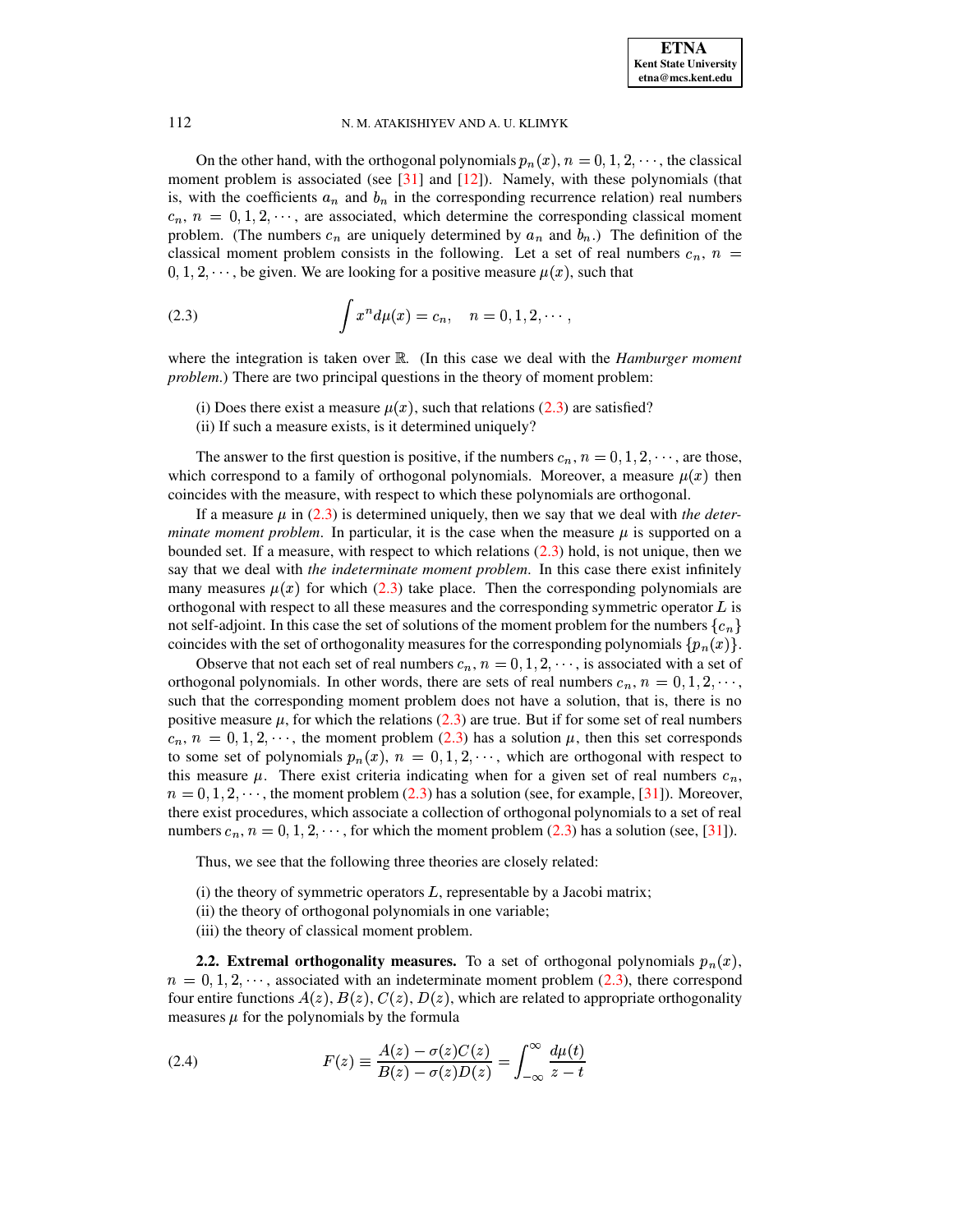On the other hand, with the orthogonal polynomials $p_n(x)$, $n = 0, 1, 2, \cdots$, the classical moment problem is associated (see [31] and [12]). Namely, with these polynomials (that is, with the coefficients $a_n$ and $b_n$ in the corresponding recurrence relation) real numbers $c_n$, $n = 0, 1, 2, \cdots$, are associated, which determine the corresponding classical moment problem. (The numbers $c_n$ are uniquely determined by $a_n$ and $b_n$.) The definition of the classical moment problem consists in the following. Let a set of real numbers $c_n$, $n = 0, 1, 2, \cdots$, be given. We are looking for a positive measure $\mu(x)$, such that

$$\int x^n d\mu(x) = c_n, \quad n = 0, 1, 2, \cdots, \tag{2.3}$$

where the integration is taken over $\mathbb{R}$. (In this case we deal with the *Hamburger moment problem*.) There are two principal questions in the theory of moment problem:

(i) Does there exist a measure $\mu(x)$, such that relations (2.3) are satisfied?
(ii) If such a measure exists, is it determined uniquely?

The answer to the first question is positive, if the numbers $c_n$, $n = 0, 1, 2, \cdots$, are those, which correspond to a family of orthogonal polynomials. Moreover, a measure $\mu(x)$ then coincides with the measure, with respect to which these polynomials are orthogonal.

If a measure $\mu$ in (2.3) is determined uniquely, then we say that we deal with *the determinate moment problem*. In particular, it is the case when the measure $\mu$ is supported on a bounded set. If a measure, with respect to which relations (2.3) hold, is not unique, then we say that we deal with *the indeterminate moment problem*. In this case there exist infinitely many measures $\mu(x)$ for which (2.3) take place. Then the corresponding polynomials are orthogonal with respect to all these measures and the corresponding symmetric operator $L$ is not self-adjoint. In this case the set of solutions of the moment problem for the numbers $\{c_n\}$ coincides with the set of orthogonality measures for the corresponding polynomials $\{p_n(x)\}$.

Observe that not each set of real numbers $c_n$, $n = 0, 1, 2, \cdots$, is associated with a set of orthogonal polynomials. In other words, there are sets of real numbers $c_n$, $n = 0, 1, 2, \cdots$, such that the corresponding moment problem does not have a solution, that is, there is no positive measure $\mu$, for which the relations (2.3) are true. But if for some set of real numbers $c_n$, $n = 0, 1, 2, \cdots$, the moment problem (2.3) has a solution $\mu$, then this set corresponds to some set of polynomials $p_n(x)$, $n = 0, 1, 2, \cdots$, which are orthogonal with respect to this measure $\mu$. There exist criteria indicating when for a given set of real numbers $c_n$, $n = 0, 1, 2, \cdots$, the moment problem (2.3) has a solution (see, for example, [31]). Moreover, there exist procedures, which associate a collection of orthogonal polynomials to a set of real numbers $c_n$, $n = 0, 1, 2, \cdots$, for which the moment problem (2.3) has a solution (see, [31]).

Thus, we see that the following three theories are closely related:

(i) the theory of symmetric operators $L$, representable by a Jacobi matrix;
(ii) the theory of orthogonal polynomials in one variable;
(iii) the theory of classical moment problem.

**2.2. Extremal orthogonality measures.** To a set of orthogonal polynomials $p_n(x)$, $n = 0, 1, 2, \cdots$, associated with an indeterminate moment problem (2.3), there correspond four entire functions $A(z), B(z), C(z), D(z)$, which are related to appropriate orthogonality measures $\mu$ for the polynomials by the formula

$$F(z) \equiv \frac{A(z) - \sigma(z)C(z)}{B(z) - \sigma(z)D(z)} = \int_{-\infty}^{\infty} \frac{d\mu(t)}{z - t} \tag{2.4}$$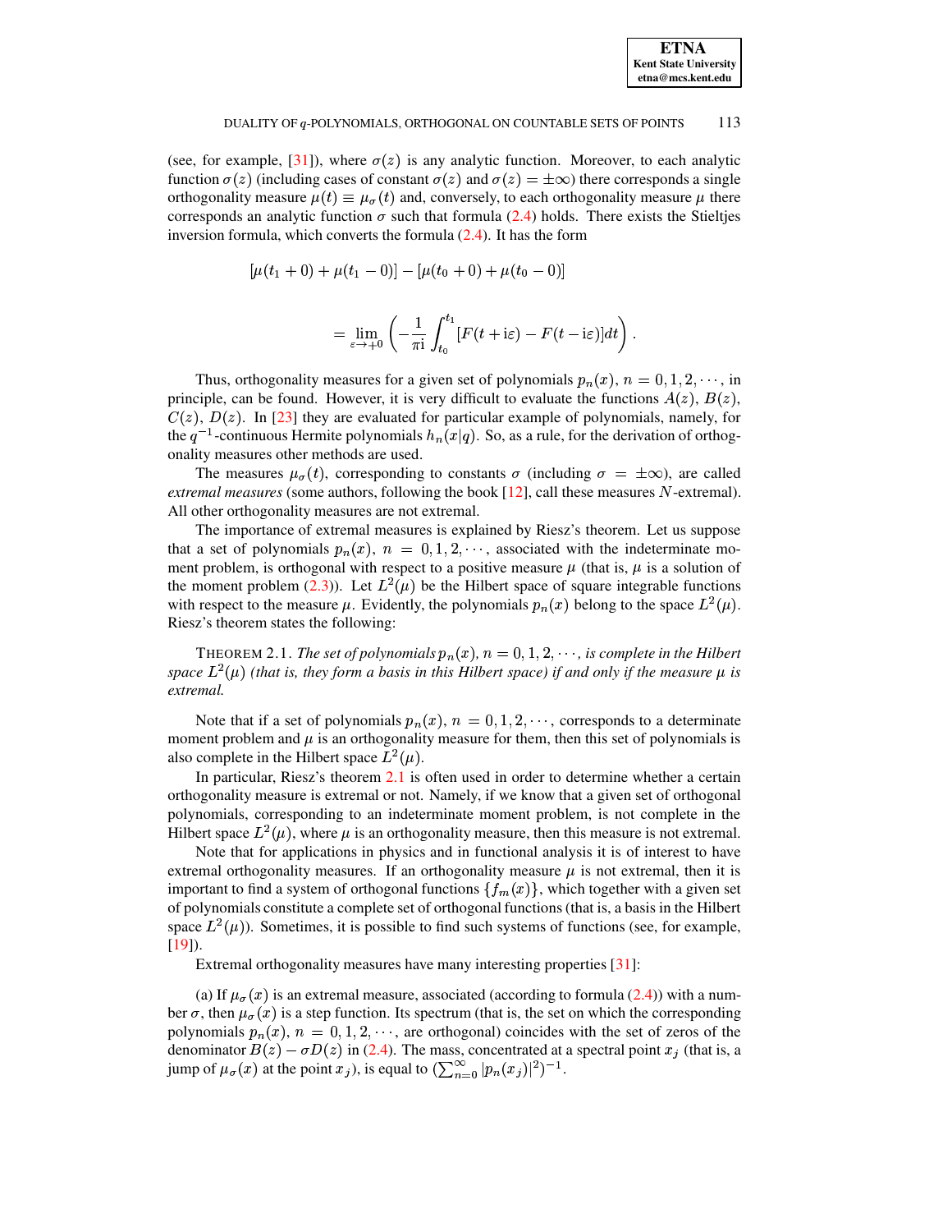(see, for example, [31]), where $\sigma(z)$ is any analytic function. Moreover, to each analytic function $\sigma(z)$ (including cases of constant $\sigma(z)$ and $\sigma(z) = \pm\infty$) there corresponds a single orthogonality measure $\mu(t) \equiv \mu_\sigma(t)$ and, conversely, to each orthogonality measure $\mu$ there corresponds an analytic function $\sigma$ such that formula (2.4) holds. There exists the Stieltjes inversion formula, which converts the formula (2.4). It has the form

$$[\mu(t_1+0)+\mu(t_1-0)]-[\mu(t_0+0)+\mu(t_0-0)]$$

$$= \lim_{\varepsilon\to+0}\left(-\frac{1}{\pi \mathrm{i}}\int_{t_0}^{t_1}[F(t+\mathrm{i}\varepsilon)-F(t-\mathrm{i}\varepsilon)]dt\right).$$

Thus, orthogonality measures for a given set of polynomials $p_n(x)$, $n = 0, 1, 2, \cdots$, in principle, can be found. However, it is very difficult to evaluate the functions $A(z)$, $B(z)$, $C(z)$, $D(z)$. In [23] they are evaluated for particular example of polynomials, namely, for the $q^{-1}$-continuous Hermite polynomials $h_n(x|q)$. So, as a rule, for the derivation of orthogonality measures other methods are used.

The measures $\mu_\sigma(t)$, corresponding to constants $\sigma$ (including $\sigma = \pm\infty$), are called *extremal measures* (some authors, following the book [12], call these measures $N$-extremal). All other orthogonality measures are not extremal.

The importance of extremal measures is explained by Riesz's theorem. Let us suppose that a set of polynomials $p_n(x)$, $n = 0, 1, 2, \cdots$, associated with the indeterminate moment problem, is orthogonal with respect to a positive measure $\mu$ (that is, $\mu$ is a solution of the moment problem (2.3)). Let $L^2(\mu)$ be the Hilbert space of square integrable functions with respect to the measure $\mu$. Evidently, the polynomials $p_n(x)$ belong to the space $L^2(\mu)$. Riesz's theorem states the following:

THEOREM 2.1. *The set of polynomials $p_n(x)$, $n = 0, 1, 2, \cdots$, is complete in the Hilbert space $L^2(\mu)$ (that is, they form a basis in this Hilbert space) if and only if the measure $\mu$ is extremal.*

Note that if a set of polynomials $p_n(x)$, $n = 0, 1, 2, \cdots$, corresponds to a determinate moment problem and $\mu$ is an orthogonality measure for them, then this set of polynomials is also complete in the Hilbert space $L^2(\mu)$.

In particular, Riesz's theorem 2.1 is often used in order to determine whether a certain orthogonality measure is extremal or not. Namely, if we know that a given set of orthogonal polynomials, corresponding to an indeterminate moment problem, is not complete in the Hilbert space $L^2(\mu)$, where $\mu$ is an orthogonality measure, then this measure is not extremal.

Note that for applications in physics and in functional analysis it is of interest to have extremal orthogonality measures. If an orthogonality measure $\mu$ is not extremal, then it is important to find a system of orthogonal functions $\{f_m(x)\}$, which together with a given set of polynomials constitute a complete set of orthogonal functions (that is, a basis in the Hilbert space $L^2(\mu)$). Sometimes, it is possible to find such systems of functions (see, for example, [19]).

Extremal orthogonality measures have many interesting properties [31]:

(a) If $\mu_\sigma(x)$ is an extremal measure, associated (according to formula (2.4)) with a number $\sigma$, then $\mu_\sigma(x)$ is a step function. Its spectrum (that is, the set on which the corresponding polynomials $p_n(x)$, $n = 0, 1, 2, \cdots$, are orthogonal) coincides with the set of zeros of the denominator $B(z) - \sigma D(z)$ in (2.4). The mass, concentrated at a spectral point $x_j$ (that is, a jump of $\mu_\sigma(x)$ at the point $x_j$), is equal to $(\sum_{n=0}^{\infty} |p_n(x_j)|^2)^{-1}$.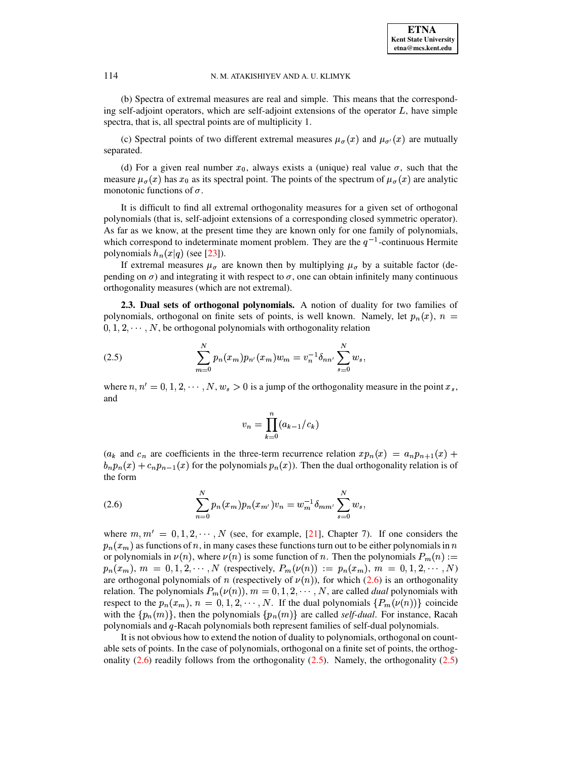(b) Spectra of extremal measures are real and simple. This means that the corresponding self-adjoint operators, which are self-adjoint extensions of the operator $L$, have simple spectra, that is, all spectral points are of multiplicity 1.

(c) Spectral points of two different extremal measures $\mu_\sigma(x)$ and $\mu_{\sigma'}(x)$ are mutually separated.

(d) For a given real number $x_0$, always exists a (unique) real value $\sigma$, such that the measure $\mu_\sigma(x)$ has $x_0$ as its spectral point. The points of the spectrum of $\mu_\sigma(x)$ are analytic monotonic functions of $\sigma$.

It is difficult to find all extremal orthogonality measures for a given set of orthogonal polynomials (that is, self-adjoint extensions of a corresponding closed symmetric operator). As far as we know, at the present time they are known only for one family of polynomials, which correspond to indeterminate moment problem. They are the $q^{-1}$-continuous Hermite polynomials $h_n(x|q)$ (see [23]).

If extremal measures $\mu_\sigma$ are known then by multiplying $\mu_\sigma$ by a suitable factor (depending on $\sigma$) and integrating it with respect to $\sigma$, one can obtain infinitely many continuous orthogonality measures (which are not extremal).

**2.3. Dual sets of orthogonal polynomials.** A notion of duality for two families of polynomials, orthogonal on finite sets of points, is well known. Namely, let $p_n(x)$, $n = 0, 1, 2, \cdots, N$, be orthogonal polynomials with orthogonality relation

$$\sum_{m=0}^{N} p_n(x_m) p_{n'}(x_m) w_m = v_n^{-1} \delta_{nn'} \sum_{s=0}^{N} w_s, \tag{2.5}$$

where $n, n' = 0, 1, 2, \cdots, N$, $w_s > 0$ is a jump of the orthogonality measure in the point $x_s$, and

$$v_n = \prod_{k=0}^{n} (a_{k-1}/c_k)$$

($a_k$ and $c_n$ are coefficients in the three-term recurrence relation $xp_n(x) = a_n p_{n+1}(x) + b_n p_n(x) + c_n p_{n-1}(x)$ for the polynomials $p_n(x)$). Then the dual orthogonality relation is of the form

$$\sum_{n=0}^{N} p_n(x_m) p_n(x_{m'}) v_n = w_m^{-1} \delta_{mm'} \sum_{s=0}^{N} w_s, \tag{2.6}$$

where $m, m' = 0, 1, 2, \cdots, N$ (see, for example, [21], Chapter 7). If one considers the $p_n(x_m)$ as functions of $n$, in many cases these functions turn out to be either polynomials in $n$ or polynomials in $\nu(n)$, where $\nu(n)$ is some function of $n$. Then the polynomials $P_m(n) := p_n(x_m)$, $m = 0, 1, 2, \cdots, N$ (respectively, $P_m(\nu(n)) := p_n(x_m)$, $m = 0, 1, 2, \cdots, N$) are orthogonal polynomials of $n$ (respectively of $\nu(n)$), for which (2.6) is an orthogonality relation. The polynomials $P_m(\nu(n))$, $m = 0, 1, 2, \cdots, N$, are called *dual* polynomials with respect to the $p_n(x_m)$, $n = 0, 1, 2, \cdots, N$. If the dual polynomials $\{P_m(\nu(n))\}$ coincide with the $\{p_n(m)\}$, then the polynomials $\{p_n(m)\}$ are called *self-dual*. For instance, Racah polynomials and $q$-Racah polynomials both represent families of self-dual polynomials.

It is not obvious how to extend the notion of duality to polynomials, orthogonal on countable sets of points. In the case of polynomials, orthogonal on a finite set of points, the orthogonality (2.6) readily follows from the orthogonality (2.5). Namely, the orthogonality (2.5)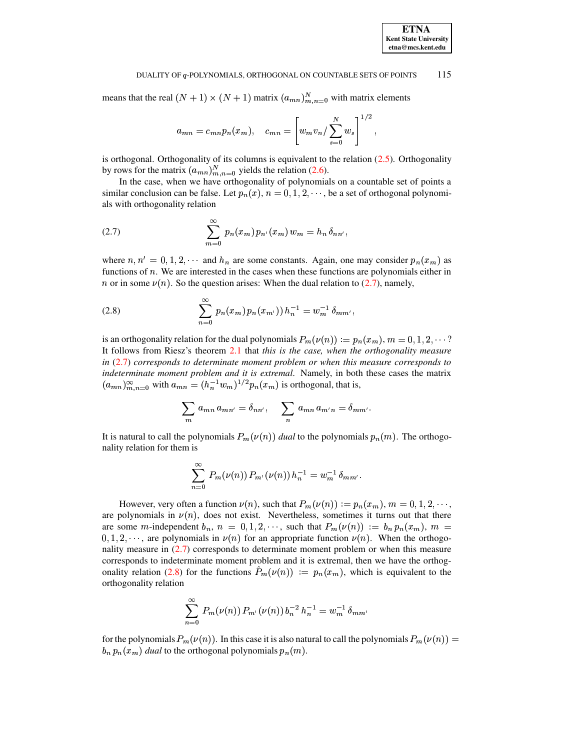means that the real $(N+1)\times(N+1)$ matrix $(a_{mn})_{m,n=0}^{N}$ with matrix elements

$$a_{mn} = c_{mn} p_n(x_m), \quad c_{mn} = \left[ w_m v_n / \sum_{s=0}^{N} w_s \right]^{1/2},$$

is orthogonal. Orthogonality of its columns is equivalent to the relation (2.5). Orthogonality by rows for the matrix $(a_{mn})_{m,n=0}^{N}$ yields the relation (2.6).

In the case, when we have orthogonality of polynomials on a countable set of points a similar conclusion can be false. Let $p_n(x)$, $n = 0, 1, 2, \cdots$, be a set of orthogonal polynomials with orthogonality relation

$$\sum_{m=0}^{\infty} p_n(x_m) p_{n'}(x_m) w_m = h_n \delta_{nn'}, \tag{2.7}$$

where $n, n' = 0, 1, 2, \cdots$ and $h_n$ are some constants. Again, one may consider $p_n(x_m)$ as functions of $n$. We are interested in the cases when these functions are polynomials either in $n$ or in some $\nu(n)$. So the question arises: When the dual relation to (2.7), namely,

$$\sum_{n=0}^{\infty} p_n(x_m) p_n(x_{m'})) h_n^{-1} = w_m^{-1} \delta_{mm'}, \tag{2.8}$$

is an orthogonality relation for the dual polynomials $P_m(\nu(n)) := p_n(x_m)$, $m = 0, 1, 2, \cdots$? It follows from Riesz's theorem 2.1 that *this is the case, when the orthogonality measure in* (2.7) *corresponds to determinate moment problem or when this measure corresponds to indeterminate moment problem and it is extremal.* Namely, in both these cases the matrix $(a_{mn})_{m,n=0}^{\infty}$ with $a_{mn} = (h_n^{-1} w_m)^{1/2} p_n(x_m)$ is orthogonal, that is,

$$\sum_m a_{mn} a_{mn'} = \delta_{nn'}, \quad \sum_n a_{mn} a_{m'n} = \delta_{mm'}.$$

It is natural to call the polynomials $P_m(\nu(n))$ *dual* to the polynomials $p_n(m)$. The orthogonality relation for them is

$$\sum_{n=0}^{\infty} P_m(\nu(n)) P_{m'}(\nu(n)) h_n^{-1} = w_m^{-1} \delta_{mm'}.$$

However, very often a function $\nu(n)$, such that $P_m(\nu(n)) := p_n(x_m)$, $m = 0, 1, 2, \cdots$, are polynomials in $\nu(n)$, does not exist. Nevertheless, sometimes it turns out that there are some $m$-independent $b_n$, $n = 0, 1, 2, \cdots$, such that $P_m(\nu(n)) := b_n p_n(x_m)$, $m = 0, 1, 2, \cdots$, are polynomials in $\nu(n)$ for an appropriate function $\nu(n)$. When the orthogonality measure in (2.7) corresponds to determinate moment problem or when this measure corresponds to indeterminate moment problem and it is extremal, then we have the orthogonality relation (2.8) for the functions $\hat{P}_m(\nu(n)) := p_n(x_m)$, which is equivalent to the orthogonality relation

$$\sum_{n=0}^{\infty} P_m(\nu(n)) P_{m'}(\nu(n)) b_n^{-2} h_n^{-1} = w_m^{-1} \delta_{mm'}$$

for the polynomials $P_m(\nu(n))$. In this case it is also natural to call the polynomials $P_m(\nu(n)) = b_n p_n(x_m)$ *dual* to the orthogonal polynomials $p_n(m)$.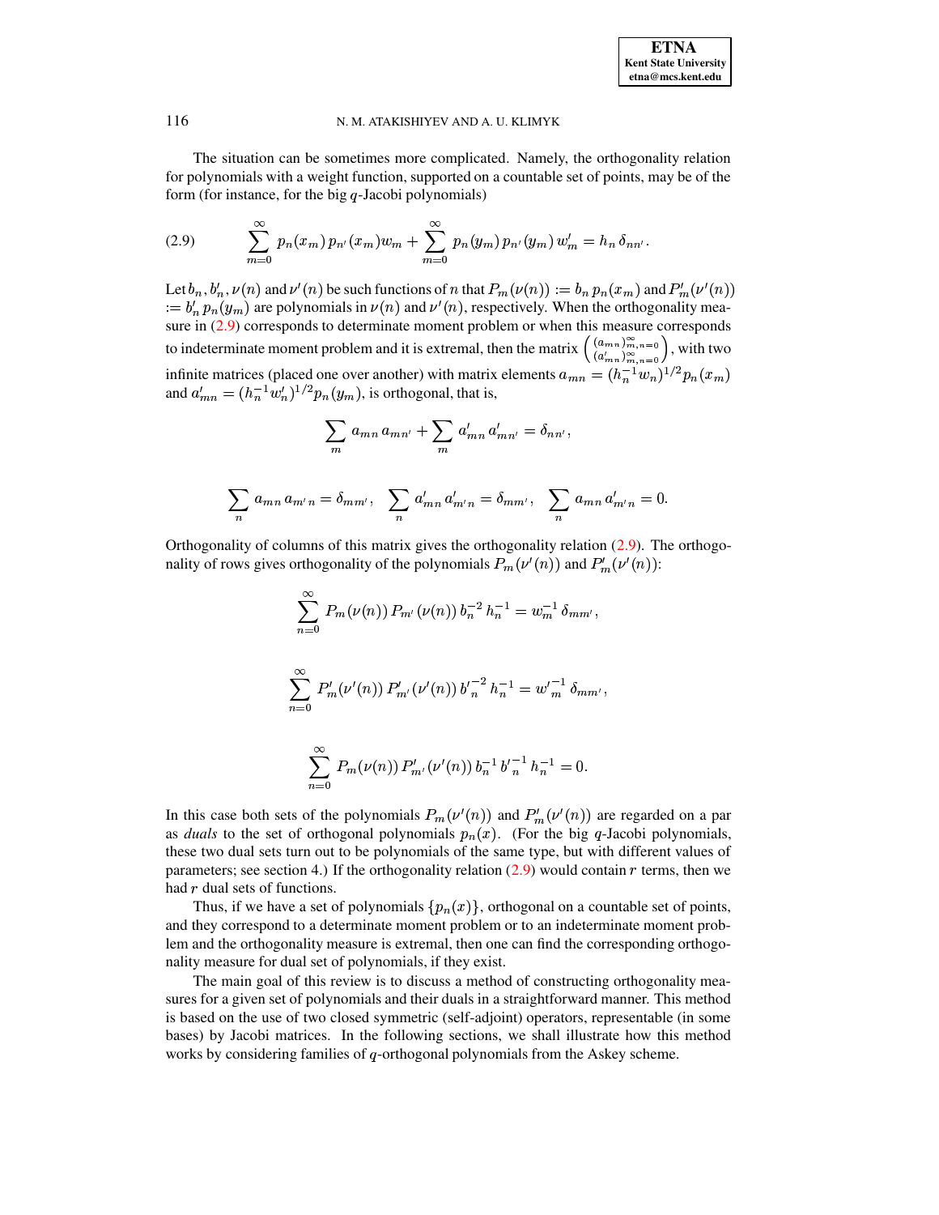The situation can be sometimes more complicated. Namely, the orthogonality relation for polynomials with a weight function, supported on a countable set of points, may be of the form (for instance, for the big $q$-Jacobi polynomials)

$$\sum_{m=0}^{\infty} p_n(x_m)\, p_{n'}(x_m) w_m + \sum_{m=0}^{\infty} p_n(y_m)\, p_{n'}(y_m)\, w'_m = h_n\, \delta_{nn'}. \tag{2.9}$$

Let $b_n, b'_n, \nu(n)$ and $\nu'(n)$ be such functions of $n$ that $P_m(\nu(n)) := b_n\, p_n(x_m)$ and $P'_m(\nu'(n)) := b'_n\, p_n(y_m)$ are polynomials in $\nu(n)$ and $\nu'(n)$, respectively. When the orthogonality measure in (2.9) corresponds to determinate moment problem or when this measure corresponds to indeterminate moment problem and it is extremal, then the matrix $\left(\begin{smallmatrix} (a_{mn})_{m,n=0}^{\infty} \\ (a'_{mn})_{m,n=0}^{\infty} \end{smallmatrix}\right)$, with two infinite matrices (placed one over another) with matrix elements $a_{mn} = (h_n^{-1} w_n)^{1/2} p_n(x_m)$ and $a'_{mn} = (h_n^{-1} w'_n)^{1/2} p_n(y_m)$, is orthogonal, that is,

$$\sum_m a_{mn}\, a_{mn'} + \sum_m a'_{mn}\, a'_{mn'} = \delta_{nn'},$$

$$\sum_n a_{mn}\, a_{m'n} = \delta_{mm'}, \quad \sum_n a'_{mn}\, a'_{m'n} = \delta_{mm'}, \quad \sum_n a_{mn}\, a'_{m'n} = 0.$$

Orthogonality of columns of this matrix gives the orthogonality relation (2.9). The orthogonality of rows gives orthogonality of the polynomials $P_m(\nu'(n))$ and $P'_m(\nu'(n))$:

$$\sum_{n=0}^{\infty} P_m(\nu(n))\, P_{m'}(\nu(n))\, b_n^{-2}\, h_n^{-1} = w_m^{-1}\, \delta_{mm'},$$

$$\sum_{n=0}^{\infty} P'_m(\nu'(n))\, P'_{m'}(\nu'(n))\, {b'}_n^{-2}\, h_n^{-1} = {w'}_m^{-1}\, \delta_{mm'},$$

$$\sum_{n=0}^{\infty} P_m(\nu(n))\, P'_{m'}(\nu'(n))\, b_n^{-1}\, {b'}_n^{-1}\, h_n^{-1} = 0.$$

In this case both sets of the polynomials $P_m(\nu'(n))$ and $P'_m(\nu'(n))$ are regarded on a par as *duals* to the set of orthogonal polynomials $p_n(x)$. (For the big $q$-Jacobi polynomials, these two dual sets turn out to be polynomials of the same type, but with different values of parameters; see section 4.) If the orthogonality relation (2.9) would contain $r$ terms, then we had $r$ dual sets of functions.

Thus, if we have a set of polynomials $\{p_n(x)\}$, orthogonal on a countable set of points, and they correspond to a determinate moment problem or to an indeterminate moment problem and the orthogonality measure is extremal, then one can find the corresponding orthogonality measure for dual set of polynomials, if they exist.

The main goal of this review is to discuss a method of constructing orthogonality measures for a given set of polynomials and their duals in a straightforward manner. This method is based on the use of two closed symmetric (self-adjoint) operators, representable (in some bases) by Jacobi matrices. In the following sections, we shall illustrate how this method works by considering families of $q$-orthogonal polynomials from the Askey scheme.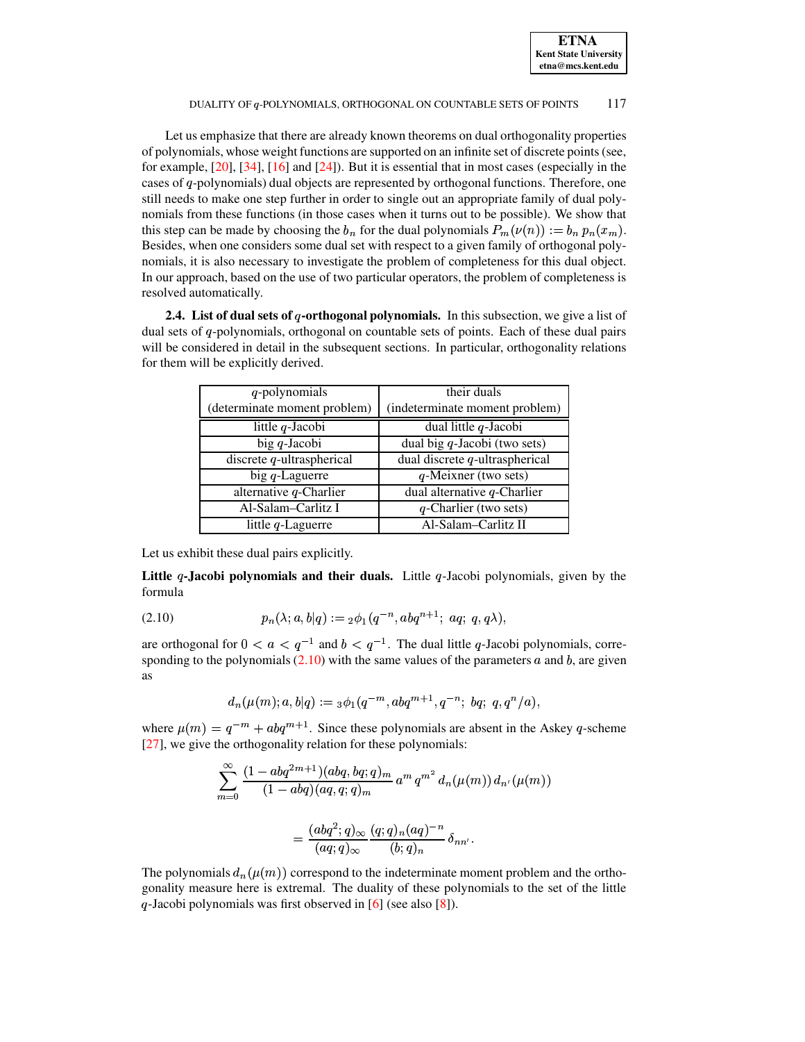Let us emphasize that there are already known theorems on dual orthogonality properties of polynomials, whose weight functions are supported on an infinite set of discrete points (see, for example, [20], [34], [16] and [24]). But it is essential that in most cases (especially in the cases of $q$-polynomials) dual objects are represented by orthogonal functions. Therefore, one still needs to make one step further in order to single out an appropriate family of dual polynomials from these functions (in those cases when it turns out to be possible). We show that this step can be made by choosing the $b_n$ for the dual polynomials $P_m(\nu(n)) := b_n\, p_n(x_m)$. Besides, when one considers some dual set with respect to a given family of orthogonal polynomials, it is also necessary to investigate the problem of completeness for this dual object. In our approach, based on the use of two particular operators, the problem of completeness is resolved automatically.

**2.4. List of dual sets of $q$-orthogonal polynomials.** In this subsection, we give a list of dual sets of $q$-polynomials, orthogonal on countable sets of points. Each of these dual pairs will be considered in detail in the subsequent sections. In particular, orthogonality relations for them will be explicitly derived.

| $q$-polynomials (determinate moment problem) | their duals (indeterminate moment problem) |
|---|---|
| little $q$-Jacobi | dual little $q$-Jacobi |
| big $q$-Jacobi | dual big $q$-Jacobi (two sets) |
| discrete $q$-ultraspherical | dual discrete $q$-ultraspherical |
| big $q$-Laguerre | $q$-Meixner (two sets) |
| alternative $q$-Charlier | dual alternative $q$-Charlier |
| Al-Salam–Carlitz I | $q$-Charlier (two sets) |
| little $q$-Laguerre | Al-Salam–Carlitz II |

Let us exhibit these dual pairs explicitly.

**Little $q$-Jacobi polynomials and their duals.** Little $q$-Jacobi polynomials, given by the formula

$$p_n(\lambda; a, b|q) := {}_2\phi_1(q^{-n}, abq^{n+1};\ aq;\ q, q\lambda), \tag{2.10}$$

are orthogonal for $0 < a < q^{-1}$ and $b < q^{-1}$. The dual little $q$-Jacobi polynomials, corresponding to the polynomials (2.10) with the same values of the parameters $a$ and $b$, are given as

$$d_n(\mu(m); a, b|q) := {}_3\phi_1(q^{-m}, abq^{m+1}, q^{-n};\ bq;\ q, q^n/a),$$

where $\mu(m) = q^{-m} + abq^{m+1}$. Since these polynomials are absent in the Askey $q$-scheme [27], we give the orthogonality relation for these polynomials:

$$\sum_{m=0}^{\infty} \frac{(1-abq^{2m+1})(abq, bq; q)_m}{(1-abq)(aq, q; q)_m}\, a^m\, q^{m^2}\, d_n(\mu(m))\, d_{n'}(\mu(m))$$

$$= \frac{(abq^2; q)_\infty}{(aq; q)_\infty}\, \frac{(q; q)_n (aq)^{-n}}{(b; q)_n}\, \delta_{nn'}.$$

The polynomials $d_n(\mu(m))$ correspond to the indeterminate moment problem and the orthogonality measure here is extremal. The duality of these polynomials to the set of the little $q$-Jacobi polynomials was first observed in [6] (see also [8]).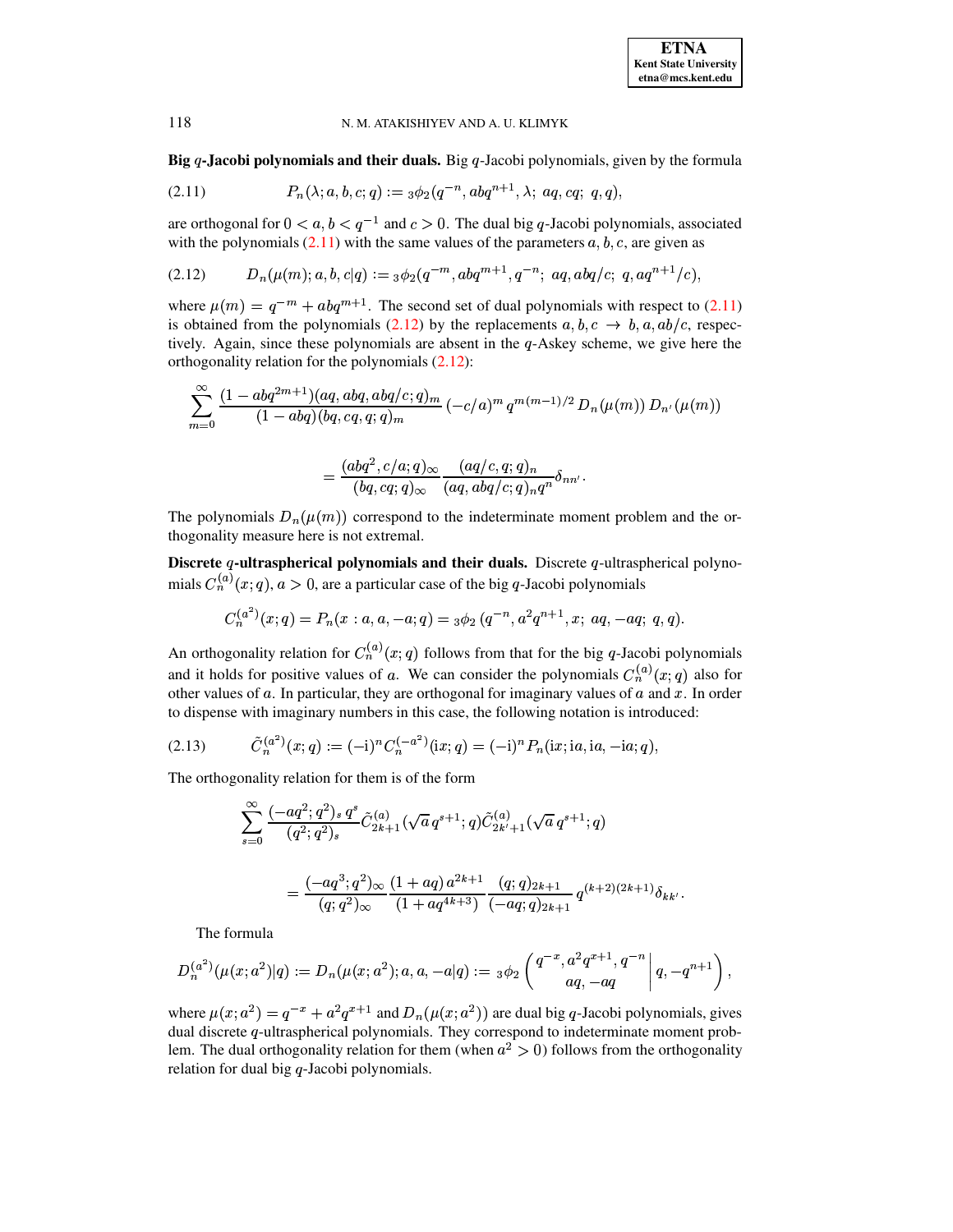**Big $q$-Jacobi polynomials and their duals.** Big $q$-Jacobi polynomials, given by the formula

$$P_n(\lambda; a, b, c; q) := {}_3\phi_2(q^{-n}, abq^{n+1}, \lambda;\ aq, cq;\ q, q), \tag{2.11}$$

are orthogonal for $0 < a, b < q^{-1}$ and $c > 0$. The dual big $q$-Jacobi polynomials, associated with the polynomials (2.11) with the same values of the parameters $a, b, c$, are given as

$$D_n(\mu(m); a, b, c|q) := {}_3\phi_2(q^{-m}, abq^{m+1}, q^{-n};\ aq, abq/c;\ q, aq^{n+1}/c), \tag{2.12}$$

where $\mu(m) = q^{-m} + abq^{m+1}$. The second set of dual polynomials with respect to (2.11) is obtained from the polynomials (2.12) by the replacements $a, b, c \to b, a, ab/c$, respectively. Again, since these polynomials are absent in the $q$-Askey scheme, we give here the orthogonality relation for the polynomials (2.12):

$$\sum_{m=0}^{\infty} \frac{(1 - abq^{2m+1})(aq, abq, abq/c; q)_m}{(1 - abq)(bq, cq, q; q)_m} (-c/a)^m q^{m(m-1)/2} D_n(\mu(m)) D_{n'}(\mu(m))$$

$$= \frac{(abq^2, c/a; q)_\infty}{(bq, cq; q)_\infty} \frac{(aq/c, q; q)_n}{(aq, abq/c; q)_n q^n} \delta_{nn'}.$$

The polynomials $D_n(\mu(m))$ correspond to the indeterminate moment problem and the orthogonality measure here is not extremal.

**Discrete $q$-ultraspherical polynomials and their duals.** Discrete $q$-ultraspherical polynomials $C_n^{(a)}(x; q)$, $a > 0$, are a particular case of the big $q$-Jacobi polynomials

$$C_n^{(a^2)}(x; q) = P_n(x : a, a, -a; q) = {}_3\phi_2\,(q^{-n}, a^2q^{n+1}, x;\ aq, -aq;\ q, q).$$

An orthogonality relation for $C_n^{(a)}(x; q)$ follows from that for the big $q$-Jacobi polynomials and it holds for positive values of $a$. We can consider the polynomials $C_n^{(a)}(x; q)$ also for other values of $a$. In particular, they are orthogonal for imaginary values of $a$ and $x$. In order to dispense with imaginary numbers in this case, the following notation is introduced:

$$\tilde{C}_n^{(a^2)}(x; q) := (-\mathrm{i})^n C_n^{(-a^2)}(\mathrm{i}x; q) = (-\mathrm{i})^n P_n(\mathrm{i}x; \mathrm{i}a, \mathrm{i}a, -\mathrm{i}a; q), \tag{2.13}$$

The orthogonality relation for them is of the form

$$\sum_{s=0}^{\infty} \frac{(-aq^2; q^2)_s\, q^s}{(q^2; q^2)_s} \tilde{C}_{2k+1}^{(a)}(\sqrt{a}\, q^{s+1}; q) \tilde{C}_{2k'+1}^{(a)}(\sqrt{a}\, q^{s+1}; q)$$

$$= \frac{(-aq^3; q^2)_\infty}{(q; q^2)_\infty} \frac{(1 + aq)\, a^{2k+1}}{(1 + aq^{4k+3})} \frac{(q; q)_{2k+1}}{(-aq; q)_{2k+1}} q^{(k+2)(2k+1)} \delta_{kk'}.$$

The formula

$$D_n^{(a^2)}(\mu(x; a^2)|q) := D_n(\mu(x; a^2); a, a, -a|q) := {}_3\phi_2 \left( \begin{matrix} q^{-x}, a^2q^{x+1}, q^{-n} \\ aq, -aq \end{matrix} \middle|\, q, -q^{n+1} \right),$$

where $\mu(x; a^2) = q^{-x} + a^2q^{x+1}$ and $D_n(\mu(x; a^2))$ are dual big $q$-Jacobi polynomials, gives dual discrete $q$-ultraspherical polynomials. They correspond to indeterminate moment problem. The dual orthogonality relation for them (when $a^2 > 0$) follows from the orthogonality relation for dual big $q$-Jacobi polynomials.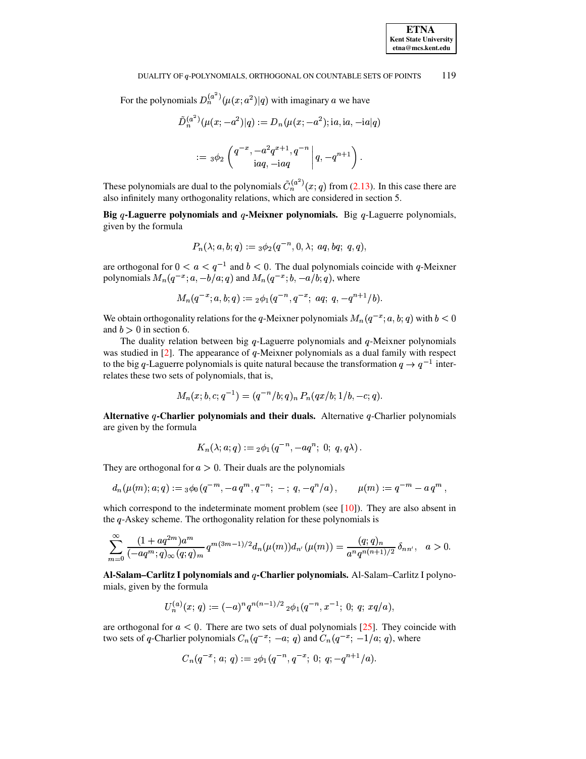For the polynomials $D_n^{(a^2)}(\mu(x;a^2)|q)$ with imaginary $a$ we have

$$\tilde{D}_n^{(a^2)}(\mu(x;-a^2)|q) := D_n(\mu(x;-a^2); \mathrm{i}a, \mathrm{i}a, -\mathrm{i}a|q)$$

$$:= {}_3\phi_2\left( \begin{matrix} q^{-x}, -a^2q^{x+1}, q^{-n} \\ \mathrm{i}aq, -\mathrm{i}aq \end{matrix} \middle| q, -q^{n+1} \right).$$

These polynomials are dual to the polynomials $\tilde{C}_n^{(a^2)}(x;q)$ from (2.13). In this case there are also infinitely many orthogonality relations, which are considered in section 5.

**Big $q$-Laguerre polynomials and $q$-Meixner polynomials.** Big $q$-Laguerre polynomials, given by the formula

$$P_n(\lambda; a, b; q) := {}_3\phi_2(q^{-n}, 0, \lambda;\ aq, bq;\ q, q),$$

are orthogonal for $0 < a < q^{-1}$ and $b < 0$. The dual polynomials coincide with $q$-Meixner polynomials $M_n(q^{-x}; a, -b/a; q)$ and $M_n(q^{-x}; b, -a/b; q)$, where

$$M_n(q^{-x}; a, b; q) := {}_2\phi_1(q^{-n}, q^{-x};\ aq;\ q, -q^{n+1}/b).$$

We obtain orthogonality relations for the $q$-Meixner polynomials $M_n(q^{-x}; a, b; q)$ with $b < 0$ and $b > 0$ in section 6.

The duality relation between big $q$-Laguerre polynomials and $q$-Meixner polynomials was studied in [2]. The appearance of $q$-Meixner polynomials as a dual family with respect to the big $q$-Laguerre polynomials is quite natural because the transformation $q \to q^{-1}$ interrelates these two sets of polynomials, that is,

$$M_n(x; b, c; q^{-1}) = (q^{-n}/b; q)_n\, P_n(qx/b; 1/b, -c; q).$$

**Alternative $q$-Charlier polynomials and their duals.** Alternative $q$-Charlier polynomials are given by the formula

$$K_n(\lambda; a; q) := {}_2\phi_1(q^{-n}, -aq^n;\ 0;\ q, q\lambda).$$

They are orthogonal for $a > 0$. Their duals are the polynomials

$$d_n(\mu(m); a; q) := {}_3\phi_0(q^{-m}, -a\,q^m, q^{-n};\ -\ ;\ q, -q^n/a), \qquad \mu(m) := q^{-m} - a\,q^m,$$

which correspond to the indeterminate moment problem (see [10]). They are also absent in the $q$-Askey scheme. The orthogonality relation for these polynomials is

$$\sum_{m=0}^{\infty} \frac{(1+aq^{2m})a^m}{(-aq^m;q)_\infty\,(q;q)_m}\, q^{m(3m-1)/2} d_n(\mu(m)) d_{n'}(\mu(m)) = \frac{(q;q)_n}{a^n q^{n(n+1)/2}}\,\delta_{nn'}, \quad a > 0.$$

**Al-Salam–Carlitz I polynomials and $q$-Charlier polynomials.** Al-Salam–Carlitz I polynomials, given by the formula

$$U_n^{(a)}(x;\, q) := (-a)^n q^{n(n-1)/2}\, {}_2\phi_1(q^{-n}, x^{-1};\ 0;\ q;\ xq/a),$$

are orthogonal for $a < 0$. There are two sets of dual polynomials [25]. They coincide with two sets of $q$-Charlier polynomials $C_n(q^{-x};\ -a;\ q)$ and $C_n(q^{-x};\ -1/a;\ q)$, where

$$C_n(q^{-x};\ a;\ q) := {}_2\phi_1(q^{-n}, q^{-x};\ 0;\ q; -q^{n+1}/a).$$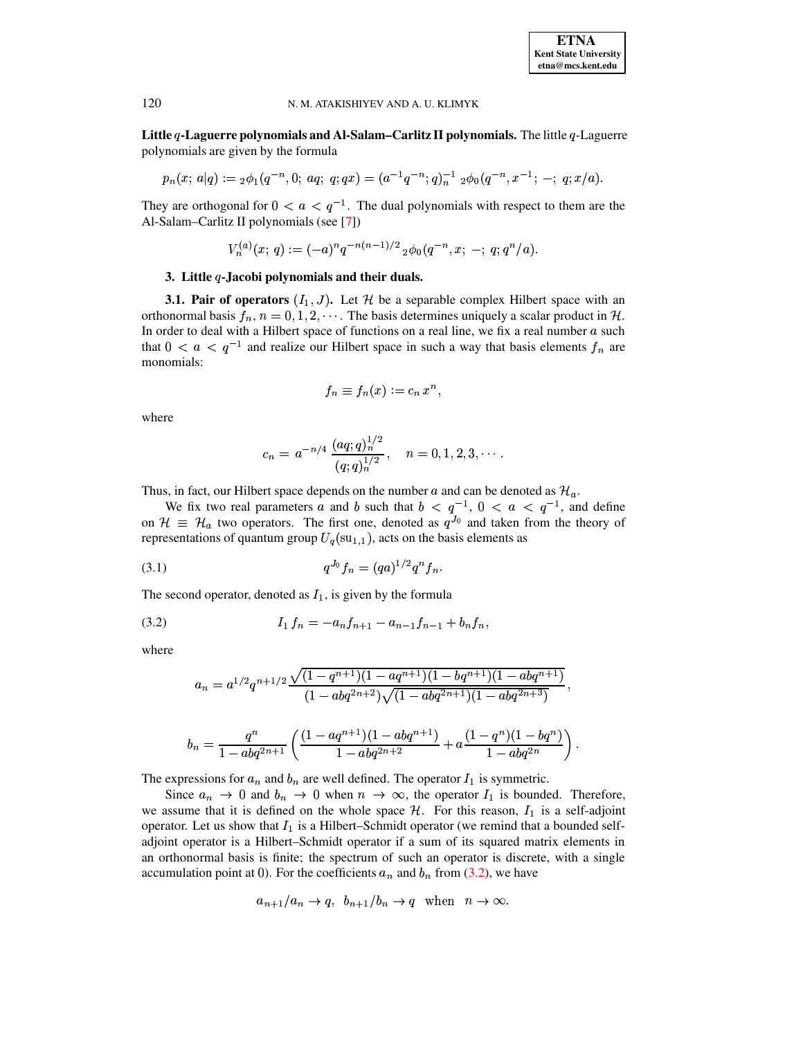**Little $q$-Laguerre polynomials and Al-Salam–Carlitz II polynomials.** The little $q$-Laguerre polynomials are given by the formula

$$p_n(x;\, a|q) := {}_2\phi_1(q^{-n}, 0;\, aq;\, q; qx) = (a^{-1}q^{-n}; q)_n^{-1}\; {}_2\phi_0(q^{-n}, x^{-1};\, -;\, q; x/a).$$

They are orthogonal for $0 < a < q^{-1}$. The dual polynomials with respect to them are the Al-Salam–Carlitz II polynomials (see [7])

$$V_n^{(a)}(x;\, q) := (-a)^n q^{-n(n-1)/2}\, {}_2\phi_0(q^{-n}, x;\, -;\, q; q^n/a).$$

## 3. Little $q$-Jacobi polynomials and their duals.

**3.1. Pair of operators $(I_1, J)$.** Let $\mathcal{H}$ be a separable complex Hilbert space with an orthonormal basis $f_n$, $n = 0, 1, 2, \cdots$. The basis determines uniquely a scalar product in $\mathcal{H}$. In order to deal with a Hilbert space of functions on a real line, we fix a real number $a$ such that $0 < a < q^{-1}$ and realize our Hilbert space in such a way that basis elements $f_n$ are monomials:

$$f_n \equiv f_n(x) := c_n\, x^n,$$

where

$$c_n = a^{-n/4}\, \frac{(aq; q)_n^{1/2}}{(q; q)_n^{1/2}}, \quad n = 0, 1, 2, 3, \cdots .$$

Thus, in fact, our Hilbert space depends on the number $a$ and can be denoted as $\mathcal{H}_a$.

We fix two real parameters $a$ and $b$ such that $b < q^{-1}$, $0 < a < q^{-1}$, and define on $\mathcal{H} \equiv \mathcal{H}_a$ two operators. The first one, denoted as $q^{J_0}$ and taken from the theory of representations of quantum group $U_q(\mathrm{su}_{1,1})$, acts on the basis elements as

$$q^{J_0} f_n = (qa)^{1/2} q^n f_n. \tag{3.1}$$

The second operator, denoted as $I_1$, is given by the formula

$$I_1\, f_n = -a_n f_{n+1} - a_{n-1} f_{n-1} + b_n f_n, \tag{3.2}$$

where

$$a_n = a^{1/2} q^{n+1/2}\, \frac{\sqrt{(1-q^{n+1})(1-aq^{n+1})(1-bq^{n+1})(1-abq^{n+1})}}{(1-abq^{2n+2})\sqrt{(1-abq^{2n+1})(1-abq^{2n+3})}},$$

$$b_n = \frac{q^n}{1-abq^{2n+1}} \left( \frac{(1-aq^{n+1})(1-abq^{n+1})}{1-abq^{2n+2}} + a\,\frac{(1-q^n)(1-bq^n)}{1-abq^{2n}} \right).$$

The expressions for $a_n$ and $b_n$ are well defined. The operator $I_1$ is symmetric.

Since $a_n \to 0$ and $b_n \to 0$ when $n \to \infty$, the operator $I_1$ is bounded. Therefore, we assume that it is defined on the whole space $\mathcal{H}$. For this reason, $I_1$ is a self-adjoint operator. Let us show that $I_1$ is a Hilbert–Schmidt operator (we remind that a bounded self-adjoint operator is a Hilbert–Schmidt operator if a sum of its squared matrix elements in an orthonormal basis is finite; the spectrum of such an operator is discrete, with a single accumulation point at 0). For the coefficients $a_n$ and $b_n$ from (3.2), we have

$$a_{n+1}/a_n \to q, \;\; b_{n+1}/b_n \to q \;\;\text{ when }\;\; n \to \infty.$$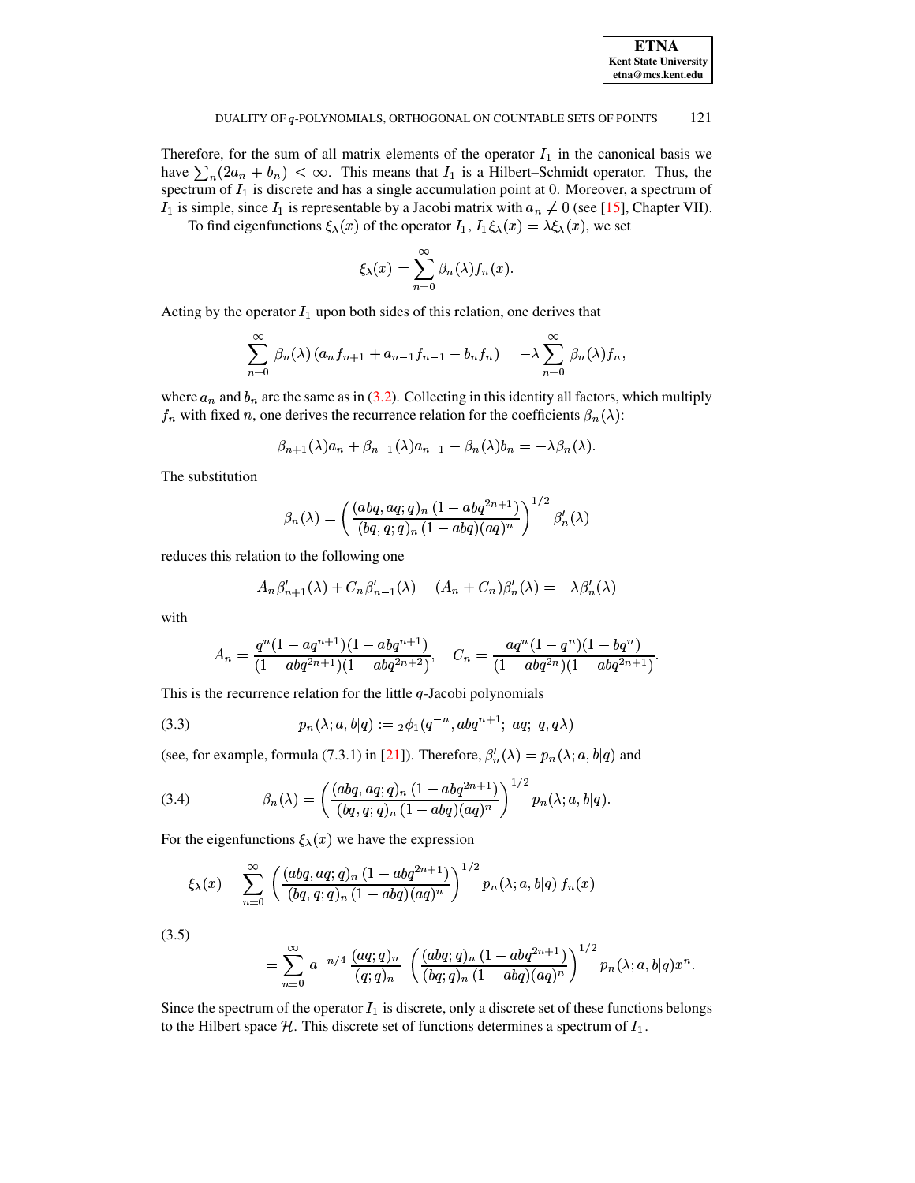Therefore, for the sum of all matrix elements of the operator $I_1$ in the canonical basis we have $\sum_n (2a_n + b_n) < \infty$. This means that $I_1$ is a Hilbert–Schmidt operator. Thus, the spectrum of $I_1$ is discrete and has a single accumulation point at 0. Moreover, a spectrum of $I_1$ is simple, since $I_1$ is representable by a Jacobi matrix with $a_n \neq 0$ (see [15], Chapter VII).

To find eigenfunctions $\xi_\lambda(x)$ of the operator $I_1$, $I_1\xi_\lambda(x) = \lambda\xi_\lambda(x)$, we set

$$\xi_\lambda(x) = \sum_{n=0}^{\infty} \beta_n(\lambda) f_n(x).$$

Acting by the operator $I_1$ upon both sides of this relation, one derives that

$$\sum_{n=0}^{\infty} \beta_n(\lambda)\left(a_n f_{n+1} + a_{n-1} f_{n-1} - b_n f_n\right) = -\lambda \sum_{n=0}^{\infty} \beta_n(\lambda) f_n,$$

where $a_n$ and $b_n$ are the same as in (3.2). Collecting in this identity all factors, which multiply $f_n$ with fixed $n$, one derives the recurrence relation for the coefficients $\beta_n(\lambda)$:

$$\beta_{n+1}(\lambda)a_n + \beta_{n-1}(\lambda)a_{n-1} - \beta_n(\lambda)b_n = -\lambda\beta_n(\lambda).$$

The substitution

$$\beta_n(\lambda) = \left(\frac{(abq, aq; q)_n\,(1 - abq^{2n+1})}{(bq, q; q)_n\,(1 - abq)(aq)^n}\right)^{1/2} \beta_n'(\lambda)$$

reduces this relation to the following one

$$A_n\beta_{n+1}'(\lambda) + C_n\beta_{n-1}'(\lambda) - (A_n + C_n)\beta_n'(\lambda) = -\lambda\beta_n'(\lambda)$$

with

$$A_n = \frac{q^n(1 - aq^{n+1})(1 - abq^{n+1})}{(1 - abq^{2n+1})(1 - abq^{2n+2})}, \quad C_n = \frac{aq^n(1 - q^n)(1 - bq^n)}{(1 - abq^{2n})(1 - abq^{2n+1})}.$$

This is the recurrence relation for the little $q$-Jacobi polynomials

$$p_n(\lambda; a, b|q) := {}_2\phi_1(q^{-n}, abq^{n+1};\; aq;\; q, q\lambda) \tag{3.3}$$

(see, for example, formula (7.3.1) in [21]). Therefore, $\beta_n'(\lambda) = p_n(\lambda; a, b|q)$ and

$$\beta_n(\lambda) = \left(\frac{(abq, aq; q)_n\,(1 - abq^{2n+1})}{(bq, q; q)_n\,(1 - abq)(aq)^n}\right)^{1/2} p_n(\lambda; a, b|q). \tag{3.4}$$

For the eigenfunctions $\xi_\lambda(x)$ we have the expression

$$\xi_\lambda(x) = \sum_{n=0}^{\infty} \left(\frac{(abq, aq; q)_n\,(1 - abq^{2n+1})}{(bq, q; q)_n\,(1 - abq)(aq)^n}\right)^{1/2} p_n(\lambda; a, b|q)\, f_n(x)$$

$$= \sum_{n=0}^{\infty} a^{-n/4}\, \frac{(aq; q)_n}{(q; q)_n} \left(\frac{(abq; q)_n\,(1 - abq^{2n+1})}{(bq; q)_n\,(1 - abq)(aq)^n}\right)^{1/2} p_n(\lambda; a, b|q) x^n. \tag{3.5}$$

Since the spectrum of the operator $I_1$ is discrete, only a discrete set of these functions belongs to the Hilbert space $\mathcal{H}$. This discrete set of functions determines a spectrum of $I_1$.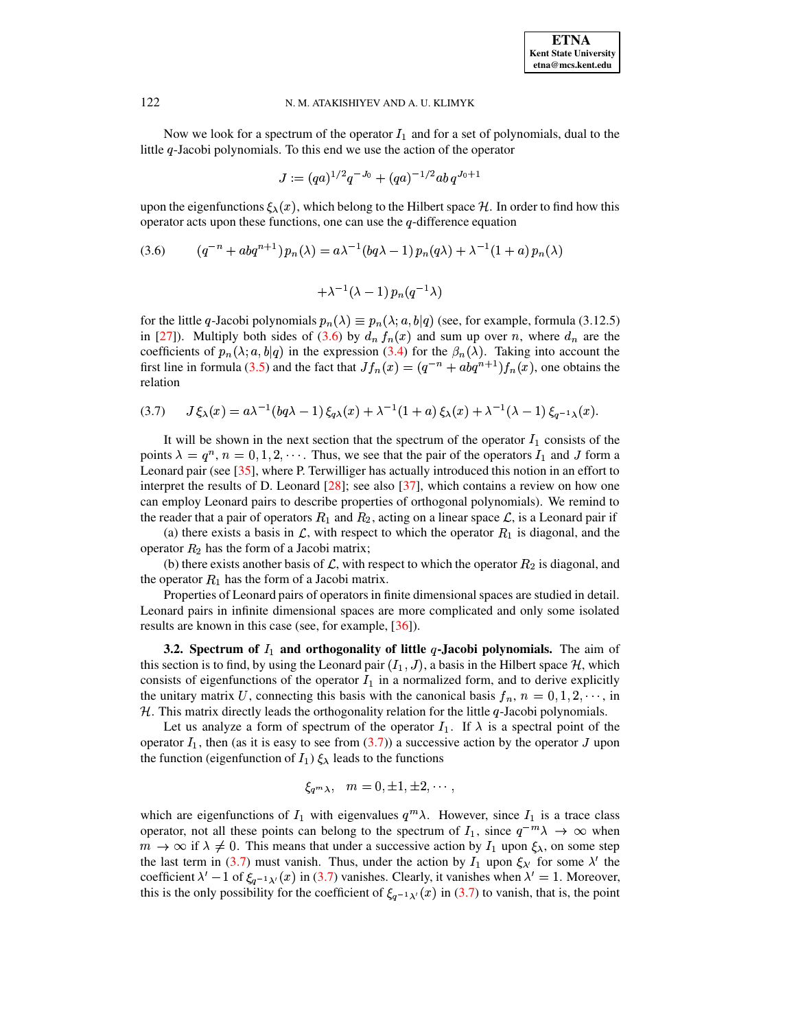Now we look for a spectrum of the operator $I_1$ and for a set of polynomials, dual to the little $q$-Jacobi polynomials. To this end we use the action of the operator

$$J := (qa)^{1/2} q^{-J_0} + (qa)^{-1/2} ab\, q^{J_0+1}$$

upon the eigenfunctions $\xi_\lambda(x)$, which belong to the Hilbert space $\mathcal{H}$. In order to find how this operator acts upon these functions, one can use the $q$-difference equation

$$(3.6) \qquad (q^{-n} + abq^{n+1})\, p_n(\lambda) = a\lambda^{-1}(bq\lambda - 1)\, p_n(q\lambda) + \lambda^{-1}(1+a)\, p_n(\lambda) + \lambda^{-1}(\lambda - 1)\, p_n(q^{-1}\lambda)$$

for the little $q$-Jacobi polynomials $p_n(\lambda) \equiv p_n(\lambda; a, b|q)$ (see, for example, formula (3.12.5) in [27]). Multiply both sides of (3.6) by $d_n\, f_n(x)$ and sum up over $n$, where $d_n$ are the coefficients of $p_n(\lambda; a, b|q)$ in the expression (3.4) for the $\beta_n(\lambda)$. Taking into account the first line in formula (3.5) and the fact that $Jf_n(x) = (q^{-n} + abq^{n+1}) f_n(x)$, one obtains the relation

$$(3.7) \qquad J\,\xi_\lambda(x) = a\lambda^{-1}(bq\lambda - 1)\, \xi_{q\lambda}(x) + \lambda^{-1}(1+a)\, \xi_\lambda(x) + \lambda^{-1}(\lambda - 1)\, \xi_{q^{-1}\lambda}(x).$$

It will be shown in the next section that the spectrum of the operator $I_1$ consists of the points $\lambda = q^n$, $n = 0, 1, 2, \cdots$. Thus, we see that the pair of the operators $I_1$ and $J$ form a Leonard pair (see [35], where P. Terwilliger has actually introduced this notion in an effort to interpret the results of D. Leonard [28]; see also [37], which contains a review on how one can employ Leonard pairs to describe properties of orthogonal polynomials). We remind to the reader that a pair of operators $R_1$ and $R_2$, acting on a linear space $\mathcal{L}$, is a Leonard pair if

(a) there exists a basis in $\mathcal{L}$, with respect to which the operator $R_1$ is diagonal, and the operator $R_2$ has the form of a Jacobi matrix;

(b) there exists another basis of $\mathcal{L}$, with respect to which the operator $R_2$ is diagonal, and the operator $R_1$ has the form of a Jacobi matrix.

Properties of Leonard pairs of operators in finite dimensional spaces are studied in detail. Leonard pairs in infinite dimensional spaces are more complicated and only some isolated results are known in this case (see, for example, [36]).

**3.2. Spectrum of $I_1$ and orthogonality of little $q$-Jacobi polynomials.** The aim of this section is to find, by using the Leonard pair $(I_1, J)$, a basis in the Hilbert space $\mathcal{H}$, which consists of eigenfunctions of the operator $I_1$ in a normalized form, and to derive explicitly the unitary matrix $U$, connecting this basis with the canonical basis $f_n$, $n = 0, 1, 2, \cdots$, in $\mathcal{H}$. This matrix directly leads the orthogonality relation for the little $q$-Jacobi polynomials.

Let us analyze a form of spectrum of the operator $I_1$. If $\lambda$ is a spectral point of the operator $I_1$, then (as it is easy to see from (3.7)) a successive action by the operator $J$ upon the function (eigenfunction of $I_1$) $\xi_\lambda$ leads to the functions

$$\xi_{q^m\lambda}, \quad m = 0, \pm 1, \pm 2, \cdots,$$

which are eigenfunctions of $I_1$ with eigenvalues $q^m\lambda$. However, since $I_1$ is a trace class operator, not all these points can belong to the spectrum of $I_1$, since $q^{-m}\lambda \to \infty$ when $m \to \infty$ if $\lambda \neq 0$. This means that under a successive action by $I_1$ upon $\xi_\lambda$, on some step the last term in (3.7) must vanish. Thus, under the action by $I_1$ upon $\xi_{\lambda'}$ for some $\lambda'$ the coefficient $\lambda' - 1$ of $\xi_{q^{-1}\lambda'}(x)$ in (3.7) vanishes. Clearly, it vanishes when $\lambda' = 1$. Moreover, this is the only possibility for the coefficient of $\xi_{q^{-1}\lambda'}(x)$ in (3.7) to vanish, that is, the point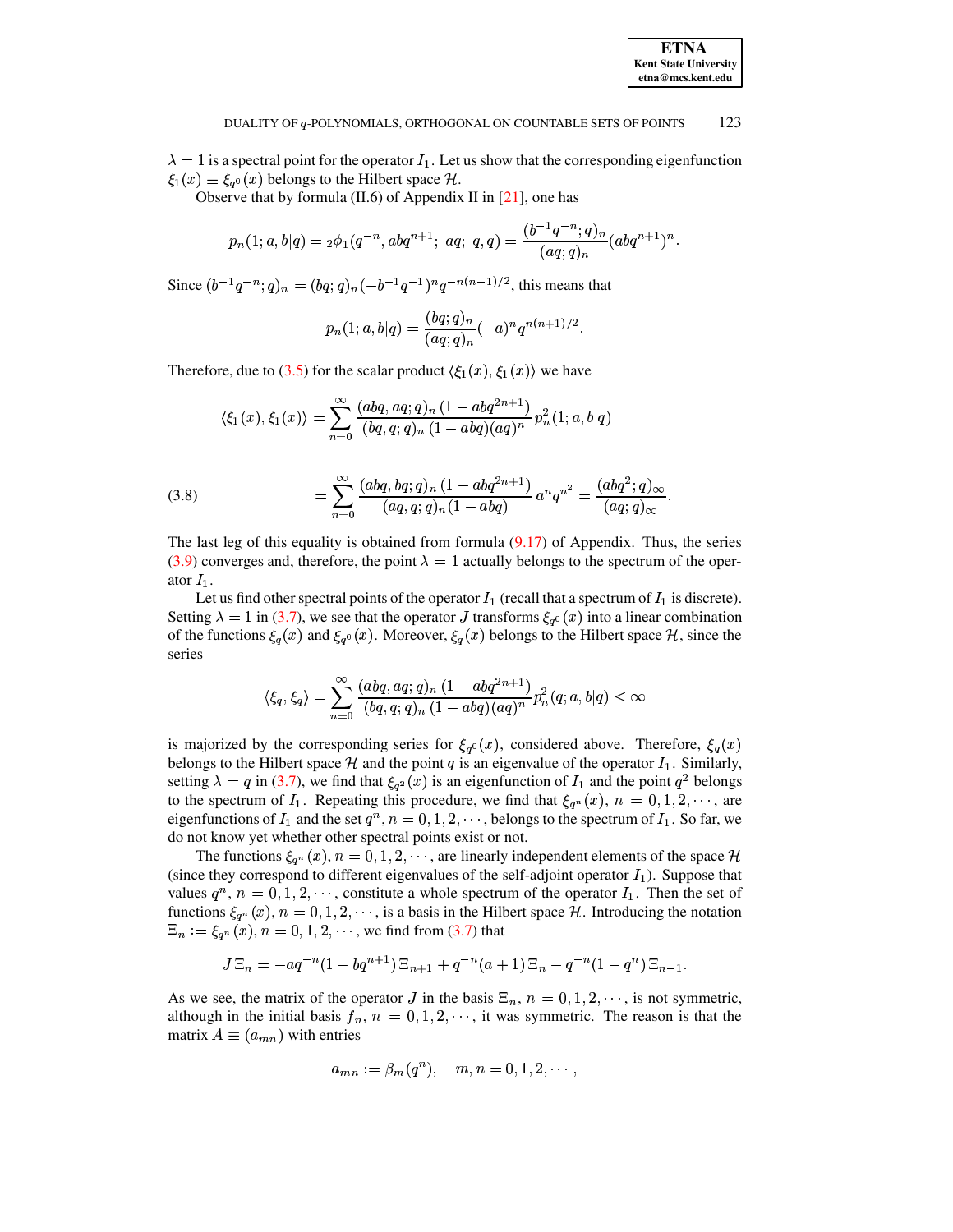$\lambda = 1$ is a spectral point for the operator $I_1$. Let us show that the corresponding eigenfunction $\xi_1(x) \equiv \xi_{q^0}(x)$ belongs to the Hilbert space $\mathcal{H}$.

Observe that by formula (II.6) of Appendix II in [21], one has

$$p_n(1; a, b|q) = {}_2\phi_1(q^{-n}, abq^{n+1};\ aq;\ q, q) = \frac{(b^{-1}q^{-n}; q)_n}{(aq; q)_n}(abq^{n+1})^n.$$

Since $(b^{-1}q^{-n}; q)_n = (bq; q)_n(-b^{-1}q^{-1})^n q^{-n(n-1)/2}$, this means that

$$p_n(1; a, b|q) = \frac{(bq; q)_n}{(aq; q)_n}(-a)^n q^{n(n+1)/2}.$$

Therefore, due to (3.5) for the scalar product $\langle \xi_1(x), \xi_1(x)\rangle$ we have

$$\langle \xi_1(x), \xi_1(x)\rangle = \sum_{n=0}^{\infty} \frac{(abq, aq; q)_n\, (1 - abq^{2n+1})}{(bq, q; q)_n\, (1 - abq)(aq)^n}\, p_n^2(1; a, b|q)$$

$$= \sum_{n=0}^{\infty} \frac{(abq, bq; q)_n\, (1 - abq^{2n+1})}{(aq, q; q)_n (1 - abq)}\, a^n q^{n^2} = \frac{(abq^2; q)_\infty}{(aq; q)_\infty}. \tag{3.8}$$

The last leg of this equality is obtained from formula (9.17) of Appendix. Thus, the series (3.9) converges and, therefore, the point $\lambda = 1$ actually belongs to the spectrum of the operator $I_1$.

Let us find other spectral points of the operator $I_1$ (recall that a spectrum of $I_1$ is discrete). Setting $\lambda = 1$ in (3.7), we see that the operator $J$ transforms $\xi_{q^0}(x)$ into a linear combination of the functions $\xi_q(x)$ and $\xi_{q^0}(x)$. Moreover, $\xi_q(x)$ belongs to the Hilbert space $\mathcal{H}$, since the series

$$\langle \xi_q, \xi_q\rangle = \sum_{n=0}^{\infty} \frac{(abq, aq; q)_n\, (1 - abq^{2n+1})}{(bq, q; q)_n\, (1 - abq)(aq)^n} p_n^2(q; a, b|q) < \infty$$

is majorized by the corresponding series for $\xi_{q^0}(x)$, considered above. Therefore, $\xi_q(x)$ belongs to the Hilbert space $\mathcal{H}$ and the point $q$ is an eigenvalue of the operator $I_1$. Similarly, setting $\lambda = q$ in (3.7), we find that $\xi_{q^2}(x)$ is an eigenfunction of $I_1$ and the point $q^2$ belongs to the spectrum of $I_1$. Repeating this procedure, we find that $\xi_{q^n}(x)$, $n = 0, 1, 2, \cdots$, are eigenfunctions of $I_1$ and the set $q^n$, $n = 0, 1, 2, \cdots$, belongs to the spectrum of $I_1$. So far, we do not know yet whether other spectral points exist or not.

The functions $\xi_{q^n}(x)$, $n = 0, 1, 2, \cdots$, are linearly independent elements of the space $\mathcal{H}$ (since they correspond to different eigenvalues of the self-adjoint operator $I_1$). Suppose that values $q^n$, $n = 0, 1, 2, \cdots$, constitute a whole spectrum of the operator $I_1$. Then the set of functions $\xi_{q^n}(x)$, $n = 0, 1, 2, \cdots$, is a basis in the Hilbert space $\mathcal{H}$. Introducing the notation $\Xi_n := \xi_{q^n}(x)$, $n = 0, 1, 2, \cdots$, we find from (3.7) that

$$J\,\Xi_n = -aq^{-n}(1 - bq^{n+1})\,\Xi_{n+1} + q^{-n}(a+1)\,\Xi_n - q^{-n}(1 - q^n)\,\Xi_{n-1}.$$

As we see, the matrix of the operator $J$ in the basis $\Xi_n$, $n = 0, 1, 2, \cdots$, is not symmetric, although in the initial basis $f_n$, $n = 0, 1, 2, \cdots$, it was symmetric. The reason is that the matrix $A \equiv (a_{mn})$ with entries

$$a_{mn} := \beta_m(q^n), \quad m, n = 0, 1, 2, \cdots,$$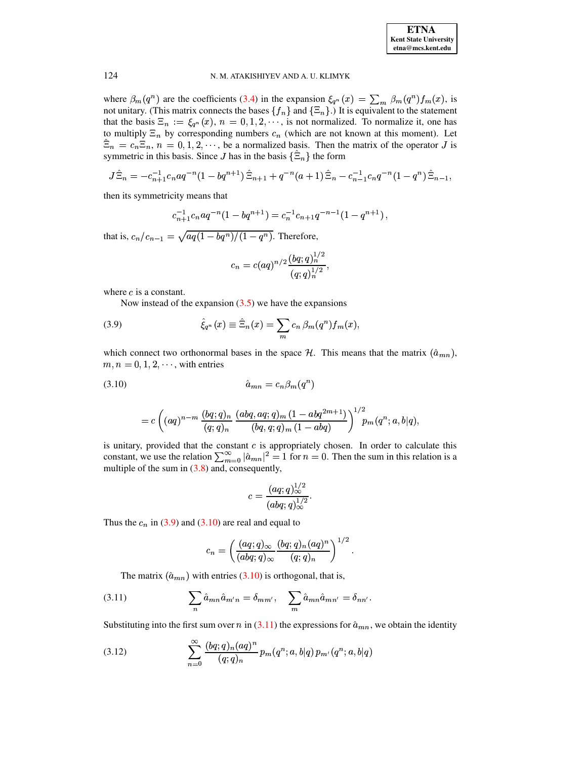where $\beta_m(q^n)$ are the coefficients (3.4) in the expansion $\xi_{q^n}(x) = \sum_m \beta_m(q^n) f_m(x)$, is not unitary. (This matrix connects the bases $\{f_n\}$ and $\{\Xi_n\}$.) It is equivalent to the statement that the basis $\Xi_n := \xi_{q^n}(x)$, $n = 0, 1, 2, \cdots$, is not normalized. To normalize it, one has to multiply $\Xi_n$ by corresponding numbers $c_n$ (which are not known at this moment). Let $\hat{\Xi}_n = c_n \Xi_n$, $n = 0, 1, 2, \cdots$, be a normalized basis. Then the matrix of the operator $J$ is symmetric in this basis. Since $J$ has in the basis $\{\hat{\Xi}_n\}$ the form

$$J\,\hat{\Xi}_n = -c_{n+1}^{-1} c_n a q^{-n}(1 - bq^{n+1})\,\hat{\Xi}_{n+1} + q^{-n}(a+1)\,\hat{\Xi}_n - c_{n-1}^{-1} c_n q^{-n}(1-q^n)\,\hat{\Xi}_{n-1},$$

then its symmetricity means that

$$c_{n+1}^{-1} c_n a q^{-n}(1 - bq^{n+1}) = c_n^{-1} c_{n+1} q^{-n-1}(1 - q^{n+1}),$$

that is, $c_n / c_{n-1} = \sqrt{aq(1-bq^n)/(1-q^n)}$. Therefore,

$$c_n = c(aq)^{n/2} \frac{(bq;q)_n^{1/2}}{(q;q)_n^{1/2}},$$

where $c$ is a constant.

Now instead of the expansion (3.5) we have the expansions

$$\hat{\xi}_{q^n}(x) \equiv \hat{\Xi}_n(x) = \sum_m c_n\, \beta_m(q^n) f_m(x), \tag{3.9}$$

which connect two orthonormal bases in the space $\mathcal{H}$. This means that the matrix $(\hat{a}_{mn})$, $m, n = 0, 1, 2, \cdots$, with entries

$$\hat{a}_{mn} = c_n \beta_m(q^n) \tag{3.10}$$

$$= c\left( (aq)^{n-m} \frac{(bq;q)_n}{(q;q)_n} \frac{(abq, aq; q)_m\,(1 - abq^{2m+1})}{(bq, q; q)_m\,(1-abq)} \right)^{1/2} p_m(q^n; a, b|q),$$

is unitary, provided that the constant $c$ is appropriately chosen. In order to calculate this constant, we use the relation $\sum_{m=0}^{\infty} |\hat{a}_{mn}|^2 = 1$ for $n = 0$. Then the sum in this relation is a multiple of the sum in (3.8) and, consequently,

$$c = \frac{(aq;q)_\infty^{1/2}}{(abq;q)_\infty^{1/2}}.$$

Thus the $c_n$ in (3.9) and (3.10) are real and equal to

$$c_n = \left( \frac{(aq;q)_\infty}{(abq;q)_\infty} \frac{(bq;q)_n (aq)^n}{(q;q)_n} \right)^{1/2}.$$

The matrix $(\hat{a}_{mn})$ with entries (3.10) is orthogonal, that is,

$$\sum_n \hat{a}_{mn} \hat{a}_{m'n} = \delta_{mm'}, \quad \sum_m \hat{a}_{mn} \hat{a}_{mn'} = \delta_{nn'}. \tag{3.11}$$

Substituting into the first sum over $n$ in (3.11) the expressions for $\hat{a}_{mn}$, we obtain the identity

$$\sum_{n=0}^{\infty} \frac{(bq;q)_n (aq)^n}{(q;q)_n}\, p_m(q^n; a, b|q)\, p_{m'}(q^n; a, b|q) \tag{3.12}$$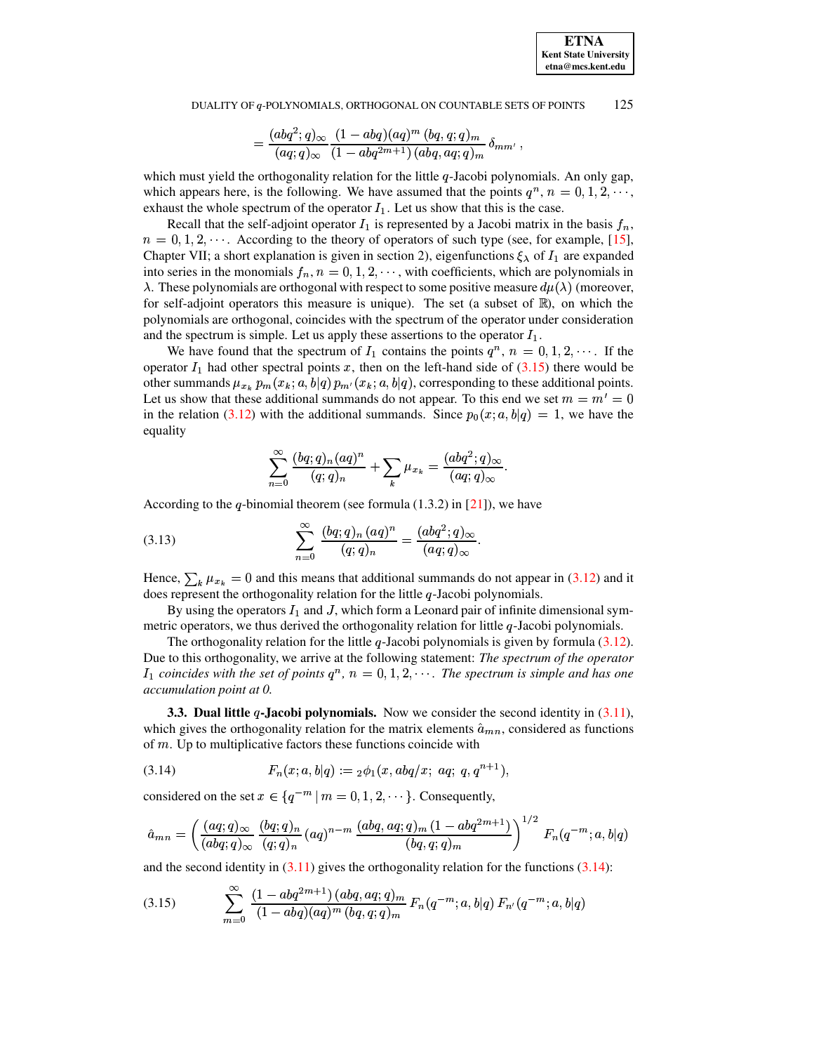$$= \frac{(abq^2;q)_\infty}{(aq;q)_\infty} \frac{(1-abq)(aq)^m\,(bq,q;q)_m}{(1-abq^{2m+1})\,(abq,aq;q)_m}\,\delta_{mm'}\,,$$

which must yield the orthogonality relation for the little $q$-Jacobi polynomials. An only gap, which appears here, is the following. We have assumed that the points $q^n$, $n = 0, 1, 2, \cdots$, exhaust the whole spectrum of the operator $I_1$. Let us show that this is the case.

Recall that the self-adjoint operator $I_1$ is represented by a Jacobi matrix in the basis $f_n$, $n = 0, 1, 2, \cdots$. According to the theory of operators of such type (see, for example, [15], Chapter VII; a short explanation is given in section 2), eigenfunctions $\xi_\lambda$ of $I_1$ are expanded into series in the monomials $f_n$, $n = 0, 1, 2, \cdots$, with coefficients, which are polynomials in $\lambda$. These polynomials are orthogonal with respect to some positive measure $d\mu(\lambda)$ (moreover, for self-adjoint operators this measure is unique). The set (a subset of $\mathbb{R}$), on which the polynomials are orthogonal, coincides with the spectrum of the operator under consideration and the spectrum is simple. Let us apply these assertions to the operator $I_1$.

We have found that the spectrum of $I_1$ contains the points $q^n$, $n = 0, 1, 2, \cdots$. If the operator $I_1$ had other spectral points $x$, then on the left-hand side of (3.15) there would be other summands $\mu_{x_k}\, p_m(x_k; a, b|q)\, p_{m'}(x_k; a, b|q)$, corresponding to these additional points. Let us show that these additional summands do not appear. To this end we set $m = m' = 0$ in the relation (3.12) with the additional summands. Since $p_0(x; a, b|q) = 1$, we have the equality

$$\sum_{n=0}^{\infty} \frac{(bq;q)_n (aq)^n}{(q;q)_n} + \sum_k \mu_{x_k} = \frac{(abq^2;q)_\infty}{(aq;q)_\infty}.$$

According to the $q$-binomial theorem (see formula (1.3.2) in [21]), we have

$$\sum_{n=0}^{\infty} \frac{(bq;q)_n\,(aq)^n}{(q;q)_n} = \frac{(abq^2;q)_\infty}{(aq;q)_\infty}. \tag{3.13}$$

Hence, $\sum_k \mu_{x_k} = 0$ and this means that additional summands do not appear in (3.12) and it does represent the orthogonality relation for the little $q$-Jacobi polynomials.

By using the operators $I_1$ and $J$, which form a Leonard pair of infinite dimensional symmetric operators, we thus derived the orthogonality relation for little $q$-Jacobi polynomials.

The orthogonality relation for the little $q$-Jacobi polynomials is given by formula (3.12). Due to this orthogonality, we arrive at the following statement: *The spectrum of the operator $I_1$ coincides with the set of points $q^n$, $n = 0, 1, 2, \cdots$. The spectrum is simple and has one accumulation point at 0.*

**3.3. Dual little $q$-Jacobi polynomials.** Now we consider the second identity in (3.11), which gives the orthogonality relation for the matrix elements $\hat{a}_{mn}$, considered as functions of $m$. Up to multiplicative factors these functions coincide with

$$F_n(x; a, b|q) := {}_2\phi_1(x, abq/x;\; aq;\; q, q^{n+1}), \tag{3.14}$$

considered on the set $x \in \{q^{-m} \mid m = 0, 1, 2, \cdots\}$. Consequently,

$$\hat{a}_{mn} = \left( \frac{(aq;q)_\infty}{(abq;q)_\infty} \frac{(bq;q)_n}{(q;q)_n} (aq)^{n-m} \frac{(abq, aq;q)_m\,(1-abq^{2m+1})}{(bq,q;q)_m} \right)^{1/2} F_n(q^{-m}; a, b|q)$$

and the second identity in (3.11) gives the orthogonality relation for the functions (3.14):

$$\sum_{m=0}^{\infty} \frac{(1-abq^{2m+1})\,(abq,aq;q)_m}{(1-abq)(aq)^m\,(bq,q;q)_m} F_n(q^{-m}; a, b|q)\, F_{n'}(q^{-m}; a, b|q) \tag{3.15}$$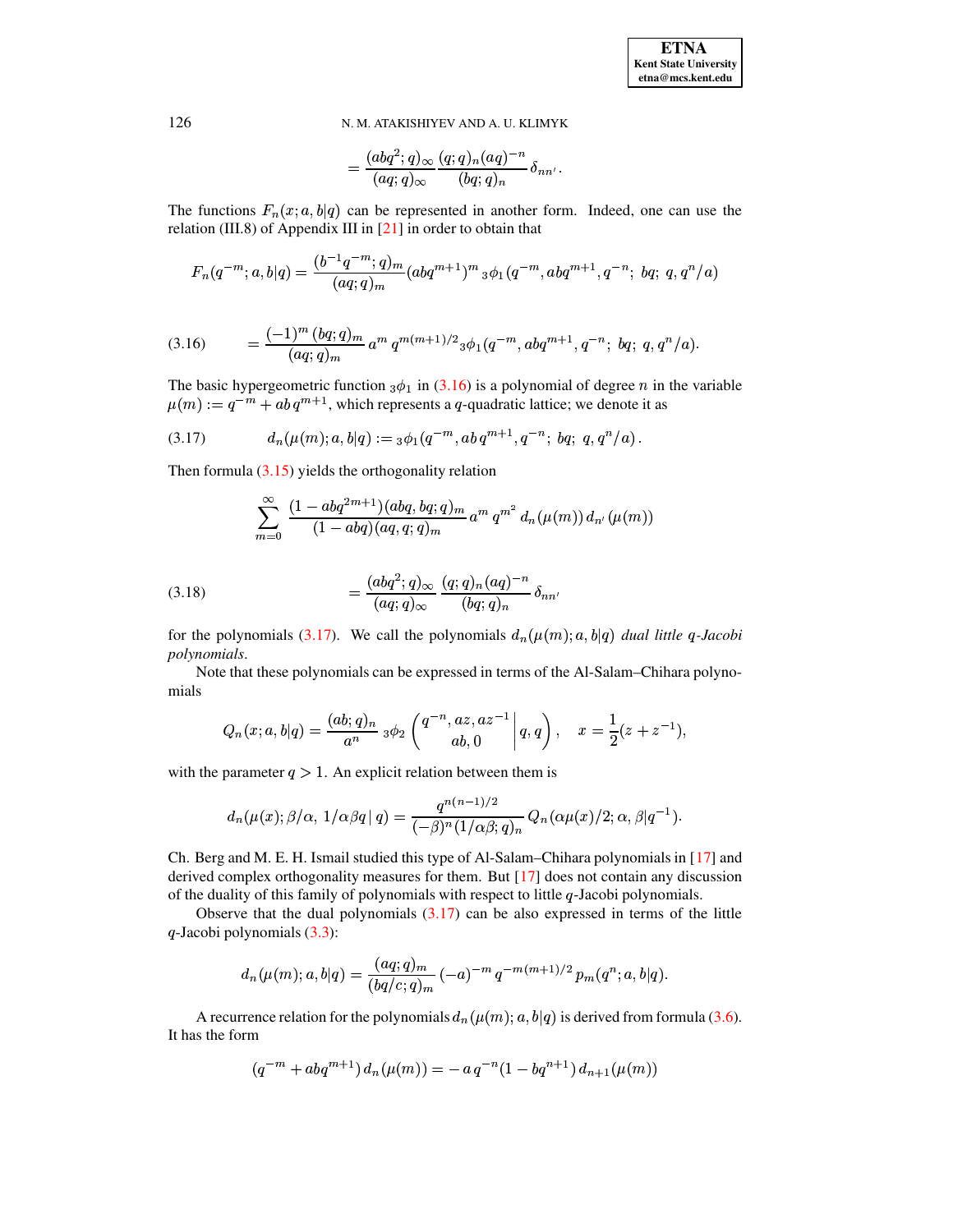$$= \frac{(abq^2;q)_\infty}{(aq;q)_\infty} \frac{(q;q)_n (aq)^{-n}}{(bq;q)_n} \delta_{nn'}.$$

The functions $F_n(x;a,b|q)$ can be represented in another form. Indeed, one can use the relation (III.8) of Appendix III in [21] in order to obtain that

$$F_n(q^{-m};a,b|q) = \frac{(b^{-1}q^{-m};q)_m}{(aq;q)_m} (abq^{m+1})^m \, {}_3\phi_1(q^{-m}, abq^{m+1}, q^{-n};\ bq;\ q, q^n/a)$$

$$= \frac{(-1)^m\,(bq;q)_m}{(aq;q)_m}\, a^m\, q^{m(m+1)/2}\, {}_3\phi_1(q^{-m}, abq^{m+1}, q^{-n};\ bq;\ q, q^n/a). \tag{3.16}$$

The basic hypergeometric function ${}_3\phi_1$ in (3.16) is a polynomial of degree $n$ in the variable $\mu(m) := q^{-m} + ab\,q^{m+1}$, which represents a $q$-quadratic lattice; we denote it as

$$d_n(\mu(m);a,b|q) := {}_3\phi_1(q^{-m}, ab\,q^{m+1}, q^{-n};\ bq;\ q, q^n/a)\,. \tag{3.17}$$

Then formula (3.15) yields the orthogonality relation

$$\sum_{m=0}^{\infty} \frac{(1-abq^{2m+1})(abq,bq;q)_m}{(1-abq)(aq,q;q)_m}\, a^m\, q^{m^2}\, d_n(\mu(m))\, d_{n'}(\mu(m))$$

$$= \frac{(abq^2;q)_\infty}{(aq;q)_\infty}\, \frac{(q;q)_n (aq)^{-n}}{(bq;q)_n}\, \delta_{nn'} \tag{3.18}$$

for the polynomials (3.17). We call the polynomials $d_n(\mu(m);a,b|q)$ *dual little $q$-Jacobi polynomials*.

Note that these polynomials can be expressed in terms of the Al-Salam–Chihara polynomials

$$Q_n(x;a,b|q) = \frac{(ab;q)_n}{a^n}\, {}_3\phi_2\left(\left.\begin{matrix} q^{-n}, az, az^{-1} \\ ab, 0 \end{matrix}\,\right|\, q,q\right), \quad x = \frac{1}{2}(z+z^{-1}),$$

with the parameter $q > 1$. An explicit relation between them is

$$d_n(\mu(x);\beta/\alpha,\ 1/\alpha\beta q\,|\,q) = \frac{q^{n(n-1)/2}}{(-\beta)^n (1/\alpha\beta;q)_n}\, Q_n(\alpha\mu(x)/2;\alpha,\beta|q^{-1}).$$

Ch. Berg and M. E. H. Ismail studied this type of Al-Salam–Chihara polynomials in [17] and derived complex orthogonality measures for them. But [17] does not contain any discussion of the duality of this family of polynomials with respect to little $q$-Jacobi polynomials.

Observe that the dual polynomials (3.17) can be also expressed in terms of the little $q$-Jacobi polynomials (3.3):

$$d_n(\mu(m);a,b|q) = \frac{(aq;q)_m}{(bq/c;q)_m}\,(-a)^{-m}\, q^{-m(m+1)/2}\, p_m(q^n;a,b|q).$$

A recurrence relation for the polynomials $d_n(\mu(m);a,b|q)$ is derived from formula (3.6). It has the form

$$(q^{-m} + abq^{m+1})\, d_n(\mu(m)) = -\,a\,q^{-n}(1-bq^{n+1})\, d_{n+1}(\mu(m))$$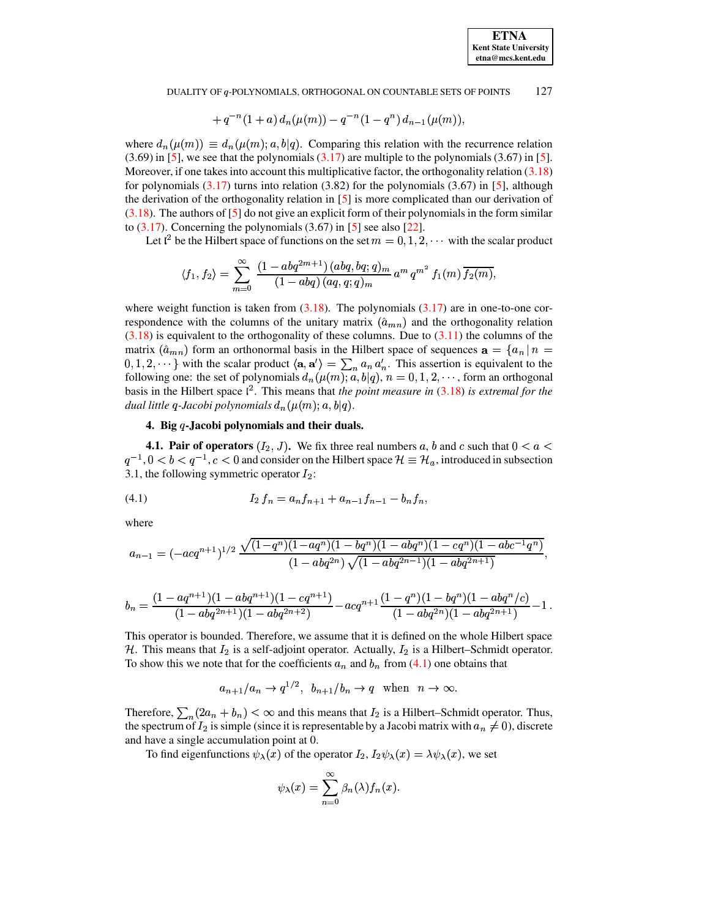$$+ q^{-n}(1+a)\, d_n(\mu(m)) - q^{-n}(1-q^n)\, d_{n-1}(\mu(m)),$$

where $d_n(\mu(m)) \equiv d_n(\mu(m); a, b|q)$. Comparing this relation with the recurrence relation (3.69) in [5], we see that the polynomials (3.17) are multiple to the polynomials (3.67) in [5]. Moreover, if one takes into account this multiplicative factor, the orthogonality relation (3.18) for polynomials (3.17) turns into relation (3.82) for the polynomials (3.67) in [5], although the derivation of the orthogonality relation in [5] is more complicated than our derivation of (3.18). The authors of [5] do not give an explicit form of their polynomials in the form similar to (3.17). Concerning the polynomials (3.67) in [5] see also [22].

Let $\mathfrak{l}^2$ be the Hilbert space of functions on the set $m = 0, 1, 2, \cdots$ with the scalar product

$$\langle f_1, f_2 \rangle = \sum_{m=0}^{\infty} \frac{(1-abq^{2m+1})\,(abq, bq; q)_m}{(1-abq)\,(aq, q; q)_m}\, a^m\, q^{m^2}\, f_1(m)\, \overline{f_2(m)},$$

where weight function is taken from (3.18). The polynomials (3.17) are in one-to-one correspondence with the columns of the unitary matrix $(\hat{a}_{mn})$ and the orthogonality relation (3.18) is equivalent to the orthogonality of these columns. Due to (3.11) the columns of the matrix $(\hat{a}_{mn})$ form an orthonormal basis in the Hilbert space of sequences $\mathbf{a} = \{a_n \,|\, n = 0, 1, 2, \cdots\}$ with the scalar product $\langle \mathbf{a}, \mathbf{a}' \rangle = \sum_n a_n\, a'_n$. This assertion is equivalent to the following one: the set of polynomials $d_n(\mu(m); a, b|q)$, $n = 0, 1, 2, \cdots$, form an orthogonal basis in the Hilbert space $\mathfrak{l}^2$. This means that *the point measure in* (3.18) *is extremal for the dual little $q$-Jacobi polynomials* $d_n(\mu(m); a, b|q)$.

## 4. Big $q$-Jacobi polynomials and their duals.

**4.1. Pair of operators $(I_2, J)$.** We fix three real numbers $a$, $b$ and $c$ such that $0 < a < q^{-1}$, $0 < b < q^{-1}$, $c < 0$ and consider on the Hilbert space $\mathcal{H} \equiv \mathcal{H}_a$, introduced in subsection 3.1, the following symmetric operator $I_2$:

$$I_2\, f_n = a_n f_{n+1} + a_{n-1} f_{n-1} - b_n f_n, \tag{4.1}$$

where

$$a_{n-1} = (-acq^{n+1})^{1/2}\, \frac{\sqrt{(1-q^n)(1-aq^n)(1-bq^n)(1-abq^n)(1-cq^n)(1-abc^{-1}q^n)}}{(1-abq^{2n})\,\sqrt{(1-abq^{2n-1})(1-abq^{2n+1})}},$$

$$b_n = \frac{(1-aq^{n+1})(1-abq^{n+1})(1-cq^{n+1})}{(1-abq^{2n+1})(1-abq^{2n+2})} - acq^{n+1}\,\frac{(1-q^n)(1-bq^n)(1-abq^n/c)}{(1-abq^{2n})(1-abq^{2n+1})} - 1\,.$$

This operator is bounded. Therefore, we assume that it is defined on the whole Hilbert space $\mathcal{H}$. This means that $I_2$ is a self-adjoint operator. Actually, $I_2$ is a Hilbert–Schmidt operator. To show this we note that for the coefficients $a_n$ and $b_n$ from (4.1) one obtains that

$$a_{n+1}/a_n \to q^{1/2}, \;\; b_{n+1}/b_n \to q \;\;\text{ when }\;\; n \to \infty.$$

Therefore, $\sum_n (2a_n + b_n) < \infty$ and this means that $I_2$ is a Hilbert–Schmidt operator. Thus, the spectrum of $I_2$ is simple (since it is representable by a Jacobi matrix with $a_n \neq 0$), discrete and have a single accumulation point at 0.

To find eigenfunctions $\psi_\lambda(x)$ of the operator $I_2$, $I_2 \psi_\lambda(x) = \lambda \psi_\lambda(x)$, we set

$$\psi_\lambda(x) = \sum_{n=0}^{\infty} \beta_n(\lambda) f_n(x).$$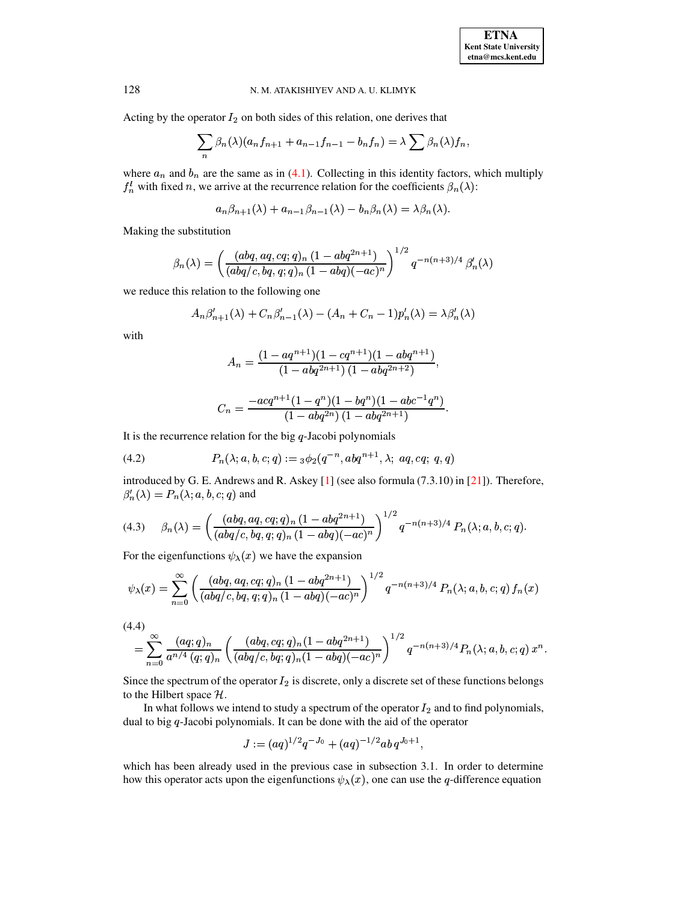Acting by the operator $I_2$ on both sides of this relation, one derives that

$$\sum_n \beta_n(\lambda)(a_n f_{n+1} + a_{n-1} f_{n-1} - b_n f_n) = \lambda \sum \beta_n(\lambda) f_n,$$

where $a_n$ and $b_n$ are the same as in (4.1). Collecting in this identity factors, which multiply $f_n^I$ with fixed $n$, we arrive at the recurrence relation for the coefficients $\beta_n(\lambda)$:

$$a_n \beta_{n+1}(\lambda) + a_{n-1}\beta_{n-1}(\lambda) - b_n \beta_n(\lambda) = \lambda \beta_n(\lambda).$$

Making the substitution

$$\beta_n(\lambda) = \left( \frac{(abq, aq, cq; q)_n \, (1 - abq^{2n+1})}{(abq/c, bq, q; q)_n \, (1 - abq)(-ac)^n} \right)^{1/2} q^{-n(n+3)/4} \, \beta'_n(\lambda)$$

we reduce this relation to the following one

$$A_n \beta'_{n+1}(\lambda) + C_n \beta'_{n-1}(\lambda) - (A_n + C_n - 1) p'_n(\lambda) = \lambda \beta'_n(\lambda)$$

with

$$A_n = \frac{(1 - aq^{n+1})(1 - cq^{n+1})(1 - abq^{n+1})}{(1 - abq^{2n+1})\,(1 - abq^{2n+2})},$$

$$C_n = \frac{-acq^{n+1}(1 - q^n)(1 - bq^n)(1 - abc^{-1}q^n)}{(1 - abq^{2n})\,(1 - abq^{2n+1})}.$$

It is the recurrence relation for the big $q$-Jacobi polynomials

$$P_n(\lambda; a, b, c; q) := {}_3\phi_2(q^{-n}, abq^{n+1}, \lambda;\; aq, cq;\; q, q) \tag{4.2}$$

introduced by G. E. Andrews and R. Askey [1] (see also formula (7.3.10) in [21]). Therefore, $\beta'_n(\lambda) = P_n(\lambda; a, b, c; q)$ and

$$\beta_n(\lambda) = \left( \frac{(abq, aq, cq; q)_n \, (1 - abq^{2n+1})}{(abq/c, bq, q; q)_n \, (1 - abq)(-ac)^n} \right)^{1/2} q^{-n(n+3)/4} \, P_n(\lambda; a, b, c; q). \tag{4.3}$$

For the eigenfunctions $\psi_\lambda(x)$ we have the expansion

$$\psi_\lambda(x) = \sum_{n=0}^{\infty} \left( \frac{(abq, aq, cq; q)_n \, (1 - abq^{2n+1})}{(abq/c, bq, q; q)_n \, (1 - abq)(-ac)^n} \right)^{1/2} q^{-n(n+3)/4} \, P_n(\lambda; a, b, c; q) \, f_n(x)$$

$$= \sum_{n=0}^{\infty} \frac{(aq; q)_n}{a^{n/4}\,(q; q)_n} \left( \frac{(abq, cq; q)_n (1 - abq^{2n+1})}{(abq/c, bq; q)_n (1 - abq)(-ac)^n} \right)^{1/2} q^{-n(n+3)/4} P_n(\lambda; a, b, c; q) \, x^n. \tag{4.4}$$

Since the spectrum of the operator $I_2$ is discrete, only a discrete set of these functions belongs to the Hilbert space $\mathcal{H}$.

In what follows we intend to study a spectrum of the operator $I_2$ and to find polynomials, dual to big $q$-Jacobi polynomials. It can be done with the aid of the operator

$$J := (aq)^{1/2} q^{-J_0} + (aq)^{-1/2} ab \, q^{J_0 + 1},$$

which has been already used in the previous case in subsection 3.1. In order to determine how this operator acts upon the eigenfunctions $\psi_\lambda(x)$, one can use the $q$-difference equation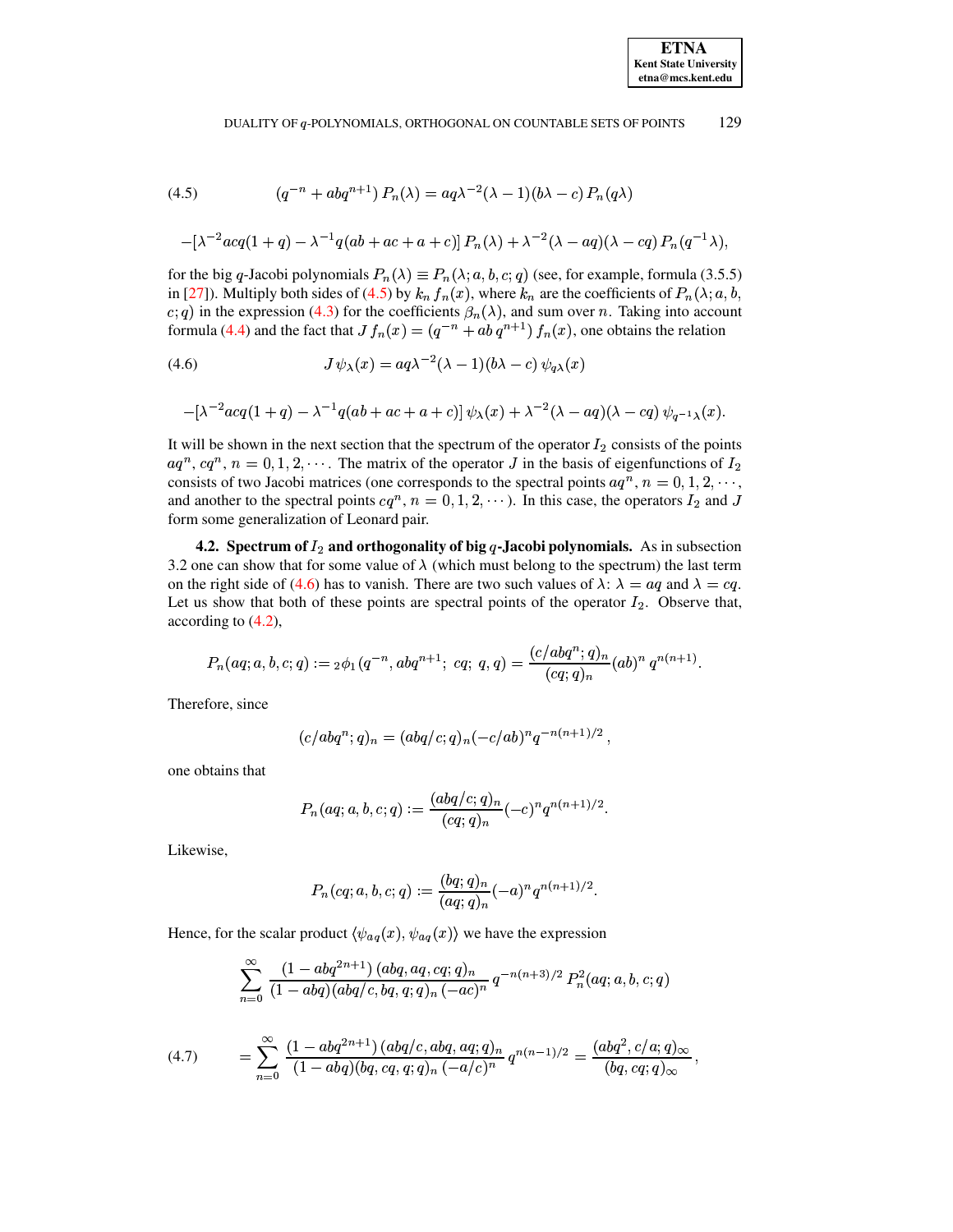$$(q^{-n} + abq^{n+1})\, P_n(\lambda) = aq\lambda^{-2}(\lambda - 1)(b\lambda - c)\, P_n(q\lambda) \tag{4.5}$$

$$-[\lambda^{-2}acq(1+q) - \lambda^{-1}q(ab + ac + a + c)]\, P_n(\lambda) + \lambda^{-2}(\lambda - aq)(\lambda - cq)\, P_n(q^{-1}\lambda),$$

for the big $q$-Jacobi polynomials $P_n(\lambda) \equiv P_n(\lambda; a, b, c; q)$ (see, for example, formula (3.5.5) in [27]). Multiply both sides of (4.5) by $k_n\, f_n(x)$, where $k_n$ are the coefficients of $P_n(\lambda; a, b, c; q)$ in the expression (4.3) for the coefficients $\beta_n(\lambda)$, and sum over $n$. Taking into account formula (4.4) and the fact that $J\, f_n(x) = (q^{-n} + ab\, q^{n+1})\, f_n(x)$, one obtains the relation

$$J\, \psi_\lambda(x) = aq\lambda^{-2}(\lambda - 1)(b\lambda - c)\, \psi_{q\lambda}(x) \tag{4.6}$$

$$-[\lambda^{-2}acq(1+q) - \lambda^{-1}q(ab + ac + a + c)]\, \psi_\lambda(x) + \lambda^{-2}(\lambda - aq)(\lambda - cq)\, \psi_{q^{-1}\lambda}(x).$$

It will be shown in the next section that the spectrum of the operator $I_2$ consists of the points $aq^n$, $cq^n$, $n = 0, 1, 2, \cdots$. The matrix of the operator $J$ in the basis of eigenfunctions of $I_2$ consists of two Jacobi matrices (one corresponds to the spectral points $aq^n$, $n = 0, 1, 2, \cdots$, and another to the spectral points $cq^n$, $n = 0, 1, 2, \cdots$). In this case, the operators $I_2$ and $J$ form some generalization of Leonard pair.

**4.2. Spectrum of $I_2$ and orthogonality of big $q$-Jacobi polynomials.** As in subsection 3.2 one can show that for some value of $\lambda$ (which must belong to the spectrum) the last term on the right side of (4.6) has to vanish. There are two such values of $\lambda$: $\lambda = aq$ and $\lambda = cq$. Let us show that both of these points are spectral points of the operator $I_2$. Observe that, according to (4.2),

$$P_n(aq; a, b, c; q) := {}_2\phi_1(q^{-n}, abq^{n+1};\ cq;\ q, q) = \frac{(c/abq^n; q)_n}{(cq; q)_n}(ab)^n\, q^{n(n+1)}.$$

Therefore, since

$$(c/abq^n; q)_n = (abq/c; q)_n(-c/ab)^n q^{-n(n+1)/2}\,,$$

one obtains that

$$P_n(aq; a, b, c; q) := \frac{(abq/c; q)_n}{(cq; q)_n}(-c)^n q^{n(n+1)/2}.$$

Likewise,

$$P_n(cq; a, b, c; q) := \frac{(bq; q)_n}{(aq; q)_n}(-a)^n q^{n(n+1)/2}.$$

Hence, for the scalar product $\langle \psi_{aq}(x), \psi_{aq}(x)\rangle$ we have the expression

$$\sum_{n=0}^{\infty} \frac{(1 - abq^{2n+1})\,(abq, aq, cq; q)_n}{(1 - abq)(abq/c, bq, q; q)_n\,(-ac)^n}\, q^{-n(n+3)/2}\, P_n^2(aq; a, b, c; q)$$

$$= \sum_{n=0}^{\infty} \frac{(1 - abq^{2n+1})\,(abq/c, abq, aq; q)_n}{(1 - abq)(bq, cq, q; q)_n\,(-a/c)^n}\, q^{n(n-1)/2} = \frac{(abq^2, c/a; q)_\infty}{(bq, cq; q)_\infty}\,, \tag{4.7}$$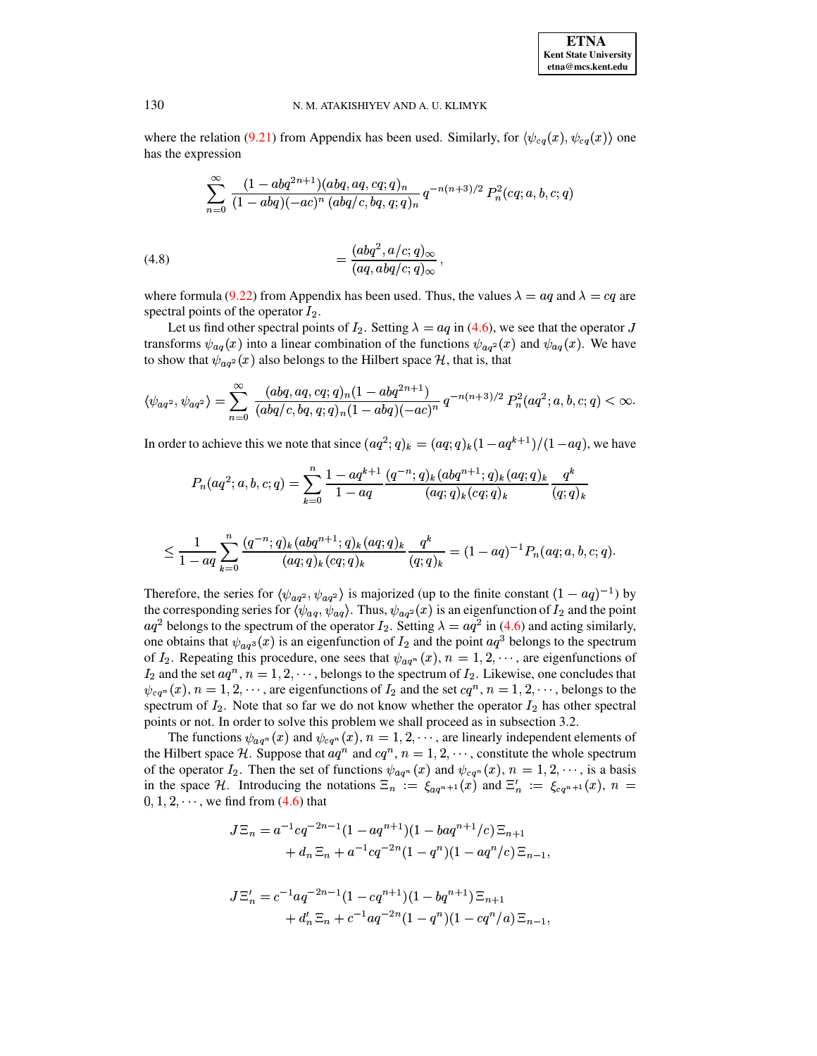where the relation (9.21) from Appendix has been used. Similarly, for $\langle \psi_{cq}(x), \psi_{cq}(x)\rangle$ one has the expression

$$\sum_{n=0}^{\infty} \frac{(1-abq^{2n+1})(abq, aq, cq;q)_n}{(1-abq)(-ac)^n\,(abq/c, bq, q;q)_n}\, q^{-n(n+3)/2}\, P_n^2(cq;a,b,c;q)$$

$$= \frac{(abq^2, a/c;q)_\infty}{(aq, abq/c;q)_\infty}\,, \tag{4.8}$$

where formula (9.22) from Appendix has been used. Thus, the values $\lambda = aq$ and $\lambda = cq$ are spectral points of the operator $I_2$.

Let us find other spectral points of $I_2$. Setting $\lambda = aq$ in (4.6), we see that the operator $J$ transforms $\psi_{aq}(x)$ into a linear combination of the functions $\psi_{aq^2}(x)$ and $\psi_{aq}(x)$. We have to show that $\psi_{aq^2}(x)$ also belongs to the Hilbert space $\mathcal{H}$, that is, that

$$\langle \psi_{aq^2}, \psi_{aq^2}\rangle = \sum_{n=0}^{\infty} \frac{(abq, aq, cq;q)_n(1-abq^{2n+1})}{(abq/c, bq, q;q)_n(1-abq)(-ac)^n}\, q^{-n(n+3)/2}\, P_n^2(aq^2;a,b,c;q) < \infty.$$

In order to achieve this we note that since $(aq^2;q)_k = (aq;q)_k(1-aq^{k+1})/(1-aq)$, we have

$$P_n(aq^2;a,b,c;q) = \sum_{k=0}^{n} \frac{1-aq^{k+1}}{1-aq}\, \frac{(q^{-n};q)_k\,(abq^{n+1};q)_k\,(aq;q)_k}{(aq;q)_k(cq;q)_k}\, \frac{q^k}{(q;q)_k}$$

$$\le \frac{1}{1-aq} \sum_{k=0}^{n} \frac{(q^{-n};q)_k\,(abq^{n+1};q)_k\,(aq;q)_k}{(aq;q)_k\,(cq;q)_k}\, \frac{q^k}{(q;q)_k} = (1-aq)^{-1} P_n(aq;a,b,c;q).$$

Therefore, the series for $\langle \psi_{aq^2}, \psi_{aq^2}\rangle$ is majorized (up to the finite constant $(1-aq)^{-1}$) by the corresponding series for $\langle \psi_{aq}, \psi_{aq}\rangle$. Thus, $\psi_{aq^2}(x)$ is an eigenfunction of $I_2$ and the point $aq^2$ belongs to the spectrum of the operator $I_2$. Setting $\lambda = aq^2$ in (4.6) and acting similarly, one obtains that $\psi_{aq^3}(x)$ is an eigenfunction of $I_2$ and the point $aq^3$ belongs to the spectrum of $I_2$. Repeating this procedure, one sees that $\psi_{aq^n}(x)$, $n = 1, 2, \cdots$, are eigenfunctions of $I_2$ and the set $aq^n$, $n = 1, 2, \cdots$, belongs to the spectrum of $I_2$. Likewise, one concludes that $\psi_{cq^n}(x)$, $n = 1, 2, \cdots$, are eigenfunctions of $I_2$ and the set $cq^n$, $n = 1, 2, \cdots$, belongs to the spectrum of $I_2$. Note that so far we do not know whether the operator $I_2$ has other spectral points or not. In order to solve this problem we shall proceed as in subsection 3.2.

The functions $\psi_{aq^n}(x)$ and $\psi_{cq^n}(x)$, $n = 1, 2, \cdots$, are linearly independent elements of the Hilbert space $\mathcal{H}$. Suppose that $aq^n$ and $cq^n$, $n = 1, 2, \cdots$, constitute the whole spectrum of the operator $I_2$. Then the set of functions $\psi_{aq^n}(x)$ and $\psi_{cq^n}(x)$, $n = 1, 2, \cdots$, is a basis in the space $\mathcal{H}$. Introducing the notations $\Xi_n := \xi_{aq^{n+1}}(x)$ and $\Xi'_n := \xi_{cq^{n+1}}(x)$, $n = 0, 1, 2, \cdots$, we find from (4.6) that

$$\begin{aligned} J\,\Xi_n &= a^{-1}cq^{-2n-1}(1-aq^{n+1})(1-baq^{n+1}/c)\,\Xi_{n+1} \\ &\quad + d_n\,\Xi_n + a^{-1}cq^{-2n}(1-q^n)(1-aq^n/c)\,\Xi_{n-1}, \end{aligned}$$

$$\begin{aligned} J\,\Xi'_n &= c^{-1}aq^{-2n-1}(1-cq^{n+1})(1-bq^{n+1})\,\Xi_{n+1} \\ &\quad + d'_n\,\Xi_n + c^{-1}aq^{-2n}(1-q^n)(1-cq^n/a)\,\Xi_{n-1}, \end{aligned}$$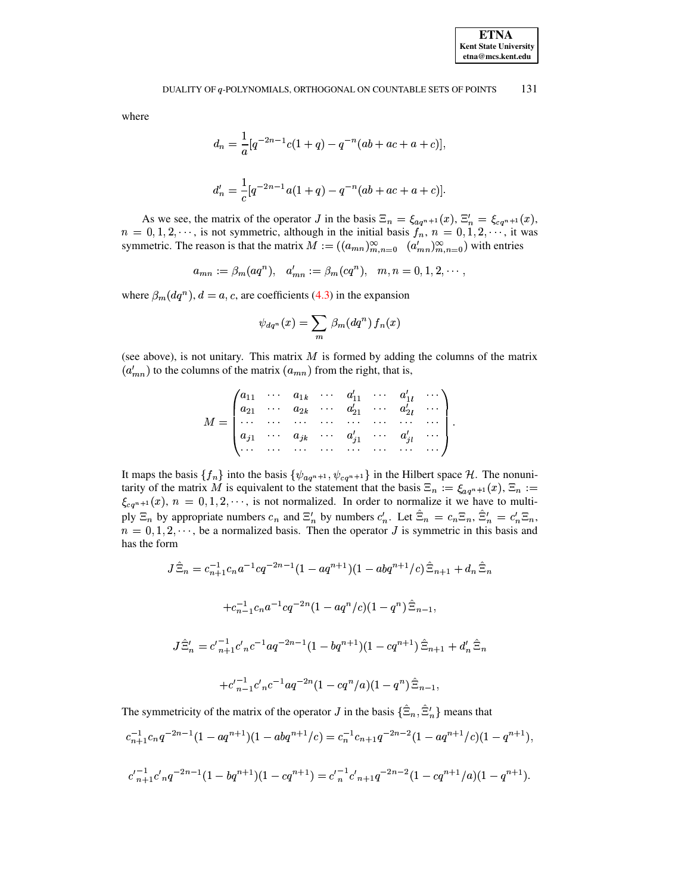where

$$d_n = \frac{1}{a}[q^{-2n-1}c(1+q) - q^{-n}(ab+ac+a+c)],$$

$$d'_n = \frac{1}{c}[q^{-2n-1}a(1+q) - q^{-n}(ab+ac+a+c)].$$

As we see, the matrix of the operator $J$ in the basis $\Xi_n = \xi_{aq^{n+1}}(x)$, $\Xi'_n = \xi_{cq^{n+1}}(x)$, $n = 0,1,2,\cdots$, is not symmetric, although in the initial basis $f_n$, $n = 0,1,2,\cdots$, it was symmetric. The reason is that the matrix $M := ((a_{mn})_{m,n=0}^{\infty} \quad (a'_{mn})_{m,n=0}^{\infty})$ with entries

$$a_{mn} := \beta_m(aq^n), \quad a'_{mn} := \beta_m(cq^n), \quad m,n = 0,1,2,\cdots,$$

where $\beta_m(dq^n)$, $d = a, c$, are coefficients (4.3) in the expansion

$$\psi_{dq^n}(x) = \sum_m \beta_m(dq^n)\, f_n(x)$$

(see above), is not unitary. This matrix $M$ is formed by adding the columns of the matrix $(a'_{mn})$ to the columns of the matrix $(a_{mn})$ from the right, that is,

$$M = \begin{pmatrix} a_{11} & \cdots & a_{1k} & \cdots & a'_{11} & \cdots & a'_{1l} & \cdots \\ a_{21} & \cdots & a_{2k} & \cdots & a'_{21} & \cdots & a'_{2l} & \cdots \\ \cdots & \cdots & \cdots & \cdots & \cdots & \cdots & \cdots & \cdots \\ a_{j1} & \cdots & a_{jk} & \cdots & a'_{j1} & \cdots & a'_{jl} & \cdots \\ \cdots & \cdots & \cdots & \cdots & \cdots & \cdots & \cdots & \cdots \end{pmatrix}.$$

It maps the basis $\{f_n\}$ into the basis $\{\psi_{aq^{n+1}}, \psi_{cq^{n+1}}\}$ in the Hilbert space $\mathcal{H}$. The nonunitarity of the matrix $M$ is equivalent to the statement that the basis $\Xi_n := \xi_{aq^{n+1}}(x)$, $\Xi_n := \xi_{cq^{n+1}}(x)$, $n = 0,1,2,\cdots$, is not normalized. In order to normalize it we have to multiply $\Xi_n$ by appropriate numbers $c_n$ and $\Xi'_n$ by numbers $c'_n$. Let $\hat{\Xi}_n = c_n\Xi_n$, $\hat{\Xi}'_n = c'_n\Xi_n$, $n = 0,1,2,\cdots$, be a normalized basis. Then the operator $J$ is symmetric in this basis and has the form

$$J\,\hat{\Xi}_n = c_{n+1}^{-1}c_n a^{-1}cq^{-2n-1}(1-aq^{n+1})(1-abq^{n+1}/c)\,\hat{\Xi}_{n+1} + d_n\,\hat{\Xi}_n$$

$$+c_{n-1}^{-1}c_n a^{-1}cq^{-2n}(1-aq^n/c)(1-q^n)\,\hat{\Xi}_{n-1},$$

$$J\,\hat{\Xi}'_n = {c'}_{n+1}^{-1}{c'}_n c^{-1}aq^{-2n-1}(1-bq^{n+1})(1-cq^{n+1})\,\hat{\Xi}_{n+1} + d'_n\,\hat{\Xi}_n$$

$$+{c'}_{n-1}^{-1}{c'}_n c^{-1}aq^{-2n}(1-cq^n/a)(1-q^n)\,\hat{\Xi}_{n-1},$$

The symmetricity of the matrix of the operator $J$ in the basis $\{\hat{\Xi}_n, \hat{\Xi}'_n\}$ means that

$$c_{n+1}^{-1}c_n q^{-2n-1}(1-aq^{n+1})(1-abq^{n+1}/c) = c_n^{-1}c_{n+1}q^{-2n-2}(1-aq^{n+1}/c)(1-q^{n+1}),$$

$${c'}_{n+1}^{-1}{c'}_n q^{-2n-1}(1-bq^{n+1})(1-cq^{n+1}) = {c'}_n^{-1}{c'}_{n+1}q^{-2n-2}(1-cq^{n+1}/a)(1-q^{n+1}).$$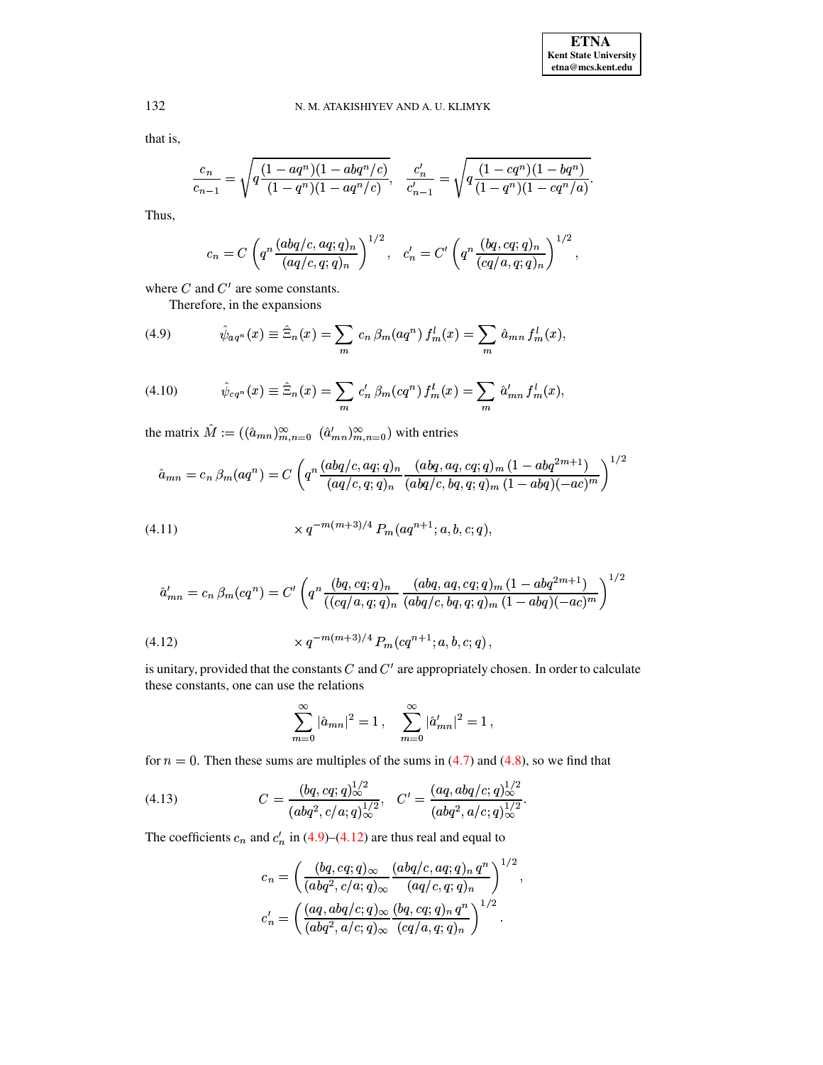that is,

$$\frac{c_n}{c_{n-1}} = \sqrt{q\frac{(1-aq^n)(1-abq^n/c)}{(1-q^n)(1-aq^n/c)}}, \quad \frac{c'_n}{c'_{n-1}} = \sqrt{q\frac{(1-cq^n)(1-bq^n)}{(1-q^n)(1-cq^n/a)}}.$$

Thus,

$$c_n = C\left(q^n\frac{(abq/c,aq;q)_n}{(aq/c,q;q)_n}\right)^{1/2}, \quad c'_n = C'\left(q^n\frac{(bq,cq;q)_n}{(cq/a,q;q)_n}\right)^{1/2},$$

where $C$ and $C'$ are some constants.

Therefore, in the expansions

$$\hat{\psi}_{aq^n}(x) \equiv \hat{\Xi}_n(x) = \sum_m c_n\,\beta_m(aq^n)\,f^l_m(x) = \sum_m \hat{a}_{mn}\,f^l_m(x), \tag{4.9}$$

$$\hat{\psi}_{cq^n}(x) \equiv \hat{\Xi}_n(x) = \sum_m c'_n\,\beta_m(cq^n)\,f^l_m(x) = \sum_m \hat{a}'_{mn}\,f^l_m(x), \tag{4.10}$$

the matrix $\hat{M} := ((\hat{a}_{mn})^\infty_{m,n=0}\ \ (\hat{a}'_{mn})^\infty_{m,n=0})$ with entries

$$\hat{a}_{mn} = c_n\,\beta_m(aq^n) = C\left(q^n\frac{(abq/c,aq;q)_n}{(aq/c,q;q)_n}\,\frac{(abq,aq,cq;q)_m\,(1-abq^{2m+1})}{(abq/c,bq,q;q)_m\,(1-abq)(-ac)^m}\right)^{1/2}$$

$$\times\, q^{-m(m+3)/4}\,P_m(aq^{n+1};a,b,c;q), \tag{4.11}$$

$$\hat{a}'_{mn} = c_n\,\beta_m(cq^n) = C'\left(q^n\frac{(bq,cq;q)_n}{((cq/a,q;q)_n}\,\frac{(abq,aq,cq;q)_m\,(1-abq^{2m+1})}{(abq/c,bq,q;q)_m\,(1-abq)(-ac)^m}\right)^{1/2}$$

$$\times\, q^{-m(m+3)/4}\,P_m(cq^{n+1};a,b,c;q)\,, \tag{4.12}$$

is unitary, provided that the constants $C$ and $C'$ are appropriately chosen. In order to calculate these constants, one can use the relations

$$\sum_{m=0}^{\infty}|\hat{a}_{mn}|^2 = 1\,, \quad \sum_{m=0}^{\infty}|\hat{a}'_{mn}|^2 = 1\,,$$

for $n=0$. Then these sums are multiples of the sums in (4.7) and (4.8), so we find that

$$C = \frac{(bq,cq;q)^{1/2}_\infty}{(abq^2,c/a;q)^{1/2}_\infty}, \quad C' = \frac{(aq,abq/c;q)^{1/2}_\infty}{(abq^2,a/c;q)^{1/2}_\infty}. \tag{4.13}$$

The coefficients $c_n$ and $c'_n$ in (4.9)–(4.12) are thus real and equal to

$$c_n = \left(\frac{(bq,cq;q)_\infty}{(abq^2,c/a;q)_\infty}\,\frac{(abq/c,aq;q)_n\,q^n}{(aq/c,q;q)_n}\right)^{1/2},$$

$$c'_n = \left(\frac{(aq,abq/c;q)_\infty}{(abq^2,a/c;q)_\infty}\,\frac{(bq,cq;q)_n\,q^n}{(cq/a,q;q)_n}\right)^{1/2}.$$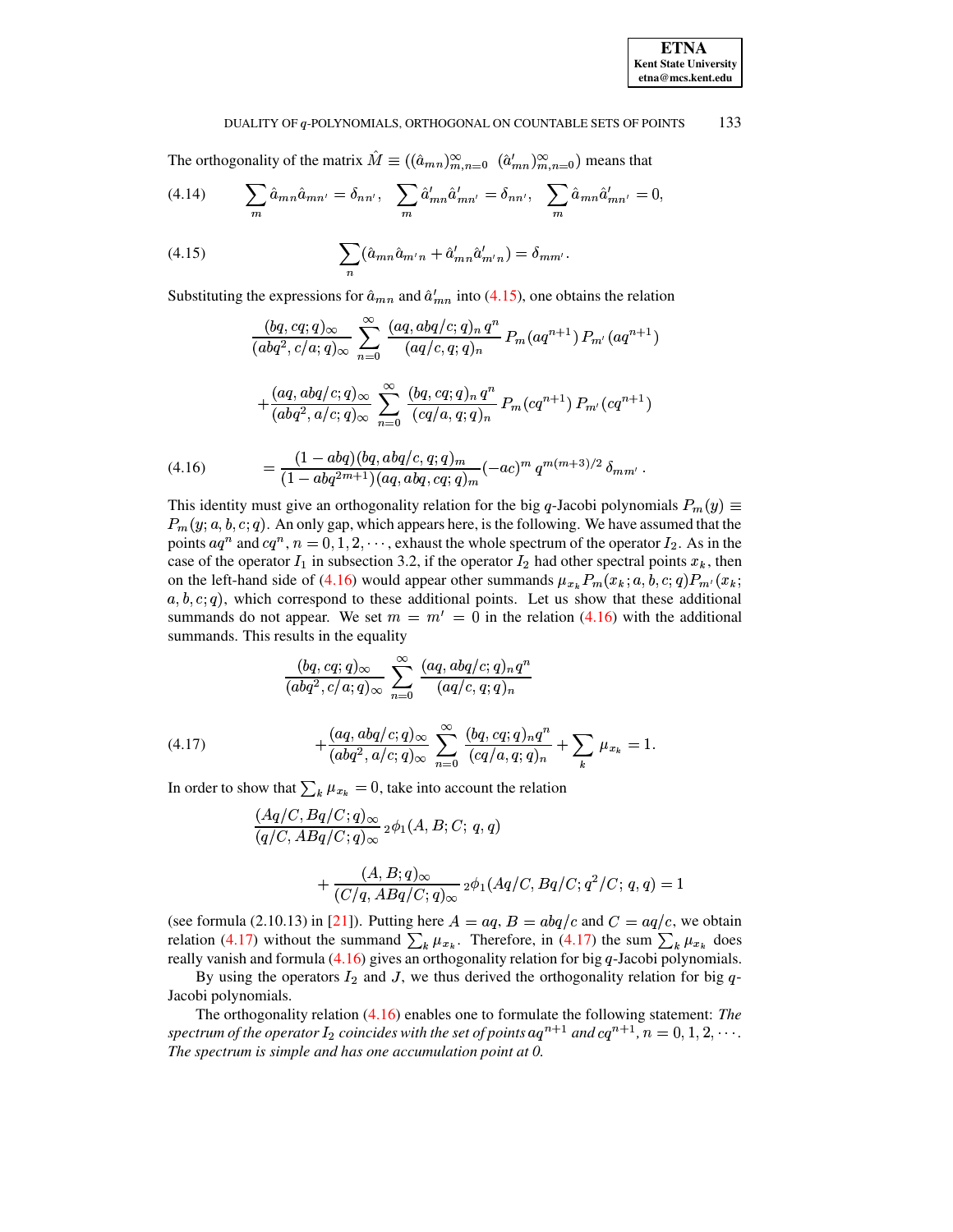The orthogonality of the matrix $\hat{M} \equiv ((\hat{a}_{mn})_{m,n=0}^{\infty} \;\; (\hat{a}'_{mn})_{m,n=0}^{\infty})$ means that

$$\sum_m \hat{a}_{mn}\hat{a}_{mn'} = \delta_{nn'}, \quad \sum_m \hat{a}'_{mn}\hat{a}'_{mn'} = \delta_{nn'}, \quad \sum_m \hat{a}_{mn}\hat{a}'_{mn'} = 0, \tag{4.14}$$

$$\sum_n (\hat{a}_{mn}\hat{a}_{m'n} + \hat{a}'_{mn}\hat{a}'_{m'n}) = \delta_{mm'}. \tag{4.15}$$

Substituting the expressions for $\hat{a}_{mn}$ and $\hat{a}'_{mn}$ into (4.15), one obtains the relation

$$\begin{aligned} &\frac{(bq, cq; q)_\infty}{(abq^2, c/a; q)_\infty} \sum_{n=0}^{\infty} \frac{(aq, abq/c; q)_n \, q^n}{(aq/c, q; q)_n} P_m(aq^{n+1}) \, P_{m'}(aq^{n+1}) \\ &+ \frac{(aq, abq/c; q)_\infty}{(abq^2, a/c; q)_\infty} \sum_{n=0}^{\infty} \frac{(bq, cq; q)_n \, q^n}{(cq/a, q; q)_n} P_m(cq^{n+1}) \, P_{m'}(cq^{n+1}) \\ &= \frac{(1-abq)(bq, abq/c, q; q)_m}{(1-abq^{2m+1})(aq, abq, cq; q)_m} (-ac)^m \, q^{m(m+3)/2} \, \delta_{mm'} \, . \end{aligned} \tag{4.16}$$

This identity must give an orthogonality relation for the big $q$-Jacobi polynomials $P_m(y) \equiv P_m(y; a, b, c; q)$. An only gap, which appears here, is the following. We have assumed that the points $aq^n$ and $cq^n$, $n = 0, 1, 2, \cdots$, exhaust the whole spectrum of the operator $I_2$. As in the case of the operator $I_1$ in subsection 3.2, if the operator $I_2$ had other spectral points $x_k$, then on the left-hand side of (4.16) would appear other summands $\mu_{x_k} P_m(x_k; a, b, c; q) P_{m'}(x_k; a, b, c; q)$, which correspond to these additional points. Let us show that these additional summands do not appear. We set $m = m' = 0$ in the relation (4.16) with the additional summands. This results in the equality

$$\begin{aligned} &\frac{(bq, cq; q)_\infty}{(abq^2, c/a; q)_\infty} \sum_{n=0}^{\infty} \frac{(aq, abq/c; q)_n q^n}{(aq/c, q; q)_n} \\ &+ \frac{(aq, abq/c; q)_\infty}{(abq^2, a/c; q)_\infty} \sum_{n=0}^{\infty} \frac{(bq, cq; q)_n q^n}{(cq/a, q; q)_n} + \sum_k \mu_{x_k} = 1. \end{aligned} \tag{4.17}$$

In order to show that $\sum_k \mu_{x_k} = 0$, take into account the relation

$$\begin{aligned} &\frac{(Aq/C, Bq/C; q)_\infty}{(q/C, ABq/C; q)_\infty} \, {}_2\phi_1(A, B; C; \, q, q) \\ &\qquad + \frac{(A, B; q)_\infty}{(C/q, ABq/C; q)_\infty} \, {}_2\phi_1(Aq/C, Bq/C; q^2/C; \, q, q) = 1 \end{aligned}$$

(see formula (2.10.13) in [21]). Putting here $A = aq$, $B = abq/c$ and $C = aq/c$, we obtain relation (4.17) without the summand $\sum_k \mu_{x_k}$. Therefore, in (4.17) the sum $\sum_k \mu_{x_k}$ does really vanish and formula (4.16) gives an orthogonality relation for big $q$-Jacobi polynomials.

By using the operators $I_2$ and $J$, we thus derived the orthogonality relation for big $q$-Jacobi polynomials.

The orthogonality relation (4.16) enables one to formulate the following statement: *The spectrum of the operator $I_2$ coincides with the set of points $aq^{n+1}$ and $cq^{n+1}$, $n = 0, 1, 2, \cdots$. The spectrum is simple and has one accumulation point at 0.*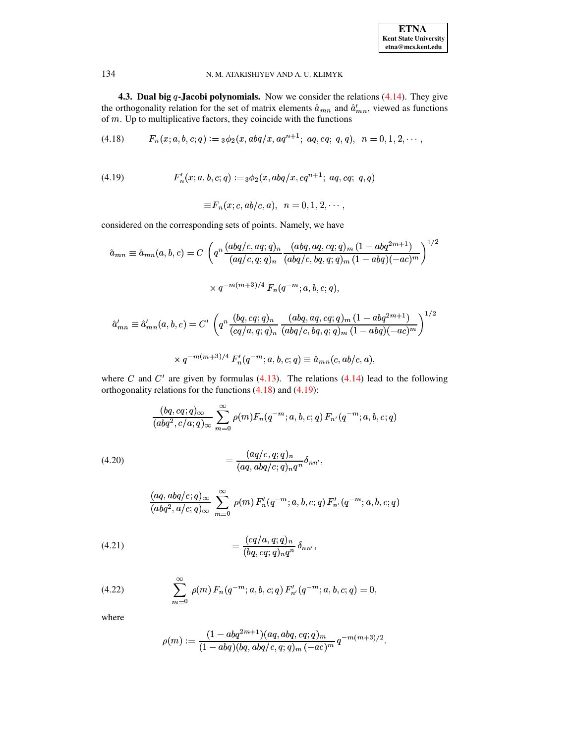**4.3. Dual big $q$-Jacobi polynomials.** Now we consider the relations (4.14). They give the orthogonality relation for the set of matrix elements $\hat{a}_{mn}$ and $\hat{a}'_{mn}$, viewed as functions of $m$. Up to multiplicative factors, they coincide with the functions

$$F_n(x; a, b, c; q) := {}_3\phi_2(x, abq/x, aq^{n+1};\ aq, cq;\ q, q), \quad n = 0, 1, 2, \cdots, \tag{4.18}$$

$$F'_n(x; a, b, c; q) := {}_3\phi_2(x, abq/x, cq^{n+1};\ aq, cq;\ q, q) \tag{4.19}$$

$$\equiv F_n(x; c, ab/c, a), \quad n = 0, 1, 2, \cdots,$$

considered on the corresponding sets of points. Namely, we have

$$\hat{a}_{mn} \equiv \hat{a}_{mn}(a, b, c) = C\ \left( q^n \frac{(abq/c, aq; q)_n}{(aq/c, q; q)_n} \frac{(abq, aq, cq; q)_m\, (1 - abq^{2m+1})}{(abq/c, bq, q; q)_m\, (1 - abq)(-ac)^m} \right)^{1/2}$$

$$\times\, q^{-m(m+3)/4}\, F_n(q^{-m}; a, b, c; q),$$

$$\hat{a}'_{mn} \equiv \hat{a}'_{mn}(a, b, c) = C'\ \left( q^n \frac{(bq, cq; q)_n}{(cq/a, q; q)_n} \frac{(abq, aq, cq; q)_m\, (1 - abq^{2m+1})}{(abq/c, bq, q; q)_m\, (1 - abq)(-ac)^m} \right)^{1/2}$$

$$\times\, q^{-m(m+3)/4}\, F'_n(q^{-m}; a, b, c; q) \equiv \hat{a}_{mn}(c, ab/c, a),$$

where $C$ and $C'$ are given by formulas (4.13). The relations (4.14) lead to the following orthogonality relations for the functions (4.18) and (4.19):

$$\frac{(bq, cq; q)_\infty}{(abq^2, c/a; q)_\infty} \sum_{m=0}^{\infty} \rho(m) F_n(q^{-m}; a, b, c; q)\, F_{n'}(q^{-m}; a, b, c; q)$$

$$= \frac{(aq/c, q; q)_n}{(aq, abq/c; q)_n q^n} \delta_{nn'}, \tag{4.20}$$

$$\frac{(aq, abq/c; q)_\infty}{(abq^2, a/c; q)_\infty} \sum_{m=0}^{\infty} \rho(m)\, F'_n(q^{-m}; a, b, c; q)\, F'_{n'}(q^{-m}; a, b, c; q)$$

$$= \frac{(cq/a, q; q)_n}{(bq, cq; q)_n q^n}\, \delta_{nn'}, \tag{4.21}$$

$$\sum_{m=0}^{\infty} \rho(m)\, F_n(q^{-m}; a, b, c; q)\, F'_{n'}(q^{-m}; a, b, c; q) = 0, \tag{4.22}$$

where

$$\rho(m) := \frac{(1 - abq^{2m+1})(aq, abq, cq; q)_m}{(1 - abq)(bq, abq/c, q; q)_m\, (-ac)^m}\, q^{-m(m+3)/2}.$$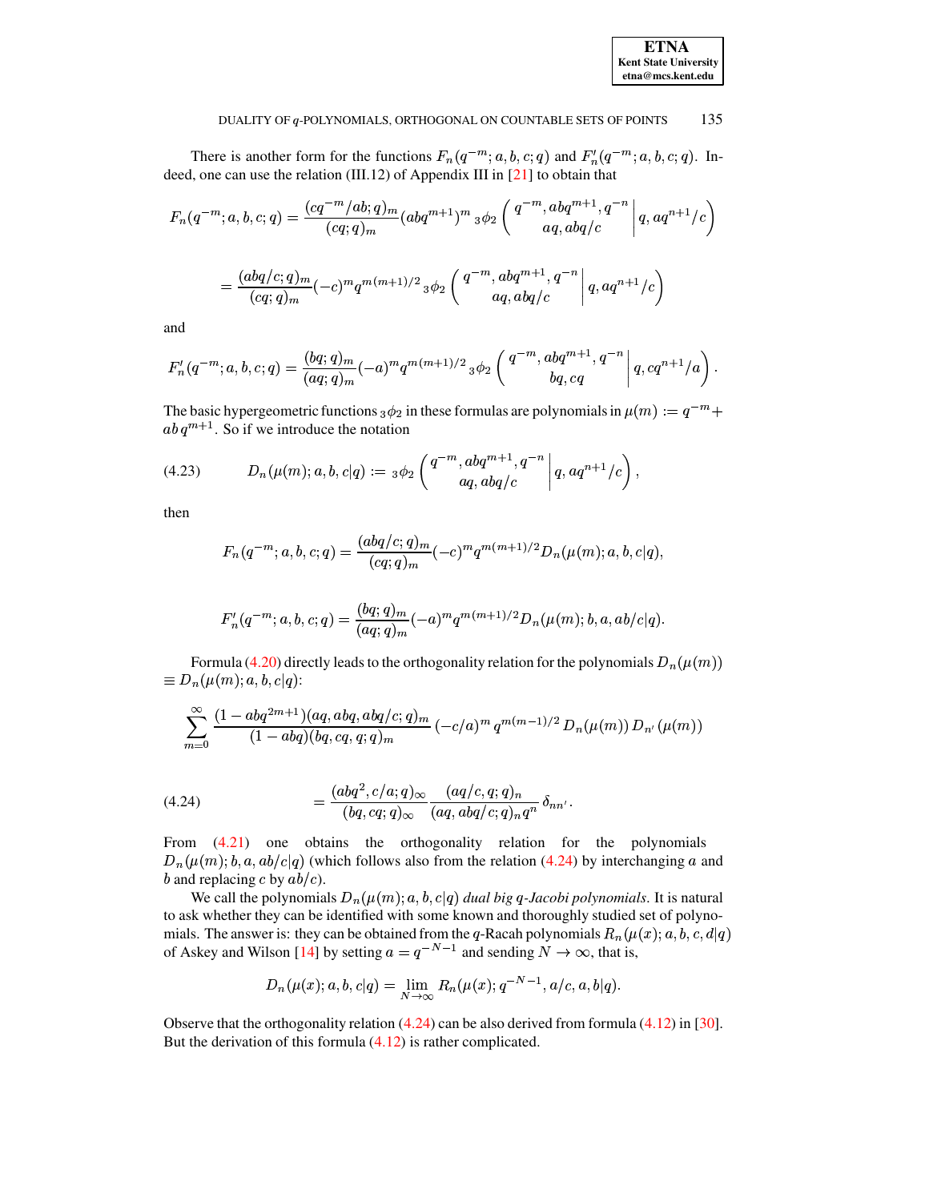There is another form for the functions $F_n(q^{-m}; a, b, c; q)$ and $F'_n(q^{-m}; a, b, c; q)$. Indeed, one can use the relation (III.12) of Appendix III in [21] to obtain that

$$F_n(q^{-m}; a, b, c; q) = \frac{(cq^{-m}/ab; q)_m}{(cq; q)_m}(abq^{m+1})^m \, {}_3\phi_2 \left( \left. \begin{matrix} q^{-m}, abq^{m+1}, q^{-n} \\ aq, abq/c \end{matrix} \right| q, aq^{n+1}/c \right)$$

$$= \frac{(abq/c; q)_m}{(cq; q)_m}(-c)^m q^{m(m+1)/2} \, {}_3\phi_2 \left( \left. \begin{matrix} q^{-m}, abq^{m+1}, q^{-n} \\ aq, abq/c \end{matrix} \right| q, aq^{n+1}/c \right)$$

and

$$F'_n(q^{-m}; a, b, c; q) = \frac{(bq; q)_m}{(aq; q)_m}(-a)^m q^{m(m+1)/2} \, {}_3\phi_2 \left( \left. \begin{matrix} q^{-m}, abq^{m+1}, q^{-n} \\ bq, cq \end{matrix} \right| q, cq^{n+1}/a \right).$$

The basic hypergeometric functions ${}_3\phi_2$ in these formulas are polynomials in $\mu(m) := q^{-m} + ab\, q^{m+1}$. So if we introduce the notation

$$D_n(\mu(m); a, b, c|q) := {}_3\phi_2 \left( \left. \begin{matrix} q^{-m}, abq^{m+1}, q^{-n} \\ aq, abq/c \end{matrix} \right| q, aq^{n+1}/c \right), \tag{4.23}$$

then

$$F_n(q^{-m}; a, b, c; q) = \frac{(abq/c; q)_m}{(cq; q)_m}(-c)^m q^{m(m+1)/2} D_n(\mu(m); a, b, c|q),$$

$$F'_n(q^{-m}; a, b, c; q) = \frac{(bq; q)_m}{(aq; q)_m}(-a)^m q^{m(m+1)/2} D_n(\mu(m); b, a, ab/c|q).$$

Formula (4.20) directly leads to the orthogonality relation for the polynomials $D_n(\mu(m)) \equiv D_n(\mu(m); a, b, c|q)$:

$$\sum_{m=0}^{\infty} \frac{(1-abq^{2m+1})(aq, abq, abq/c; q)_m}{(1-abq)(bq, cq, q; q)_m} (-c/a)^m \, q^{m(m-1)/2} \, D_n(\mu(m)) \, D_{n'}(\mu(m))$$

$$= \frac{(abq^2, c/a; q)_\infty}{(bq, cq; q)_\infty} \frac{(aq/c, q; q)_n}{(aq, abq/c; q)_n \, q^n} \, \delta_{nn'}. \tag{4.24}$$

From (4.21) one obtains the orthogonality relation for the polynomials $D_n(\mu(m); b, a, ab/c|q)$ (which follows also from the relation (4.24) by interchanging $a$ and $b$ and replacing $c$ by $ab/c$).

We call the polynomials $D_n(\mu(m); a, b, c|q)$ *dual big q-Jacobi polynomials*. It is natural to ask whether they can be identified with some known and thoroughly studied set of polynomials. The answer is: they can be obtained from the $q$-Racah polynomials $R_n(\mu(x); a, b, c, d|q)$ of Askey and Wilson [14] by setting $a = q^{-N-1}$ and sending $N \to \infty$, that is,

$$D_n(\mu(x); a, b, c|q) = \lim_{N\to\infty} R_n(\mu(x); q^{-N-1}, a/c, a, b|q).$$

Observe that the orthogonality relation (4.24) can be also derived from formula (4.12) in [30]. But the derivation of this formula (4.12) is rather complicated.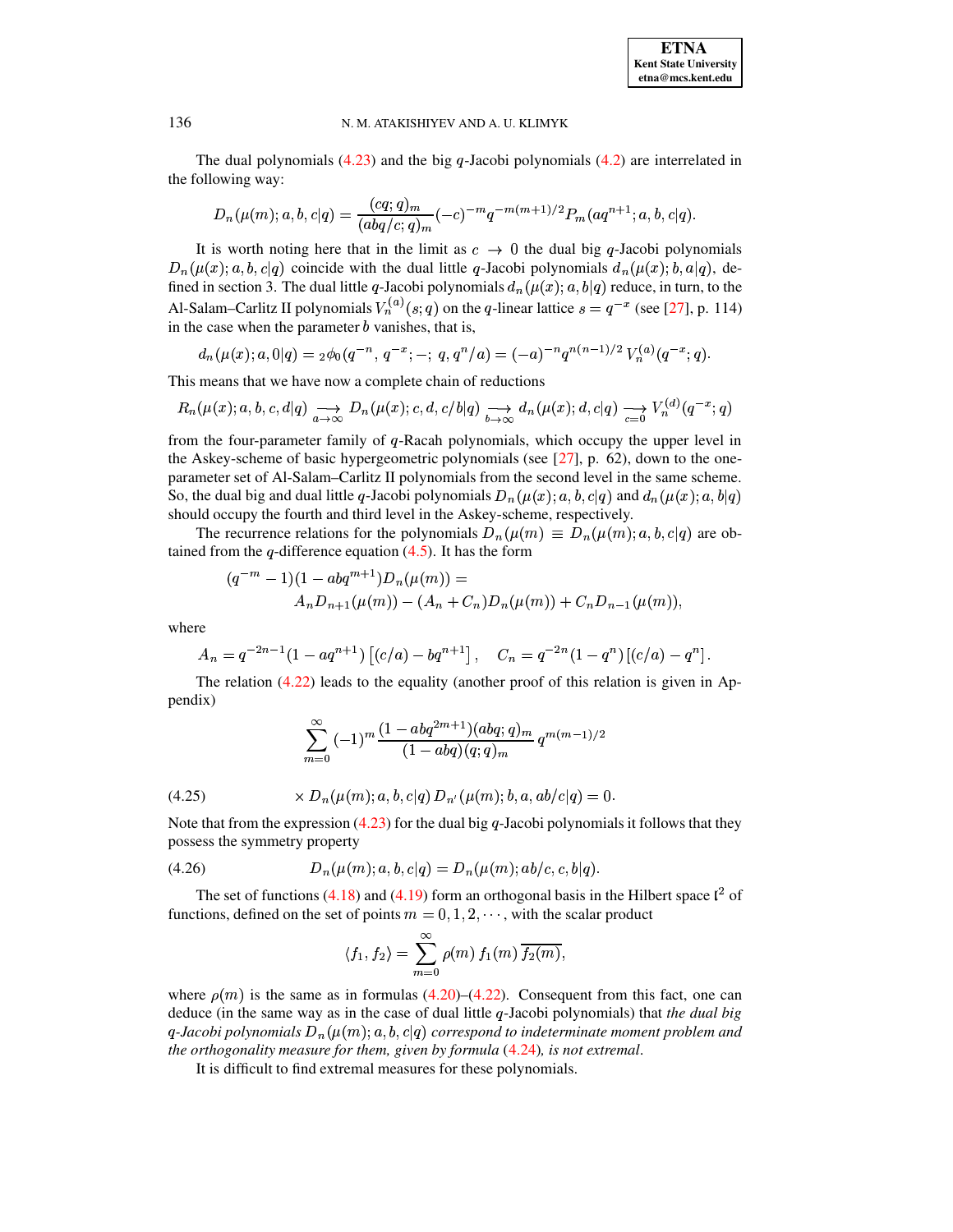The dual polynomials (4.23) and the big $q$-Jacobi polynomials (4.2) are interrelated in the following way:

$$D_n(\mu(m); a, b, c|q) = \frac{(cq;q)_m}{(abq/c;q)_m} (-c)^{-m} q^{-m(m+1)/2} P_m(aq^{n+1}; a, b, c|q).$$

It is worth noting here that in the limit as $c \to 0$ the dual big $q$-Jacobi polynomials $D_n(\mu(x); a, b, c|q)$ coincide with the dual little $q$-Jacobi polynomials $d_n(\mu(x); b, a|q)$, defined in section 3. The dual little $q$-Jacobi polynomials $d_n(\mu(x); a, b|q)$ reduce, in turn, to the Al-Salam–Carlitz II polynomials $V_n^{(a)}(s;q)$ on the $q$-linear lattice $s = q^{-x}$ (see [27], p. 114) in the case when the parameter $b$ vanishes, that is,

$$d_n(\mu(x); a, 0|q) = {}_2\phi_0(q^{-n}, q^{-x}; -; q, q^n/a) = (-a)^{-n} q^{n(n-1)/2} V_n^{(a)}(q^{-x}; q).$$

This means that we have now a complete chain of reductions

$$R_n(\mu(x); a, b, c, d|q) \underset{a\to\infty}{\longrightarrow} D_n(\mu(x); c, d, c/b|q) \underset{b\to\infty}{\longrightarrow} d_n(\mu(x); d, c|q) \underset{c=0}{\longrightarrow} V_n^{(d)}(q^{-x}; q)$$

from the four-parameter family of $q$-Racah polynomials, which occupy the upper level in the Askey-scheme of basic hypergeometric polynomials (see [27], p. 62), down to the one-parameter set of Al-Salam–Carlitz II polynomials from the second level in the same scheme. So, the dual big and dual little $q$-Jacobi polynomials $D_n(\mu(x); a, b, c|q)$ and $d_n(\mu(x); a, b|q)$ should occupy the fourth and third level in the Askey-scheme, respectively.

The recurrence relations for the polynomials $D_n(\mu(m) \equiv D_n(\mu(m); a, b, c|q)$ are obtained from the $q$-difference equation (4.5). It has the form

$$\begin{aligned}(q^{-m}-1)(1-abq^{m+1})D_n(\mu(m)) = \\ A_n D_{n+1}(\mu(m)) - (A_n + C_n)D_n(\mu(m)) + C_n D_{n-1}(\mu(m)),\end{aligned}$$

where

$$A_n = q^{-2n-1}(1-aq^{n+1})\left[(c/a) - bq^{n+1}\right], \quad C_n = q^{-2n}(1-q^n)\left[(c/a) - q^n\right].$$

The relation (4.22) leads to the equality (another proof of this relation is given in Appendix)

$$\sum_{m=0}^{\infty} (-1)^m \frac{(1-abq^{2m+1})(abq;q)_m}{(1-abq)(q;q)_m} q^{m(m-1)/2}$$

$$\times D_n(\mu(m); a, b, c|q)\, D_{n'}(\mu(m); b, a, ab/c|q) = 0. \tag{4.25}$$

Note that from the expression (4.23) for the dual big $q$-Jacobi polynomials it follows that they possess the symmetry property

$$D_n(\mu(m); a, b, c|q) = D_n(\mu(m); ab/c, c, b|q). \tag{4.26}$$

The set of functions (4.18) and (4.19) form an orthogonal basis in the Hilbert space $\mathfrak{l}^2$ of functions, defined on the set of points $m = 0, 1, 2, \cdots$, with the scalar product

$$\langle f_1, f_2 \rangle = \sum_{m=0}^{\infty} \rho(m)\, f_1(m)\, \overline{f_2(m)},$$

where $\rho(m)$ is the same as in formulas (4.20)–(4.22). Consequent from this fact, one can deduce (in the same way as in the case of dual little $q$-Jacobi polynomials) that *the dual big $q$-Jacobi polynomials $D_n(\mu(m); a, b, c|q)$ correspond to indeterminate moment problem and the orthogonality measure for them, given by formula (4.24), is not extremal.*

It is difficult to find extremal measures for these polynomials.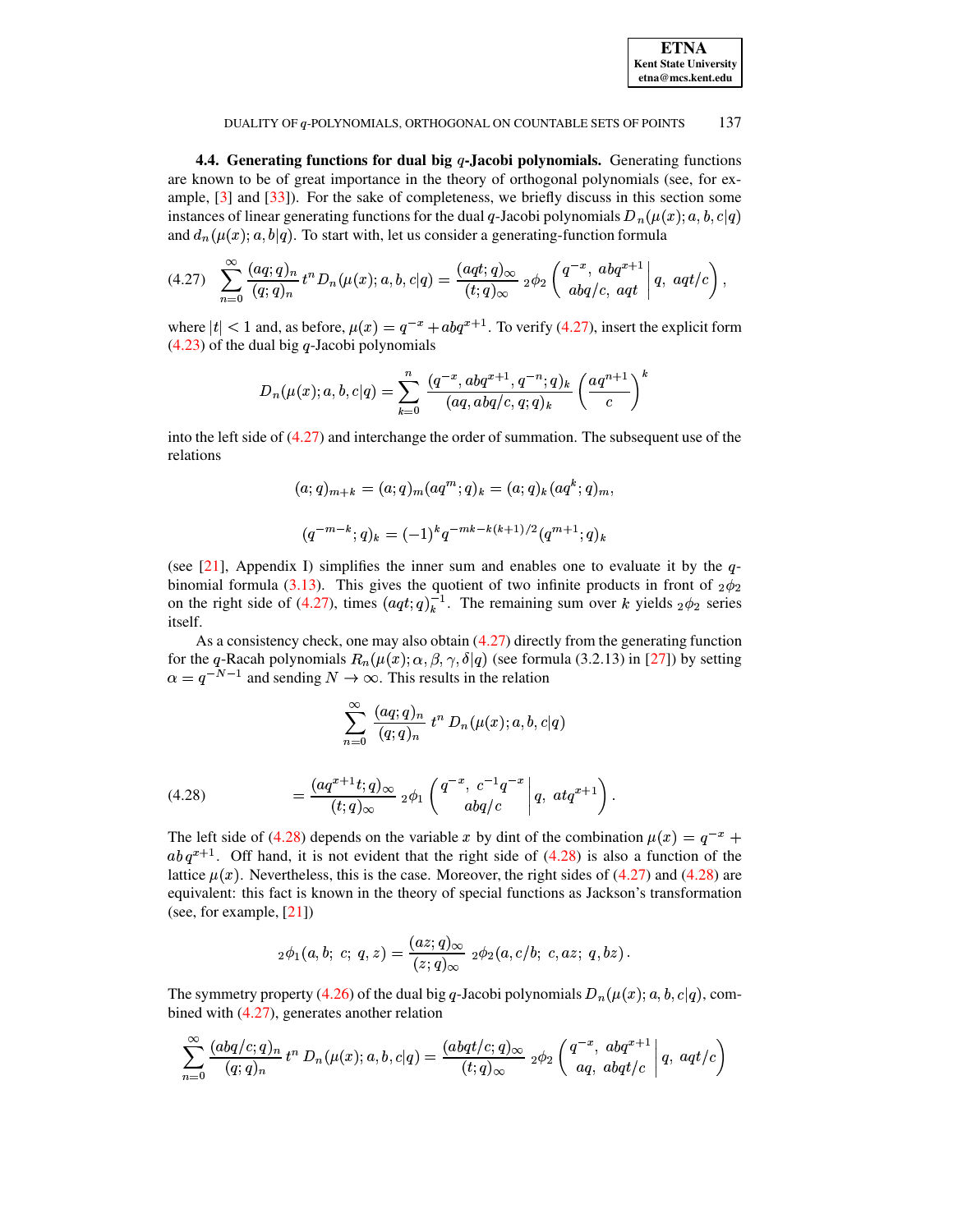**4.4. Generating functions for dual big $q$-Jacobi polynomials.** Generating functions are known to be of great importance in the theory of orthogonal polynomials (see, for example, [3] and [33]). For the sake of completeness, we briefly discuss in this section some instances of linear generating functions for the dual $q$-Jacobi polynomials $D_n(\mu(x); a, b, c|q)$ and $d_n(\mu(x); a, b|q)$. To start with, let us consider a generating-function formula

$$
\sum_{n=0}^{\infty} \frac{(aq;q)_n}{(q;q)_n} t^n D_n(\mu(x); a, b, c|q) = \frac{(aqt;q)_\infty}{(t;q)_\infty} \, {}_2\phi_2 \left( \left. \begin{matrix} q^{-x}, \; abq^{x+1} \\ abq/c, \; aqt \end{matrix} \right| q, \; aqt/c \right), \tag{4.27}
$$

where $|t| < 1$ and, as before, $\mu(x) = q^{-x} + abq^{x+1}$. To verify (4.27), insert the explicit form (4.23) of the dual big $q$-Jacobi polynomials

$$
D_n(\mu(x); a, b, c|q) = \sum_{k=0}^{n} \frac{(q^{-x}, abq^{x+1}, q^{-n}; q)_k}{(aq, abq/c, q; q)_k} \left( \frac{aq^{n+1}}{c} \right)^k
$$

into the left side of (4.27) and interchange the order of summation. The subsequent use of the relations

$$
(a;q)_{m+k} = (a;q)_m (aq^m;q)_k = (a;q)_k (aq^k;q)_m,
$$

$$
(q^{-m-k};q)_k = (-1)^k q^{-mk-k(k+1)/2} (q^{m+1};q)_k
$$

(see [21], Appendix I) simplifies the inner sum and enables one to evaluate it by the $q$-binomial formula (3.13). This gives the quotient of two infinite products in front of ${}_2\phi_2$ on the right side of (4.27), times $(aqt;q)_k^{-1}$. The remaining sum over $k$ yields ${}_2\phi_2$ series itself.

As a consistency check, one may also obtain (4.27) directly from the generating function for the $q$-Racah polynomials $R_n(\mu(x); \alpha, \beta, \gamma, \delta|q)$ (see formula (3.2.13) in [27]) by setting $\alpha = q^{-N-1}$ and sending $N \to \infty$. This results in the relation

$$
\sum_{n=0}^{\infty} \frac{(aq;q)_n}{(q;q)_n} \, t^n \, D_n(\mu(x); a, b, c|q)
$$

$$
= \frac{(aq^{x+1}t;q)_\infty}{(t;q)_\infty} \, {}_2\phi_1 \left( \left. \begin{matrix} q^{-x}, \; c^{-1}q^{-x} \\ abq/c \end{matrix} \right| q, \; atq^{x+1} \right). \tag{4.28}
$$

The left side of (4.28) depends on the variable $x$ by dint of the combination $\mu(x) = q^{-x} + ab\,q^{x+1}$. Off hand, it is not evident that the right side of (4.28) is also a function of the lattice $\mu(x)$. Nevertheless, this is the case. Moreover, the right sides of (4.27) and (4.28) are equivalent: this fact is known in the theory of special functions as Jackson's transformation (see, for example, [21])

$$
{}_2\phi_1(a, b; \; c; \; q, z) = \frac{(az;q)_\infty}{(z;q)_\infty} \, {}_2\phi_2(a, c/b; \; c, az; \; q, bz) \, .
$$

The symmetry property (4.26) of the dual big $q$-Jacobi polynomials $D_n(\mu(x); a, b, c|q)$, combined with (4.27), generates another relation

$$
\sum_{n=0}^{\infty} \frac{(abq/c;q)_n}{(q;q)_n} \, t^n \, D_n(\mu(x); a, b, c|q) = \frac{(abqt/c;q)_\infty}{(t;q)_\infty} \, {}_2\phi_2 \left( \left. \begin{matrix} q^{-x}, \; abq^{x+1} \\ aq, \; abqt/c \end{matrix} \right| q, \; aqt/c \right)
$$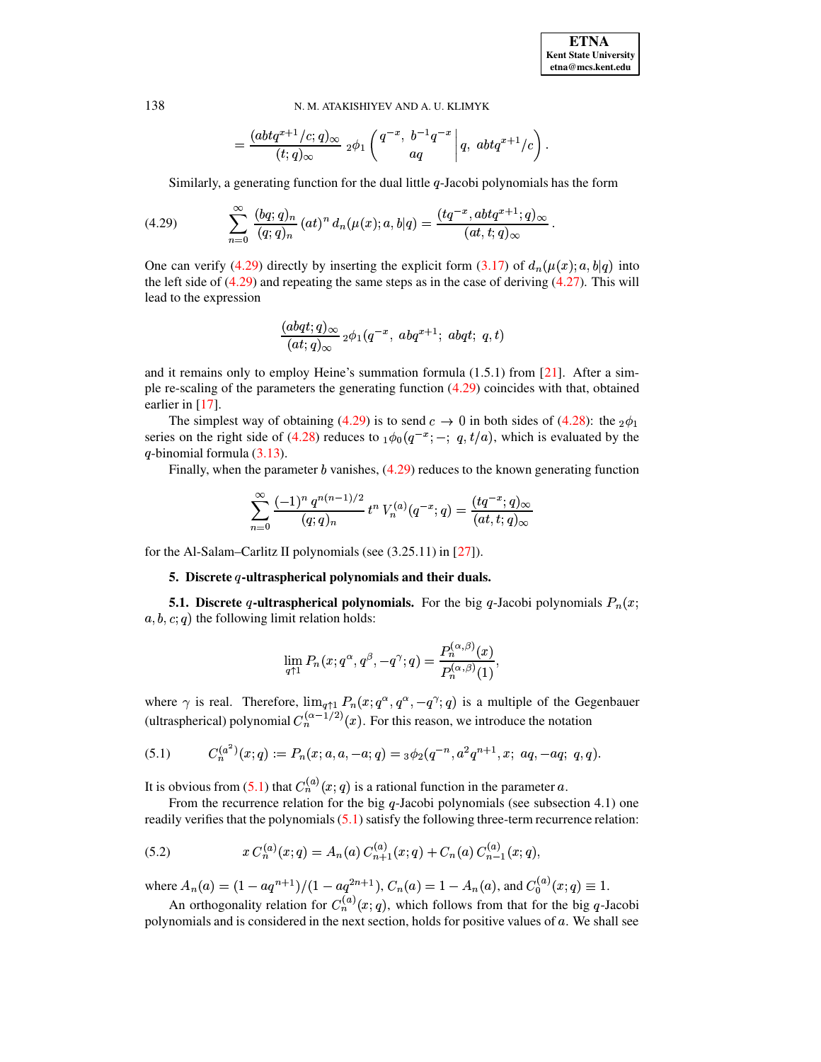$$= \frac{(abtq^{x+1}/c;q)_\infty}{(t;q)_\infty}\, {}_2\phi_1\left(\begin{matrix} q^{-x},\ b^{-1}q^{-x} \\ aq \end{matrix} \,\middle|\, q,\ abtq^{x+1}/c\right).$$

Similarly, a generating function for the dual little $q$-Jacobi polynomials has the form

$$\sum_{n=0}^{\infty} \frac{(bq;q)_n}{(q;q)_n}\,(at)^n\, d_n(\mu(x);a,b|q) = \frac{(tq^{-x}, abtq^{x+1};q)_\infty}{(at,t;q)_\infty}. \tag{4.29}$$

One can verify (4.29) directly by inserting the explicit form (3.17) of $d_n(\mu(x);a,b|q)$ into the left side of (4.29) and repeating the same steps as in the case of deriving (4.27). This will lead to the expression

$$\frac{(abqt;q)_\infty}{(at;q)_\infty}\, {}_2\phi_1(q^{-x},\ abq^{x+1};\ abqt;\ q,t)$$

and it remains only to employ Heine's summation formula (1.5.1) from [21]. After a simple re-scaling of the parameters the generating function (4.29) coincides with that, obtained earlier in [17].

The simplest way of obtaining (4.29) is to send $c \to 0$ in both sides of (4.28): the ${}_2\phi_1$ series on the right side of (4.28) reduces to ${}_1\phi_0(q^{-x};-;\ q,t/a)$, which is evaluated by the $q$-binomial formula (3.13).

Finally, when the parameter $b$ vanishes, (4.29) reduces to the known generating function

$$\sum_{n=0}^{\infty} \frac{(-1)^n\, q^{n(n-1)/2}}{(q;q)_n}\, t^n\, V_n^{(a)}(q^{-x};q) = \frac{(tq^{-x};q)_\infty}{(at,t;q)_\infty}$$

for the Al-Salam–Carlitz II polynomials (see (3.25.11) in [27]).

## 5. Discrete $q$-ultraspherical polynomials and their duals.

**5.1. Discrete $q$-ultraspherical polynomials.** For the big $q$-Jacobi polynomials $P_n(x;a,b,c;q)$ the following limit relation holds:

$$\lim_{q\uparrow 1} P_n(x;q^\alpha,q^\beta,-q^\gamma;q) = \frac{P_n^{(\alpha,\beta)}(x)}{P_n^{(\alpha,\beta)}(1)},$$

where $\gamma$ is real. Therefore, $\lim_{q\uparrow 1} P_n(x;q^\alpha,q^\alpha,-q^\gamma;q)$ is a multiple of the Gegenbauer (ultraspherical) polynomial $C_n^{(\alpha-1/2)}(x)$. For this reason, we introduce the notation

$$C_n^{(a^2)}(x;q) := P_n(x;a,a,-a;q) = {}_3\phi_2(q^{-n}, a^2q^{n+1}, x;\ aq, -aq;\ q,q). \tag{5.1}$$

It is obvious from (5.1) that $C_n^{(a)}(x;q)$ is a rational function in the parameter $a$.

From the recurrence relation for the big $q$-Jacobi polynomials (see subsection 4.1) one readily verifies that the polynomials (5.1) satisfy the following three-term recurrence relation:

$$x\, C_n^{(a)}(x;q) = A_n(a)\, C_{n+1}^{(a)}(x;q) + C_n(a)\, C_{n-1}^{(a)}(x;q), \tag{5.2}$$

where $A_n(a) = (1-aq^{n+1})/(1-aq^{2n+1})$, $C_n(a) = 1 - A_n(a)$, and $C_0^{(a)}(x;q) \equiv 1$.

An orthogonality relation for $C_n^{(a)}(x;q)$, which follows from that for the big $q$-Jacobi polynomials and is considered in the next section, holds for positive values of $a$. We shall see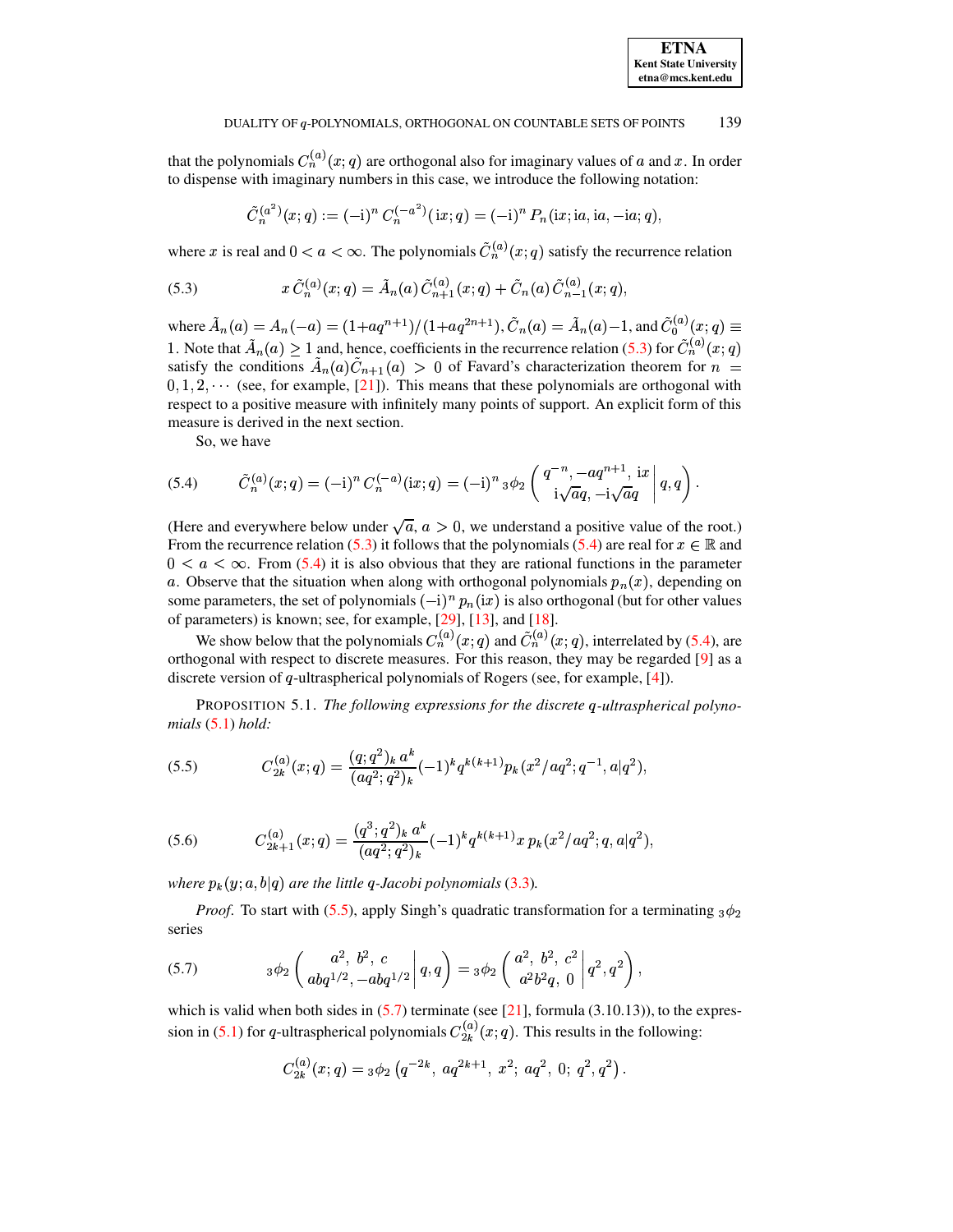that the polynomials $C_n^{(a)}(x;q)$ are orthogonal also for imaginary values of $a$ and $x$. In order to dispense with imaginary numbers in this case, we introduce the following notation:

$$\tilde{C}_n^{(a^2)}(x;q) := (-\mathrm{i})^n\, C_n^{(-a^2)}(\mathrm{i}x;q) = (-\mathrm{i})^n\, P_n(\mathrm{i}x;\mathrm{i}a,\mathrm{i}a,-\mathrm{i}a;q),$$

where $x$ is real and $0 < a < \infty$. The polynomials $\tilde{C}_n^{(a)}(x;q)$ satisfy the recurrence relation

$$x\,\tilde{C}_n^{(a)}(x;q) = \tilde{A}_n(a)\,\tilde{C}_{n+1}^{(a)}(x;q) + \tilde{C}_n(a)\,\tilde{C}_{n-1}^{(a)}(x;q), \tag{5.3}$$

where $\tilde{A}_n(a) = A_n(-a) = (1+aq^{n+1})/(1+aq^{2n+1})$, $\tilde{C}_n(a) = \tilde{A}_n(a)-1$, and $\tilde{C}_0^{(a)}(x;q) \equiv 1$. Note that $\tilde{A}_n(a) \geq 1$ and, hence, coefficients in the recurrence relation (5.3) for $\tilde{C}_n^{(a)}(x;q)$ satisfy the conditions $\tilde{A}_n(a)\tilde{C}_{n+1}(a) > 0$ of Favard's characterization theorem for $n = 0,1,2,\cdots$ (see, for example, [21]). This means that these polynomials are orthogonal with respect to a positive measure with infinitely many points of support. An explicit form of this measure is derived in the next section.

So, we have

$$\tilde{C}_n^{(a)}(x;q) = (-\mathrm{i})^n\, C_n^{(-a)}(\mathrm{i}x;q) = (-\mathrm{i})^n\, {}_3\phi_2\left(\left.\begin{matrix} q^{-n}, -aq^{n+1}, \mathrm{i}x \\ \mathrm{i}\sqrt{a}q, -\mathrm{i}\sqrt{a}q \end{matrix}\right| q,q\right). \tag{5.4}$$

(Here and everywhere below under $\sqrt{a}$, $a>0$, we understand a positive value of the root.) From the recurrence relation (5.3) it follows that the polynomials (5.4) are real for $x \in \mathbb{R}$ and $0 < a < \infty$. From (5.4) it is also obvious that they are rational functions in the parameter $a$. Observe that the situation when along with orthogonal polynomials $p_n(x)$, depending on some parameters, the set of polynomials $(-\mathrm{i})^n\, p_n(\mathrm{i}x)$ is also orthogonal (but for other values of parameters) is known; see, for example, [29], [13], and [18].

We show below that the polynomials $C_n^{(a)}(x;q)$ and $\tilde{C}_n^{(a)}(x;q)$, interrelated by (5.4), are orthogonal with respect to discrete measures. For this reason, they may be regarded [9] as a discrete version of $q$-ultraspherical polynomials of Rogers (see, for example, [4]).

PROPOSITION 5.1. *The following expressions for the discrete $q$-ultraspherical polynomials (5.1) hold:*

$$C_{2k}^{(a)}(x;q) = \frac{(q;q^2)_k\, a^k}{(aq^2;q^2)_k}(-1)^k q^{k(k+1)} p_k(x^2/aq^2;q^{-1},a|q^2), \tag{5.5}$$

$$C_{2k+1}^{(a)}(x;q) = \frac{(q^3;q^2)_k\, a^k}{(aq^2;q^2)_k}(-1)^k q^{k(k+1)} x\, p_k(x^2/aq^2;q,a|q^2), \tag{5.6}$$

*where $p_k(y;a,b|q)$ are the little $q$-Jacobi polynomials (3.3).*

*Proof.* To start with (5.5), apply Singh's quadratic transformation for a terminating ${}_3\phi_2$ series

$${}_3\phi_2\left(\left.\begin{matrix} a^2,\ b^2,\ c \\ abq^{1/2}, -abq^{1/2} \end{matrix}\right| q,q\right) = {}_3\phi_2\left(\left.\begin{matrix} a^2,\ b^2,\ c^2 \\ a^2b^2q,\ 0 \end{matrix}\right| q^2,q^2\right), \tag{5.7}$$

which is valid when both sides in (5.7) terminate (see [21], formula (3.10.13)), to the expression in (5.1) for $q$-ultraspherical polynomials $C_{2k}^{(a)}(x;q)$. This results in the following:

$$C_{2k}^{(a)}(x;q) = {}_3\phi_2\left(q^{-2k},\ aq^{2k+1},\ x^2;\ aq^2,\ 0;\ q^2,q^2\right).$$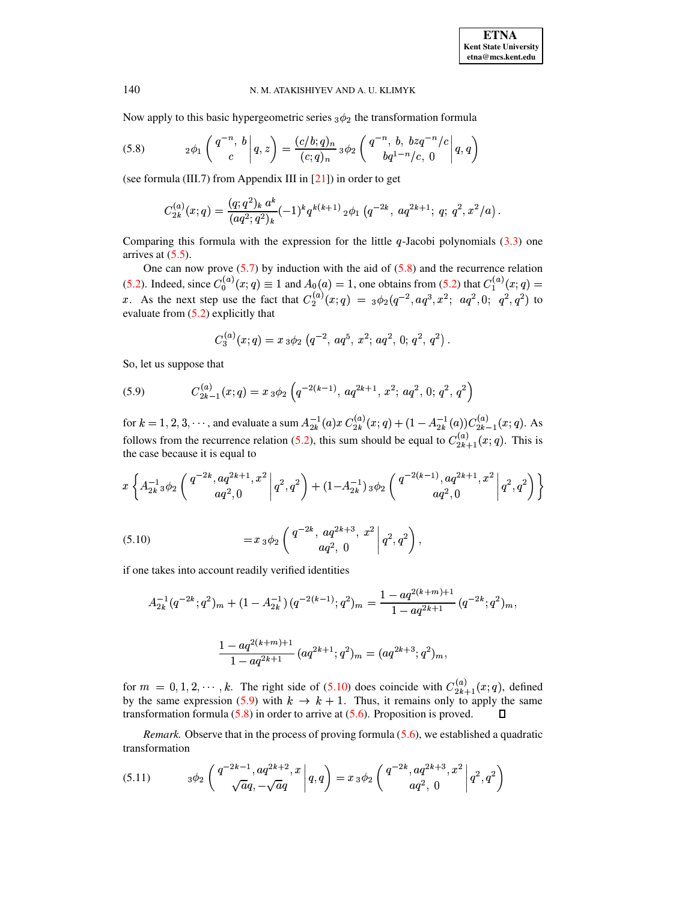Now apply to this basic hypergeometric series ${}_3\phi_2$ the transformation formula

$$
{}_2\phi_1\left(\begin{matrix} q^{-n},\ b \\ c \end{matrix}\,\middle|\, q, z\right) = \frac{(c/b;q)_n}{(c;q)_n}\, {}_3\phi_2\left(\begin{matrix} q^{-n},\ b,\ bzq^{-n}/c \\ bq^{1-n}/c,\ 0 \end{matrix}\,\middle|\, q, q\right) \tag{5.8}
$$

(see formula (III.7) from Appendix III in [21]) in order to get

$$
C_{2k}^{(a)}(x;q) = \frac{(q;q^2)_k\, a^k}{(aq^2;q^2)_k}(-1)^k q^{k(k+1)}\, {}_2\phi_1\left(q^{-2k},\ aq^{2k+1};\ q;\ q^2, x^2/a\right).
$$

Comparing this formula with the expression for the little $q$-Jacobi polynomials (3.3) one arrives at (5.5).

One can now prove (5.7) by induction with the aid of (5.8) and the recurrence relation (5.2). Indeed, since $C_0^{(a)}(x;q) \equiv 1$ and $A_0(a) = 1$, one obtains from (5.2) that $C_1^{(a)}(x;q) = x$. As the next step use the fact that $C_2^{(a)}(x;q) = {}_3\phi_2(q^{-2}, aq^3, x^2;\ aq^2, 0;\ q^2, q^2)$ to evaluate from (5.2) explicitly that

$$
C_3^{(a)}(x;q) = x\, {}_3\phi_2\left(q^{-2},\ aq^5,\ x^2;\ aq^2,\ 0;\ q^2,\ q^2\right).
$$

So, let us suppose that

$$
C_{2k-1}^{(a)}(x;q) = x\, {}_3\phi_2\left(q^{-2(k-1)},\ aq^{2k+1},\ x^2;\ aq^2,\ 0;\ q^2,\ q^2\right) \tag{5.9}
$$

for $k = 1, 2, 3, \cdots$, and evaluate a sum $A_{2k}^{-1}(a)x\, C_{2k}^{(a)}(x;q) + (1 - A_{2k}^{-1}(a))C_{2k-1}^{(a)}(x;q)$. As follows from the recurrence relation (5.2), this sum should be equal to $C_{2k+1}^{(a)}(x;q)$. This is the case because it is equal to

$$
x\left\{A_{2k}^{-1}\, {}_3\phi_2\left(\begin{matrix} q^{-2k}, aq^{2k+1}, x^2 \\ aq^2, 0 \end{matrix}\,\middle|\, q^2, q^2\right) + (1 - A_{2k}^{-1})\, {}_3\phi_2\left(\begin{matrix} q^{-2(k-1)}, aq^{2k+1}, x^2 \\ aq^2, 0 \end{matrix}\,\middle|\, q^2, q^2\right)\right\}
$$

$$
= x\, {}_3\phi_2\left(\begin{matrix} q^{-2k},\ aq^{2k+3},\ x^2 \\ aq^2,\ 0 \end{matrix}\,\middle|\, q^2, q^2\right), \tag{5.10}
$$

if one takes into account readily verified identities

$$
A_{2k}^{-1}(q^{-2k};q^2)_m + (1 - A_{2k}^{-1})\,(q^{-2(k-1)};q^2)_m = \frac{1 - aq^{2(k+m)+1}}{1 - aq^{2k+1}}\,(q^{-2k};q^2)_m,
$$

$$
\frac{1 - aq^{2(k+m)+1}}{1 - aq^{2k+1}}\,(aq^{2k+1};q^2)_m = (aq^{2k+3};q^2)_m,
$$

for $m = 0, 1, 2, \cdots, k$. The right side of (5.10) does coincide with $C_{2k+1}^{(a)}(x;q)$, defined by the same expression (5.9) with $k \to k+1$. Thus, it remains only to apply the same transformation formula (5.8) in order to arrive at (5.6). Proposition is proved. ☐

*Remark.* Observe that in the process of proving formula (5.6), we established a quadratic transformation

$$
{}_3\phi_2\left(\begin{matrix} q^{-2k-1}, aq^{2k+2}, x \\ \sqrt{a}q, -\sqrt{a}q \end{matrix}\,\middle|\, q, q\right) = x\, {}_3\phi_2\left(\begin{matrix} q^{-2k}, aq^{2k+3}, x^2 \\ aq^2,\ 0 \end{matrix}\,\middle|\, q^2, q^2\right) \tag{5.11}
$$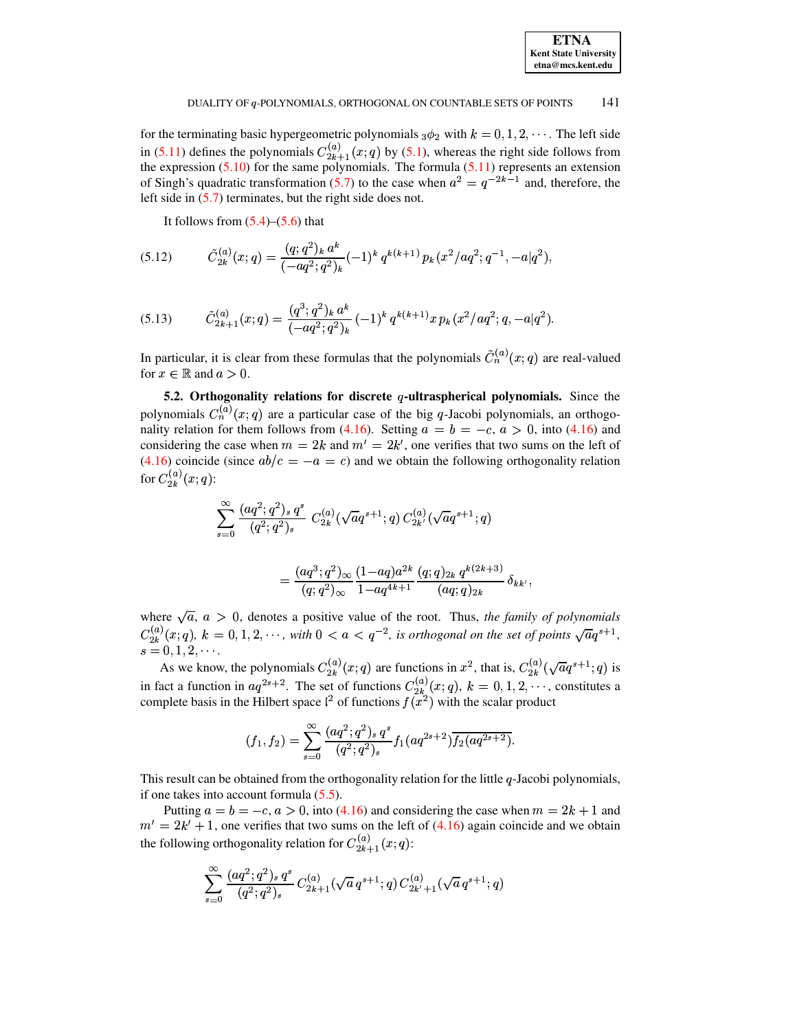for the terminating basic hypergeometric polynomials ${}_3\phi_2$ with $k = 0, 1, 2, \cdots$. The left side in (5.11) defines the polynomials $C^{(a)}_{2k+1}(x;q)$ by (5.1), whereas the right side follows from the expression (5.10) for the same polynomials. The formula (5.11) represents an extension of Singh's quadratic transformation (5.7) to the case when $a^2 = q^{-2k-1}$ and, therefore, the left side in (5.7) terminates, but the right side does not.

It follows from (5.4)–(5.6) that

$$\tilde{C}^{(a)}_{2k}(x;q) = \frac{(q;q^2)_k\, a^k}{(-aq^2;q^2)_k}(-1)^k\, q^{k(k+1)}\, p_k(x^2/aq^2; q^{-1}, -a|q^2), \tag{5.12}$$

$$\tilde{C}^{(a)}_{2k+1}(x;q) = \frac{(q^3;q^2)_k\, a^k}{(-aq^2;q^2)_k}\,(-1)^k\, q^{k(k+1)}\, x\, p_k(x^2/aq^2; q, -a|q^2). \tag{5.13}$$

In particular, it is clear from these formulas that the polynomials $\tilde{C}^{(a)}_n(x;q)$ are real-valued for $x \in \mathbb{R}$ and $a > 0$.

**5.2. Orthogonality relations for discrete $q$-ultraspherical polynomials.** Since the polynomials $C^{(a)}_n(x;q)$ are a particular case of the big $q$-Jacobi polynomials, an orthogonality relation for them follows from (4.16). Setting $a = b = -c$, $a > 0$, into (4.16) and considering the case when $m = 2k$ and $m' = 2k'$, one verifies that two sums on the left of (4.16) coincide (since $ab/c = -a = c$) and we obtain the following orthogonality relation for $C^{(a)}_{2k}(x;q)$:

$$\sum_{s=0}^{\infty} \frac{(aq^2;q^2)_s\, q^s}{(q^2;q^2)_s}\; C^{(a)}_{2k}(\sqrt{a}q^{s+1};q)\, C^{(a)}_{2k'}(\sqrt{a}q^{s+1};q)$$

$$= \frac{(aq^3;q^2)_\infty}{(q;q^2)_\infty}\,\frac{(1-aq)a^{2k}}{1-aq^{4k+1}}\,\frac{(q;q)_{2k}\, q^{k(2k+3)}}{(aq;q)_{2k}}\,\delta_{kk'},$$

where $\sqrt{a}$, $a > 0$, denotes a positive value of the root. Thus, *the family of polynomials* $C^{(a)}_{2k}(x;q)$*,* $k = 0, 1, 2, \cdots$*, with* $0 < a < q^{-2}$*, is orthogonal on the set of points* $\sqrt{a}q^{s+1}$*,* $s = 0, 1, 2, \cdots$.

As we know, the polynomials $C^{(a)}_{2k}(x;q)$ are functions in $x^2$, that is, $C^{(a)}_{2k}(\sqrt{a}q^{s+1};q)$ is in fact a function in $aq^{2s+2}$. The set of functions $C^{(a)}_{2k}(x;q)$, $k = 0, 1, 2, \cdots$, constitutes a complete basis in the Hilbert space $\mathfrak{l}^2$ of functions $f(x^2)$ with the scalar product

$$(f_1, f_2) = \sum_{s=0}^{\infty} \frac{(aq^2;q^2)_s\, q^s}{(q^2;q^2)_s} f_1(aq^{2s+2})\overline{f_2(aq^{2s+2})}.$$

This result can be obtained from the orthogonality relation for the little $q$-Jacobi polynomials, if one takes into account formula (5.5).

Putting $a = b = -c$, $a > 0$, into (4.16) and considering the case when $m = 2k+1$ and $m' = 2k'+1$, one verifies that two sums on the left of (4.16) again coincide and we obtain the following orthogonality relation for $C^{(a)}_{2k+1}(x;q)$:

$$\sum_{s=0}^{\infty} \frac{(aq^2;q^2)_s\, q^s}{(q^2;q^2)_s}\, C^{(a)}_{2k+1}(\sqrt{a}\, q^{s+1};q)\, C^{(a)}_{2k'+1}(\sqrt{a}\, q^{s+1};q)$$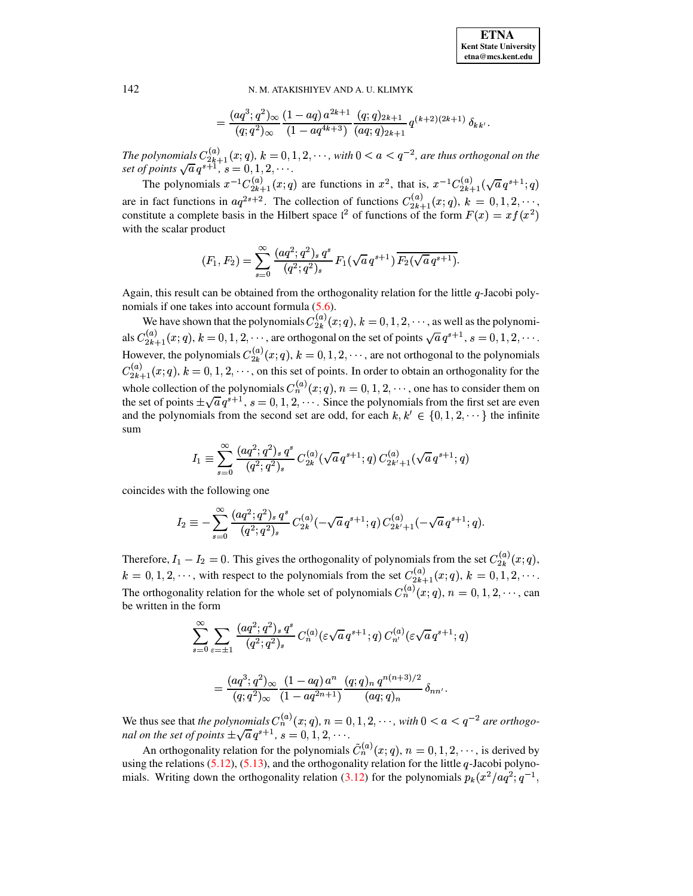$$= \frac{(aq^3;q^2)_\infty}{(q;q^2)_\infty} \frac{(1-aq)\,a^{2k+1}}{(1-aq^{4k+3})} \frac{(q;q)_{2k+1}}{(aq;q)_{2k+1}} q^{(k+2)(2k+1)}\,\delta_{kk'}.$$

*The polynomials $C^{(a)}_{2k+1}(x;q)$, $k=0,1,2,\cdots$, with $0<a<q^{-2}$, are thus orthogonal on the set of points $\sqrt{a}\,q^{s+1}$, $s=0,1,2,\cdots$.*

The polynomials $x^{-1}C^{(a)}_{2k+1}(x;q)$ are functions in $x^2$, that is, $x^{-1}C^{(a)}_{2k+1}(\sqrt{a}\,q^{s+1};q)$ are in fact functions in $aq^{2s+2}$. The collection of functions $C^{(a)}_{2k+1}(x;q)$, $k=0,1,2,\cdots$, constitute a complete basis in the Hilbert space $\mathfrak{l}^2$ of functions of the form $F(x)=xf(x^2)$ with the scalar product

$$(F_1,F_2)=\sum_{s=0}^{\infty}\frac{(aq^2;q^2)_s\,q^s}{(q^2;q^2)_s}\,F_1(\sqrt{a}\,q^{s+1})\,\overline{F_2(\sqrt{a}\,q^{s+1})}.$$

Again, this result can be obtained from the orthogonality relation for the little $q$-Jacobi polynomials if one takes into account formula (5.6).

We have shown that the polynomials $C^{(a)}_{2k}(x;q)$, $k=0,1,2,\cdots$, as well as the polynomials $C^{(a)}_{2k+1}(x;q)$, $k=0,1,2,\cdots$, are orthogonal on the set of points $\sqrt{a}\,q^{s+1}$, $s=0,1,2,\cdots$. However, the polynomials $C^{(a)}_{2k}(x;q)$, $k=0,1,2,\cdots$, are not orthogonal to the polynomials $C^{(a)}_{2k+1}(x;q)$, $k=0,1,2,\cdots$, on this set of points. In order to obtain an orthogonality for the whole collection of the polynomials $C^{(a)}_n(x;q)$, $n=0,1,2,\cdots$, one has to consider them on the set of points $\pm\sqrt{a}\,q^{s+1}$, $s=0,1,2,\cdots$. Since the polynomials from the first set are even and the polynomials from the second set are odd, for each $k,k'\in\{0,1,2,\cdots\}$ the infinite sum

$$I_1\equiv\sum_{s=0}^{\infty}\frac{(aq^2;q^2)_s\,q^s}{(q^2;q^2)_s}\,C^{(a)}_{2k}(\sqrt{a}\,q^{s+1};q)\,C^{(a)}_{2k'+1}(\sqrt{a}\,q^{s+1};q)$$

coincides with the following one

$$I_2\equiv-\sum_{s=0}^{\infty}\frac{(aq^2;q^2)_s\,q^s}{(q^2;q^2)_s}\,C^{(a)}_{2k}(-\sqrt{a}\,q^{s+1};q)\,C^{(a)}_{2k'+1}(-\sqrt{a}\,q^{s+1};q).$$

Therefore, $I_1-I_2=0$. This gives the orthogonality of polynomials from the set $C^{(a)}_{2k}(x;q)$, $k=0,1,2,\cdots$, with respect to the polynomials from the set $C^{(a)}_{2k+1}(x;q)$, $k=0,1,2,\cdots$. The orthogonality relation for the whole set of polynomials $C^{(a)}_n(x;q)$, $n=0,1,2,\cdots$, can be written in the form

$$\sum_{s=0}^{\infty}\sum_{\varepsilon=\pm1}\frac{(aq^2;q^2)_s\,q^s}{(q^2;q^2)_s}\,C^{(a)}_n(\varepsilon\sqrt{a}\,q^{s+1};q)\,C^{(a)}_{n'}(\varepsilon\sqrt{a}\,q^{s+1};q)$$

$$=\frac{(aq^3;q^2)_\infty}{(q;q^2)_\infty}\frac{(1-aq)\,a^n}{(1-aq^{2n+1})}\frac{(q;q)_n\,q^{n(n+3)/2}}{(aq;q)_n}\,\delta_{nn'}.$$

We thus see that *the polynomials $C^{(a)}_n(x;q)$, $n=0,1,2,\cdots$, with $0<a<q^{-2}$ are orthogonal on the set of points $\pm\sqrt{a}\,q^{s+1}$, $s=0,1,2,\cdots$.*

An orthogonality relation for the polynomials $\tilde{C}^{(a)}_n(x;q)$, $n=0,1,2,\cdots$, is derived by using the relations (5.12), (5.13), and the orthogonality relation for the little $q$-Jacobi polynomials. Writing down the orthogonality relation (3.12) for the polynomials $p_k(x^2/aq^2;q^{-1},$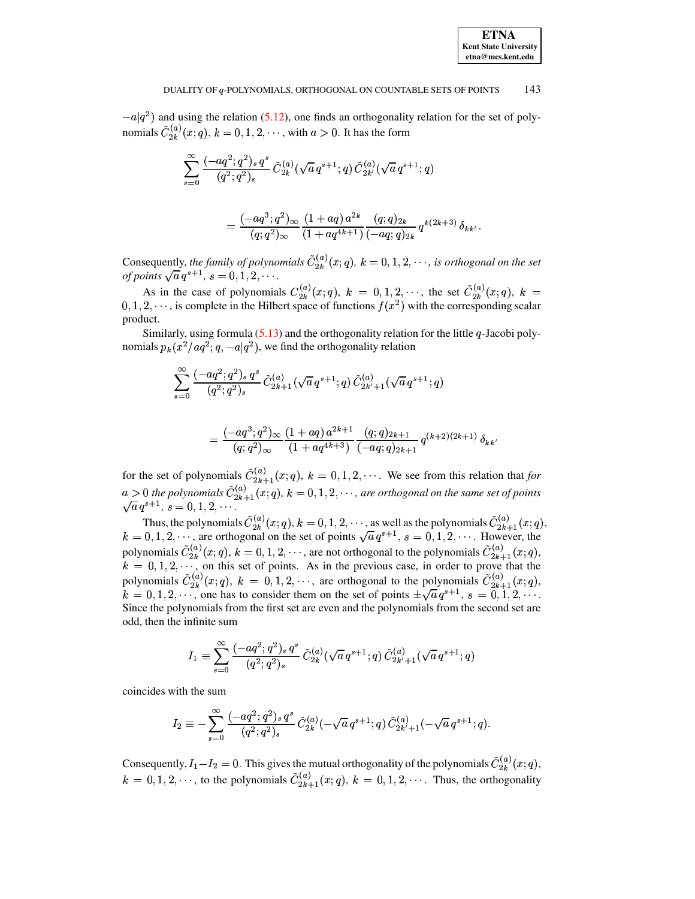$-a|q^2)$ and using the relation (5.12), one finds an orthogonality relation for the set of polynomials $\tilde{C}^{(a)}_{2k}(x;q)$, $k=0,1,2,\cdots$, with $a>0$. It has the form

$$\sum_{s=0}^{\infty} \frac{(-aq^2;q^2)_s\, q^s}{(q^2;q^2)_s}\, \tilde{C}^{(a)}_{2k}(\sqrt{a}\, q^{s+1};q)\, \tilde{C}^{(a)}_{2k'}(\sqrt{a}\, q^{s+1};q)$$

$$= \frac{(-aq^3;q^2)_\infty}{(q;q^2)_\infty} \frac{(1+aq)\, a^{2k}}{(1+aq^{4k+1})} \frac{(q;q)_{2k}}{(-aq;q)_{2k}}\, q^{k(2k+3)}\, \delta_{kk'}.$$

Consequently, *the family of polynomials $\tilde{C}^{(a)}_{2k}(x;q)$, $k=0,1,2,\cdots$, is orthogonal on the set of points $\sqrt{a}\, q^{s+1}$, $s=0,1,2,\cdots$.*

As in the case of polynomials $C^{(a)}_{2k}(x;q)$, $k=0,1,2,\cdots$, the set $\tilde{C}^{(a)}_{2k}(x;q)$, $k=0,1,2,\cdots$, is complete in the Hilbert space of functions $f(x^2)$ with the corresponding scalar product.

Similarly, using formula (5.13) and the orthogonality relation for the little $q$-Jacobi polynomials $p_k(x^2/aq^2;q,-a|q^2)$, we find the orthogonality relation

$$\sum_{s=0}^{\infty} \frac{(-aq^2;q^2)_s\, q^s}{(q^2;q^2)_s}\, \tilde{C}^{(a)}_{2k+1}(\sqrt{a}\, q^{s+1};q)\, \tilde{C}^{(a)}_{2k'+1}(\sqrt{a}\, q^{s+1};q)$$

$$= \frac{(-aq^3;q^2)_\infty}{(q;q^2)_\infty} \frac{(1+aq)\, a^{2k+1}}{(1+aq^{4k+3})} \frac{(q;q)_{2k+1}}{(-aq;q)_{2k+1}}\, q^{(k+2)(2k+1)}\, \delta_{kk'}$$

for the set of polynomials $\tilde{C}^{(a)}_{2k+1}(x;q)$, $k=0,1,2,\cdots$. We see from this relation that *for $a>0$ the polynomials $\tilde{C}^{(a)}_{2k+1}(x;q)$, $k=0,1,2,\cdots$, are orthogonal on the same set of points $\sqrt{a}\, q^{s+1}$, $s=0,1,2,\cdots$.*

Thus, the polynomials $\tilde{C}^{(a)}_{2k}(x;q)$, $k=0,1,2,\cdots$, as well as the polynomials $\tilde{C}^{(a)}_{2k+1}(x;q)$, $k=0,1,2,\cdots$, are orthogonal on the set of points $\sqrt{a}\, q^{s+1}$, $s=0,1,2,\cdots$. However, the polynomials $\tilde{C}^{(a)}_{2k}(x;q)$, $k=0,1,2,\cdots$, are not orthogonal to the polynomials $\tilde{C}^{(a)}_{2k+1}(x;q)$, $k=0,1,2,\cdots$, on this set of points. As in the previous case, in order to prove that the polynomials $\tilde{C}^{(a)}_{2k}(x;q)$, $k=0,1,2,\cdots$, are orthogonal to the polynomials $\tilde{C}^{(a)}_{2k+1}(x;q)$, $k=0,1,2,\cdots$, one has to consider them on the set of points $\pm\sqrt{a}\, q^{s+1}$, $s=0,1,2,\cdots$. Since the polynomials from the first set are even and the polynomials from the second set are odd, then the infinite sum

$$I_1 \equiv \sum_{s=0}^{\infty} \frac{(-aq^2;q^2)_s\, q^s}{(q^2;q^2)_s}\, \tilde{C}^{(a)}_{2k}(\sqrt{a}\, q^{s+1};q)\, \tilde{C}^{(a)}_{2k'+1}(\sqrt{a}\, q^{s+1};q)$$

coincides with the sum

$$I_2 \equiv -\sum_{s=0}^{\infty} \frac{(-aq^2;q^2)_s\, q^s}{(q^2;q^2)_s}\, \tilde{C}^{(a)}_{2k}(-\sqrt{a}\, q^{s+1};q)\, \tilde{C}^{(a)}_{2k'+1}(-\sqrt{a}\, q^{s+1};q).$$

Consequently, $I_1 - I_2 = 0$. This gives the mutual orthogonality of the polynomials $\tilde{C}^{(a)}_{2k}(x;q)$, $k=0,1,2,\cdots$, to the polynomials $\tilde{C}^{(a)}_{2k+1}(x;q)$, $k=0,1,2,\cdots$. Thus, the orthogonality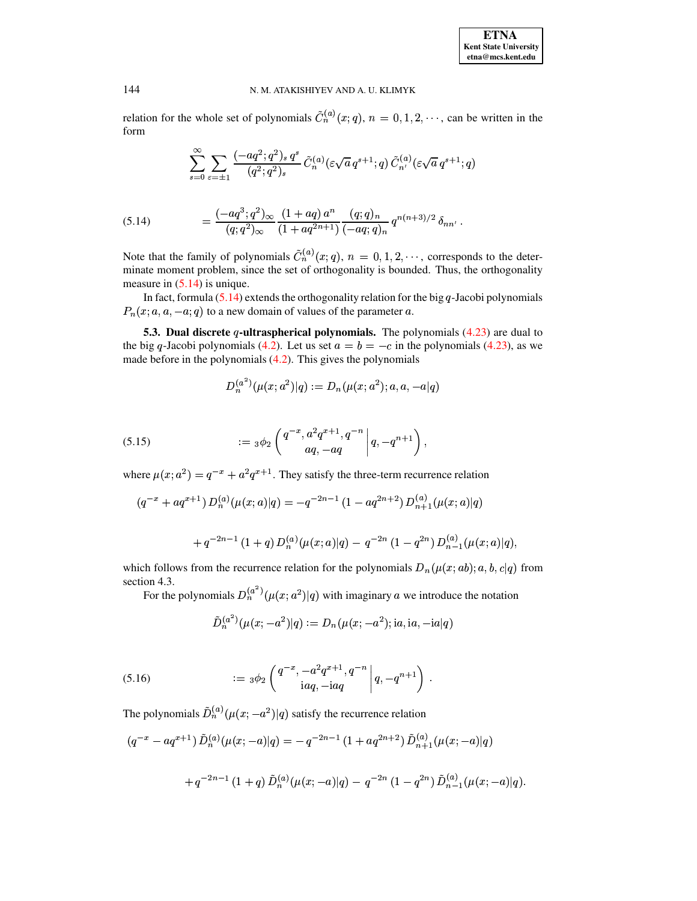relation for the whole set of polynomials $\tilde{C}_n^{(a)}(x;q)$, $n = 0,1,2,\cdots$, can be written in the form

$$\sum_{s=0}^{\infty}\sum_{\varepsilon=\pm 1}\frac{(-aq^2;q^2)_s\,q^s}{(q^2;q^2)_s}\,\tilde{C}_n^{(a)}(\varepsilon\sqrt{a}\,q^{s+1};q)\,\tilde{C}_{n'}^{(a)}(\varepsilon\sqrt{a}\,q^{s+1};q)$$

$$= \frac{(-aq^3;q^2)_\infty}{(q;q^2)_\infty}\,\frac{(1+aq)\,a^n}{(1+aq^{2n+1})}\,\frac{(q;q)_n}{(-aq;q)_n}\,q^{n(n+3)/2}\,\delta_{nn'}\,. \tag{5.14}$$

Note that the family of polynomials $\tilde{C}_n^{(a)}(x;q)$, $n = 0,1,2,\cdots$, corresponds to the determinate moment problem, since the set of orthogonality is bounded. Thus, the orthogonality measure in (5.14) is unique.

In fact, formula (5.14) extends the orthogonality relation for the big $q$-Jacobi polynomials $P_n(x;a,a,-a;q)$ to a new domain of values of the parameter $a$.

**5.3. Dual discrete $q$-ultraspherical polynomials.** The polynomials (4.23) are dual to the big $q$-Jacobi polynomials (4.2). Let us set $a = b = -c$ in the polynomials (4.23), as we made before in the polynomials (4.2). This gives the polynomials

$$D_n^{(a^2)}(\mu(x;a^2)|q) := D_n(\mu(x;a^2);a,a,-a|q)$$

$$:= {}_3\phi_2\left(\left.\begin{matrix} q^{-x}, a^2q^{x+1}, q^{-n} \\ aq, -aq \end{matrix}\right| q, -q^{n+1}\right), \tag{5.15}$$

where $\mu(x;a^2) = q^{-x} + a^2q^{x+1}$. They satisfy the three-term recurrence relation

$$(q^{-x} + aq^{x+1})\,D_n^{(a)}(\mu(x;a)|q) = -q^{-2n-1}\,(1-aq^{2n+2})\,D_{n+1}^{(a)}(\mu(x;a)|q)$$

$$+\,q^{-2n-1}\,(1+q)\,D_n^{(a)}(\mu(x;a)|q) -\, q^{-2n}\,(1-q^{2n})\,D_{n-1}^{(a)}(\mu(x;a)|q),$$

which follows from the recurrence relation for the polynomials $D_n(\mu(x;ab);a,b,c|q)$ from section 4.3.

For the polynomials $D_n^{(a^2)}(\mu(x;a^2)|q)$ with imaginary $a$ we introduce the notation

$$\tilde{D}_n^{(a^2)}(\mu(x;-a^2)|q) := D_n(\mu(x;-a^2);\mathrm{i}a,\mathrm{i}a,-\mathrm{i}a|q)$$

$$:= {}_3\phi_2\left(\left.\begin{matrix} q^{-x}, -a^2q^{x+1}, q^{-n} \\ \mathrm{i}aq, -\mathrm{i}aq \end{matrix}\right| q, -q^{n+1}\right)\ . \tag{5.16}$$

The polynomials $\tilde{D}_n^{(a)}(\mu(x;-a^2)|q)$ satisfy the recurrence relation

$$(q^{-x} - aq^{x+1})\,\tilde{D}_n^{(a)}(\mu(x;-a)|q) = -\,q^{-2n-1}\,(1+aq^{2n+2})\,\tilde{D}_{n+1}^{(a)}(\mu(x;-a)|q)$$

$$+\,q^{-2n-1}\,(1+q)\,\tilde{D}_n^{(a)}(\mu(x;-a)|q) -\, q^{-2n}\,(1-q^{2n})\,\tilde{D}_{n-1}^{(a)}(\mu(x;-a)|q).$$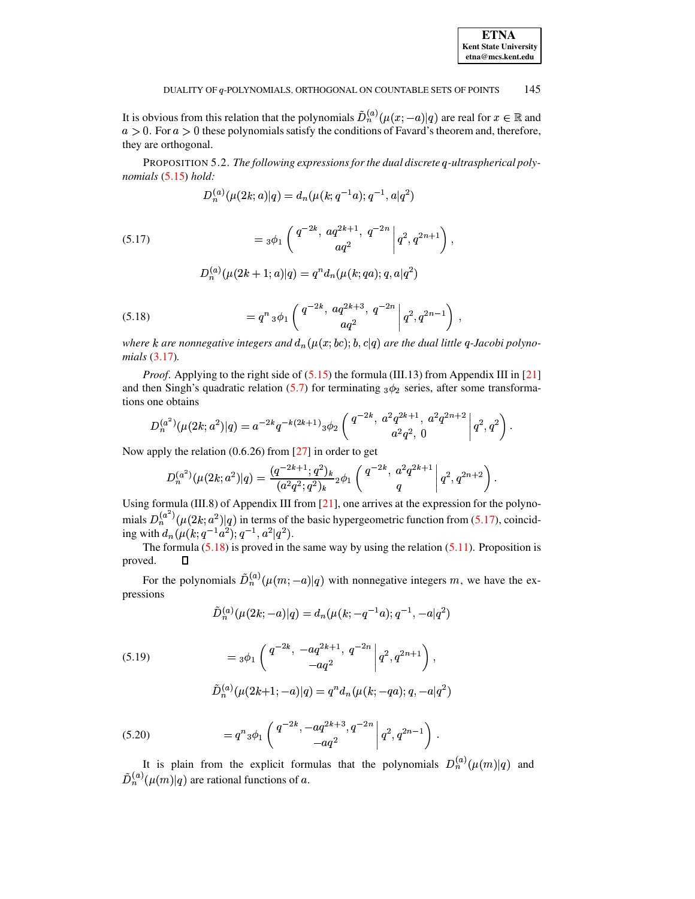It is obvious from this relation that the polynomials $\tilde{D}_n^{(a)}(\mu(x;-a)|q)$ are real for $x \in \mathbb{R}$ and $a > 0$. For $a > 0$ these polynomials satisfy the conditions of Favard's theorem and, therefore, they are orthogonal.

PROPOSITION 5.2. *The following expressions for the dual discrete q-ultraspherical polynomials* (5.15) *hold:*

$$D_n^{(a)}(\mu(2k;a)|q) = d_n(\mu(k;q^{-1}a);q^{-1},a|q^2)$$

$$= {}_3\phi_1\left(\begin{matrix} q^{-2k},\ aq^{2k+1},\ q^{-2n} \\ aq^2 \end{matrix}\,\middle|\, q^2, q^{2n+1}\right), \tag{5.17}$$

$$D_n^{(a)}(\mu(2k+1;a)|q) = q^n d_n(\mu(k;qa);q,a|q^2)$$

$$= q^n\, {}_3\phi_1\left(\begin{matrix} q^{-2k},\ aq^{2k+3},\ q^{-2n} \\ aq^2 \end{matrix}\,\middle|\, q^2, q^{2n-1}\right), \tag{5.18}$$

*where $k$ are nonnegative integers and $d_n(\mu(x;bc);b,c|q)$ are the dual little q-Jacobi polynomials* (3.17)*.*

*Proof.* Applying to the right side of (5.15) the formula (III.13) from Appendix III in [21] and then Singh's quadratic relation (5.7) for terminating ${}_3\phi_2$ series, after some transformations one obtains

$$D_n^{(a^2)}(\mu(2k;a^2)|q) = a^{-2k}q^{-k(2k+1)}{}_3\phi_2\left(\begin{matrix} q^{-2k},\ a^2q^{2k+1},\ a^2q^{2n+2} \\ a^2q^2,\ 0 \end{matrix}\,\middle|\, q^2, q^2\right).$$

Now apply the relation (0.6.26) from [27] in order to get

$$D_n^{(a^2)}(\mu(2k;a^2)|q) = \frac{(q^{-2k+1};q^2)_k}{(a^2q^2;q^2)_k}{}_2\phi_1\left(\begin{matrix} q^{-2k},\ a^2q^{2k+1} \\ q \end{matrix}\,\middle|\, q^2, q^{2n+2}\right).$$

Using formula (III.8) of Appendix III from [21], one arrives at the expression for the polynomials $D_n^{(a^2)}(\mu(2k;a^2)|q)$ in terms of the basic hypergeometric function from (5.17), coinciding with $d_n(\mu(k;q^{-1}a^2);q^{-1},a^2|q^2)$.

The formula (5.18) is proved in the same way by using the relation (5.11). Proposition is proved. ☐

For the polynomials $\tilde{D}_n^{(a)}(\mu(m;-a)|q)$ with nonnegative integers $m$, we have the expressions

$$\tilde{D}_n^{(a)}(\mu(2k;-a)|q) = d_n(\mu(k;-q^{-1}a);q^{-1},-a|q^2)$$

$$= {}_3\phi_1\left(\begin{matrix} q^{-2k},\ -aq^{2k+1},\ q^{-2n} \\ -aq^2 \end{matrix}\,\middle|\, q^2, q^{2n+1}\right), \tag{5.19}$$

$$\tilde{D}_n^{(a)}(\mu(2k+1;-a)|q) = q^n d_n(\mu(k;-qa);q,-a|q^2)$$

$$= q^n\, {}_3\phi_1\left(\begin{matrix} q^{-2k}, -aq^{2k+3}, q^{-2n} \\ -aq^2 \end{matrix}\,\middle|\, q^2, q^{2n-1}\right). \tag{5.20}$$

It is plain from the explicit formulas that the polynomials $D_n^{(a)}(\mu(m)|q)$ and $\tilde{D}_n^{(a)}(\mu(m)|q)$ are rational functions of $a$.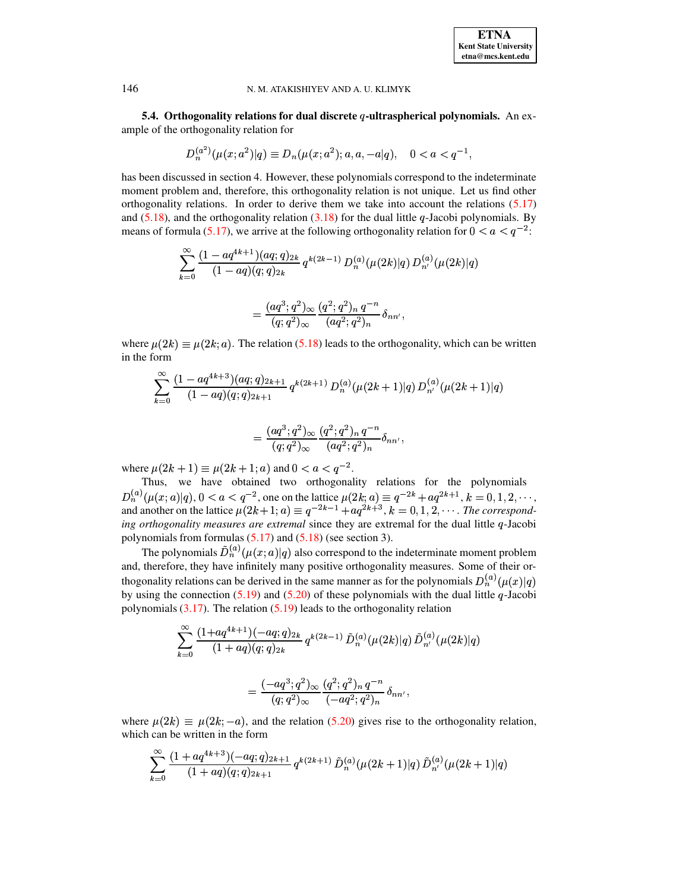**5.4. Orthogonality relations for dual discrete $q$-ultraspherical polynomials.** An example of the orthogonality relation for

$$D_n^{(a^2)}(\mu(x;a^2)|q) \equiv D_n(\mu(x;a^2);a,a,-a|q), \quad 0 < a < q^{-1},$$

has been discussed in section 4. However, these polynomials correspond to the indeterminate moment problem and, therefore, this orthogonality relation is not unique. Let us find other orthogonality relations. In order to derive them we take into account the relations (5.17) and (5.18), and the orthogonality relation (3.18) for the dual little $q$-Jacobi polynomials. By means of formula (5.17), we arrive at the following orthogonality relation for $0 < a < q^{-2}$:

$$\sum_{k=0}^{\infty} \frac{(1-aq^{4k+1})(aq;q)_{2k}}{(1-aq)(q;q)_{2k}}\, q^{k(2k-1)}\, D_n^{(a)}(\mu(2k)|q)\, D_{n'}^{(a)}(\mu(2k)|q)$$

$$= \frac{(aq^3;q^2)_\infty}{(q;q^2)_\infty} \frac{(q^2;q^2)_n\, q^{-n}}{(aq^2;q^2)_n}\, \delta_{nn'},$$

where $\mu(2k) \equiv \mu(2k;a)$. The relation (5.18) leads to the orthogonality, which can be written in the form

$$\sum_{k=0}^{\infty} \frac{(1-aq^{4k+3})(aq;q)_{2k+1}}{(1-aq)(q;q)_{2k+1}}\, q^{k(2k+1)}\, D_n^{(a)}(\mu(2k+1)|q)\, D_{n'}^{(a)}(\mu(2k+1)|q)$$

$$= \frac{(aq^3;q^2)_\infty}{(q;q^2)_\infty} \frac{(q^2;q^2)_n\, q^{-n}}{(aq^2;q^2)_n}\delta_{nn'},$$

where $\mu(2k+1) \equiv \mu(2k+1;a)$ and $0 < a < q^{-2}$.

Thus, we have obtained two orthogonality relations for the polynomials $D_n^{(a)}(\mu(x;a)|q)$, $0 < a < q^{-2}$, one on the lattice $\mu(2k;a) \equiv q^{-2k} + aq^{2k+1}$, $k = 0,1,2,\cdots$, and another on the lattice $\mu(2k+1;a) \equiv q^{-2k-1} + aq^{2k+3}$, $k = 0,1,2,\cdots$. *The corresponding orthogonality measures are extremal* since they are extremal for the dual little $q$-Jacobi polynomials from formulas (5.17) and (5.18) (see section 3).

The polynomials $\tilde{D}_n^{(a)}(\mu(x;a)|q)$ also correspond to the indeterminate moment problem and, therefore, they have infinitely many positive orthogonality measures. Some of their orthogonality relations can be derived in the same manner as for the polynomials $D_n^{(a)}(\mu(x)|q)$ by using the connection (5.19) and (5.20) of these polynomials with the dual little $q$-Jacobi polynomials (3.17). The relation (5.19) leads to the orthogonality relation

$$\sum_{k=0}^{\infty} \frac{(1+aq^{4k+1})(-aq;q)_{2k}}{(1+aq)(q;q)_{2k}}\, q^{k(2k-1)}\, \tilde{D}_n^{(a)}(\mu(2k)|q)\, \tilde{D}_{n'}^{(a)}(\mu(2k)|q)$$

$$= \frac{(-aq^3;q^2)_\infty}{(q;q^2)_\infty} \frac{(q^2;q^2)_n\, q^{-n}}{(-aq^2;q^2)_n}\, \delta_{nn'},$$

where $\mu(2k) \equiv \mu(2k;-a)$, and the relation (5.20) gives rise to the orthogonality relation, which can be written in the form

$$\sum_{k=0}^{\infty} \frac{(1+aq^{4k+3})(-aq;q)_{2k+1}}{(1+aq)(q;q)_{2k+1}}\, q^{k(2k+1)}\, \tilde{D}_n^{(a)}(\mu(2k+1)|q)\, \tilde{D}_{n'}^{(a)}(\mu(2k+1)|q)$$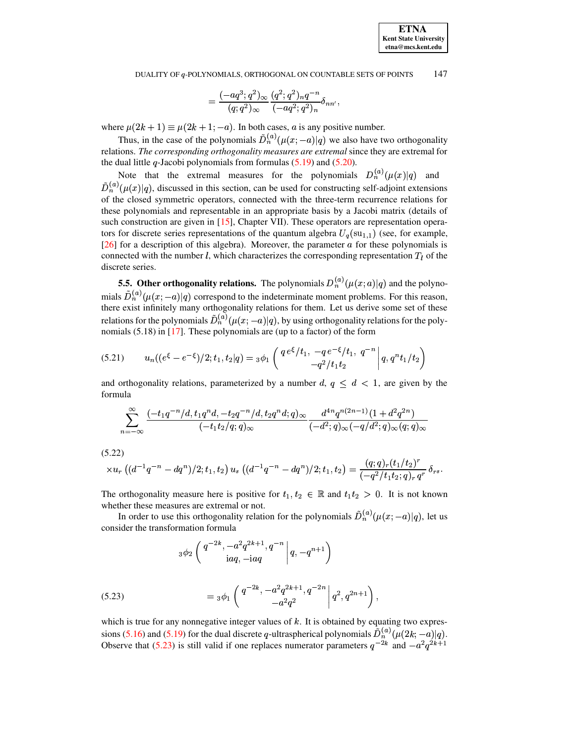$$= \frac{(-aq^3;q^2)_\infty}{(q;q^2)_\infty} \frac{(q^2;q^2)_n q^{-n}}{(-aq^2;q^2)_n} \delta_{nn'},$$

where $\mu(2k+1) \equiv \mu(2k+1;-a)$. In both cases, $a$ is any positive number.

Thus, in the case of the polynomials $\tilde{D}_n^{(a)}(\mu(x;-a)|q)$ we also have two orthogonality relations. *The corresponding orthogonality measures are extremal* since they are extremal for the dual little $q$-Jacobi polynomials from formulas (5.19) and (5.20).

Note that the extremal measures for the polynomials $D_n^{(a)}(\mu(x)|q)$ and $\tilde{D}_n^{(a)}(\mu(x)|q)$, discussed in this section, can be used for constructing self-adjoint extensions of the closed symmetric operators, connected with the three-term recurrence relations for these polynomials and representable in an appropriate basis by a Jacobi matrix (details of such construction are given in [15], Chapter VII). These operators are representation operators for discrete series representations of the quantum algebra $U_q(\mathrm{su}_{1,1})$ (see, for example, [26] for a description of this algebra). Moreover, the parameter $a$ for these polynomials is connected with the number $l$, which characterizes the corresponding representation $T_l$ of the discrete series.

**5.5. Other orthogonality relations.** The polynomials $D_n^{(a)}(\mu(x;a)|q)$ and the polynomials $\tilde{D}_n^{(a)}(\mu(x;-a)|q)$ correspond to the indeterminate moment problems. For this reason, there exist infinitely many orthogonality relations for them. Let us derive some set of these relations for the polynomials $\tilde{D}_n^{(a)}(\mu(x;-a)|q)$, by using orthogonality relations for the polynomials (5.18) in [17]. These polynomials are (up to a factor) of the form

$$u_n((e^\xi - e^{-\xi})/2; t_1, t_2|q) = {}_3\phi_1\left( \begin{matrix} q\,e^{\xi}/t_1,\ -q\,e^{-\xi}/t_1,\ q^{-n} \\ -q^2/t_1t_2 \end{matrix} \middle| q, q^n t_1/t_2 \right) \tag{5.21}$$

and orthogonality relations, parameterized by a number $d$, $q \le d < 1$, are given by the formula

$$\sum_{n=-\infty}^{\infty} \frac{(-t_1q^{-n}/d, t_1q^n d, -t_2q^{-n}/d, t_2q^n d; q)_\infty}{(-t_1t_2/q;q)_\infty} \frac{d^{4n}q^{n(2n-1)}(1+d^2q^{2n})}{(-d^2;q)_\infty(-q/d^2;q)_\infty(q;q)_\infty}$$

(5.22)
$$\times u_r\left((d^{-1}q^{-n} - dq^n)/2; t_1, t_2\right) u_s\left((d^{-1}q^{-n} - dq^n)/2; t_1, t_2\right) = \frac{(q;q)_r (t_1/t_2)^r}{(-q^2/t_1t_2;q)_r\, q^r}\,\delta_{rs}.$$

The orthogonality measure here is positive for $t_1, t_2 \in \mathbb{R}$ and $t_1t_2 > 0$. It is not known whether these measures are extremal or not.

In order to use this orthogonality relation for the polynomials $\tilde{D}_n^{(a)}(\mu(x;-a)|q)$, let us consider the transformation formula

$${}_3\phi_2\left( \begin{matrix} q^{-2k}, -a^2q^{2k+1}, q^{-n} \\ \mathrm{i}aq, -\mathrm{i}aq \end{matrix} \middle| q, -q^{n+1} \right)$$

$$= {}_3\phi_1\left( \begin{matrix} q^{-2k}, -a^2q^{2k+1}, q^{-2n} \\ -a^2q^2 \end{matrix} \middle| q^2, q^{2n+1} \right), \tag{5.23}$$

which is true for any nonnegative integer values of $k$. It is obtained by equating two expressions (5.16) and (5.19) for the dual discrete $q$-ultraspherical polynomials $\tilde{D}_n^{(a)}(\mu(2k;-a)|q)$. Observe that (5.23) is still valid if one replaces numerator parameters $q^{-2k}$ and $-a^2q^{2k+1}$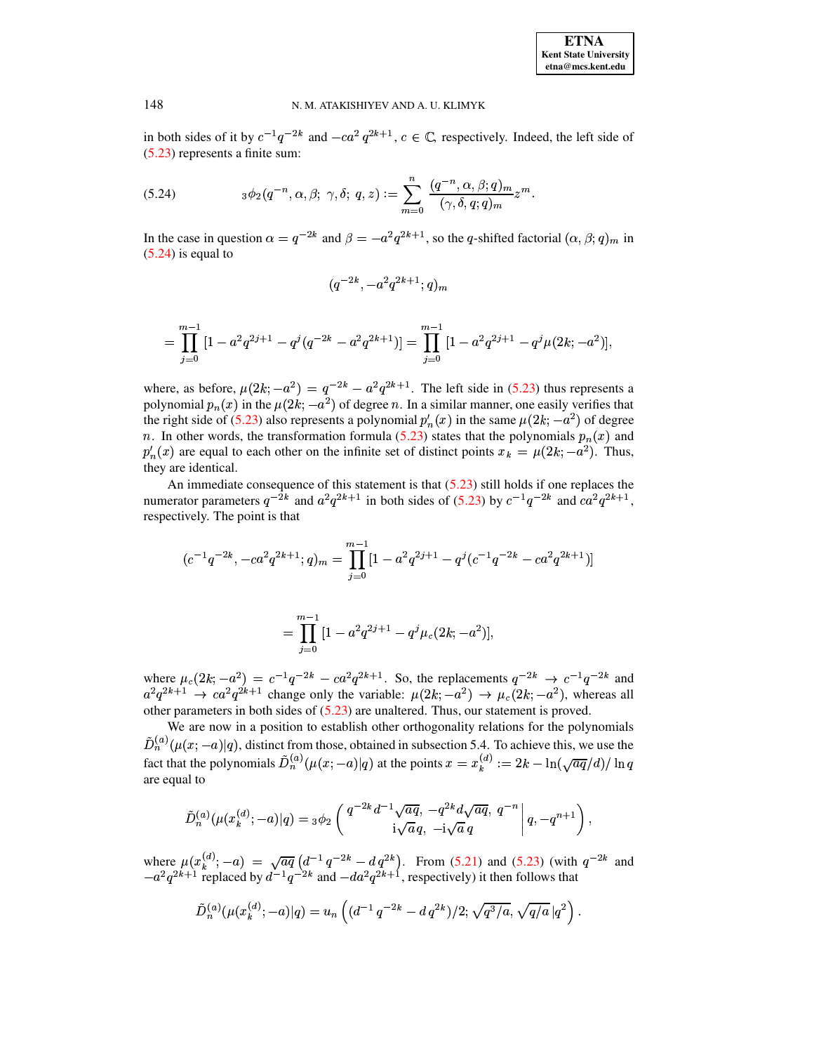in both sides of it by $c^{-1}q^{-2k}$ and $-ca^2\,q^{2k+1}$, $c \in \mathbb{C}$, respectively. Indeed, the left side of (5.23) represents a finite sum:

$$
{}_3\phi_2(q^{-n}, \alpha, \beta;\ \gamma, \delta;\ q, z) := \sum_{m=0}^{n} \frac{(q^{-n}, \alpha, \beta; q)_m}{(\gamma, \delta, q; q)_m} z^m. \tag{5.24}
$$

In the case in question $\alpha = q^{-2k}$ and $\beta = -a^2q^{2k+1}$, so the $q$-shifted factorial $(\alpha, \beta; q)_m$ in (5.24) is equal to

$$
(q^{-2k}, -a^2q^{2k+1}; q)_m
$$

$$
= \prod_{j=0}^{m-1} [1 - a^2q^{2j+1} - q^j(q^{-2k} - a^2q^{2k+1})] = \prod_{j=0}^{m-1} [1 - a^2q^{2j+1} - q^j\mu(2k; -a^2)],
$$

where, as before, $\mu(2k; -a^2) = q^{-2k} - a^2q^{2k+1}$. The left side in (5.23) thus represents a polynomial $p_n(x)$ in the $\mu(2k; -a^2)$ of degree $n$. In a similar manner, one easily verifies that the right side of (5.23) also represents a polynomial $p'_n(x)$ in the same $\mu(2k; -a^2)$ of degree $n$. In other words, the transformation formula (5.23) states that the polynomials $p_n(x)$ and $p'_n(x)$ are equal to each other on the infinite set of distinct points $x_k = \mu(2k; -a^2)$. Thus, they are identical.

An immediate consequence of this statement is that (5.23) still holds if one replaces the numerator parameters $q^{-2k}$ and $a^2q^{2k+1}$ in both sides of (5.23) by $c^{-1}q^{-2k}$ and $ca^2q^{2k+1}$, respectively. The point is that

$$
(c^{-1}q^{-2k}, -ca^2q^{2k+1}; q)_m = \prod_{j=0}^{m-1} [1 - a^2q^{2j+1} - q^j(c^{-1}q^{-2k} - ca^2q^{2k+1})]
$$

$$
= \prod_{j=0}^{m-1} [1 - a^2q^{2j+1} - q^j\mu_c(2k; -a^2)],
$$

where $\mu_c(2k; -a^2) = c^{-1}q^{-2k} - ca^2q^{2k+1}$. So, the replacements $q^{-2k} \to c^{-1}q^{-2k}$ and $a^2q^{2k+1} \to ca^2q^{2k+1}$ change only the variable: $\mu(2k; -a^2) \to \mu_c(2k; -a^2)$, whereas all other parameters in both sides of (5.23) are unaltered. Thus, our statement is proved.

We are now in a position to establish other orthogonality relations for the polynomials $\tilde{D}_n^{(a)}(\mu(x; -a)|q)$, distinct from those, obtained in subsection 5.4. To achieve this, we use the fact that the polynomials $\tilde{D}_n^{(a)}(\mu(x; -a)|q)$ at the points $x = x_k^{(d)} := 2k - \ln(\sqrt{aq}/d)/\ln q$ are equal to

$$
\tilde{D}_n^{(a)}(\mu(x_k^{(d)}; -a)|q) = {}_3\phi_2\left( \left. \begin{matrix} q^{-2k}d^{-1}\sqrt{aq},\ -q^{2k}d\sqrt{aq},\ q^{-n} \\ \mathrm{i}\sqrt{a}\,q,\ -\mathrm{i}\sqrt{a}\,q \end{matrix} \right| q, -q^{n+1} \right),
$$

where $\mu(x_k^{(d)}; -a) = \sqrt{aq}\left(d^{-1}q^{-2k} - d\,q^{2k}\right)$. From (5.21) and (5.23) (with $q^{-2k}$ and $-a^2q^{2k+1}$ replaced by $d^{-1}q^{-2k}$ and $-da^2q^{2k+1}$, respectively) it then follows that

$$
\tilde{D}_n^{(a)}(\mu(x_k^{(d)}; -a)|q) = u_n\left((d^{-1}\,q^{-2k} - d\,q^{2k})/2;\ \sqrt{q^3/a},\ \sqrt{q/a}\,|q^2\right).
$$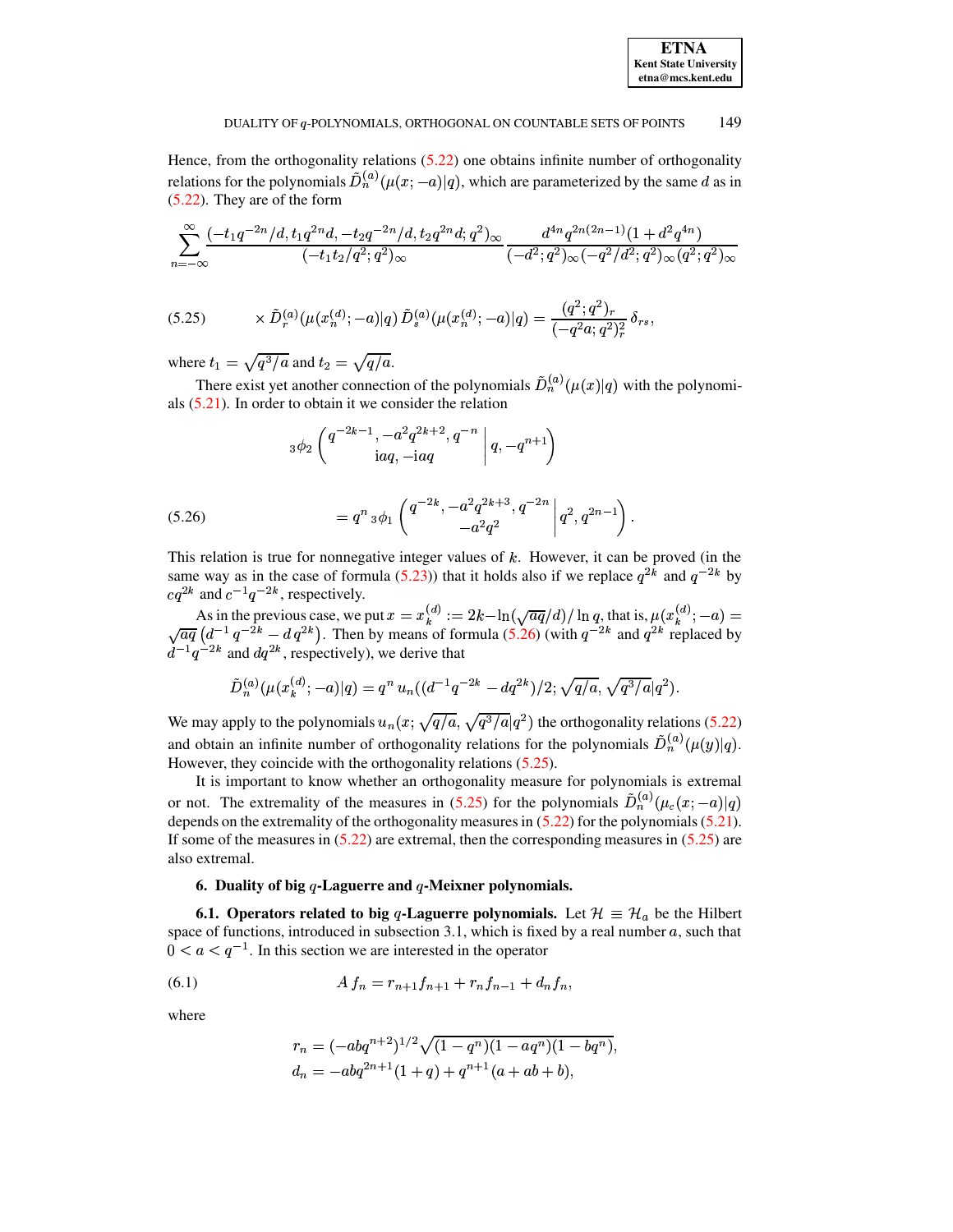Hence, from the orthogonality relations (5.22) one obtains infinite number of orthogonality relations for the polynomials $\tilde{D}_n^{(a)}(\mu(x;-a)|q)$, which are parameterized by the same $d$ as in (5.22). They are of the form

$$\sum_{n=-\infty}^{\infty} \frac{(-t_1 q^{-2n}/d, t_1 q^{2n} d, -t_2 q^{-2n}/d, t_2 q^{2n} d; q^2)_\infty}{(-t_1 t_2/q^2; q^2)_\infty} \frac{d^{4n} q^{2n(2n-1)}(1+d^2 q^{4n})}{(-d^2;q^2)_\infty (-q^2/d^2;q^2)_\infty (q^2;q^2)_\infty}$$

$$\times \tilde{D}_r^{(a)}(\mu(x_n^{(d)};-a)|q)\, \tilde{D}_s^{(a)}(\mu(x_n^{(d)};-a)|q) = \frac{(q^2;q^2)_r}{(-q^2 a;q^2)_r^2}\,\delta_{rs}, \tag{5.25}$$

where $t_1 = \sqrt{q^3/a}$ and $t_2 = \sqrt{q/a}$.

There exist yet another connection of the polynomials $\tilde{D}_n^{(a)}(\mu(x)|q)$ with the polynomials (5.21). In order to obtain it we consider the relation

$$ {}_3\phi_2\left( \begin{matrix} q^{-2k-1}, -a^2 q^{2k+2}, q^{-n} \\ \mathrm{i}aq, -\mathrm{i}aq \end{matrix} \,\middle|\, q, -q^{n+1} \right)$$

$$= q^n\, {}_3\phi_1\left( \begin{matrix} q^{-2k}, -a^2 q^{2k+3}, q^{-2n} \\ -a^2 q^2 \end{matrix} \,\middle|\, q^2, q^{2n-1} \right). \tag{5.26}$$

This relation is true for nonnegative integer values of $k$. However, it can be proved (in the same way as in the case of formula (5.23)) that it holds also if we replace $q^{2k}$ and $q^{-2k}$ by $cq^{2k}$ and $c^{-1}q^{-2k}$, respectively.

As in the previous case, we put $x = x_k^{(d)} := 2k - \ln(\sqrt{aq}/d)/\ln q$, that is, $\mu(x_k^{(d)};-a) = \sqrt{aq}\left(d^{-1} q^{-2k} - d\, q^{2k}\right)$. Then by means of formula (5.26) (with $q^{-2k}$ and $q^{2k}$ replaced by $d^{-1}q^{-2k}$ and $dq^{2k}$, respectively), we derive that

$$\tilde{D}_n^{(a)}(\mu(x_k^{(d)};-a)|q) = q^n\, u_n((d^{-1}q^{-2k} - dq^{2k})/2; \sqrt{q/a}, \sqrt{q^3/a}|q^2).$$

We may apply to the polynomials $u_n(x;\sqrt{q/a},\sqrt{q^3/a}|q^2)$ the orthogonality relations (5.22) and obtain an infinite number of orthogonality relations for the polynomials $\tilde{D}_n^{(a)}(\mu(y)|q)$. However, they coincide with the orthogonality relations (5.25).

It is important to know whether an orthogonality measure for polynomials is extremal or not. The extremality of the measures in (5.25) for the polynomials $\tilde{D}_n^{(a)}(\mu_c(x;-a)|q)$ depends on the extremality of the orthogonality measures in (5.22) for the polynomials (5.21). If some of the measures in (5.22) are extremal, then the corresponding measures in (5.25) are also extremal.

## 6. Duality of big $q$-Laguerre and $q$-Meixner polynomials.

**6.1. Operators related to big $q$-Laguerre polynomials.** Let $\mathcal{H} \equiv \mathcal{H}_a$ be the Hilbert space of functions, introduced in subsection 3.1, which is fixed by a real number $a$, such that $0 < a < q^{-1}$. In this section we are interested in the operator

$$A\, f_n = r_{n+1} f_{n+1} + r_n f_{n-1} + d_n f_n, \tag{6.1}$$

where

$$r_n = (-abq^{n+2})^{1/2}\sqrt{(1-q^n)(1-aq^n)(1-bq^n)},$$
$$d_n = -abq^{2n+1}(1+q) + q^{n+1}(a+ab+b),$$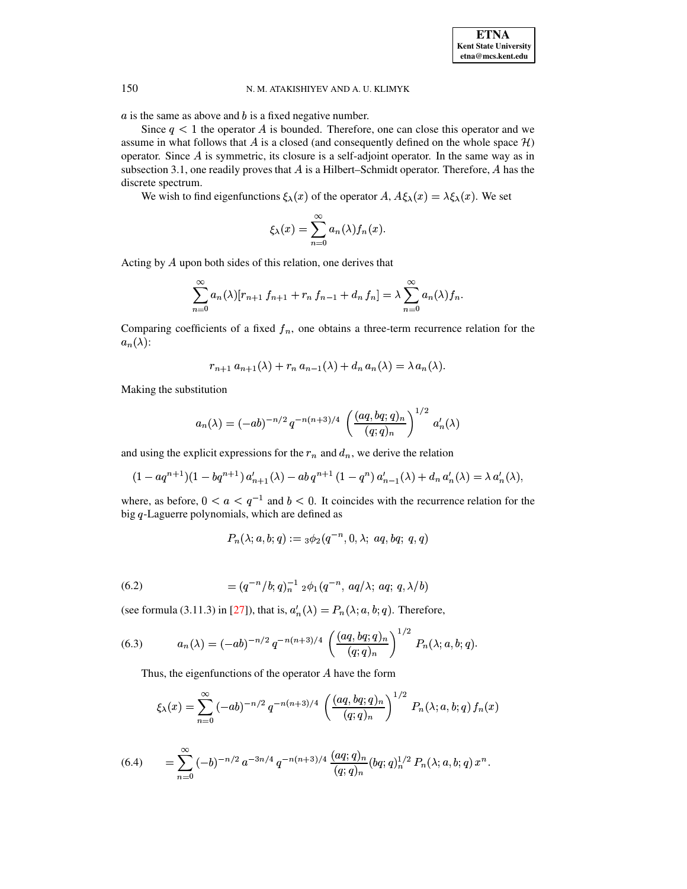$a$ is the same as above and $b$ is a fixed negative number.

Since $q < 1$ the operator $A$ is bounded. Therefore, one can close this operator and we assume in what follows that $A$ is a closed (and consequently defined on the whole space $\mathcal{H}$) operator. Since $A$ is symmetric, its closure is a self-adjoint operator. In the same way as in subsection 3.1, one readily proves that $A$ is a Hilbert–Schmidt operator. Therefore, $A$ has the discrete spectrum.

We wish to find eigenfunctions $\xi_\lambda(x)$ of the operator $A$, $A\xi_\lambda(x) = \lambda\xi_\lambda(x)$. We set

$$\xi_\lambda(x) = \sum_{n=0}^{\infty} a_n(\lambda) f_n(x).$$

Acting by $A$ upon both sides of this relation, one derives that

$$\sum_{n=0}^{\infty} a_n(\lambda)[r_{n+1}\, f_{n+1} + r_n\, f_{n-1} + d_n\, f_n] = \lambda \sum_{n=0}^{\infty} a_n(\lambda) f_n.$$

Comparing coefficients of a fixed $f_n$, one obtains a three-term recurrence relation for the $a_n(\lambda)$:

$$r_{n+1}\, a_{n+1}(\lambda) + r_n\, a_{n-1}(\lambda) + d_n\, a_n(\lambda) = \lambda\, a_n(\lambda).$$

Making the substitution

$$a_n(\lambda) = (-ab)^{-n/2}\, q^{-n(n+3)/4} \left( \frac{(aq, bq; q)_n}{(q;q)_n} \right)^{1/2} a'_n(\lambda)$$

and using the explicit expressions for the $r_n$ and $d_n$, we derive the relation

$$(1-aq^{n+1})(1-bq^{n+1})\, a'_{n+1}(\lambda) - ab\, q^{n+1}\,(1-q^n)\, a'_{n-1}(\lambda) + d_n\, a'_n(\lambda) = \lambda\, a'_n(\lambda),$$

where, as before, $0 < a < q^{-1}$ and $b < 0$. It coincides with the recurrence relation for the big $q$-Laguerre polynomials, which are defined as

$$P_n(\lambda; a, b; q) := {}_3\phi_2(q^{-n}, 0, \lambda;\; aq, bq;\; q, q)$$

$$= (q^{-n}/b; q)_n^{-1}\, {}_2\phi_1(q^{-n},\, aq/\lambda;\; aq;\; q, \lambda/b) \tag{6.2}$$

(see formula (3.11.3) in [27]), that is, $a'_n(\lambda) = P_n(\lambda; a, b; q)$. Therefore,

$$a_n(\lambda) = (-ab)^{-n/2}\, q^{-n(n+3)/4} \left( \frac{(aq, bq; q)_n}{(q;q)_n} \right)^{1/2} P_n(\lambda; a, b; q). \tag{6.3}$$

Thus, the eigenfunctions of the operator $A$ have the form

$$\xi_\lambda(x) = \sum_{n=0}^{\infty} (-ab)^{-n/2}\, q^{-n(n+3)/4} \left( \frac{(aq, bq; q)_n}{(q;q)_n} \right)^{1/2} P_n(\lambda; a, b; q)\, f_n(x)$$

$$= \sum_{n=0}^{\infty} (-b)^{-n/2}\, a^{-3n/4}\, q^{-n(n+3)/4}\, \frac{(aq;q)_n}{(q;q)_n} (bq;q)_n^{1/2}\, P_n(\lambda; a, b; q)\, x^n. \tag{6.4}$$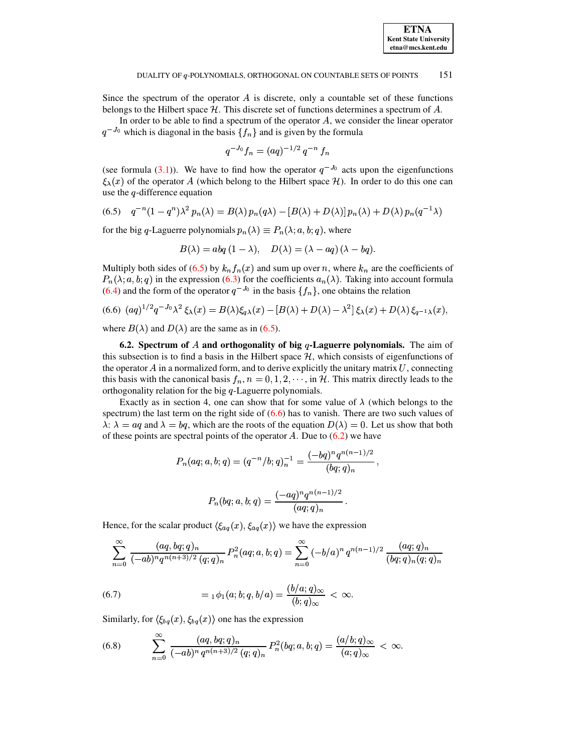Since the spectrum of the operator $A$ is discrete, only a countable set of these functions belongs to the Hilbert space $\mathcal{H}$. This discrete set of functions determines a spectrum of $A$.

In order to be able to find a spectrum of the operator $A$, we consider the linear operator $q^{-J_0}$ which is diagonal in the basis $\{f_n\}$ and is given by the formula

$$q^{-J_0} f_n = (aq)^{-1/2} q^{-n} f_n$$

(see formula (3.1)). We have to find how the operator $q^{-J_0}$ acts upon the eigenfunctions $\xi_\lambda(x)$ of the operator $A$ (which belong to the Hilbert space $\mathcal{H}$). In order to do this one can use the $q$-difference equation

$$q^{-n}(1-q^n)\lambda^2 p_n(\lambda) = B(\lambda)\, p_n(q\lambda) - [B(\lambda)+D(\lambda)]\, p_n(\lambda) + D(\lambda)\, p_n(q^{-1}\lambda) \tag{6.5}$$

for the big $q$-Laguerre polynomials $p_n(\lambda) \equiv P_n(\lambda; a, b; q)$, where

$$B(\lambda) = abq\,(1-\lambda), \quad D(\lambda) = (\lambda - aq)\,(\lambda - bq).$$

Multiply both sides of (6.5) by $k_n f_n(x)$ and sum up over $n$, where $k_n$ are the coefficients of $P_n(\lambda; a, b; q)$ in the expression (6.3) for the coefficients $a_n(\lambda)$. Taking into account formula (6.4) and the form of the operator $q^{-J_0}$ in the basis $\{f_n\}$, one obtains the relation

$$(aq)^{1/2} q^{-J_0} \lambda^2\, \xi_\lambda(x) = B(\lambda) \xi_{q\lambda}(x) - [B(\lambda)+D(\lambda)-\lambda^2]\, \xi_\lambda(x) + D(\lambda)\, \xi_{q^{-1}\lambda}(x), \tag{6.6}$$

where $B(\lambda)$ and $D(\lambda)$ are the same as in (6.5).

**6.2. Spectrum of $A$ and orthogonality of big $q$-Laguerre polynomials.** The aim of this subsection is to find a basis in the Hilbert space $\mathcal{H}$, which consists of eigenfunctions of the operator $A$ in a normalized form, and to derive explicitly the unitary matrix $U$, connecting this basis with the canonical basis $f_n, n = 0, 1, 2, \cdots$, in $\mathcal{H}$. This matrix directly leads to the orthogonality relation for the big $q$-Laguerre polynomials.

Exactly as in section 4, one can show that for some value of $\lambda$ (which belongs to the spectrum) the last term on the right side of (6.6) has to vanish. There are two such values of $\lambda$: $\lambda = aq$ and $\lambda = bq$, which are the roots of the equation $D(\lambda) = 0$. Let us show that both of these points are spectral points of the operator $A$. Due to (6.2) we have

$$P_n(aq; a, b; q) = (q^{-n}/b; q)_n^{-1} = \frac{(-bq)^n q^{n(n-1)/2}}{(bq; q)_n},$$

$$P_n(bq; a, b; q) = \frac{(-aq)^n q^{n(n-1)/2}}{(aq; q)_n}.$$

Hence, for the scalar product $\langle \xi_{aq}(x), \xi_{aq}(x) \rangle$ we have the expression

$$\sum_{n=0}^{\infty} \frac{(aq, bq; q)_n}{(-ab)^n q^{n(n+3)/2}\, (q; q)_n} P_n^2(aq; a, b; q) = \sum_{n=0}^{\infty} (-b/a)^n\, q^{n(n-1)/2}\, \frac{(aq; q)_n}{(bq; q)_n (q; q)_n}$$

$$= {}_1\phi_1(a; b; q, b/a) = \frac{(b/a; q)_\infty}{(b; q)_\infty} < \infty. \tag{6.7}$$

Similarly, for $\langle \xi_{bq}(x), \xi_{bq}(x) \rangle$ one has the expression

$$\sum_{n=0}^{\infty} \frac{(aq, bq; q)_n}{(-ab)^n\, q^{n(n+3)/2}\, (q; q)_n} P_n^2(bq; a, b; q) = \frac{(a/b; q)_\infty}{(a; q)_\infty} < \infty. \tag{6.8}$$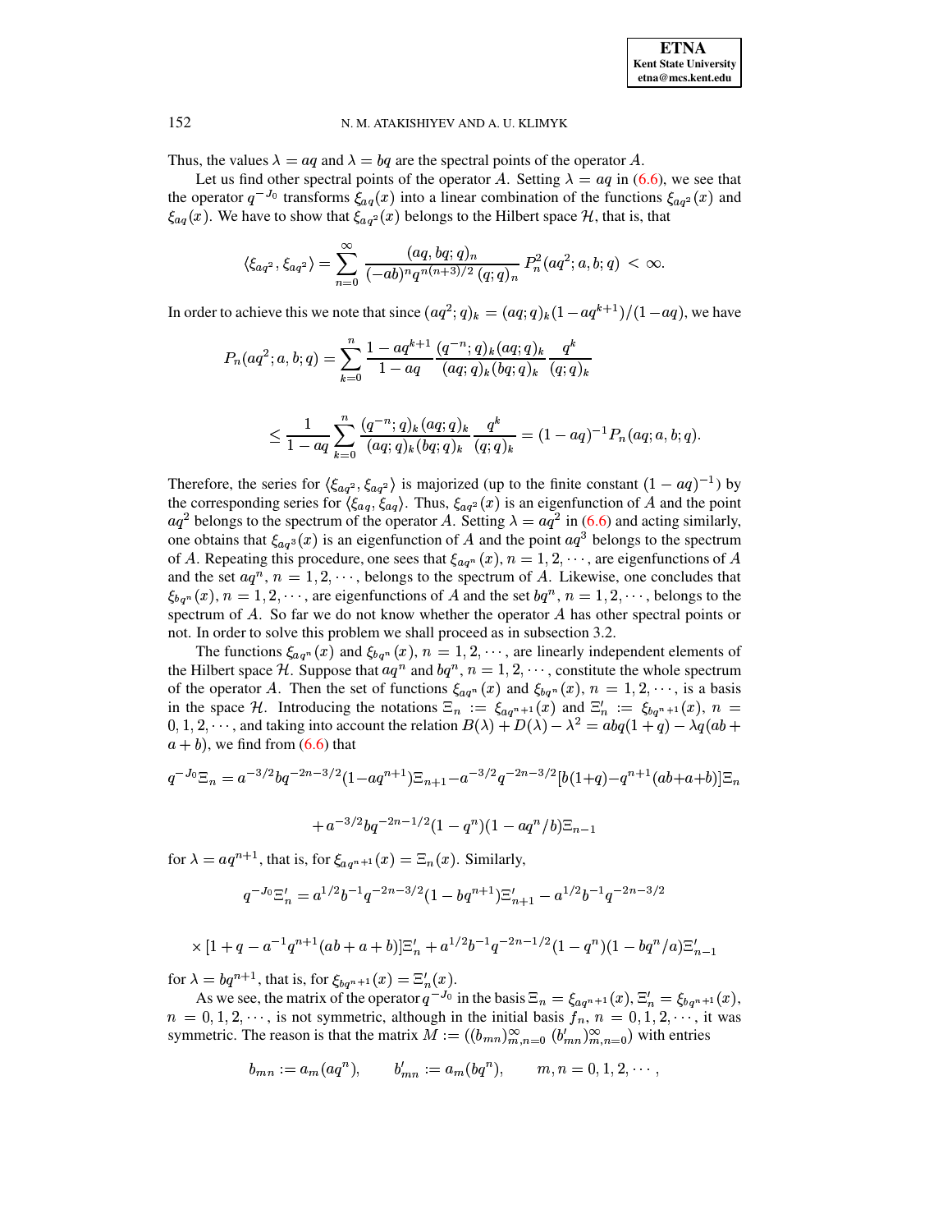Thus, the values $\lambda = aq$ and $\lambda = bq$ are the spectral points of the operator $A$.

Let us find other spectral points of the operator $A$. Setting $\lambda = aq$ in (6.6), we see that the operator $q^{-J_0}$ transforms $\xi_{aq}(x)$ into a linear combination of the functions $\xi_{aq^2}(x)$ and $\xi_{aq}(x)$. We have to show that $\xi_{aq^2}(x)$ belongs to the Hilbert space $\mathcal{H}$, that is, that

$$\langle \xi_{aq^2}, \xi_{aq^2} \rangle = \sum_{n=0}^{\infty} \frac{(aq, bq; q)_n}{(-ab)^n q^{n(n+3)/2} (q;q)_n} P_n^2(aq^2; a, b; q) < \infty.$$

In order to achieve this we note that since $(aq^2;q)_k = (aq;q)_k(1-aq^{k+1})/(1-aq)$, we have

$$P_n(aq^2; a, b; q) = \sum_{k=0}^{n} \frac{1-aq^{k+1}}{1-aq} \frac{(q^{-n};q)_k (aq;q)_k}{(aq;q)_k (bq;q)_k} \frac{q^k}{(q;q)_k}$$

$$\leq \frac{1}{1-aq} \sum_{k=0}^{n} \frac{(q^{-n};q)_k (aq;q)_k}{(aq;q)_k (bq;q)_k} \frac{q^k}{(q;q)_k} = (1-aq)^{-1} P_n(aq; a, b; q).$$

Therefore, the series for $\langle \xi_{aq^2}, \xi_{aq^2} \rangle$ is majorized (up to the finite constant $(1-aq)^{-1}$) by the corresponding series for $\langle \xi_{aq}, \xi_{aq} \rangle$. Thus, $\xi_{aq^2}(x)$ is an eigenfunction of $A$ and the point $aq^2$ belongs to the spectrum of the operator $A$. Setting $\lambda = aq^2$ in (6.6) and acting similarly, one obtains that $\xi_{aq^3}(x)$ is an eigenfunction of $A$ and the point $aq^3$ belongs to the spectrum of $A$. Repeating this procedure, one sees that $\xi_{aq^n}(x)$, $n = 1, 2, \cdots$, are eigenfunctions of $A$ and the set $aq^n$, $n = 1, 2, \cdots$, belongs to the spectrum of $A$. Likewise, one concludes that $\xi_{bq^n}(x)$, $n = 1, 2, \cdots$, are eigenfunctions of $A$ and the set $bq^n$, $n = 1, 2, \cdots$, belongs to the spectrum of $A$. So far we do not know whether the operator $A$ has other spectral points or not. In order to solve this problem we shall proceed as in subsection 3.2.

The functions $\xi_{aq^n}(x)$ and $\xi_{bq^n}(x)$, $n = 1, 2, \cdots$, are linearly independent elements of the Hilbert space $\mathcal{H}$. Suppose that $aq^n$ and $bq^n$, $n = 1, 2, \cdots$, constitute the whole spectrum of the operator $A$. Then the set of functions $\xi_{aq^n}(x)$ and $\xi_{bq^n}(x)$, $n = 1, 2, \cdots$, is a basis in the space $\mathcal{H}$. Introducing the notations $\Xi_n := \xi_{aq^{n+1}}(x)$ and $\Xi'_n := \xi_{bq^{n+1}}(x)$, $n = 0, 1, 2, \cdots$, and taking into account the relation $B(\lambda) + D(\lambda) - \lambda^2 = abq(1+q) - \lambda q(ab + a + b)$, we find from (6.6) that

$$q^{-J_0}\Xi_n = a^{-3/2} b q^{-2n-3/2}(1-aq^{n+1})\Xi_{n+1} - a^{-3/2} q^{-2n-3/2}[b(1+q) - q^{n+1}(ab+a+b)]\Xi_n$$

$$+ a^{-3/2} b q^{-2n-1/2}(1-q^n)(1-aq^n/b)\Xi_{n-1}$$

for $\lambda = aq^{n+1}$, that is, for $\xi_{aq^{n+1}}(x) = \Xi_n(x)$. Similarly,

$$q^{-J_0}\Xi'_n = a^{1/2} b^{-1} q^{-2n-3/2}(1-bq^{n+1})\Xi'_{n+1} - a^{1/2} b^{-1} q^{-2n-3/2}$$

$$\times [1 + q - a^{-1} q^{n+1}(ab+a+b)]\Xi'_n + a^{1/2} b^{-1} q^{-2n-1/2}(1-q^n)(1-bq^n/a)\Xi'_{n-1}$$

for $\lambda = bq^{n+1}$, that is, for $\xi_{bq^{n+1}}(x) = \Xi'_n(x)$.

As we see, the matrix of the operator $q^{-J_0}$ in the basis $\Xi_n = \xi_{aq^{n+1}}(x)$, $\Xi'_n = \xi_{bq^{n+1}}(x)$, $n = 0, 1, 2, \cdots$, is not symmetric, although in the initial basis $f_n$, $n = 0, 1, 2, \cdots$, it was symmetric. The reason is that the matrix $M := ((b_{mn})_{m,n=0}^{\infty}\ (b'_{mn})_{m,n=0}^{\infty})$ with entries

$$b_{mn} := a_m(aq^n), \qquad b'_{mn} := a_m(bq^n), \qquad m, n = 0, 1, 2, \cdots,$$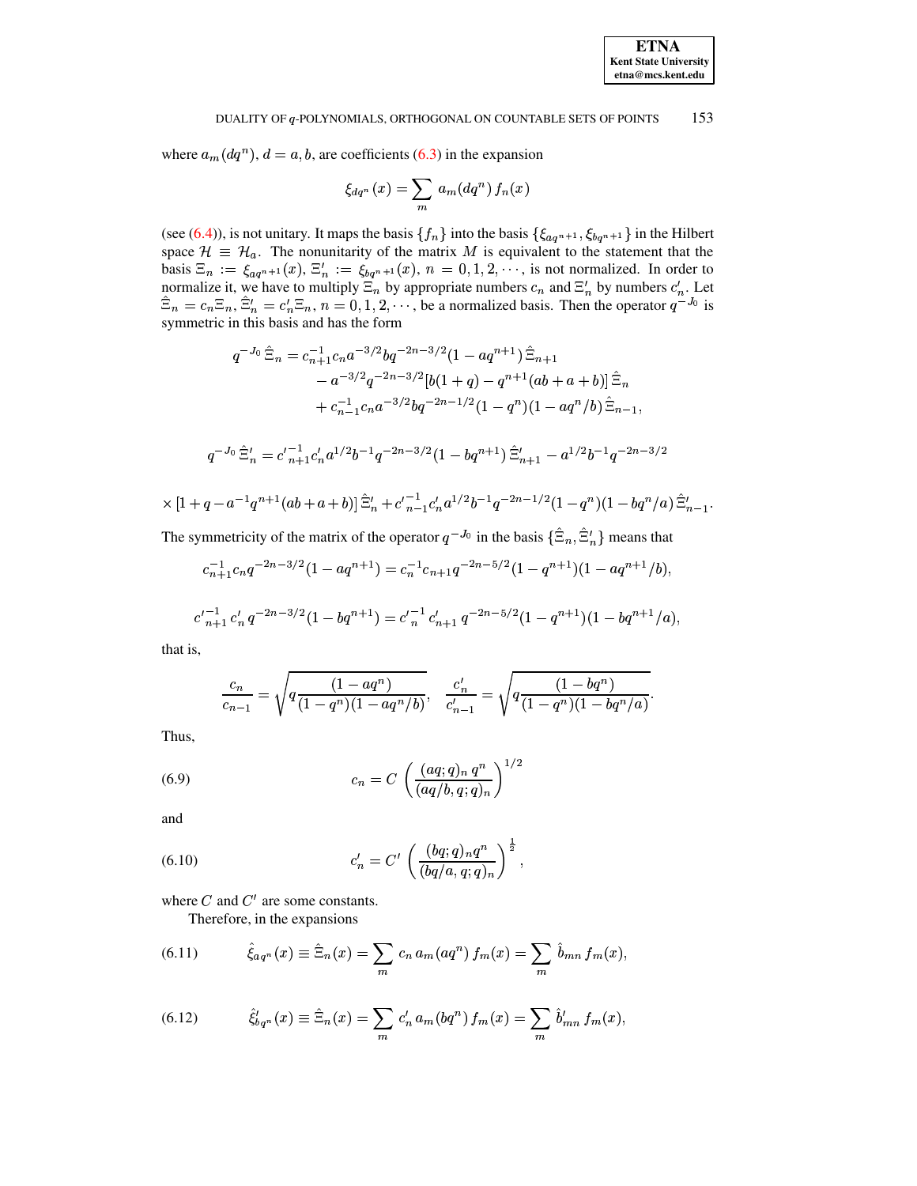where $a_m(dq^n)$, $d = a, b$, are coefficients (6.3) in the expansion

$$\xi_{dq^n}(x) = \sum_m a_m(dq^n) f_n(x)$$

(see (6.4)), is not unitary. It maps the basis $\{f_n\}$ into the basis $\{\xi_{aq^{n+1}}, \xi_{bq^{n+1}}\}$ in the Hilbert space $\mathcal{H} \equiv \mathcal{H}_a$. The nonunitarity of the matrix $M$ is equivalent to the statement that the basis $\Xi_n := \xi_{aq^{n+1}}(x)$, $\Xi'_n := \xi_{bq^{n+1}}(x)$, $n = 0, 1, 2, \cdots$, is not normalized. In order to normalize it, we have to multiply $\Xi_n$ by appropriate numbers $c_n$ and $\Xi'_n$ by numbers $c'_n$. Let $\hat{\Xi}_n = c_n \Xi_n$, $\hat{\Xi}'_n = c'_n \Xi_n$, $n = 0, 1, 2, \cdots$, be a normalized basis. Then the operator $q^{-J_0}$ is symmetric in this basis and has the form

$$\begin{aligned}
q^{-J_0}\,\hat{\Xi}_n = {} & c_{n+1}^{-1} c_n a^{-3/2} b q^{-2n-3/2}(1 - aq^{n+1})\,\hat{\Xi}_{n+1} \\
& - a^{-3/2} q^{-2n-3/2}[b(1+q) - q^{n+1}(ab + a + b)]\,\hat{\Xi}_n \\
& + c_{n-1}^{-1} c_n a^{-3/2} b q^{-2n-1/2}(1 - q^n)(1 - aq^n/b)\,\hat{\Xi}_{n-1},
\end{aligned}$$

$$q^{-J_0}\,\hat{\Xi}'_n = {c'}_{n+1}^{-1} c'_n a^{1/2} b^{-1} q^{-2n-3/2}(1 - bq^{n+1})\,\hat{\Xi}'_{n+1} - a^{1/2} b^{-1} q^{-2n-3/2}$$

$$\times\,[1 + q - a^{-1} q^{n+1}(ab + a + b)]\,\hat{\Xi}'_n + {c'}_{n-1}^{-1} c'_n a^{1/2} b^{-1} q^{-2n-1/2}(1 - q^n)(1 - bq^n/a)\,\hat{\Xi}'_{n-1}.$$

The symmetricity of the matrix of the operator $q^{-J_0}$ in the basis $\{\hat{\Xi}_n, \hat{\Xi}'_n\}$ means that

$$c_{n+1}^{-1} c_n q^{-2n-3/2}(1 - aq^{n+1}) = c_n^{-1} c_{n+1} q^{-2n-5/2}(1 - q^{n+1})(1 - aq^{n+1}/b),$$

$${c'}_{n+1}^{-1}\, c'_n\, q^{-2n-3/2}(1 - bq^{n+1}) = {c'}_n^{-1}\, c'_{n+1}\, q^{-2n-5/2}(1 - q^{n+1})(1 - bq^{n+1}/a),$$

that is,

$$\frac{c_n}{c_{n-1}} = \sqrt{q\frac{(1 - aq^n)}{(1 - q^n)(1 - aq^n/b)}}, \quad \frac{c'_n}{c'_{n-1}} = \sqrt{q\frac{(1 - bq^n)}{(1 - q^n)(1 - bq^n/a)}}.$$

Thus,

$$c_n = C\left(\frac{(aq;q)_n\, q^n}{(aq/b, q; q)_n}\right)^{1/2} \tag{6.9}$$

and

$$c'_n = C'\left(\frac{(bq;q)_n q^n}{(bq/a, q; q)_n}\right)^{\frac{1}{2}}, \tag{6.10}$$

where $C$ and $C'$ are some constants.

Therefore, in the expansions

$$\hat{\xi}_{aq^n}(x) \equiv \hat{\Xi}_n(x) = \sum_m c_n\, a_m(aq^n)\, f_m(x) = \sum_m \hat{b}_{mn}\, f_m(x), \tag{6.11}$$

$$\hat{\xi}'_{bq^n}(x) \equiv \hat{\Xi}_n(x) = \sum_m c'_n\, a_m(bq^n)\, f_m(x) = \sum_m \hat{b}'_{mn}\, f_m(x), \tag{6.12}$$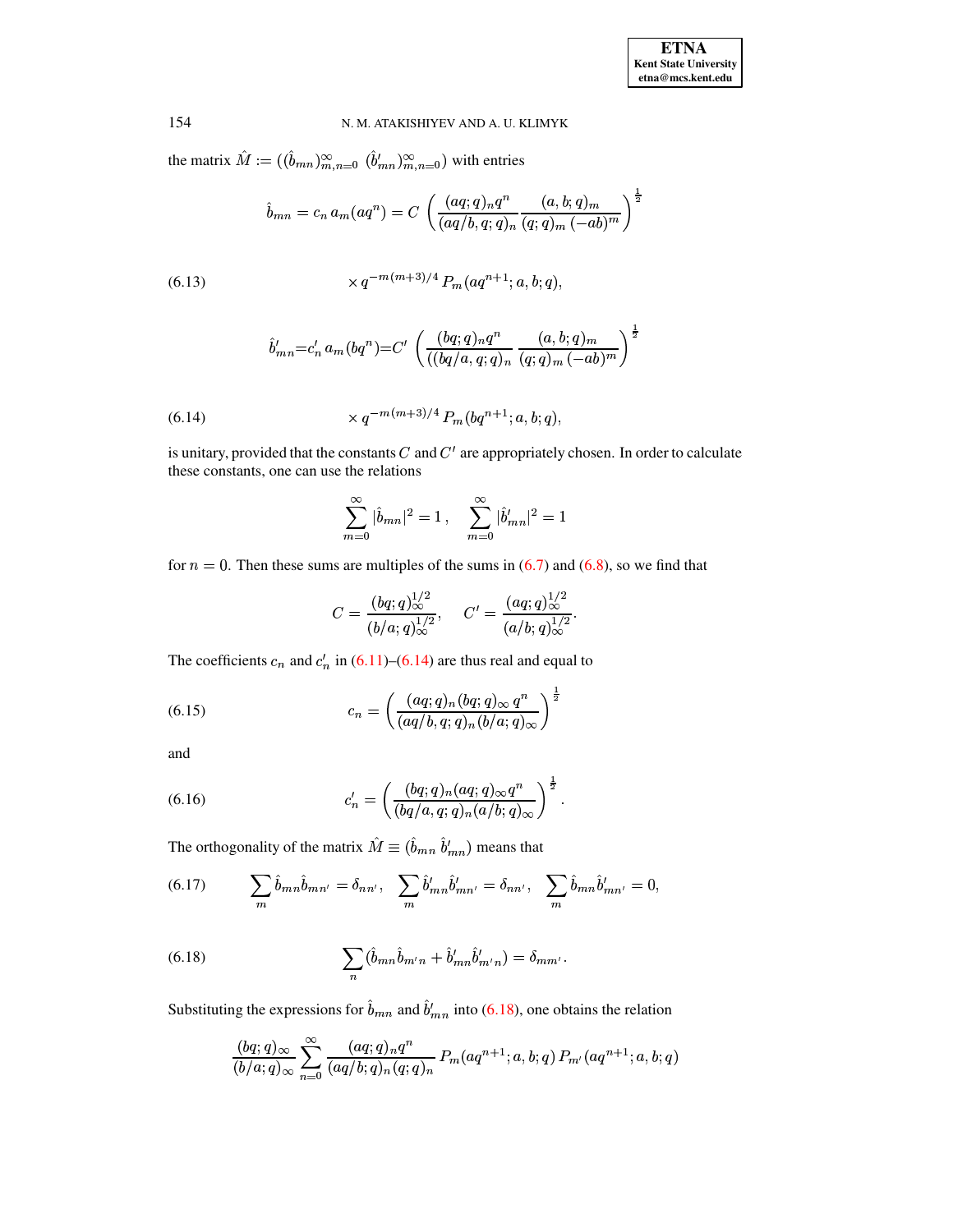the matrix $\hat{M} := ((\hat{b}_{mn})_{m,n=0}^{\infty}\ (\hat{b}'_{mn})_{m,n=0}^{\infty})$ with entries

$$
\hat{b}_{mn} = c_n\, a_m(aq^n) = C\ \left( \frac{(aq;q)_n q^n}{(aq/b,q;q)_n} \frac{(a,b;q)_m}{(q;q)_m\,(-ab)^m} \right)^{\frac{1}{2}}
$$

$$
\times\, q^{-m(m+3)/4}\, P_m(aq^{n+1};a,b;q), \tag{6.13}
$$

$$
\hat{b}'_{mn} = c'_n\, a_m(bq^n) = C'\ \left( \frac{(bq;q)_n q^n}{((bq/a,q;q)_n} \frac{(a,b;q)_m}{(q;q)_m\,(-ab)^m} \right)^{\frac{1}{2}}
$$

$$
\times\, q^{-m(m+3)/4}\, P_m(bq^{n+1};a,b;q), \tag{6.14}
$$

is unitary, provided that the constants $C$ and $C'$ are appropriately chosen. In order to calculate these constants, one can use the relations

$$
\sum_{m=0}^{\infty} |\hat{b}_{mn}|^2 = 1\,, \quad \sum_{m=0}^{\infty} |\hat{b}'_{mn}|^2 = 1
$$

for $n = 0$. Then these sums are multiples of the sums in (6.7) and (6.8), so we find that

$$
C = \frac{(bq;q)_\infty^{1/2}}{(b/a;q)_\infty^{1/2}}, \quad C' = \frac{(aq;q)_\infty^{1/2}}{(a/b;q)_\infty^{1/2}}.
$$

The coefficients $c_n$ and $c'_n$ in (6.11)–(6.14) are thus real and equal to

$$
c_n = \left( \frac{(aq;q)_n (bq;q)_\infty\, q^n}{(aq/b,q;q)_n (b/a;q)_\infty} \right)^{\frac{1}{2}} \tag{6.15}
$$

and

$$
c'_n = \left( \frac{(bq;q)_n (aq;q)_\infty q^n}{(bq/a,q;q)_n (a/b;q)_\infty} \right)^{\frac{1}{2}}. \tag{6.16}
$$

The orthogonality of the matrix $\hat{M} \equiv (\hat{b}_{mn}\ \hat{b}'_{mn})$ means that

$$
\sum_m \hat{b}_{mn}\hat{b}_{mn'} = \delta_{nn'}, \quad \sum_m \hat{b}'_{mn}\hat{b}'_{mn'} = \delta_{nn'}, \quad \sum_m \hat{b}_{mn}\hat{b}'_{mn'} = 0, \tag{6.17}
$$

$$
\sum_n (\hat{b}_{mn}\hat{b}_{m'n} + \hat{b}'_{mn}\hat{b}'_{m'n}) = \delta_{mm'}. \tag{6.18}
$$

Substituting the expressions for $\hat{b}_{mn}$ and $\hat{b}'_{mn}$ into (6.18), one obtains the relation

$$
\frac{(bq;q)_\infty}{(b/a;q)_\infty} \sum_{n=0}^{\infty} \frac{(aq;q)_n q^n}{(aq/b;q)_n (q;q)_n}\, P_m(aq^{n+1};a,b;q)\, P_{m'}(aq^{n+1};a,b;q)
$$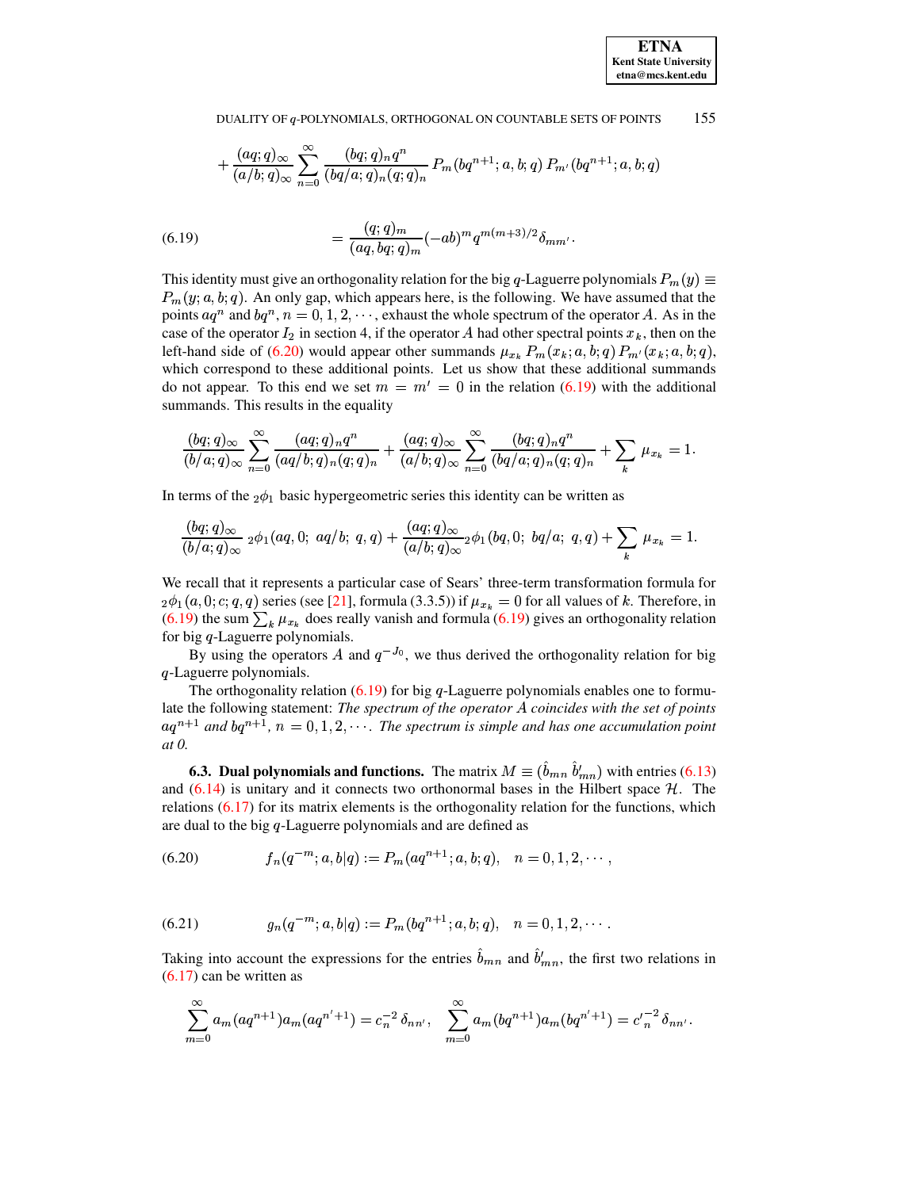$$+\frac{(aq;q)_\infty}{(a/b;q)_\infty}\sum_{n=0}^{\infty}\frac{(bq;q)_n q^n}{(bq/a;q)_n (q;q)_n} P_m(bq^{n+1};a,b;q)\, P_{m'}(bq^{n+1};a,b;q)$$

$$= \frac{(q;q)_m}{(aq,bq;q)_m}(-ab)^m q^{m(m+3)/2}\delta_{mm'}. \tag{6.19}$$

This identity must give an orthogonality relation for the big $q$-Laguerre polynomials $P_m(y) \equiv P_m(y;a,b;q)$. An only gap, which appears here, is the following. We have assumed that the points $aq^n$ and $bq^n$, $n = 0,1,2,\cdots$, exhaust the whole spectrum of the operator $A$. As in the case of the operator $I_2$ in section 4, if the operator $A$ had other spectral points $x_k$, then on the left-hand side of (6.20) would appear other summands $\mu_{x_k} P_m(x_k;a,b;q)\, P_{m'}(x_k;a,b;q)$, which correspond to these additional points. Let us show that these additional summands do not appear. To this end we set $m = m' = 0$ in the relation (6.19) with the additional summands. This results in the equality

$$\frac{(bq;q)_\infty}{(b/a;q)_\infty}\sum_{n=0}^{\infty}\frac{(aq;q)_n q^n}{(aq/b;q)_n (q;q)_n} + \frac{(aq;q)_\infty}{(a/b;q)_\infty}\sum_{n=0}^{\infty}\frac{(bq;q)_n q^n}{(bq/a;q)_n (q;q)_n} + \sum_k \mu_{x_k} = 1.$$

In terms of the ${}_2\phi_1$ basic hypergeometric series this identity can be written as

$$\frac{(bq;q)_\infty}{(b/a;q)_\infty}\, {}_2\phi_1(aq,0;\ aq/b;\ q,q) + \frac{(aq;q)_\infty}{(a/b;q)_\infty}{}_2\phi_1(bq,0;\ bq/a;\ q,q) + \sum_k \mu_{x_k} = 1.$$

We recall that it represents a particular case of Sears' three-term transformation formula for ${}_2\phi_1(a,0;c;q,q)$ series (see [21], formula (3.3.5)) if $\mu_{x_k} = 0$ for all values of $k$. Therefore, in (6.19) the sum $\sum_k \mu_{x_k}$ does really vanish and formula (6.19) gives an orthogonality relation for big $q$-Laguerre polynomials.

By using the operators $A$ and $q^{-J_0}$, we thus derived the orthogonality relation for big $q$-Laguerre polynomials.

The orthogonality relation (6.19) for big $q$-Laguerre polynomials enables one to formulate the following statement: *The spectrum of the operator $A$ coincides with the set of points $aq^{n+1}$ and $bq^{n+1}$, $n = 0,1,2,\cdots$. The spectrum is simple and has one accumulation point at 0.*

### 6.3. Dual polynomials and functions.

The matrix $M \equiv (\hat{b}_{mn}\ \hat{b}'_{mn})$ with entries (6.13) and (6.14) is unitary and it connects two orthonormal bases in the Hilbert space $\mathcal{H}$. The relations (6.17) for its matrix elements is the orthogonality relation for the functions, which are dual to the big $q$-Laguerre polynomials and are defined as

$$f_n(q^{-m};a,b|q) := P_m(aq^{n+1};a,b;q), \quad n = 0,1,2,\cdots, \tag{6.20}$$

$$g_n(q^{-m};a,b|q) := P_m(bq^{n+1};a,b;q), \quad n = 0,1,2,\cdots. \tag{6.21}$$

Taking into account the expressions for the entries $\hat{b}_{mn}$ and $\hat{b}'_{mn}$, the first two relations in (6.17) can be written as

$$\sum_{m=0}^{\infty} a_m(aq^{n+1})a_m(aq^{n'+1}) = c_n^{-2}\,\delta_{nn'}, \quad \sum_{m=0}^{\infty} a_m(bq^{n+1})a_m(bq^{n'+1}) = {c'}_n^{-2}\,\delta_{nn'}.$$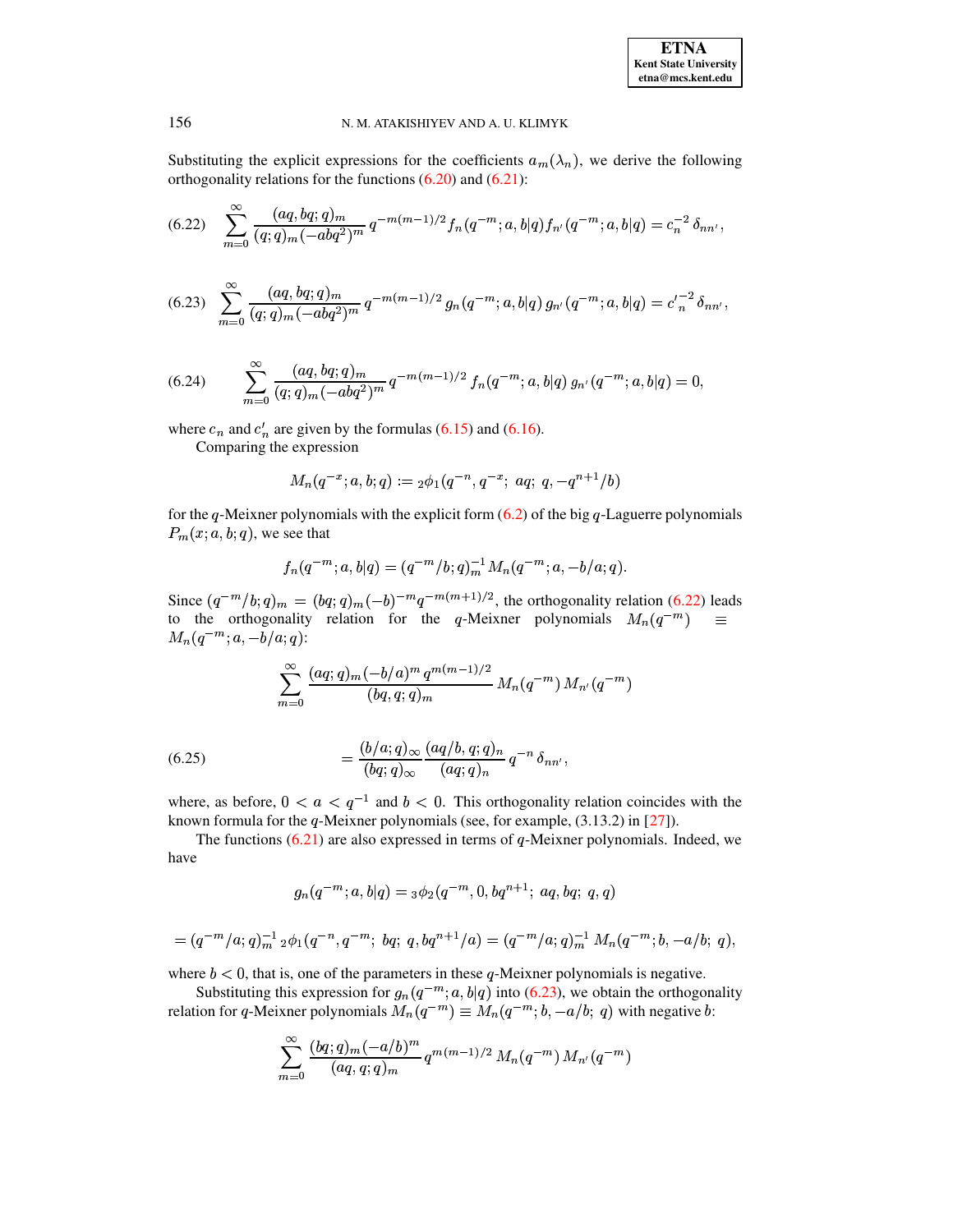Substituting the explicit expressions for the coefficients $a_m(\lambda_n)$, we derive the following orthogonality relations for the functions (6.20) and (6.21):

$$\sum_{m=0}^{\infty} \frac{(aq, bq; q)_m}{(q; q)_m (-abq^2)^m} \, q^{-m(m-1)/2} f_n(q^{-m}; a, b|q) f_{n'}(q^{-m}; a, b|q) = c_n^{-2} \, \delta_{nn'}, \tag{6.22}$$

$$\sum_{m=0}^{\infty} \frac{(aq, bq; q)_m}{(q; q)_m (-abq^2)^m} \, q^{-m(m-1)/2} g_n(q^{-m}; a, b|q) \, g_{n'}(q^{-m}; a, b|q) = {c'}_n^{-2} \, \delta_{nn'}, \tag{6.23}$$

$$\sum_{m=0}^{\infty} \frac{(aq, bq; q)_m}{(q; q)_m (-abq^2)^m} \, q^{-m(m-1)/2} f_n(q^{-m}; a, b|q) \, g_{n'}(q^{-m}; a, b|q) = 0, \tag{6.24}$$

where $c_n$ and $c'_n$ are given by the formulas (6.15) and (6.16).

Comparing the expression

$$M_n(q^{-x}; a, b; q) := {}_2\phi_1(q^{-n}, q^{-x}; \; aq; \; q, -q^{n+1}/b)$$

for the $q$-Meixner polynomials with the explicit form (6.2) of the big $q$-Laguerre polynomials $P_m(x; a, b; q)$, we see that

$$f_n(q^{-m}; a, b|q) = (q^{-m}/b; q)_m^{-1} M_n(q^{-m}; a, -b/a; q).$$

Since $(q^{-m}/b; q)_m = (bq; q)_m (-b)^{-m} q^{-m(m+1)/2}$, the orthogonality relation (6.22) leads to the orthogonality relation for the $q$-Meixner polynomials $M_n(q^{-m}) \equiv M_n(q^{-m}; a, -b/a; q)$:

$$\sum_{m=0}^{\infty} \frac{(aq; q)_m (-b/a)^m \, q^{m(m-1)/2}}{(bq, q; q)_m} \, M_n(q^{-m}) \, M_{n'}(q^{-m})$$

$$= \frac{(b/a; q)_\infty}{(bq; q)_\infty} \frac{(aq/b, q; q)_n}{(aq; q)_n} \, q^{-n} \, \delta_{nn'}, \tag{6.25}$$

where, as before, $0 < a < q^{-1}$ and $b < 0$. This orthogonality relation coincides with the known formula for the $q$-Meixner polynomials (see, for example, (3.13.2) in [27]).

The functions (6.21) are also expressed in terms of $q$-Meixner polynomials. Indeed, we have

$$g_n(q^{-m}; a, b|q) = {}_3\phi_2(q^{-m}, 0, bq^{n+1}; \; aq, bq; \; q, q)$$

$$= (q^{-m}/a; q)_m^{-1} \, {}_2\phi_1(q^{-n}, q^{-m}; \; bq; \; q, bq^{n+1}/a) = (q^{-m}/a; q)_m^{-1} \, M_n(q^{-m}; b, -a/b; \; q),$$

where $b < 0$, that is, one of the parameters in these $q$-Meixner polynomials is negative.

Substituting this expression for $g_n(q^{-m}; a, b|q)$ into (6.23), we obtain the orthogonality relation for $q$-Meixner polynomials $M_n(q^{-m}) \equiv M_n(q^{-m}; b, -a/b; \; q)$ with negative $b$:

$$\sum_{m=0}^{\infty} \frac{(bq; q)_m (-a/b)^m}{(aq, q; q)_m} \, q^{m(m-1)/2} \, M_n(q^{-m}) \, M_{n'}(q^{-m})$$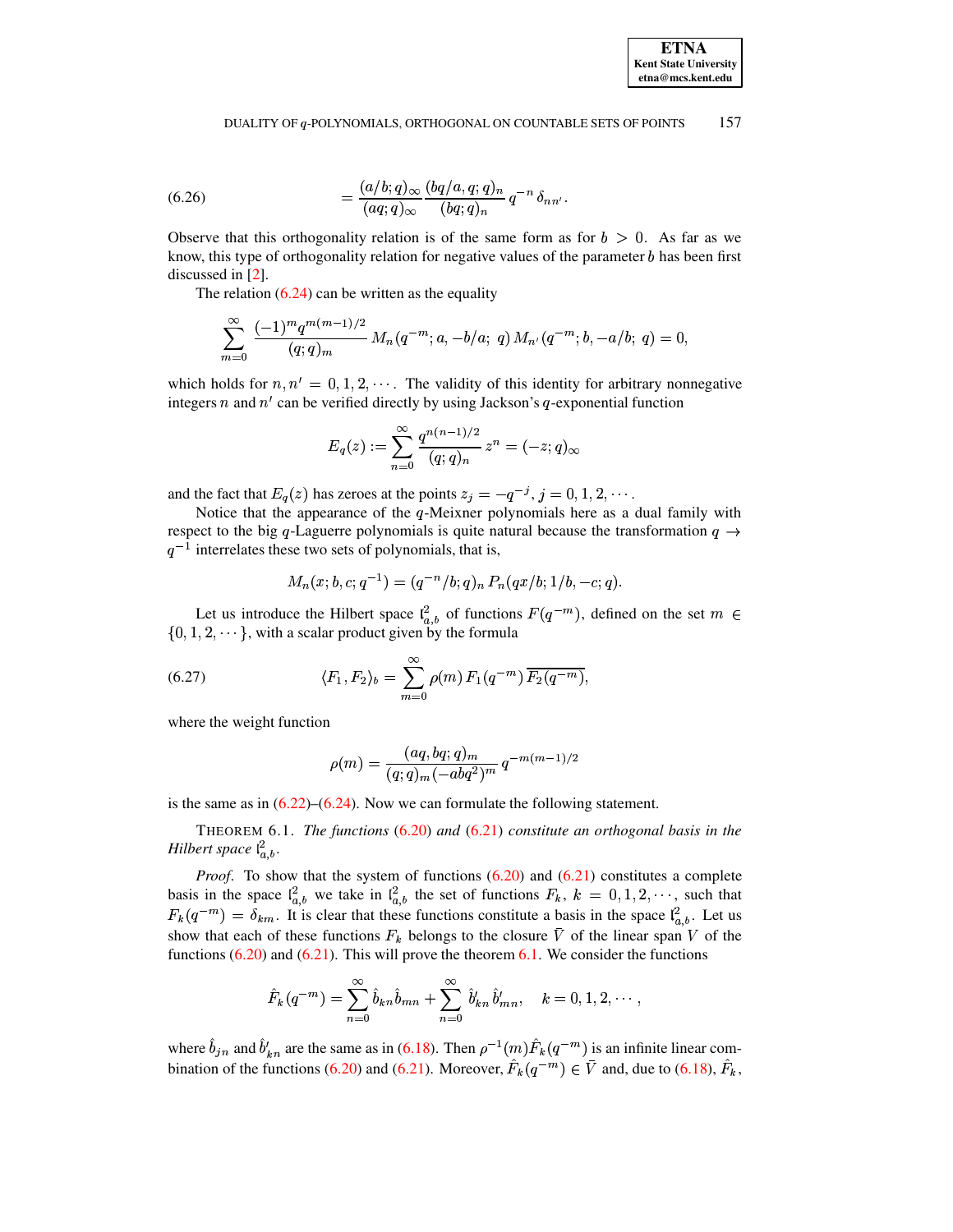$$
(6.26) \qquad = \frac{(a/b;q)_\infty}{(aq;q)_\infty} \frac{(bq/a,q;q)_n}{(bq;q)_n} q^{-n} \delta_{nn'}.
$$

Observe that this orthogonality relation is of the same form as for $b > 0$. As far as we know, this type of orthogonality relation for negative values of the parameter $b$ has been first discussed in [2].

The relation (6.24) can be written as the equality

$$
\sum_{m=0}^{\infty} \frac{(-1)^m q^{m(m-1)/2}}{(q;q)_m} M_n(q^{-m}; a, -b/a;\ q)\, M_{n'}(q^{-m}; b, -a/b;\ q) = 0,
$$

which holds for $n, n' = 0, 1, 2, \cdots$. The validity of this identity for arbitrary nonnegative integers $n$ and $n'$ can be verified directly by using Jackson's $q$-exponential function

$$
E_q(z) := \sum_{n=0}^{\infty} \frac{q^{n(n-1)/2}}{(q;q)_n} z^n = (-z;q)_\infty
$$

and the fact that $E_q(z)$ has zeroes at the points $z_j = -q^{-j}$, $j = 0, 1, 2, \cdots$.

Notice that the appearance of the $q$-Meixner polynomials here as a dual family with respect to the big $q$-Laguerre polynomials is quite natural because the transformation $q \to q^{-1}$ interrelates these two sets of polynomials, that is,

$$
M_n(x; b, c; q^{-1}) = (q^{-n}/b;q)_n\, P_n(qx/b; 1/b, -c; q).
$$

Let us introduce the Hilbert space $\mathfrak{l}^2_{a,b}$ of functions $F(q^{-m})$, defined on the set $m \in \{0, 1, 2, \cdots\}$, with a scalar product given by the formula

$$
(6.27) \qquad \langle F_1, F_2 \rangle_b = \sum_{m=0}^{\infty} \rho(m)\, F_1(q^{-m})\, \overline{F_2(q^{-m})},
$$

where the weight function

$$
\rho(m) = \frac{(aq, bq; q)_m}{(q;q)_m (-abq^2)^m} q^{-m(m-1)/2}
$$

is the same as in (6.22)–(6.24). Now we can formulate the following statement.

THEOREM 6.1. *The functions* (6.20) *and* (6.21) *constitute an orthogonal basis in the Hilbert space* $\mathfrak{l}^2_{a,b}$.

*Proof*. To show that the system of functions (6.20) and (6.21) constitutes a complete basis in the space $\mathfrak{l}^2_{a,b}$ we take in $\mathfrak{l}^2_{a,b}$ the set of functions $F_k$, $k = 0, 1, 2, \cdots$, such that $F_k(q^{-m}) = \delta_{km}$. It is clear that these functions constitute a basis in the space $\mathfrak{l}^2_{a,b}$. Let us show that each of these functions $F_k$ belongs to the closure $\bar{V}$ of the linear span $V$ of the functions (6.20) and (6.21). This will prove the theorem 6.1. We consider the functions

$$
\hat{F}_k(q^{-m}) = \sum_{n=0}^{\infty} \hat{b}_{kn} \hat{b}_{mn} + \sum_{n=0}^{\infty} \hat{b}'_{kn} \hat{b}'_{mn}, \quad k = 0, 1, 2, \cdots,
$$

where $\hat{b}_{jn}$ and $\hat{b}'_{kn}$ are the same as in (6.18). Then $\rho^{-1}(m)\hat{F}_k(q^{-m})$ is an infinite linear combination of the functions (6.20) and (6.21). Moreover, $\hat{F}_k(q^{-m}) \in \bar{V}$ and, due to (6.18), $\hat{F}_k$,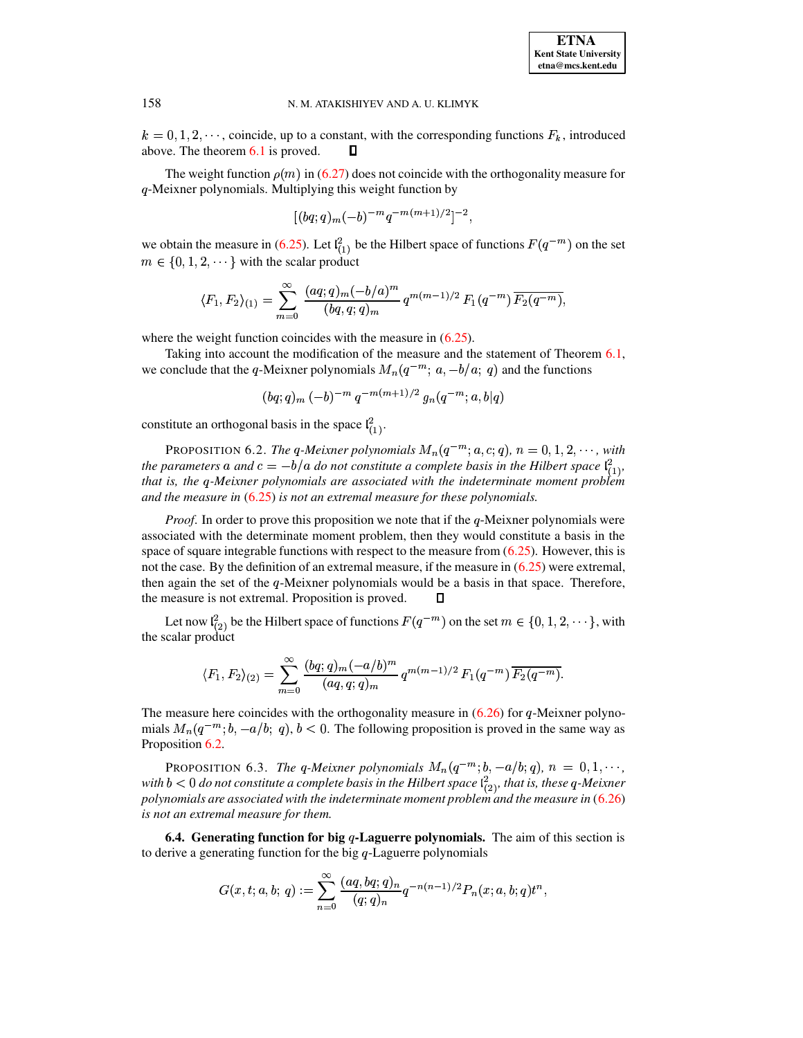$k = 0, 1, 2, \cdots$, coincide, up to a constant, with the corresponding functions $F_k$, introduced above. The theorem 6.1 is proved. ◻

The weight function $\rho(m)$ in (6.27) does not coincide with the orthogonality measure for $q$-Meixner polynomials. Multiplying this weight function by

$$[(bq;q)_m(-b)^{-m}q^{-m(m+1)/2}]^{-2},$$

we obtain the measure in (6.25). Let $\mathfrak{l}^2_{(1)}$ be the Hilbert space of functions $F(q^{-m})$ on the set $m \in \{0, 1, 2, \cdots\}$ with the scalar product

$$\langle F_1, F_2\rangle_{(1)} = \sum_{m=0}^{\infty} \frac{(aq;q)_m(-b/a)^m}{(bq,q;q)_m} q^{m(m-1)/2} F_1(q^{-m}) \overline{F_2(q^{-m})},$$

where the weight function coincides with the measure in (6.25).

Taking into account the modification of the measure and the statement of Theorem 6.1, we conclude that the $q$-Meixner polynomials $M_n(q^{-m};\, a, -b/a;\, q)$ and the functions

$$(bq;q)_m\,(-b)^{-m}\, q^{-m(m+1)/2}\, g_n(q^{-m}; a, b|q)$$

constitute an orthogonal basis in the space $\mathfrak{l}^2_{(1)}$.

PROPOSITION 6.2. *The $q$-Meixner polynomials $M_n(q^{-m}; a, c; q)$, $n = 0, 1, 2, \cdots$, with the parameters $a$ and $c = -b/a$ do not constitute a complete basis in the Hilbert space $\mathfrak{l}^2_{(1)}$, that is, the $q$-Meixner polynomials are associated with the indeterminate moment problem and the measure in (6.25) is not an extremal measure for these polynomials.*

*Proof*. In order to prove this proposition we note that if the $q$-Meixner polynomials were associated with the determinate moment problem, then they would constitute a basis in the space of square integrable functions with respect to the measure from (6.25). However, this is not the case. By the definition of an extremal measure, if the measure in (6.25) were extremal, then again the set of the $q$-Meixner polynomials would be a basis in that space. Therefore, the measure is not extremal. Proposition is proved. ◻

Let now $\mathfrak{l}^2_{(2)}$ be the Hilbert space of functions $F(q^{-m})$ on the set $m \in \{0, 1, 2, \cdots\}$, with the scalar product

$$\langle F_1, F_2\rangle_{(2)} = \sum_{m=0}^{\infty} \frac{(bq;q)_m(-a/b)^m}{(aq,q;q)_m} q^{m(m-1)/2} F_1(q^{-m}) \overline{F_2(q^{-m})}.$$

The measure here coincides with the orthogonality measure in (6.26) for $q$-Meixner polynomials $M_n(q^{-m}; b, -a/b;\, q)$, $b < 0$. The following proposition is proved in the same way as Proposition 6.2.

PROPOSITION 6.3. *The $q$-Meixner polynomials $M_n(q^{-m}; b, -a/b; q)$, $n = 0, 1, \cdots$, with $b < 0$ do not constitute a complete basis in the Hilbert space $\mathfrak{l}^2_{(2)}$, that is, these $q$-Meixner polynomials are associated with the indeterminate moment problem and the measure in (6.26) is not an extremal measure for them.*

**6.4. Generating function for big $q$-Laguerre polynomials.** The aim of this section is to derive a generating function for the big $q$-Laguerre polynomials

$$G(x, t; a, b;\, q) := \sum_{n=0}^{\infty} \frac{(aq, bq; q)_n}{(q;q)_n} q^{-n(n-1)/2} P_n(x; a, b; q) t^n,$$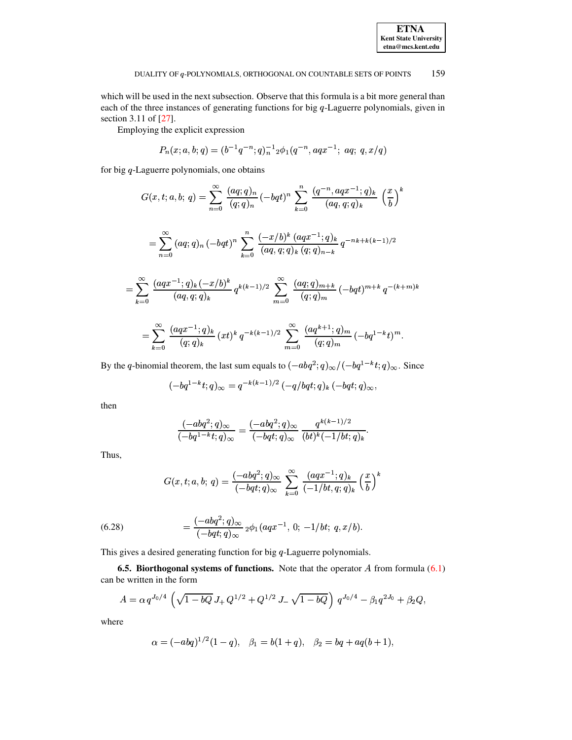which will be used in the next subsection. Observe that this formula is a bit more general than each of the three instances of generating functions for big $q$-Laguerre polynomials, given in section 3.11 of [27].

Employing the explicit expression

$$P_n(x;a,b;q) = (b^{-1}q^{-n};q)_n^{-1}\,{}_2\phi_1(q^{-n}, aqx^{-1};\; aq;\; q, x/q)$$

for big $q$-Laguerre polynomials, one obtains

$$G(x,t;a,b;\,q) = \sum_{n=0}^{\infty} \frac{(aq;q)_n}{(q;q)_n}\,(-bqt)^n \sum_{k=0}^{n} \frac{(q^{-n}, aqx^{-1};q)_k}{(aq, q;q)_k}\,\left(\frac{x}{b}\right)^k$$

$$= \sum_{n=0}^{\infty} (aq;q)_n\,(-bqt)^n \sum_{k=0}^{n} \frac{(-x/b)^k\,(aqx^{-1};q)_k}{(aq,q;q)_k\,(q;q)_{n-k}}\,q^{-nk+k(k-1)/2}$$

$$= \sum_{k=0}^{\infty} \frac{(aqx^{-1};q)_k\,(-x/b)^k}{(aq,q;q)_k}\,q^{k(k-1)/2} \sum_{m=0}^{\infty} \frac{(aq;q)_{m+k}}{(q;q)_m}\,(-bqt)^{m+k}\,q^{-(k+m)k}$$

$$= \sum_{k=0}^{\infty} \frac{(aqx^{-1};q)_k}{(q;q)_k}\,(xt)^k\,q^{-k(k-1)/2} \sum_{m=0}^{\infty} \frac{(aq^{k+1};q)_m}{(q;q)_m}\,(-bq^{1-k}t)^m.$$

By the $q$-binomial theorem, the last sum equals to $(-abq^2;q)_\infty/(-bq^{1-k}t;q)_\infty$. Since

$$(-bq^{1-k}t;q)_\infty = q^{-k(k-1)/2}\,(-q/bqt;q)_k\,(-bqt;q)_\infty,$$

then

$$\frac{(-abq^2;q)_\infty}{(-bq^{1-k}t;q)_\infty} = \frac{(-abq^2;q)_\infty}{(-bqt;q)_\infty}\,\frac{q^{k(k-1)/2}}{(bt)^k(-1/bt;q)_k}.$$

Thus,

$$G(x,t;a,b;\,q) = \frac{(-abq^2;q)_\infty}{(-bqt;q)_\infty} \sum_{k=0}^{\infty} \frac{(aqx^{-1};q)_k}{(-1/bt,q;q)_k}\left(\frac{x}{b}\right)^k$$

$$= \frac{(-abq^2;q)_\infty}{(-bqt;q)_\infty}\,{}_2\phi_1(aqx^{-1},\,0;\,-1/bt;\,q,x/b). \tag{6.28}$$

This gives a desired generating function for big $q$-Laguerre polynomials.

**6.5. Biorthogonal systems of functions.** Note that the operator $A$ from formula (6.1) can be written in the form

$$A = \alpha\, q^{J_0/4}\left(\sqrt{1-bQ}\,J_+\,Q^{1/2} + Q^{1/2}\,J_-\,\sqrt{1-bQ}\right)\,q^{J_0/4} - \beta_1 q^{2J_0} + \beta_2 Q,$$

where

$$\alpha = (-abq)^{1/2}(1-q),\quad \beta_1 = b(1+q),\quad \beta_2 = bq + aq(b+1),$$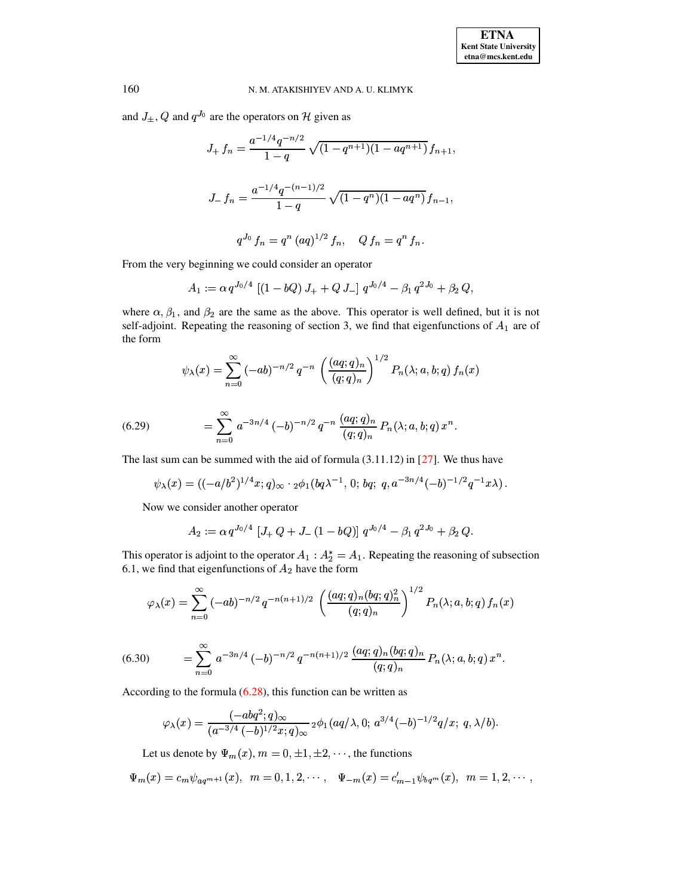and $J_{\pm}$, $Q$ and $q^{J_0}$ are the operators on $\mathcal{H}$ given as

$$J_+ \, f_n = \frac{a^{-1/4} q^{-n/2}}{1-q} \, \sqrt{(1-q^{n+1})(1-aq^{n+1})} \, f_{n+1},$$

$$J_- \, f_n = \frac{a^{-1/4} q^{-(n-1)/2}}{1-q} \, \sqrt{(1-q^{n})(1-aq^{n})} \, f_{n-1},$$

$$q^{J_0} \, f_n = q^n \, (aq)^{1/2} \, f_n, \quad Q \, f_n = q^n \, f_n.$$

From the very beginning we could consider an operator

$$A_1 := \alpha \, q^{J_0/4} \, [(1-bQ) \, J_+ + Q \, J_-] \, q^{J_0/4} - \beta_1 \, q^{2J_0} + \beta_2 \, Q,$$

where $\alpha$, $\beta_1$, and $\beta_2$ are the same as the above. This operator is well defined, but it is not self-adjoint. Repeating the reasoning of section 3, we find that eigenfunctions of $A_1$ are of the form

$$\psi_\lambda(x) = \sum_{n=0}^{\infty} (-ab)^{-n/2} \, q^{-n} \, \left( \frac{(aq;q)_n}{(q;q)_n} \right)^{1/2} P_n(\lambda; a, b; q) \, f_n(x)$$

$$= \sum_{n=0}^{\infty} a^{-3n/4} \, (-b)^{-n/2} \, q^{-n} \, \frac{(aq;q)_n}{(q;q)_n} \, P_n(\lambda; a, b; q) \, x^n. \tag{6.29}$$

The last sum can be summed with the aid of formula (3.11.12) in [27]. We thus have

$$\psi_\lambda(x) = ((-a/b^2)^{1/4} x; q)_\infty \cdot {}_2\phi_1(bq\lambda^{-1}, 0; \, bq; \; q, a^{-3n/4}(-b)^{-1/2} q^{-1} x\lambda) \, .$$

Now we consider another operator

$$A_2 := \alpha \, q^{J_0/4} \, [J_+ \, Q + J_- \, (1-bQ)] \, q^{J_0/4} - \beta_1 \, q^{2J_0} + \beta_2 \, Q.$$

This operator is adjoint to the operator $A_1 : A_2^* = A_1$. Repeating the reasoning of subsection 6.1, we find that eigenfunctions of $A_2$ have the form

$$\varphi_\lambda(x) = \sum_{n=0}^{\infty} (-ab)^{-n/2} \, q^{-n(n+1)/2} \, \left( \frac{(aq;q)_n (bq;q)_n^2}{(q;q)_n} \right)^{1/2} P_n(\lambda; a, b; q) \, f_n(x)$$

$$= \sum_{n=0}^{\infty} a^{-3n/4} \, (-b)^{-n/2} \, q^{-n(n+1)/2} \, \frac{(aq;q)_n (bq;q)_n}{(q;q)_n} \, P_n(\lambda; a, b; q) \, x^n. \tag{6.30}$$

According to the formula (6.28), this function can be written as

$$\varphi_\lambda(x) = \frac{(-abq^2;q)_\infty}{(a^{-3/4} \, (-b)^{1/2} x; q)_\infty} \, {}_2\phi_1 \, (aq/\lambda, 0; \; a^{3/4}(-b)^{-1/2} q/x; \; q, \lambda/b).$$

Let us denote by $\Psi_m(x)$, $m = 0, \pm 1, \pm 2, \cdots$, the functions

$$\Psi_m(x) = c_m \psi_{aq^{m+1}}(x), \;\; m = 0, 1, 2, \cdots, \;\;\; \Psi_{-m}(x) = c'_{m-1} \psi_{bq^m}(x), \;\; m = 1, 2, \cdots,$$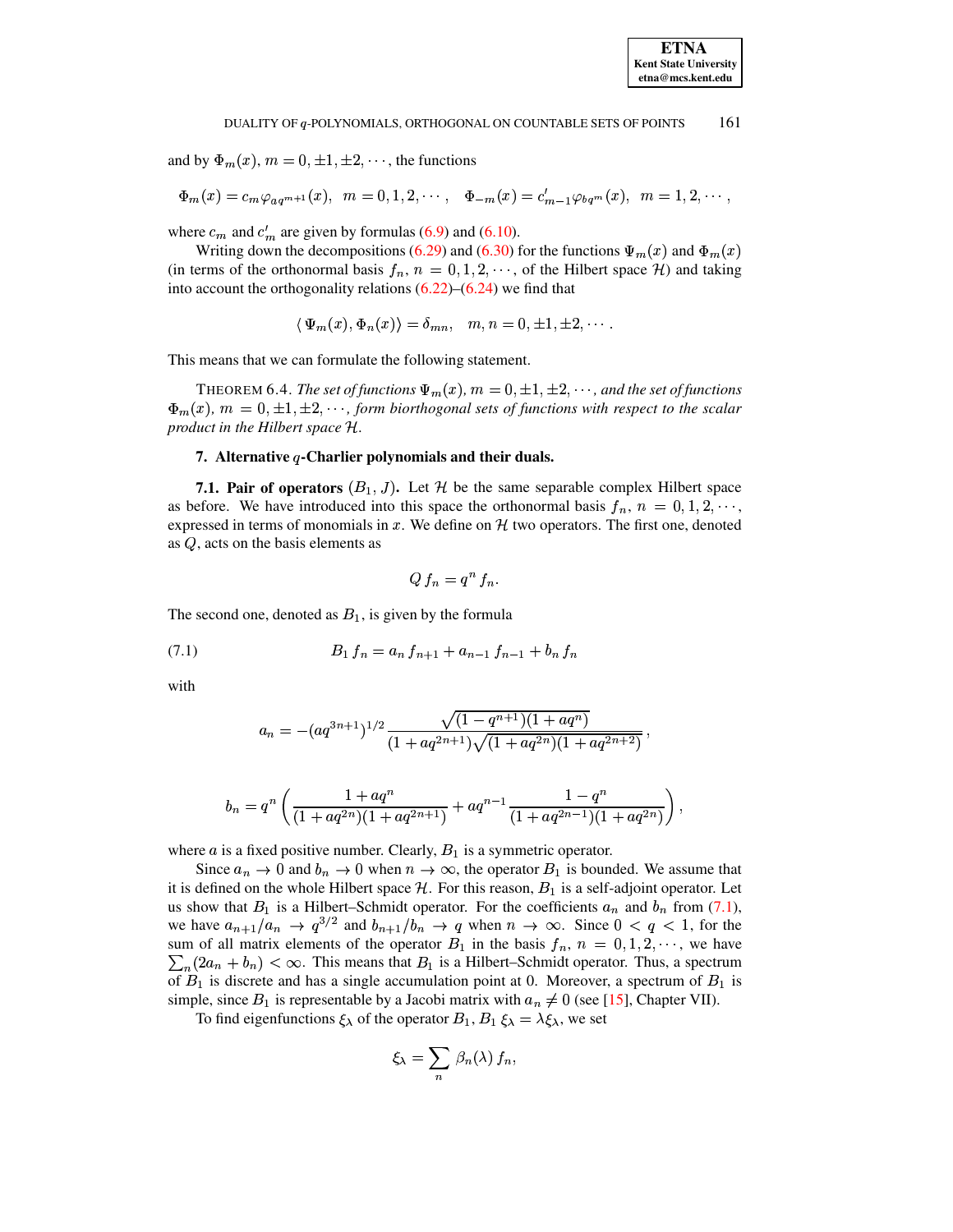and by $\Phi_m(x)$, $m = 0, \pm 1, \pm 2, \cdots$, the functions

$$\Phi_m(x) = c_m \varphi_{aq^{m+1}}(x), \quad m = 0, 1, 2, \cdots, \quad \Phi_{-m}(x) = c'_{m-1} \varphi_{bq^m}(x), \quad m = 1, 2, \cdots,$$

where $c_m$ and $c'_m$ are given by formulas (6.9) and (6.10).

Writing down the decompositions (6.29) and (6.30) for the functions $\Psi_m(x)$ and $\Phi_m(x)$ (in terms of the orthonormal basis $f_n$, $n = 0, 1, 2, \cdots$, of the Hilbert space $\mathcal{H}$) and taking into account the orthogonality relations (6.22)–(6.24) we find that

$$\langle \Psi_m(x), \Phi_n(x) \rangle = \delta_{mn}, \quad m, n = 0, \pm 1, \pm 2, \cdots .$$

This means that we can formulate the following statement.

THEOREM 6.4. *The set of functions $\Psi_m(x)$, $m = 0, \pm 1, \pm 2, \cdots$, and the set of functions $\Phi_m(x)$, $m = 0, \pm 1, \pm 2, \cdots$, form biorthogonal sets of functions with respect to the scalar product in the Hilbert space $\mathcal{H}$.*

## 7. Alternative $q$-Charlier polynomials and their duals.

**7.1. Pair of operators $(B_1, J)$.** Let $\mathcal{H}$ be the same separable complex Hilbert space as before. We have introduced into this space the orthonormal basis $f_n$, $n = 0, 1, 2, \cdots$, expressed in terms of monomials in $x$. We define on $\mathcal{H}$ two operators. The first one, denoted as $Q$, acts on the basis elements as

$$Q\, f_n = q^n\, f_n.$$

The second one, denoted as $B_1$, is given by the formula

$$B_1\, f_n = a_n\, f_{n+1} + a_{n-1}\, f_{n-1} + b_n\, f_n \tag{7.1}$$

with

$$a_n = -(aq^{3n+1})^{1/2} \frac{\sqrt{(1-q^{n+1})(1+aq^n)}}{(1+aq^{2n+1})\sqrt{(1+aq^{2n})(1+aq^{2n+2})}},$$

$$b_n = q^n \left( \frac{1+aq^n}{(1+aq^{2n})(1+aq^{2n+1})} + aq^{n-1} \frac{1-q^n}{(1+aq^{2n-1})(1+aq^{2n})} \right),$$

where $a$ is a fixed positive number. Clearly, $B_1$ is a symmetric operator.

Since $a_n \to 0$ and $b_n \to 0$ when $n \to \infty$, the operator $B_1$ is bounded. We assume that it is defined on the whole Hilbert space $\mathcal{H}$. For this reason, $B_1$ is a self-adjoint operator. Let us show that $B_1$ is a Hilbert–Schmidt operator. For the coefficients $a_n$ and $b_n$ from (7.1), we have $a_{n+1}/a_n \to q^{3/2}$ and $b_{n+1}/b_n \to q$ when $n \to \infty$. Since $0 < q < 1$, for the sum of all matrix elements of the operator $B_1$ in the basis $f_n$, $n = 0, 1, 2, \cdots$, we have $\sum_n (2a_n + b_n) < \infty$. This means that $B_1$ is a Hilbert–Schmidt operator. Thus, a spectrum of $B_1$ is discrete and has a single accumulation point at 0. Moreover, a spectrum of $B_1$ is simple, since $B_1$ is representable by a Jacobi matrix with $a_n \neq 0$ (see [15], Chapter VII).

To find eigenfunctions $\xi_\lambda$ of the operator $B_1$, $B_1\, \xi_\lambda = \lambda \xi_\lambda$, we set

$$\xi_\lambda = \sum_n \beta_n(\lambda)\, f_n,$$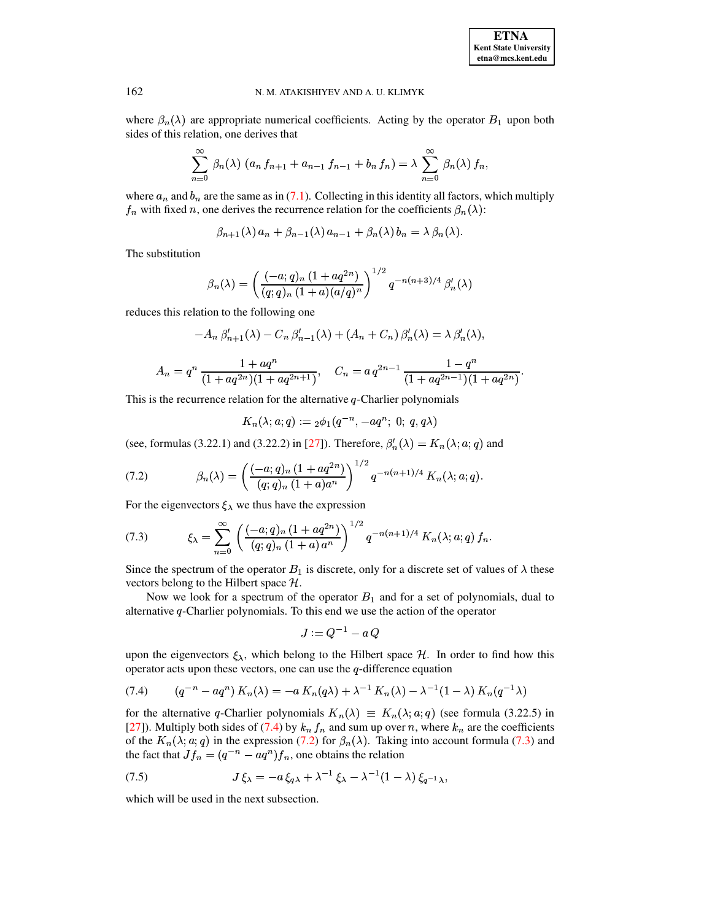where $\beta_n(\lambda)$ are appropriate numerical coefficients. Acting by the operator $B_1$ upon both sides of this relation, one derives that

$$\sum_{n=0}^{\infty} \beta_n(\lambda)\, (a_n\, f_{n+1} + a_{n-1}\, f_{n-1} + b_n\, f_n) = \lambda \sum_{n=0}^{\infty} \beta_n(\lambda)\, f_n,$$

where $a_n$ and $b_n$ are the same as in (7.1). Collecting in this identity all factors, which multiply $f_n$ with fixed $n$, one derives the recurrence relation for the coefficients $\beta_n(\lambda)$:

$$\beta_{n+1}(\lambda)\, a_n + \beta_{n-1}(\lambda)\, a_{n-1} + \beta_n(\lambda)\, b_n = \lambda\, \beta_n(\lambda).$$

The substitution

$$\beta_n(\lambda) = \left( \frac{(-a;q)_n\, (1+aq^{2n})}{(q;q)_n\, (1+a)(a/q)^n} \right)^{1/2} q^{-n(n+3)/4}\, \beta'_n(\lambda)$$

reduces this relation to the following one

$$-A_n\, \beta'_{n+1}(\lambda) - C_n\, \beta'_{n-1}(\lambda) + (A_n + C_n)\, \beta'_n(\lambda) = \lambda\, \beta'_n(\lambda),$$

$$A_n = q^n\, \frac{1+aq^n}{(1+aq^{2n})(1+aq^{2n+1})}, \quad C_n = a\, q^{2n-1}\, \frac{1-q^n}{(1+aq^{2n-1})(1+aq^{2n})}.$$

This is the recurrence relation for the alternative $q$-Charlier polynomials

$$K_n(\lambda; a; q) := {}_2\phi_1(q^{-n}, -aq^n;\; 0;\; q, q\lambda)$$

(see, formulas (3.22.1) and (3.22.2) in [27]). Therefore, $\beta'_n(\lambda) = K_n(\lambda; a; q)$ and

$$\beta_n(\lambda) = \left( \frac{(-a;q)_n\, (1+aq^{2n})}{(q;q)_n\, (1+a)a^n} \right)^{1/2} q^{-n(n+1)/4}\, K_n(\lambda; a; q). \tag{7.2}$$

For the eigenvectors $\xi_\lambda$ we thus have the expression

$$\xi_\lambda = \sum_{n=0}^{\infty} \left( \frac{(-a;q)_n\, (1+aq^{2n})}{(q;q)_n\, (1+a)\, a^n} \right)^{1/2} q^{-n(n+1)/4}\, K_n(\lambda; a; q)\, f_n. \tag{7.3}$$

Since the spectrum of the operator $B_1$ is discrete, only for a discrete set of values of $\lambda$ these vectors belong to the Hilbert space $\mathcal{H}$.

Now we look for a spectrum of the operator $B_1$ and for a set of polynomials, dual to alternative $q$-Charlier polynomials. To this end we use the action of the operator

$$J := Q^{-1} - a\, Q$$

upon the eigenvectors $\xi_\lambda$, which belong to the Hilbert space $\mathcal{H}$. In order to find how this operator acts upon these vectors, one can use the $q$-difference equation

$$(q^{-n} - aq^n)\, K_n(\lambda) = -a\, K_n(q\lambda) + \lambda^{-1}\, K_n(\lambda) - \lambda^{-1}(1-\lambda)\, K_n(q^{-1}\lambda) \tag{7.4}$$

for the alternative $q$-Charlier polynomials $K_n(\lambda) \equiv K_n(\lambda; a; q)$ (see formula (3.22.5) in [27]). Multiply both sides of (7.4) by $k_n\, f_n$ and sum up over $n$, where $k_n$ are the coefficients of the $K_n(\lambda; a; q)$ in the expression (7.2) for $\beta_n(\lambda)$. Taking into account formula (7.3) and the fact that $J f_n = (q^{-n} - aq^n) f_n$, one obtains the relation

$$J\, \xi_\lambda = -a\, \xi_{q\lambda} + \lambda^{-1}\, \xi_\lambda - \lambda^{-1}(1-\lambda)\, \xi_{q^{-1}\lambda}, \tag{7.5}$$

which will be used in the next subsection.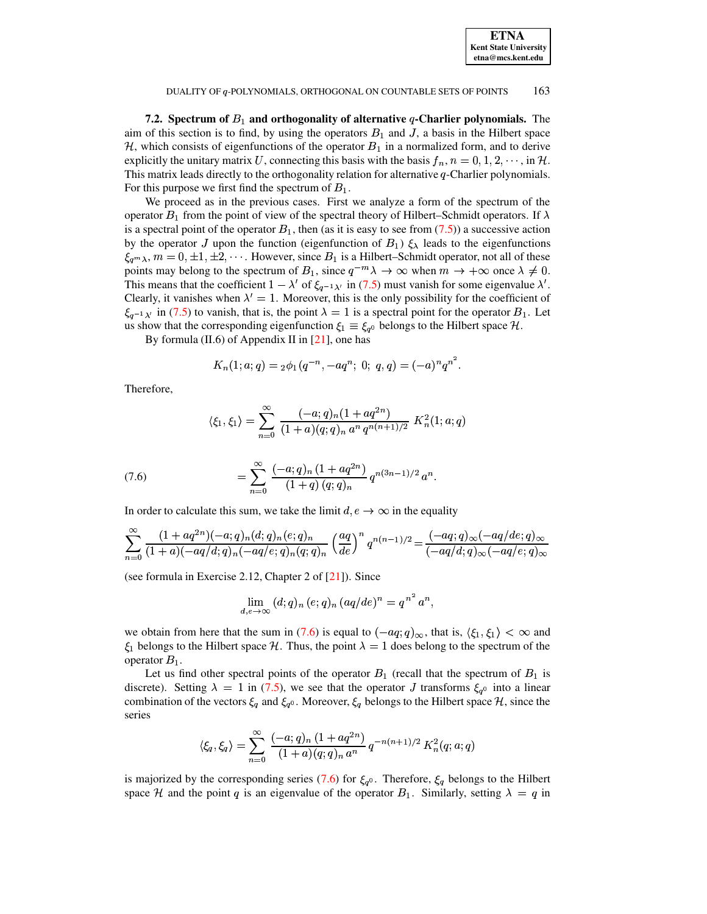**7.2. Spectrum of $B_1$ and orthogonality of alternative $q$-Charlier polynomials.** The aim of this section is to find, by using the operators $B_1$ and $J$, a basis in the Hilbert space $\mathcal{H}$, which consists of eigenfunctions of the operator $B_1$ in a normalized form, and to derive explicitly the unitary matrix $U$, connecting this basis with the basis $f_n$, $n = 0, 1, 2, \cdots$, in $\mathcal{H}$. This matrix leads directly to the orthogonality relation for alternative $q$-Charlier polynomials. For this purpose we first find the spectrum of $B_1$.

We proceed as in the previous cases. First we analyze a form of the spectrum of the operator $B_1$ from the point of view of the spectral theory of Hilbert–Schmidt operators. If $\lambda$ is a spectral point of the operator $B_1$, then (as it is easy to see from (7.5)) a successive action by the operator $J$ upon the function (eigenfunction of $B_1$) $\xi_\lambda$ leads to the eigenfunctions $\xi_{q^m\lambda}$, $m = 0, \pm 1, \pm 2, \cdots$. However, since $B_1$ is a Hilbert–Schmidt operator, not all of these points may belong to the spectrum of $B_1$, since $q^{-m}\lambda \to \infty$ when $m \to +\infty$ once $\lambda \neq 0$. This means that the coefficient $1 - \lambda'$ of $\xi_{q^{-1}\lambda'}$ in (7.5) must vanish for some eigenvalue $\lambda'$. Clearly, it vanishes when $\lambda' = 1$. Moreover, this is the only possibility for the coefficient of $\xi_{q^{-1}\lambda'}$ in (7.5) to vanish, that is, the point $\lambda = 1$ is a spectral point for the operator $B_1$. Let us show that the corresponding eigenfunction $\xi_1 \equiv \xi_{q^0}$ belongs to the Hilbert space $\mathcal{H}$.

By formula (II.6) of Appendix II in [21], one has

$$K_n(1; a; q) = {}_2\phi_1(q^{-n}, -aq^n;\ 0;\ q, q) = (-a)^n q^{n^2}.$$

Therefore,

$$\langle \xi_1, \xi_1 \rangle = \sum_{n=0}^{\infty} \frac{(-a;q)_n (1 + aq^{2n})}{(1+a)(q;q)_n\, a^n\, q^{n(n+1)/2}}\ K_n^2(1;a;q)$$

$$= \sum_{n=0}^{\infty} \frac{(-a;q)_n\,(1 + aq^{2n})}{(1+q)\,(q;q)_n}\, q^{n(3n-1)/2}\, a^n. \tag{7.6}$$

In order to calculate this sum, we take the limit $d, e \to \infty$ in the equality

$$\sum_{n=0}^{\infty} \frac{(1+aq^{2n})(-a;q)_n(d;q)_n(e;q)_n}{(1+a)(-aq/d;q)_n(-aq/e;q)_n(q;q)_n} \left(\frac{aq}{de}\right)^n q^{n(n-1)/2} = \frac{(-aq;q)_\infty(-aq/de;q)_\infty}{(-aq/d;q)_\infty(-aq/e;q)_\infty}$$

(see formula in Exercise 2.12, Chapter 2 of [21]). Since

$$\lim_{d,e\to\infty} (d;q)_n\,(e;q)_n\,(aq/de)^n = q^{n^2} a^n,$$

we obtain from here that the sum in (7.6) is equal to $(-aq;q)_\infty$, that is, $\langle \xi_1, \xi_1 \rangle < \infty$ and $\xi_1$ belongs to the Hilbert space $\mathcal{H}$. Thus, the point $\lambda = 1$ does belong to the spectrum of the operator $B_1$.

Let us find other spectral points of the operator $B_1$ (recall that the spectrum of $B_1$ is discrete). Setting $\lambda = 1$ in (7.5), we see that the operator $J$ transforms $\xi_{q^0}$ into a linear combination of the vectors $\xi_q$ and $\xi_{q^0}$. Moreover, $\xi_q$ belongs to the Hilbert space $\mathcal{H}$, since the series

$$\langle \xi_q, \xi_q \rangle = \sum_{n=0}^{\infty} \frac{(-a;q)_n\,(1 + aq^{2n})}{(1+a)(q;q)_n\, a^n}\, q^{-n(n+1)/2}\, K_n^2(q;a;q)$$

is majorized by the corresponding series (7.6) for $\xi_{q^0}$. Therefore, $\xi_q$ belongs to the Hilbert space $\mathcal{H}$ and the point $q$ is an eigenvalue of the operator $B_1$. Similarly, setting $\lambda = q$ in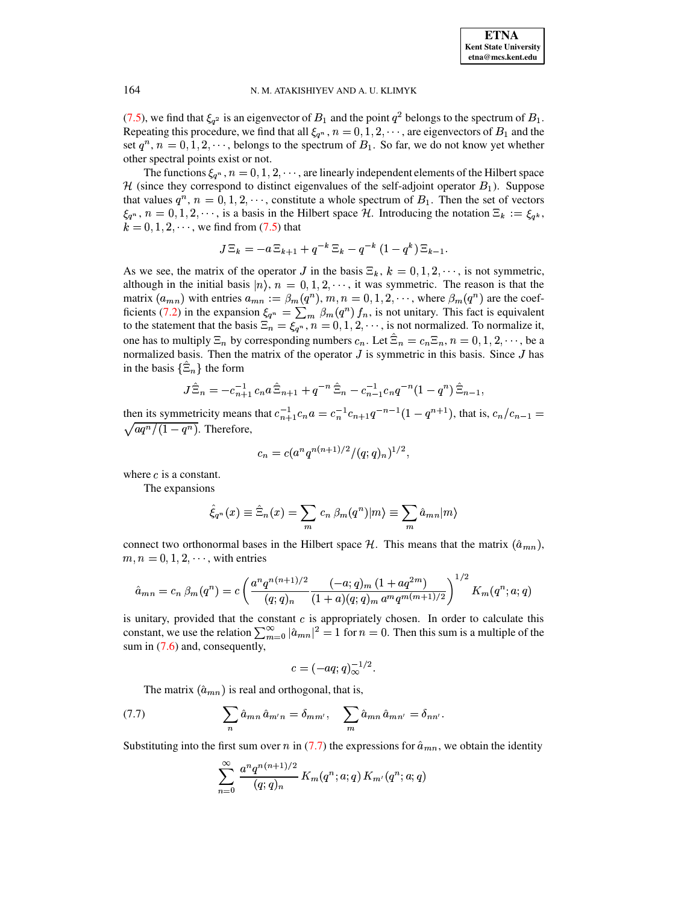(7.5), we find that $\xi_{q^2}$ is an eigenvector of $B_1$ and the point $q^2$ belongs to the spectrum of $B_1$. Repeating this procedure, we find that all $\xi_{q^n}$, $n = 0, 1, 2, \cdots$, are eigenvectors of $B_1$ and the set $q^n$, $n = 0, 1, 2, \cdots$, belongs to the spectrum of $B_1$. So far, we do not know yet whether other spectral points exist or not.

The functions $\xi_{q^n}$, $n = 0, 1, 2, \cdots$, are linearly independent elements of the Hilbert space $\mathcal{H}$ (since they correspond to distinct eigenvalues of the self-adjoint operator $B_1$). Suppose that values $q^n$, $n = 0, 1, 2, \cdots$, constitute a whole spectrum of $B_1$. Then the set of vectors $\xi_{q^n}$, $n = 0, 1, 2, \cdots$, is a basis in the Hilbert space $\mathcal{H}$. Introducing the notation $\Xi_k := \xi_{q^k}$, $k = 0, 1, 2, \cdots$, we find from (7.5) that

$$J\,\Xi_k = -a\,\Xi_{k+1} + q^{-k}\,\Xi_k - q^{-k}\,(1-q^k)\,\Xi_{k-1}.$$

As we see, the matrix of the operator $J$ in the basis $\Xi_k$, $k = 0, 1, 2, \cdots$, is not symmetric, although in the initial basis $|n\rangle$, $n = 0, 1, 2, \cdots$, it was symmetric. The reason is that the matrix $(a_{mn})$ with entries $a_{mn} := \beta_m(q^n)$, $m, n = 0, 1, 2, \cdots$, where $\beta_m(q^n)$ are the coefficients (7.2) in the expansion $\xi_{q^n} = \sum_m \beta_m(q^n)\, f_n$, is not unitary. This fact is equivalent to the statement that the basis $\Xi_n = \xi_{q^n}$, $n = 0, 1, 2, \cdots$, is not normalized. To normalize it, one has to multiply $\Xi_n$ by corresponding numbers $c_n$. Let $\hat{\Xi}_n = c_n \Xi_n$, $n = 0, 1, 2, \cdots$, be a normalized basis. Then the matrix of the operator $J$ is symmetric in this basis. Since $J$ has in the basis $\{\hat{\Xi}_n\}$ the form

$$J\,\hat{\Xi}_n = -c_{n+1}^{-1}\,c_n a\,\hat{\Xi}_{n+1} + q^{-n}\,\hat{\Xi}_n - c_{n-1}^{-1} c_n q^{-n}(1-q^n)\,\hat{\Xi}_{n-1},$$

then its symmetricity means that $c_{n+1}^{-1} c_n a = c_n^{-1} c_{n+1} q^{-n-1}(1-q^{n+1})$, that is, $c_n/c_{n-1} = \sqrt{aq^n/(1-q^n)}$. Therefore,

$$c_n = c(a^n q^{n(n+1)/2}/(q;q)_n)^{1/2},$$

where $c$ is a constant.

The expansions

$$\hat{\xi}_{q^n}(x) \equiv \hat{\Xi}_n(x) = \sum_m c_n\,\beta_m(q^n)|m\rangle \equiv \sum_m \hat{a}_{mn}|m\rangle$$

connect two orthonormal bases in the Hilbert space $\mathcal{H}$. This means that the matrix $(\hat{a}_{mn})$, $m, n = 0, 1, 2, \cdots$, with entries

$$\hat{a}_{mn} = c_n\,\beta_m(q^n) = c\left(\frac{a^n q^{n(n+1)/2}}{(q;q)_n}\frac{(-a;q)_m\,(1+aq^{2m})}{(1+a)(q;q)_m\,a^m q^{m(m+1)/2}}\right)^{1/2} K_m(q^n;a;q)$$

is unitary, provided that the constant $c$ is appropriately chosen. In order to calculate this constant, we use the relation $\sum_{m=0}^{\infty}|\hat{a}_{mn}|^2 = 1$ for $n=0$. Then this sum is a multiple of the sum in (7.6) and, consequently,

$$c = (-aq;q)_\infty^{-1/2}.$$

The matrix $(\hat{a}_{mn})$ is real and orthogonal, that is,

$$\sum_n \hat{a}_{mn}\,\hat{a}_{m'n} = \delta_{mm'}, \quad \sum_m \hat{a}_{mn}\,\hat{a}_{mn'} = \delta_{nn'}. \tag{7.7}$$

Substituting into the first sum over $n$ in (7.7) the expressions for $\hat{a}_{mn}$, we obtain the identity

$$\sum_{n=0}^{\infty}\frac{a^n q^{n(n+1)/2}}{(q;q)_n}\,K_m(q^n;a;q)\,K_{m'}(q^n;a;q)$$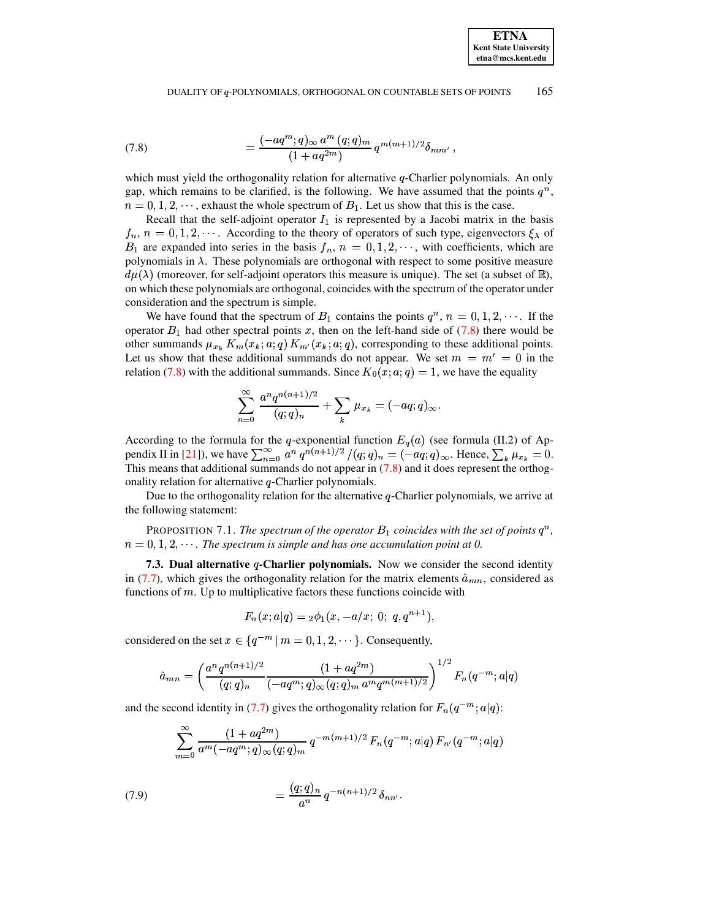$$= \frac{(-aq^m;q)_\infty \, a^m \, (q;q)_m}{(1+aq^{2m})} \, q^{m(m+1)/2} \delta_{mm'} \,, \tag{7.8}$$

which must yield the orthogonality relation for alternative $q$-Charlier polynomials. An only gap, which remains to be clarified, is the following. We have assumed that the points $q^n$, $n = 0, 1, 2, \cdots$, exhaust the whole spectrum of $B_1$. Let us show that this is the case.

Recall that the self-adjoint operator $I_1$ is represented by a Jacobi matrix in the basis $f_n$, $n = 0, 1, 2, \cdots$. According to the theory of operators of such type, eigenvectors $\xi_\lambda$ of $B_1$ are expanded into series in the basis $f_n$, $n = 0, 1, 2, \cdots$, with coefficients, which are polynomials in $\lambda$. These polynomials are orthogonal with respect to some positive measure $d\mu(\lambda)$ (moreover, for self-adjoint operators this measure is unique). The set (a subset of $\mathbb{R}$), on which these polynomials are orthogonal, coincides with the spectrum of the operator under consideration and the spectrum is simple.

We have found that the spectrum of $B_1$ contains the points $q^n$, $n = 0, 1, 2, \cdots$. If the operator $B_1$ had other spectral points $x$, then on the left-hand side of (7.8) there would be other summands $\mu_{x_k} \, K_m(x_k; a; q) \, K_{m'}(x_k; a; q)$, corresponding to these additional points. Let us show that these additional summands do not appear. We set $m = m' = 0$ in the relation (7.8) with the additional summands. Since $K_0(x; a; q) = 1$, we have the equality

$$\sum_{n=0}^{\infty} \frac{a^n q^{n(n+1)/2}}{(q;q)_n} + \sum_k \mu_{x_k} = (-aq;q)_\infty .$$

According to the formula for the $q$-exponential function $E_q(a)$ (see formula (II.2) of Appendix II in [21]), we have $\sum_{n=0}^{\infty} a^n \, q^{n(n+1)/2} / (q;q)_n = (-aq;q)_\infty$. Hence, $\sum_k \mu_{x_k} = 0$. This means that additional summands do not appear in (7.8) and it does represent the orthogonality relation for alternative $q$-Charlier polynomials.

Due to the orthogonality relation for the alternative $q$-Charlier polynomials, we arrive at the following statement:

PROPOSITION 7.1. *The spectrum of the operator $B_1$ coincides with the set of points $q^n$, $n = 0, 1, 2, \cdots$. The spectrum is simple and has one accumulation point at 0.*

**7.3. Dual alternative $q$-Charlier polynomials.** Now we consider the second identity in (7.7), which gives the orthogonality relation for the matrix elements $\hat{a}_{mn}$, considered as functions of $m$. Up to multiplicative factors these functions coincide with

$$F_n(x; a|q) = {}_2\phi_1(x, -a/x; \; 0; \; q, q^{n+1}),$$

considered on the set $x \in \{q^{-m} \mid m = 0, 1, 2, \cdots\}$. Consequently,

$$\hat{a}_{mn} = \left( \frac{a^n q^{n(n+1)/2}}{(q;q)_n} \frac{(1+aq^{2m})}{(-aq^m;q)_\infty (q;q)_m \, a^m q^{m(m+1)/2}} \right)^{1/2} F_n(q^{-m}; a|q)$$

and the second identity in (7.7) gives the orthogonality relation for $F_n(q^{-m}; a|q)$:

$$\sum_{m=0}^{\infty} \frac{(1+aq^{2m})}{a^m (-aq^m;q)_\infty (q;q)_m} \, q^{-m(m+1)/2} \, F_n(q^{-m}; a|q) \, F_{n'}(q^{-m}; a|q)$$

$$= \frac{(q;q)_n}{a^n} \, q^{-n(n+1)/2} \, \delta_{nn'} . \tag{7.9}$$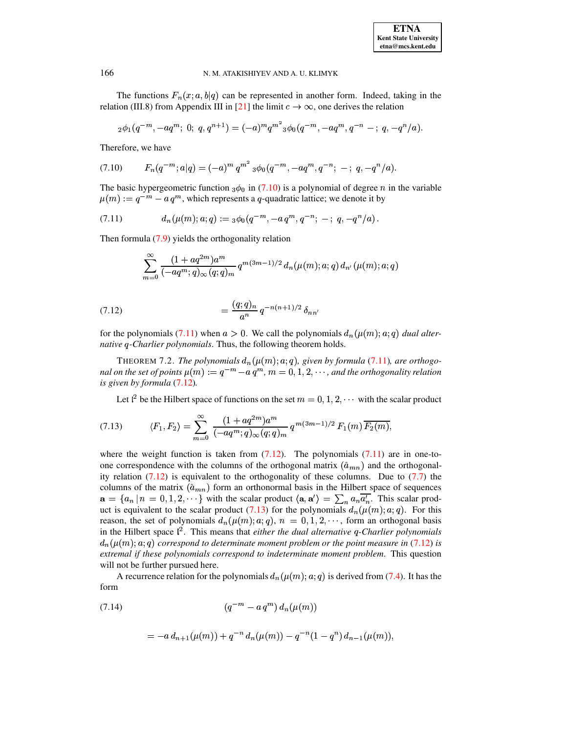The functions $F_n(x;a,b|q)$ can be represented in another form. Indeed, taking in the relation (III.8) from Appendix III in [21] the limit $c \to \infty$, one derives the relation

$$
{}_2\phi_1(q^{-m}, -aq^m;\ 0;\ q, q^{n+1}) = (-a)^m q^{m^2}\, {}_3\phi_0(q^{-m}, -aq^m, q^{-n}\ -;\ q, -q^n/a).
$$

Therefore, we have

$$
F_n(q^{-m};a|q) = (-a)^m\, q^{m^2}\ {}_3\phi_0(q^{-m}, -aq^m, q^{-n};\ -;\ q, -q^n/a). \tag{7.10}
$$

The basic hypergeometric function ${}_3\phi_0$ in (7.10) is a polynomial of degree $n$ in the variable $\mu(m) := q^{-m} - a\,q^m$, which represents a $q$-quadratic lattice; we denote it by

$$
d_n(\mu(m);a;q) := {}_3\phi_0(q^{-m}, -a\,q^m, q^{-n};\ -;\ q, -q^n/a)\,. \tag{7.11}
$$

Then formula (7.9) yields the orthogonality relation

$$
\sum_{m=0}^{\infty} \frac{(1+aq^{2m})a^m}{(-aq^m;q)_\infty\,(q;q)_m}\, q^{m(3m-1)/2}\, d_n(\mu(m);a;q)\, d_{n'}(\mu(m);a;q)
$$

$$
= \frac{(q;q)_n}{a^n}\, q^{-n(n+1)/2}\, \delta_{nn'} \tag{7.12}
$$

for the polynomials (7.11) when $a > 0$. We call the polynomials $d_n(\mu(m);a;q)$ *dual alternative $q$-Charlier polynomials*. Thus, the following theorem holds.

THEOREM 7.2. *The polynomials $d_n(\mu(m);a;q)$, given by formula (7.11), are orthogonal on the set of points $\mu(m) := q^{-m} - a\,q^m$, $m = 0, 1, 2, \cdots$, and the orthogonality relation is given by formula (7.12).*

Let $\mathfrak{l}^2$ be the Hilbert space of functions on the set $m = 0, 1, 2, \cdots$ with the scalar product

$$
\langle F_1, F_2 \rangle = \sum_{m=0}^{\infty} \frac{(1+aq^{2m})a^m}{(-aq^m;q)_\infty\,(q;q)_m}\, q^{m(3m-1)/2}\, F_1(m)\,\overline{F_2(m)}, \tag{7.13}
$$

where the weight function is taken from (7.12). The polynomials (7.11) are in one-to-one correspondence with the columns of the orthogonal matrix $(\hat{a}_{mn})$ and the orthogonality relation (7.12) is equivalent to the orthogonality of these columns. Due to (7.7) the columns of the matrix $(\hat{a}_{mn})$ form an orthonormal basis in the Hilbert space of sequences $\mathbf{a} = \{a_n \,|\, n = 0, 1, 2, \cdots\}$ with the scalar product $\langle \mathbf{a}, \mathbf{a}' \rangle = \sum_n a_n \overline{a_n'}$. This scalar product is equivalent to the scalar product (7.13) for the polynomials $d_n(\mu(m);a;q)$. For this reason, the set of polynomials $d_n(\mu(m);a;q)$, $n = 0, 1, 2, \cdots$, form an orthogonal basis in the Hilbert space $\mathfrak{l}^2$. This means that *either the dual alternative $q$-Charlier polynomials $d_n(\mu(m);a;q)$ correspond to determinate moment problem or the point measure in (7.12) is extremal if these polynomials correspond to indeterminate moment problem.* This question will not be further pursued here.

A recurrence relation for the polynomials $d_n(\mu(m);a;q)$ is derived from (7.4). It has the form

$$
(q^{-m} - a\,q^m)\, d_n(\mu(m)) \tag{7.14}
$$

$$
= -a\, d_{n+1}(\mu(m)) + q^{-n}\, d_n(\mu(m)) - q^{-n}(1-q^n)\, d_{n-1}(\mu(m)),
$$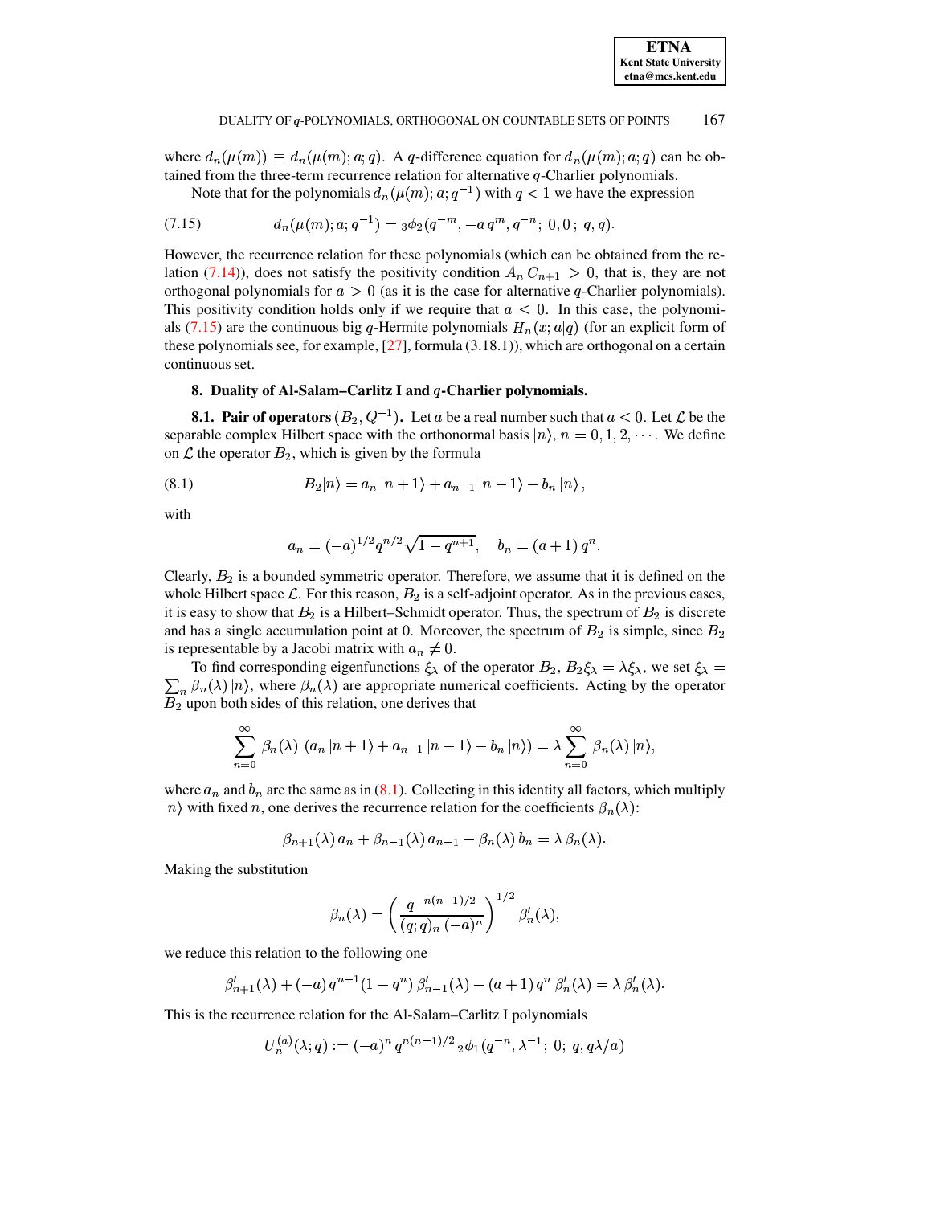where $d_n(\mu(m)) \equiv d_n(\mu(m); a; q)$. A $q$-difference equation for $d_n(\mu(m); a; q)$ can be obtained from the three-term recurrence relation for alternative $q$-Charlier polynomials.

Note that for the polynomials $d_n(\mu(m); a; q^{-1})$ with $q < 1$ we have the expression

$$d_n(\mu(m); a; q^{-1}) = {}_3\phi_2(q^{-m}, -a\,q^m, q^{-n};\; 0, 0\,;\; q, q). \tag{7.15}$$

However, the recurrence relation for these polynomials (which can be obtained from the relation (7.14)), does not satisfy the positivity condition $A_n\, C_{n+1} > 0$, that is, they are not orthogonal polynomials for $a > 0$ (as it is the case for alternative $q$-Charlier polynomials). This positivity condition holds only if we require that $a < 0$. In this case, the polynomials (7.15) are the continuous big $q$-Hermite polynomials $H_n(x; a|q)$ (for an explicit form of these polynomials see, for example, [27], formula (3.18.1)), which are orthogonal on a certain continuous set.

## 8. Duality of Al-Salam–Carlitz I and $q$-Charlier polynomials.

**8.1. Pair of operators $(B_2, Q^{-1})$.** Let $a$ be a real number such that $a < 0$. Let $\mathcal{L}$ be the separable complex Hilbert space with the orthonormal basis $|n\rangle$, $n = 0, 1, 2, \cdots$. We define on $\mathcal{L}$ the operator $B_2$, which is given by the formula

$$B_2|n\rangle = a_n\,|n+1\rangle + a_{n-1}\,|n-1\rangle - b_n\,|n\rangle\,, \tag{8.1}$$

with

$$a_n = (-a)^{1/2} q^{n/2} \sqrt{1 - q^{n+1}}, \quad b_n = (a+1)\,q^n.$$

Clearly, $B_2$ is a bounded symmetric operator. Therefore, we assume that it is defined on the whole Hilbert space $\mathcal{L}$. For this reason, $B_2$ is a self-adjoint operator. As in the previous cases, it is easy to show that $B_2$ is a Hilbert–Schmidt operator. Thus, the spectrum of $B_2$ is discrete and has a single accumulation point at 0. Moreover, the spectrum of $B_2$ is simple, since $B_2$ is representable by a Jacobi matrix with $a_n \neq 0$.

To find corresponding eigenfunctions $\xi_\lambda$ of the operator $B_2$, $B_2\xi_\lambda = \lambda\xi_\lambda$, we set $\xi_\lambda = \sum_n \beta_n(\lambda)\,|n\rangle$, where $\beta_n(\lambda)$ are appropriate numerical coefficients. Acting by the operator $B_2$ upon both sides of this relation, one derives that

$$\sum_{n=0}^{\infty} \beta_n(\lambda)\;(a_n\,|n+1\rangle + a_{n-1}\,|n-1\rangle - b_n\,|n\rangle) = \lambda \sum_{n=0}^{\infty} \beta_n(\lambda)\,|n\rangle,$$

where $a_n$ and $b_n$ are the same as in (8.1). Collecting in this identity all factors, which multiply $|n\rangle$ with fixed $n$, one derives the recurrence relation for the coefficients $\beta_n(\lambda)$:

$$\beta_{n+1}(\lambda)\,a_n + \beta_{n-1}(\lambda)\,a_{n-1} - \beta_n(\lambda)\,b_n = \lambda\,\beta_n(\lambda).$$

Making the substitution

$$\beta_n(\lambda) = \left(\frac{q^{-n(n-1)/2}}{(q;q)_n\,(-a)^n}\right)^{1/2} \beta_n'(\lambda),$$

we reduce this relation to the following one

$$\beta_{n+1}'(\lambda) + (-a)\,q^{n-1}(1-q^n)\,\beta_{n-1}'(\lambda) - (a+1)\,q^n\,\beta_n'(\lambda) = \lambda\,\beta_n'(\lambda).$$

This is the recurrence relation for the Al-Salam–Carlitz I polynomials

$$U_n^{(a)}(\lambda; q) := (-a)^n\,q^{n(n-1)/2}\,{}_2\phi_1(q^{-n}, \lambda^{-1};\; 0;\; q, q\lambda/a)$$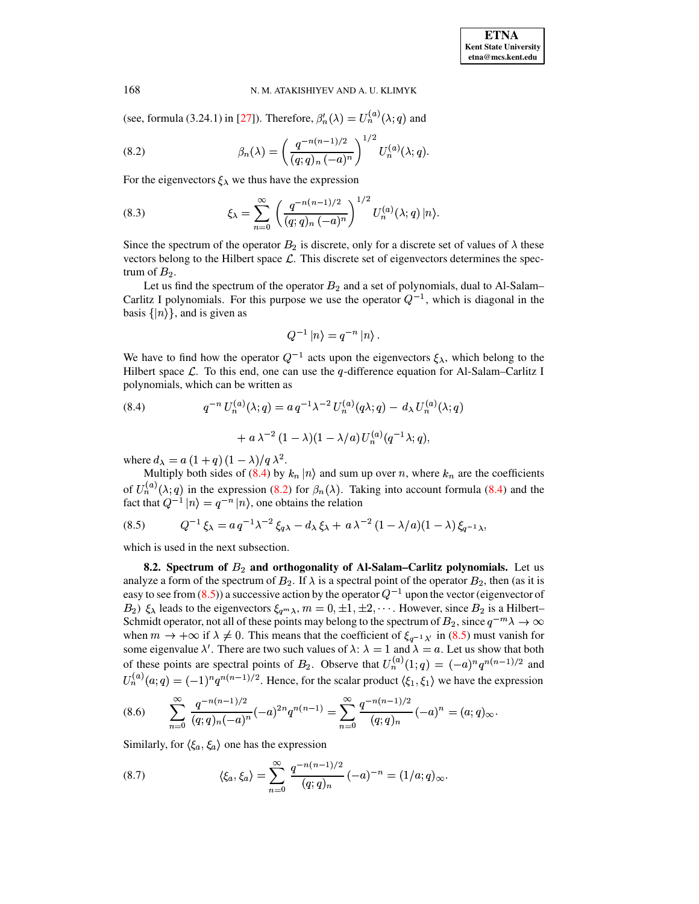(see, formula (3.24.1) in [27]). Therefore, $\beta_n'(\lambda) = U_n^{(a)}(\lambda; q)$ and

$$\beta_n(\lambda) = \left( \frac{q^{-n(n-1)/2}}{(q;q)_n\,(-a)^n} \right)^{1/2} U_n^{(a)}(\lambda; q). \tag{8.2}$$

For the eigenvectors $\xi_\lambda$ we thus have the expression

$$\xi_\lambda = \sum_{n=0}^{\infty} \left( \frac{q^{-n(n-1)/2}}{(q;q)_n\,(-a)^n} \right)^{1/2} U_n^{(a)}(\lambda; q)\,|n\rangle. \tag{8.3}$$

Since the spectrum of the operator $B_2$ is discrete, only for a discrete set of values of $\lambda$ these vectors belong to the Hilbert space $\mathcal{L}$. This discrete set of eigenvectors determines the spectrum of $B_2$.

Let us find the spectrum of the operator $B_2$ and a set of polynomials, dual to Al-Salam–Carlitz I polynomials. For this purpose we use the operator $Q^{-1}$, which is diagonal in the basis $\{|n\rangle\}$, and is given as

$$Q^{-1}\,|n\rangle = q^{-n}\,|n\rangle\,.$$

We have to find how the operator $Q^{-1}$ acts upon the eigenvectors $\xi_\lambda$, which belong to the Hilbert space $\mathcal{L}$. To this end, one can use the $q$-difference equation for Al-Salam–Carlitz I polynomials, which can be written as

$$\begin{aligned} q^{-n}\,U_n^{(a)}(\lambda; q) = {}& a\,q^{-1}\lambda^{-2}\,U_n^{(a)}(q\lambda; q) - \,d_\lambda\,U_n^{(a)}(\lambda; q) \\ & + a\,\lambda^{-2}\,(1-\lambda)(1-\lambda/a)\,U_n^{(a)}(q^{-1}\lambda; q), \end{aligned} \tag{8.4}$$

where $d_\lambda = a\,(1+q)\,(1-\lambda)/q\,\lambda^2$.

Multiply both sides of (8.4) by $k_n\,|n\rangle$ and sum up over $n$, where $k_n$ are the coefficients of $U_n^{(a)}(\lambda; q)$ in the expression (8.2) for $\beta_n(\lambda)$. Taking into account formula (8.4) and the fact that $Q^{-1}\,|n\rangle = q^{-n}\,|n\rangle$, one obtains the relation

$$Q^{-1}\,\xi_\lambda = a\,q^{-1}\lambda^{-2}\,\xi_{q\lambda} - d_\lambda\,\xi_\lambda + \,a\,\lambda^{-2}\,(1-\lambda/a)(1-\lambda)\,\xi_{q^{-1}\lambda}, \tag{8.5}$$

which is used in the next subsection.

**8.2. Spectrum of $B_2$ and orthogonality of Al-Salam–Carlitz polynomials.** Let us analyze a form of the spectrum of $B_2$. If $\lambda$ is a spectral point of the operator $B_2$, then (as it is easy to see from (8.5)) a successive action by the operator $Q^{-1}$ upon the vector (eigenvector of $B_2$) $\xi_\lambda$ leads to the eigenvectors $\xi_{q^m\lambda}$, $m = 0, \pm 1, \pm 2, \cdots$. However, since $B_2$ is a Hilbert–Schmidt operator, not all of these points may belong to the spectrum of $B_2$, since $q^{-m}\lambda \to \infty$ when $m \to +\infty$ if $\lambda \neq 0$. This means that the coefficient of $\xi_{q^{-1}\lambda'}$ in (8.5) must vanish for some eigenvalue $\lambda'$. There are two such values of $\lambda$: $\lambda = 1$ and $\lambda = a$. Let us show that both of these points are spectral points of $B_2$. Observe that $U_n^{(a)}(1; q) = (-a)^n q^{n(n-1)/2}$ and $U_n^{(a)}(a; q) = (-1)^n q^{n(n-1)/2}$. Hence, for the scalar product $\langle \xi_1, \xi_1 \rangle$ we have the expression

$$\sum_{n=0}^{\infty} \frac{q^{-n(n-1)/2}}{(q;q)_n(-a)^n}(-a)^{2n}q^{n(n-1)} = \sum_{n=0}^{\infty} \frac{q^{-n(n-1)/2}}{(q;q)_n}\,(-a)^n = (a;q)_\infty. \tag{8.6}$$

Similarly, for $\langle \xi_a, \xi_a \rangle$ one has the expression

$$\langle \xi_a, \xi_a \rangle = \sum_{n=0}^{\infty} \frac{q^{-n(n-1)/2}}{(q;q)_n}\,(-a)^{-n} = (1/a;q)_\infty. \tag{8.7}$$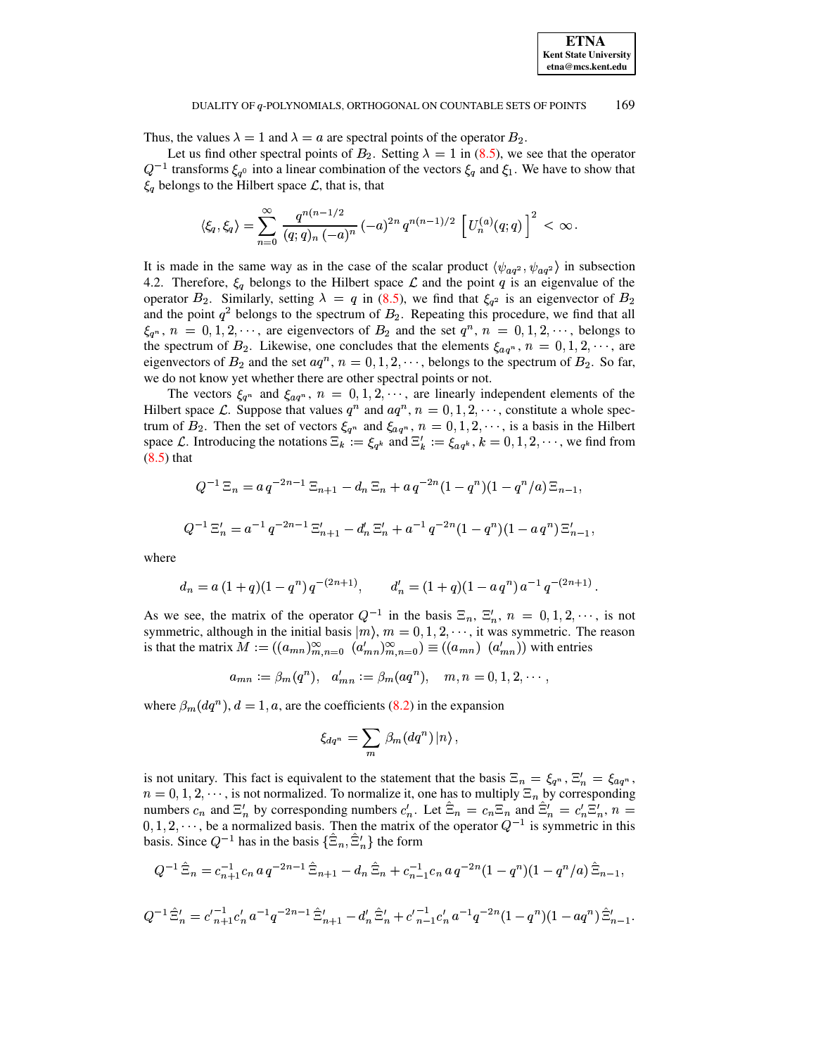Thus, the values $\lambda = 1$ and $\lambda = a$ are spectral points of the operator $B_2$.

Let us find other spectral points of $B_2$. Setting $\lambda = 1$ in (8.5), we see that the operator $Q^{-1}$ transforms $\xi_{q^0}$ into a linear combination of the vectors $\xi_q$ and $\xi_1$. We have to show that $\xi_q$ belongs to the Hilbert space $\mathcal{L}$, that is, that

$$\langle \xi_q, \xi_q \rangle = \sum_{n=0}^{\infty} \frac{q^{n(n-1/2}}{(q;q)_n \, (-a)^n} \, (-a)^{2n} \, q^{n(n-1)/2} \, \left[ U_n^{(a)}(q;q) \right]^2 < \infty .$$

It is made in the same way as in the case of the scalar product $\langle \psi_{aq^2}, \psi_{aq^2} \rangle$ in subsection 4.2. Therefore, $\xi_q$ belongs to the Hilbert space $\mathcal{L}$ and the point $q$ is an eigenvalue of the operator $B_2$. Similarly, setting $\lambda = q$ in (8.5), we find that $\xi_{q^2}$ is an eigenvector of $B_2$ and the point $q^2$ belongs to the spectrum of $B_2$. Repeating this procedure, we find that all $\xi_{q^n}$, $n = 0, 1, 2, \cdots$, are eigenvectors of $B_2$ and the set $q^n$, $n = 0, 1, 2, \cdots$, belongs to the spectrum of $B_2$. Likewise, one concludes that the elements $\xi_{aq^n}$, $n = 0, 1, 2, \cdots$, are eigenvectors of $B_2$ and the set $aq^n$, $n = 0, 1, 2, \cdots$, belongs to the spectrum of $B_2$. So far, we do not know yet whether there are other spectral points or not.

The vectors $\xi_{q^n}$ and $\xi_{aq^n}$, $n = 0, 1, 2, \cdots$, are linearly independent elements of the Hilbert space $\mathcal{L}$. Suppose that values $q^n$ and $aq^n$, $n = 0, 1, 2, \cdots$, constitute a whole spectrum of $B_2$. Then the set of vectors $\xi_{q^n}$ and $\xi_{aq^n}$, $n = 0, 1, 2, \cdots$, is a basis in the Hilbert space $\mathcal{L}$. Introducing the notations $\Xi_k := \xi_{q^k}$ and $\Xi'_k := \xi_{aq^k}$, $k = 0, 1, 2, \cdots$, we find from (8.5) that

$$Q^{-1} \, \Xi_n = a \, q^{-2n-1} \, \Xi_{n+1} - d_n \, \Xi_n + a \, q^{-2n} (1 - q^n)(1 - q^n/a) \, \Xi_{n-1},$$

$$Q^{-1} \, \Xi'_n = a^{-1} \, q^{-2n-1} \, \Xi'_{n+1} - d'_n \, \Xi'_n + a^{-1} \, q^{-2n} (1 - q^n)(1 - a \, q^n) \, \Xi'_{n-1},$$

where

$$d_n = a \, (1+q)(1-q^n) \, q^{-(2n+1)}, \qquad d'_n = (1+q)(1-a\, q^n) \, a^{-1} \, q^{-(2n+1)} .$$

As we see, the matrix of the operator $Q^{-1}$ in the basis $\Xi_n$, $\Xi'_n$, $n = 0, 1, 2, \cdots$, is not symmetric, although in the initial basis $|m\rangle$, $m = 0, 1, 2, \cdots$, it was symmetric. The reason is that the matrix $M := ((a_{mn})_{m,n=0}^{\infty} \;\; (a'_{mn})_{m,n=0}^{\infty}) \equiv ((a_{mn}) \;\; (a'_{mn}))$ with entries

$$a_{mn} := \beta_m(q^n), \quad a'_{mn} := \beta_m(aq^n), \quad m, n = 0, 1, 2, \cdots ,$$

where $\beta_m(dq^n)$, $d = 1, a$, are the coefficients (8.2) in the expansion

$$\xi_{dq^n} = \sum_m \beta_m(dq^n) \, |n\rangle ,$$

is not unitary. This fact is equivalent to the statement that the basis $\Xi_n = \xi_{q^n}$, $\Xi'_n = \xi_{aq^n}$, $n = 0, 1, 2, \cdots$, is not normalized. To normalize it, one has to multiply $\Xi_n$ by corresponding numbers $c_n$ and $\Xi'_n$ by corresponding numbers $c'_n$. Let $\hat{\Xi}_n = c_n \Xi_n$ and $\hat{\Xi}'_n = c'_n \Xi'_n$, $n = 0, 1, 2, \cdots$, be a normalized basis. Then the matrix of the operator $Q^{-1}$ is symmetric in this basis. Since $Q^{-1}$ has in the basis $\{\hat{\Xi}_n, \hat{\Xi}'_n\}$ the form

$$Q^{-1} \, \hat{\Xi}_n = c_{n+1}^{-1} c_n \, a \, q^{-2n-1} \, \hat{\Xi}_{n+1} - d_n \, \hat{\Xi}_n + c_{n-1}^{-1} c_n \, a \, q^{-2n} (1 - q^n)(1 - q^n/a) \, \hat{\Xi}_{n-1},$$

$$Q^{-1} \, \hat{\Xi}'_n = {c'}_{n+1}^{-1} c'_n \, a^{-1} q^{-2n-1} \, \hat{\Xi}'_{n+1} - d'_n \, \hat{\Xi}'_n + {c'}_{n-1}^{-1} c'_n \, a^{-1} q^{-2n} (1 - q^n)(1 - aq^n) \, \hat{\Xi}'_{n-1}.$$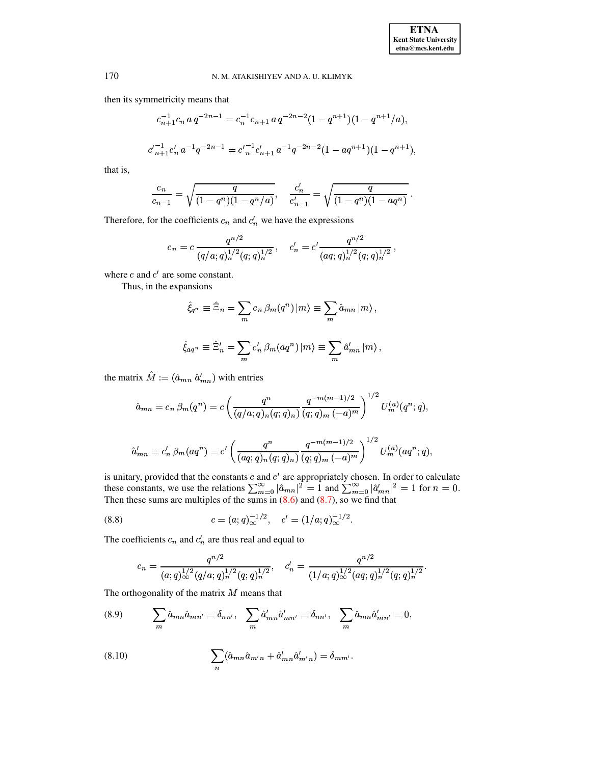then its symmetricity means that

$$c_{n+1}^{-1} c_n \, a \, q^{-2n-1} = c_n^{-1} c_{n+1} \, a \, q^{-2n-2}(1-q^{n+1})(1-q^{n+1}/a),$$

$$c'^{-1}_{n+1} c'_n \, a^{-1} q^{-2n-1} = c'^{-1}_n c'_{n+1} \, a^{-1} q^{-2n-2}(1-aq^{n+1})(1-q^{n+1}),$$

that is,

$$\frac{c_n}{c_{n-1}} = \sqrt{\frac{q}{(1-q^n)(1-q^n/a)}}, \quad \frac{c'_n}{c'_{n-1}} = \sqrt{\frac{q}{(1-q^n)(1-aq^n)}}\,.$$

Therefore, for the coefficients $c_n$ and $c'_n$ we have the expressions

$$c_n = c \, \frac{q^{n/2}}{(q/a;q)_n^{1/2}(q;q)_n^{1/2}}, \quad c'_n = c' \frac{q^{n/2}}{(aq;q)_n^{1/2}(q;q)_n^{1/2}},$$

where $c$ and $c'$ are some constant.

Thus, in the expansions

$$\hat{\xi}_{q^n} \equiv \hat{\Xi}_n = \sum_m c_n \, \beta_m(q^n) \, |m\rangle \equiv \sum_m \hat{a}_{mn} \, |m\rangle \,,$$

$$\hat{\xi}_{aq^n} \equiv \hat{\Xi}'_n = \sum_m c'_n \, \beta_m(aq^n) \, |m\rangle \equiv \sum_m \hat{a}'_{mn} \, |m\rangle \,,$$

the matrix $\hat{M} := (\hat{a}_{mn} \; \hat{a}'_{mn})$ with entries

$$\hat{a}_{mn} = c_n \, \beta_m(q^n) = c \left( \frac{q^n}{(q/a;q)_n (q;q)_n)} \frac{q^{-m(m-1)/2}}{(q;q)_m \, (-a)^m} \right)^{1/2} U_m^{(a)}(q^n;q),$$

$$\hat{a}'_{mn} = c'_n \, \beta_m(aq^n) = c' \left( \frac{q^n}{(aq;q)_n (q;q)_n)} \frac{q^{-m(m-1)/2}}{(q;q)_m \, (-a)^m} \right)^{1/2} U_m^{(a)}(aq^n;q),$$

is unitary, provided that the constants $c$ and $c'$ are appropriately chosen. In order to calculate these constants, we use the relations $\sum_{m=0}^{\infty} |\hat{a}_{mn}|^2 = 1$ and $\sum_{m=0}^{\infty} |\hat{a}'_{mn}|^2 = 1$ for $n = 0$. Then these sums are multiples of the sums in (8.6) and (8.7), so we find that

$$c = (a;q)_\infty^{-1/2}, \quad c' = (1/a;q)_\infty^{-1/2}. \tag{8.8}$$

The coefficients $c_n$ and $c'_n$ are thus real and equal to

$$c_n = \frac{q^{n/2}}{(a;q)_\infty^{1/2}(q/a;q)_n^{1/2}(q;q)_n^{1/2}}, \quad c'_n = \frac{q^{n/2}}{(1/a;q)_\infty^{1/2}(aq;q)_n^{1/2}(q;q)_n^{1/2}}.$$

The orthogonality of the matrix $M$ means that

$$\sum_m \hat{a}_{mn}\hat{a}_{mn'} = \delta_{nn'}, \quad \sum_m \hat{a}'_{mn}\hat{a}'_{mn'} = \delta_{nn'}, \quad \sum_m \hat{a}_{mn}\hat{a}'_{mn'} = 0, \tag{8.9}$$

$$\sum_n (\hat{a}_{mn}\hat{a}_{m'n} + \hat{a}'_{mn}\hat{a}'_{m'n}) = \delta_{mm'}. \tag{8.10}$$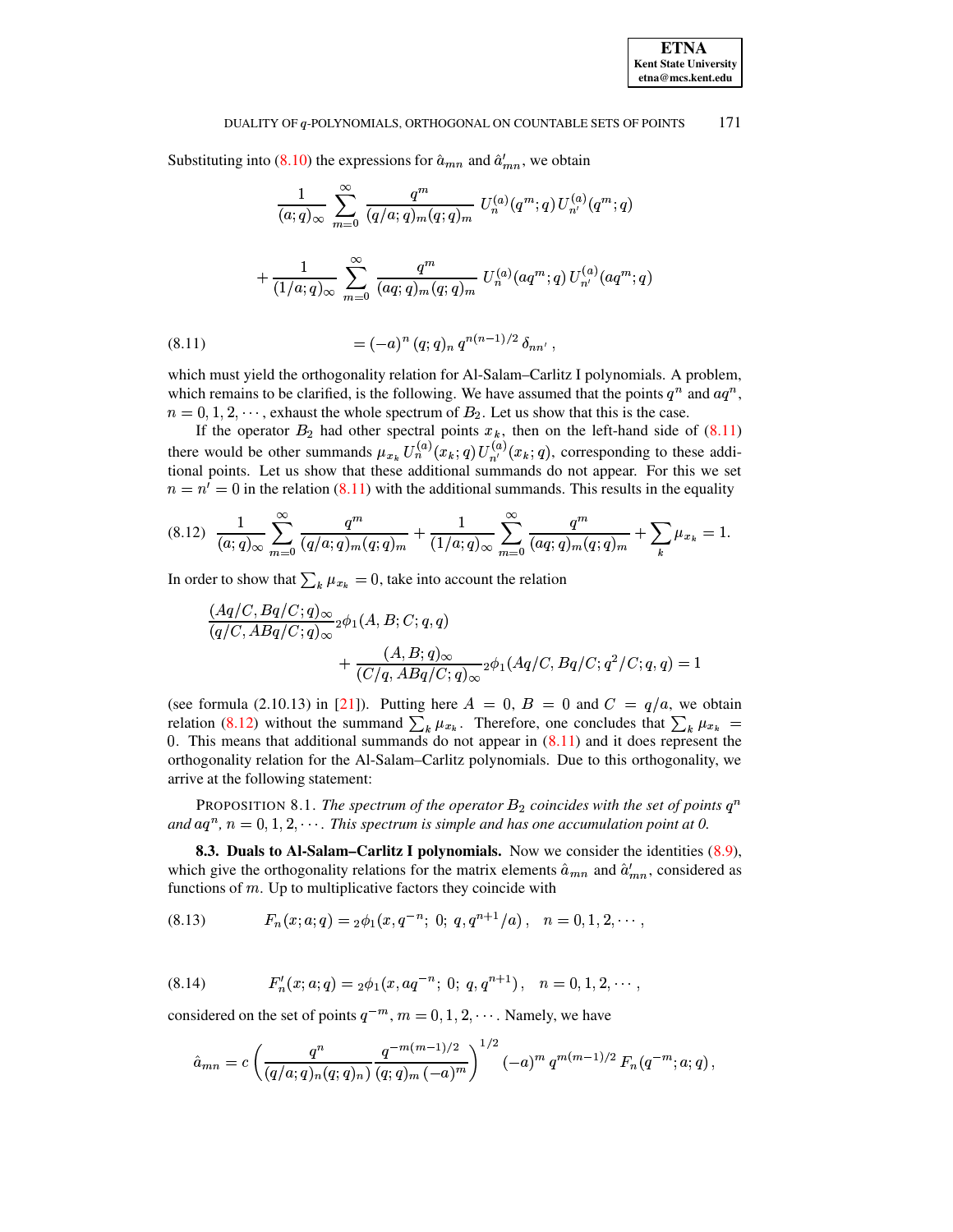Substituting into (8.10) the expressions for $\hat{a}_{mn}$ and $\hat{a}'_{mn}$, we obtain

$$\frac{1}{(a;q)_\infty} \sum_{m=0}^{\infty} \frac{q^m}{(q/a;q)_m (q;q)_m} \, U_n^{(a)}(q^m;q)\, U_{n'}^{(a)}(q^m;q)$$

$$+ \frac{1}{(1/a;q)_\infty} \sum_{m=0}^{\infty} \frac{q^m}{(aq;q)_m (q;q)_m} \, U_n^{(a)}(aq^m;q)\, U_{n'}^{(a)}(aq^m;q)$$

$$= (-a)^n \, (q;q)_n \, q^{n(n-1)/2} \, \delta_{nn'} \,, \tag{8.11}$$

which must yield the orthogonality relation for Al-Salam–Carlitz I polynomials. A problem, which remains to be clarified, is the following. We have assumed that the points $q^n$ and $aq^n$, $n = 0, 1, 2, \cdots$, exhaust the whole spectrum of $B_2$. Let us show that this is the case.

If the operator $B_2$ had other spectral points $x_k$, then on the left-hand side of (8.11) there would be other summands $\mu_{x_k} U_n^{(a)}(x_k;q)\, U_{n'}^{(a)}(x_k;q)$, corresponding to these additional points. Let us show that these additional summands do not appear. For this we set $n = n' = 0$ in the relation (8.11) with the additional summands. This results in the equality

$$\frac{1}{(a;q)_\infty} \sum_{m=0}^{\infty} \frac{q^m}{(q/a;q)_m (q;q)_m} + \frac{1}{(1/a;q)_\infty} \sum_{m=0}^{\infty} \frac{q^m}{(aq;q)_m (q;q)_m} + \sum_k \mu_{x_k} = 1. \tag{8.12}$$

In order to show that $\sum_k \mu_{x_k} = 0$, take into account the relation

$$\frac{(Aq/C, Bq/C;q)_\infty}{(q/C, ABq/C;q)_\infty} {}_2\phi_1(A, B; C; q, q)$$
$$+ \frac{(A, B;q)_\infty}{(C/q, ABq/C;q)_\infty} {}_2\phi_1(Aq/C, Bq/C; q^2/C; q, q) = 1$$

(see formula (2.10.13) in [21]). Putting here $A = 0$, $B = 0$ and $C = q/a$, we obtain relation (8.12) without the summand $\sum_k \mu_{x_k}$. Therefore, one concludes that $\sum_k \mu_{x_k} = 0$. This means that additional summands do not appear in (8.11) and it does represent the orthogonality relation for the Al-Salam–Carlitz polynomials. Due to this orthogonality, we arrive at the following statement:

PROPOSITION 8.1. *The spectrum of the operator $B_2$ coincides with the set of points $q^n$ and $aq^n$, $n = 0, 1, 2, \cdots$. This spectrum is simple and has one accumulation point at 0.*

**8.3. Duals to Al-Salam–Carlitz I polynomials.** Now we consider the identities (8.9), which give the orthogonality relations for the matrix elements $\hat{a}_{mn}$ and $\hat{a}'_{mn}$, considered as functions of $m$. Up to multiplicative factors they coincide with

$$F_n(x;a;q) = {}_2\phi_1(x, q^{-n};\; 0;\; q, q^{n+1}/a)\,, \quad n = 0, 1, 2, \cdots, \tag{8.13}$$

$$F'_n(x;a;q) = {}_2\phi_1(x, aq^{-n};\; 0;\; q, q^{n+1})\,, \quad n = 0, 1, 2, \cdots, \tag{8.14}$$

considered on the set of points $q^{-m}$, $m = 0, 1, 2, \cdots$. Namely, we have

$$\hat{a}_{mn} = c \left( \frac{q^n}{(q/a;q)_n (q;q)_n)} \, \frac{q^{-m(m-1)/2}}{(q;q)_m \, (-a)^m} \right)^{1/2} (-a)^m \, q^{m(m-1)/2} \, F_n(q^{-m};a;q)\,,$$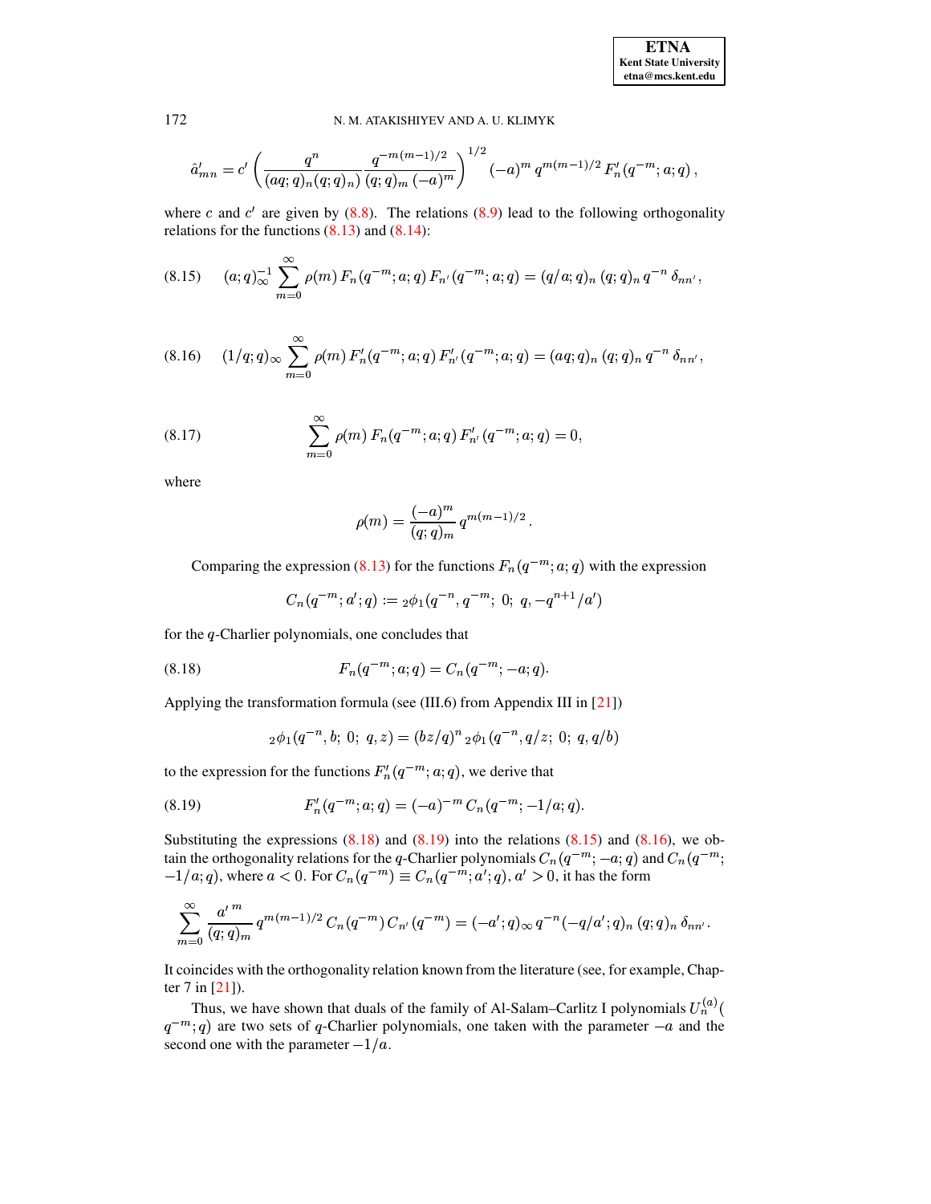$$\hat{a}'_{mn} = c' \left( \frac{q^n}{(aq;q)_n (q;q)_n)} \frac{q^{-m(m-1)/2}}{(q;q)_m \, (-a)^m} \right)^{1/2} (-a)^m \, q^{m(m-1)/2} \, F'_n(q^{-m};a;q) \,,$$

where $c$ and $c'$ are given by (8.8). The relations (8.9) lead to the following orthogonality relations for the functions (8.13) and (8.14):

$$(8.15) \qquad (a;q)_\infty^{-1} \sum_{m=0}^{\infty} \rho(m) \, F_n(q^{-m};a;q) \, F_{n'}(q^{-m};a;q) = (q/a;q)_n \, (q;q)_n \, q^{-n} \, \delta_{nn'} \,,$$

$$(8.16) \qquad (1/q;q)_\infty \sum_{m=0}^{\infty} \rho(m) \, F'_n(q^{-m};a;q) \, F'_{n'}(q^{-m};a;q) = (aq;q)_n \, (q;q)_n \, q^{-n} \, \delta_{nn'} \,,$$

$$(8.17) \qquad \sum_{m=0}^{\infty} \rho(m) \, F_n(q^{-m};a;q) \, F'_{n'}(q^{-m};a;q) = 0,$$

where

$$\rho(m) = \frac{(-a)^m}{(q;q)_m} \, q^{m(m-1)/2} \,.$$

Comparing the expression (8.13) for the functions $F_n(q^{-m};a;q)$ with the expression

$$C_n(q^{-m};a';q) := {}_2\phi_1(q^{-n}, q^{-m};\; 0;\; q, -q^{n+1}/a')$$

for the $q$-Charlier polynomials, one concludes that

$$(8.18) \qquad F_n(q^{-m};a;q) = C_n(q^{-m};-a;q).$$

Applying the transformation formula (see (III.6) from Appendix III in [21])

$${}_2\phi_1(q^{-n}, b;\; 0;\; q, z) = (bz/q)^n \, {}_2\phi_1(q^{-n}, q/z;\; 0;\; q, q/b)$$

to the expression for the functions $F'_n(q^{-m};a;q)$, we derive that

$$(8.19) \qquad F'_n(q^{-m};a;q) = (-a)^{-m} \, C_n(q^{-m};-1/a;q).$$

Substituting the expressions (8.18) and (8.19) into the relations (8.15) and (8.16), we obtain the orthogonality relations for the $q$-Charlier polynomials $C_n(q^{-m};-a;q)$ and $C_n(q^{-m};-1/a;q)$, where $a<0$. For $C_n(q^{-m}) \equiv C_n(q^{-m};a';q)$, $a'>0$, it has the form

$$\sum_{m=0}^{\infty} \frac{a'^{\,m}}{(q;q)_m} \, q^{m(m-1)/2} \, C_n(q^{-m}) \, C_{n'}(q^{-m}) = (-a';q)_\infty \, q^{-n} (-q/a';q)_n \, (q;q)_n \, \delta_{nn'} \,.$$

It coincides with the orthogonality relation known from the literature (see, for example, Chapter 7 in [21]).

Thus, we have shown that duals of the family of Al-Salam–Carlitz I polynomials $U_n^{(a)}(q^{-m};q)$ are two sets of $q$-Charlier polynomials, one taken with the parameter $-a$ and the second one with the parameter $-1/a$.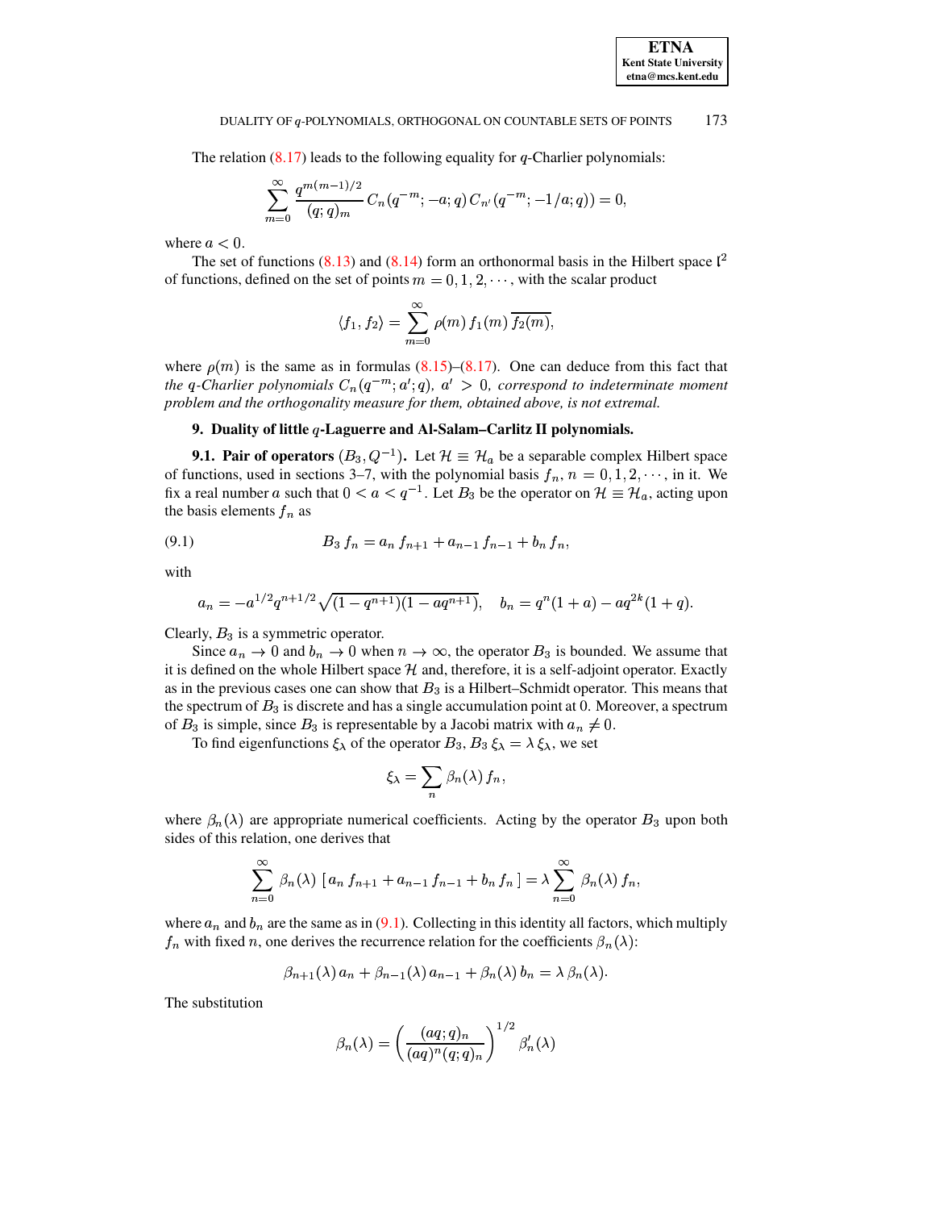The relation (8.17) leads to the following equality for $q$-Charlier polynomials:

$$\sum_{m=0}^{\infty} \frac{q^{m(m-1)/2}}{(q;q)_m} \, C_n(q^{-m}; -a; q) \, C_{n'}(q^{-m}; -1/a; q)) = 0,$$

where $a < 0$.

The set of functions (8.13) and (8.14) form an orthonormal basis in the Hilbert space $\mathfrak{l}^2$ of functions, defined on the set of points $m = 0, 1, 2, \cdots$, with the scalar product

$$\langle f_1, f_2 \rangle = \sum_{m=0}^{\infty} \rho(m) \, f_1(m) \, \overline{f_2(m)},$$

where $\rho(m)$ is the same as in formulas (8.15)–(8.17). One can deduce from this fact that *the $q$-Charlier polynomials $C_n(q^{-m}; a'; q)$, $a' > 0$, correspond to indeterminate moment problem and the orthogonality measure for them, obtained above, is not extremal.*

## 9. Duality of little $q$-Laguerre and Al-Salam–Carlitz II polynomials.

**9.1. Pair of operators $(B_3, Q^{-1})$.** Let $\mathcal{H} \equiv \mathcal{H}_a$ be a separable complex Hilbert space of functions, used in sections 3–7, with the polynomial basis $f_n$, $n = 0, 1, 2, \cdots$, in it. We fix a real number $a$ such that $0 < a < q^{-1}$. Let $B_3$ be the operator on $\mathcal{H} \equiv \mathcal{H}_a$, acting upon the basis elements $f_n$ as

$$B_3 \, f_n = a_n \, f_{n+1} + a_{n-1} \, f_{n-1} + b_n \, f_n, \tag{9.1}$$

with

$$a_n = -a^{1/2} q^{n+1/2} \sqrt{(1-q^{n+1})(1-aq^{n+1})}, \quad b_n = q^n(1+a) - aq^{2k}(1+q).$$

Clearly, $B_3$ is a symmetric operator.

Since $a_n \to 0$ and $b_n \to 0$ when $n \to \infty$, the operator $B_3$ is bounded. We assume that it is defined on the whole Hilbert space $\mathcal{H}$ and, therefore, it is a self-adjoint operator. Exactly as in the previous cases one can show that $B_3$ is a Hilbert–Schmidt operator. This means that the spectrum of $B_3$ is discrete and has a single accumulation point at 0. Moreover, a spectrum of $B_3$ is simple, since $B_3$ is representable by a Jacobi matrix with $a_n \neq 0$.

To find eigenfunctions $\xi_\lambda$ of the operator $B_3$, $B_3 \, \xi_\lambda = \lambda \, \xi_\lambda$, we set

$$\xi_\lambda = \sum_n \beta_n(\lambda) \, f_n,$$

where $\beta_n(\lambda)$ are appropriate numerical coefficients. Acting by the operator $B_3$ upon both sides of this relation, one derives that

$$\sum_{n=0}^{\infty} \beta_n(\lambda) \, [\, a_n \, f_{n+1} + a_{n-1} \, f_{n-1} + b_n \, f_n \,] = \lambda \sum_{n=0}^{\infty} \beta_n(\lambda) \, f_n,$$

where $a_n$ and $b_n$ are the same as in (9.1). Collecting in this identity all factors, which multiply $f_n$ with fixed $n$, one derives the recurrence relation for the coefficients $\beta_n(\lambda)$:

$$\beta_{n+1}(\lambda) \, a_n + \beta_{n-1}(\lambda) \, a_{n-1} + \beta_n(\lambda) \, b_n = \lambda \, \beta_n(\lambda).$$

The substitution

$$\beta_n(\lambda) = \left( \frac{(aq;q)_n}{(aq)^n (q;q)_n} \right)^{1/2} \beta'_n(\lambda)$$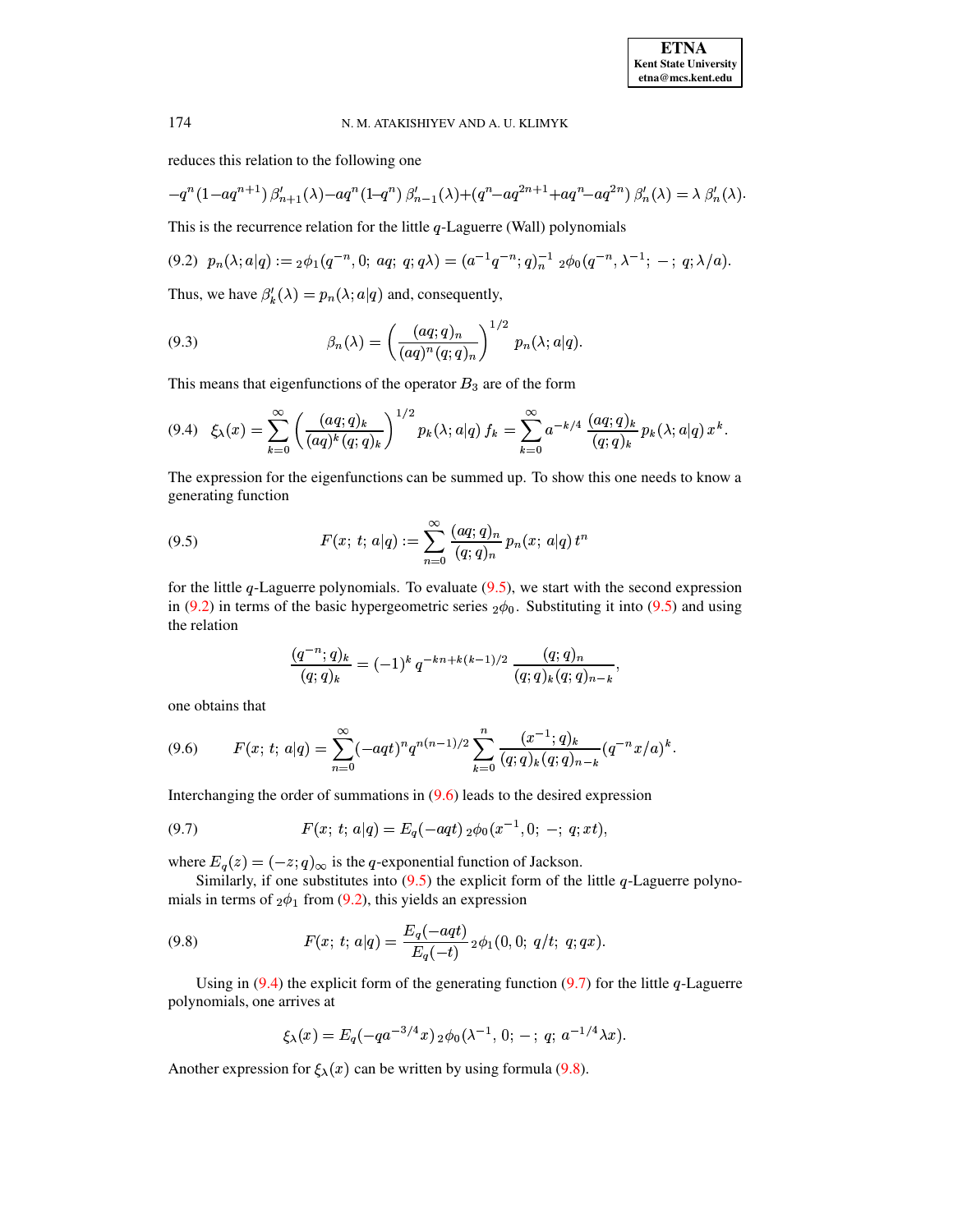reduces this relation to the following one

$$-q^n(1-aq^{n+1})\,\beta'_{n+1}(\lambda)-aq^n(1-q^n)\,\beta'_{n-1}(\lambda)+(q^n-aq^{2n+1}+aq^n-aq^{2n})\,\beta'_n(\lambda)=\lambda\,\beta'_n(\lambda).$$

This is the recurrence relation for the little $q$-Laguerre (Wall) polynomials

$$(9.2)\quad p_n(\lambda;a|q):={}_2\phi_1(q^{-n},0;\;aq;\;q;q\lambda)=(a^{-1}q^{-n};q)_n^{-1}\;{}_2\phi_0(q^{-n},\lambda^{-1};\;-\,;\;q;\lambda/a).$$

Thus, we have $\beta'_k(\lambda)=p_n(\lambda;a|q)$ and, consequently,

$$(9.3)\qquad \beta_n(\lambda)=\left(\frac{(aq;q)_n}{(aq)^n(q;q)_n}\right)^{1/2}\,p_n(\lambda;a|q).$$

This means that eigenfunctions of the operator $B_3$ are of the form

$$(9.4)\quad \xi_\lambda(x)=\sum_{k=0}^{\infty}\left(\frac{(aq;q)_k}{(aq)^k(q;q)_k}\right)^{1/2}p_k(\lambda;a|q)\,f_k=\sum_{k=0}^{\infty}a^{-k/4}\,\frac{(aq;q)_k}{(q;q)_k}\,p_k(\lambda;a|q)\,x^k.$$

The expression for the eigenfunctions can be summed up. To show this one needs to know a generating function

$$(9.5)\qquad F(x;\,t;\,a|q):=\sum_{n=0}^{\infty}\frac{(aq;q)_n}{(q;q)_n}\,p_n(x;\,a|q)\,t^n$$

for the little $q$-Laguerre polynomials. To evaluate (9.5), we start with the second expression in (9.2) in terms of the basic hypergeometric series ${}_2\phi_0$. Substituting it into (9.5) and using the relation

$$\frac{(q^{-n};q)_k}{(q;q)_k}=(-1)^k\,q^{-kn+k(k-1)/2}\,\frac{(q;q)_n}{(q;q)_k(q;q)_{n-k}},$$

one obtains that

$$(9.6)\qquad F(x;\,t;\,a|q)=\sum_{n=0}^{\infty}(-aqt)^nq^{n(n-1)/2}\sum_{k=0}^{n}\frac{(x^{-1};q)_k}{(q;q)_k(q;q)_{n-k}}(q^{-n}x/a)^k.$$

Interchanging the order of summations in (9.6) leads to the desired expression

$$(9.7)\qquad F(x;\,t;\,a|q)=E_q(-aqt)\,{}_2\phi_0(x^{-1},0;\,-;\,q;xt),$$

where $E_q(z)=(-z;q)_\infty$ is the $q$-exponential function of Jackson.

Similarly, if one substitutes into (9.5) the explicit form of the little $q$-Laguerre polynomials in terms of ${}_2\phi_1$ from (9.2), this yields an expression

$$(9.8)\qquad F(x;\,t;\,a|q)=\frac{E_q(-aqt)}{E_q(-t)}\,{}_2\phi_1(0,0;\;q/t;\;q;qx).$$

Using in (9.4) the explicit form of the generating function (9.7) for the little $q$-Laguerre polynomials, one arrives at

$$\xi_\lambda(x)=E_q(-qa^{-3/4}x)\,{}_2\phi_0(\lambda^{-1},\,0;\,-\,;\;q;\;a^{-1/4}\lambda x).$$

Another expression for $\xi_\lambda(x)$ can be written by using formula (9.8).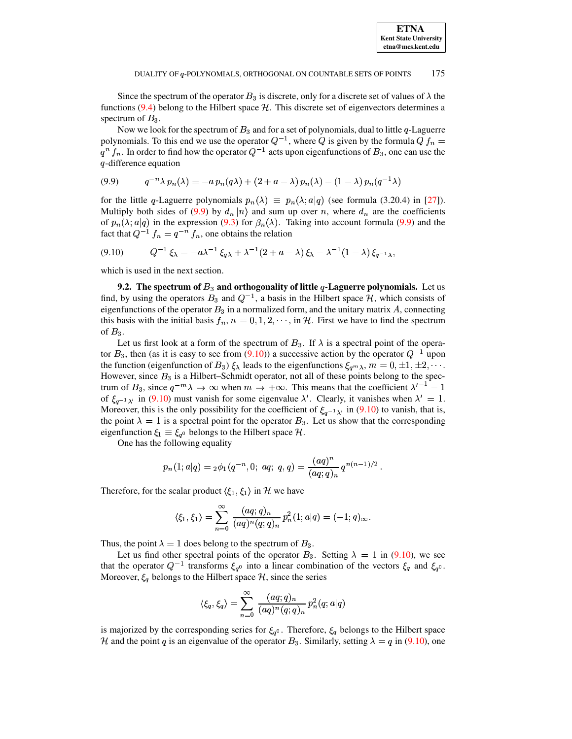Since the spectrum of the operator $B_3$ is discrete, only for a discrete set of values of $\lambda$ the functions (9.4) belong to the Hilbert space $\mathcal{H}$. This discrete set of eigenvectors determines a spectrum of $B_3$.

Now we look for the spectrum of $B_3$ and for a set of polynomials, dual to little $q$-Laguerre polynomials. To this end we use the operator $Q^{-1}$, where $Q$ is given by the formula $Q\, f_n = q^n\, f_n$. In order to find how the operator $Q^{-1}$ acts upon eigenfunctions of $B_3$, one can use the $q$-difference equation

$$q^{-n}\lambda\, p_n(\lambda) = -a\, p_n(q\lambda) + (2 + a - \lambda)\, p_n(\lambda) - (1 - \lambda)\, p_n(q^{-1}\lambda) \tag{9.9}$$

for the little $q$-Laguerre polynomials $p_n(\lambda) \equiv p_n(\lambda; a|q)$ (see formula (3.20.4) in [27]). Multiply both sides of (9.9) by $d_n\,|n\rangle$ and sum up over $n$, where $d_n$ are the coefficients of $p_n(\lambda; a|q)$ in the expression (9.3) for $\beta_n(\lambda)$. Taking into account formula (9.9) and the fact that $Q^{-1}\, f_n = q^{-n}\, f_n$, one obtains the relation

$$Q^{-1}\,\xi_\lambda = -a\lambda^{-1}\,\xi_{q\lambda} + \lambda^{-1}(2 + a - \lambda)\,\xi_\lambda - \lambda^{-1}(1 - \lambda)\,\xi_{q^{-1}\lambda}, \tag{9.10}$$

which is used in the next section.

**9.2. The spectrum of $B_3$ and orthogonality of little $q$-Laguerre polynomials.** Let us find, by using the operators $B_3$ and $Q^{-1}$, a basis in the Hilbert space $\mathcal{H}$, which consists of eigenfunctions of the operator $B_3$ in a normalized form, and the unitary matrix $A$, connecting this basis with the initial basis $f_n$, $n = 0, 1, 2, \cdots$, in $\mathcal{H}$. First we have to find the spectrum of $B_3$.

Let us first look at a form of the spectrum of $B_3$. If $\lambda$ is a spectral point of the operator $B_3$, then (as it is easy to see from (9.10)) a successive action by the operator $Q^{-1}$ upon the function (eigenfunction of $B_3$) $\xi_\lambda$ leads to the eigenfunctions $\xi_{q^m\lambda}$, $m = 0, \pm1, \pm2, \cdots$. However, since $B_3$ is a Hilbert–Schmidt operator, not all of these points belong to the spectrum of $B_3$, since $q^{-m}\lambda \to \infty$ when $m \to +\infty$. This means that the coefficient ${\lambda'}^{-1} - 1$ of $\xi_{q^{-1}\lambda'}$ in (9.10) must vanish for some eigenvalue $\lambda'$. Clearly, it vanishes when $\lambda' = 1$. Moreover, this is the only possibility for the coefficient of $\xi_{q^{-1}\lambda'}$ in (9.10) to vanish, that is, the point $\lambda = 1$ is a spectral point for the operator $B_3$. Let us show that the corresponding eigenfunction $\xi_1 \equiv \xi_{q^0}$ belongs to the Hilbert space $\mathcal{H}$.

One has the following equality

$$p_n(1; a|q) = {}_2\phi_1(q^{-n}, 0;\ aq;\ q, q) = \frac{(aq)^n}{(aq;q)_n}\, q^{n(n-1)/2}\,.$$

Therefore, for the scalar product $\langle \xi_1, \xi_1 \rangle$ in $\mathcal{H}$ we have

$$\langle \xi_1, \xi_1 \rangle = \sum_{n=0}^{\infty} \frac{(aq;q)_n}{(aq)^n (q;q)_n}\, p_n^2(1; a|q) = (-1; q)_\infty.$$

Thus, the point $\lambda = 1$ does belong to the spectrum of $B_3$.

Let us find other spectral points of the operator $B_3$. Setting $\lambda = 1$ in (9.10), we see that the operator $Q^{-1}$ transforms $\xi_{q^0}$ into a linear combination of the vectors $\xi_q$ and $\xi_{q^0}$. Moreover, $\xi_q$ belongs to the Hilbert space $\mathcal{H}$, since the series

$$\langle \xi_q, \xi_q \rangle = \sum_{n=0}^{\infty} \frac{(aq;q)_n}{(aq)^n (q;q)_n}\, p_n^2(q; a|q)$$

is majorized by the corresponding series for $\xi_{q^0}$. Therefore, $\xi_q$ belongs to the Hilbert space $\mathcal{H}$ and the point $q$ is an eigenvalue of the operator $B_3$. Similarly, setting $\lambda = q$ in (9.10), one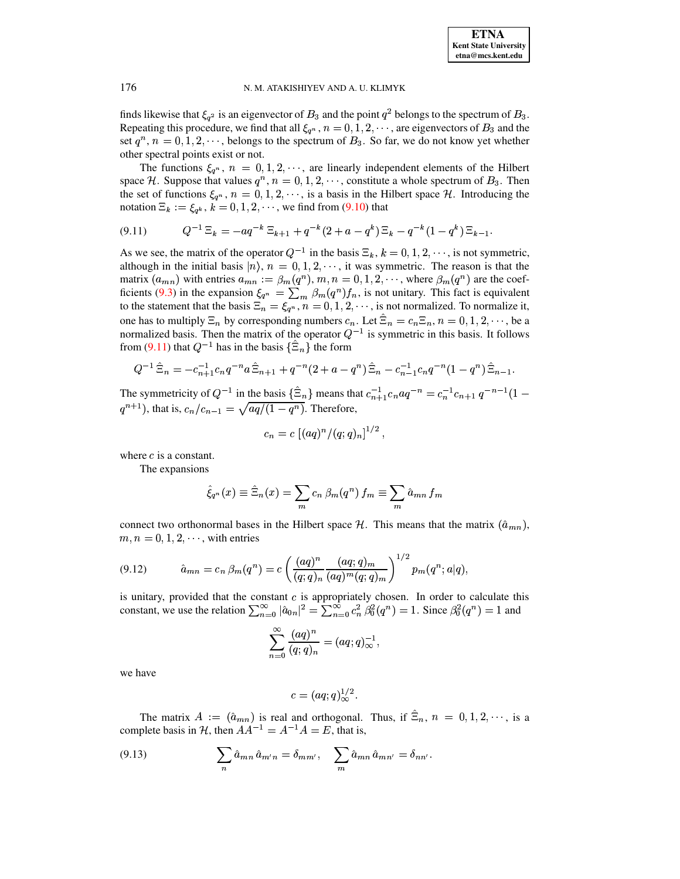finds likewise that $\xi_{q^2}$ is an eigenvector of $B_3$ and the point $q^2$ belongs to the spectrum of $B_3$. Repeating this procedure, we find that all $\xi_{q^n}$, $n = 0, 1, 2, \cdots$, are eigenvectors of $B_3$ and the set $q^n$, $n = 0, 1, 2, \cdots$, belongs to the spectrum of $B_3$. So far, we do not know yet whether other spectral points exist or not.

The functions $\xi_{q^n}$, $n = 0, 1, 2, \cdots$, are linearly independent elements of the Hilbert space $\mathcal{H}$. Suppose that values $q^n$, $n = 0, 1, 2, \cdots$, constitute a whole spectrum of $B_3$. Then the set of functions $\xi_{q^n}$, $n = 0, 1, 2, \cdots$, is a basis in the Hilbert space $\mathcal{H}$. Introducing the notation $\Xi_k := \xi_{q^k}$, $k = 0, 1, 2, \cdots$, we find from (9.10) that

$$Q^{-1}\,\Xi_k = -aq^{-k}\,\Xi_{k+1} + q^{-k}(2 + a - q^k)\,\Xi_k - q^{-k}(1 - q^k)\,\Xi_{k-1}. \tag{9.11}$$

As we see, the matrix of the operator $Q^{-1}$ in the basis $\Xi_k$, $k = 0, 1, 2, \cdots$, is not symmetric, although in the initial basis $|n\rangle$, $n = 0, 1, 2, \cdots$, it was symmetric. The reason is that the matrix $(a_{mn})$ with entries $a_{mn} := \beta_m(q^n)$, $m, n = 0, 1, 2, \cdots$, where $\beta_m(q^n)$ are the coefficients (9.3) in the expansion $\xi_{q^n} = \sum_m \beta_m(q^n) f_n$, is not unitary. This fact is equivalent to the statement that the basis $\Xi_n = \xi_{q^n}$, $n = 0, 1, 2, \cdots$, is not normalized. To normalize it, one has to multiply $\Xi_n$ by corresponding numbers $c_n$. Let $\hat{\Xi}_n = c_n \Xi_n$, $n = 0, 1, 2, \cdots$, be a normalized basis. Then the matrix of the operator $Q^{-1}$ is symmetric in this basis. It follows from (9.11) that $Q^{-1}$ has in the basis $\{\hat{\Xi}_n\}$ the form

$$Q^{-1}\,\hat{\Xi}_n = -c_{n+1}^{-1} c_n q^{-n} a\,\hat{\Xi}_{n+1} + q^{-n}(2 + a - q^n)\,\hat{\Xi}_n - c_{n-1}^{-1} c_n q^{-n}(1 - q^n)\,\hat{\Xi}_{n-1}.$$

The symmetricity of $Q^{-1}$ in the basis $\{\hat{\Xi}_n\}$ means that $c_{n+1}^{-1} c_n a q^{-n} = c_n^{-1} c_{n+1}\, q^{-n-1}(1 - q^{n+1})$, that is, $c_n/c_{n-1} = \sqrt{aq/(1 - q^n)}$. Therefore,

$$c_n = c\,\left[(aq)^n/(q;q)_n\right]^{1/2},$$

where $c$ is a constant.

The expansions

$$\hat{\xi}_{q^n}(x) \equiv \hat{\Xi}_n(x) = \sum_m c_n\,\beta_m(q^n)\, f_m \equiv \sum_m \hat{a}_{mn}\, f_m$$

connect two orthonormal bases in the Hilbert space $\mathcal{H}$. This means that the matrix $(\hat{a}_{mn})$, $m, n = 0, 1, 2, \cdots$, with entries

$$\hat{a}_{mn} = c_n\,\beta_m(q^n) = c\left(\frac{(aq)^n}{(q;q)_n}\frac{(aq;q)_m}{(aq)^m (q;q)_m}\right)^{1/2} p_m(q^n; a|q), \tag{9.12}$$

is unitary, provided that the constant $c$ is appropriately chosen. In order to calculate this constant, we use the relation $\sum_{n=0}^{\infty} |\hat{a}_{0n}|^2 = \sum_{n=0}^{\infty} c_n^2\,\beta_0^2(q^n) = 1$. Since $\beta_0^2(q^n) = 1$ and

$$\sum_{n=0}^{\infty} \frac{(aq)^n}{(q;q)_n} = (aq;q)_\infty^{-1},$$

we have

$$c = (aq;q)_\infty^{1/2}.$$

The matrix $A := (\hat{a}_{mn})$ is real and orthogonal. Thus, if $\hat{\Xi}_n$, $n = 0, 1, 2, \cdots$, is a complete basis in $\mathcal{H}$, then $AA^{-1} = A^{-1}A = E$, that is,

$$\sum_n \hat{a}_{mn}\,\hat{a}_{m'n} = \delta_{mm'}, \quad \sum_m \hat{a}_{mn}\,\hat{a}_{mn'} = \delta_{nn'}. \tag{9.13}$$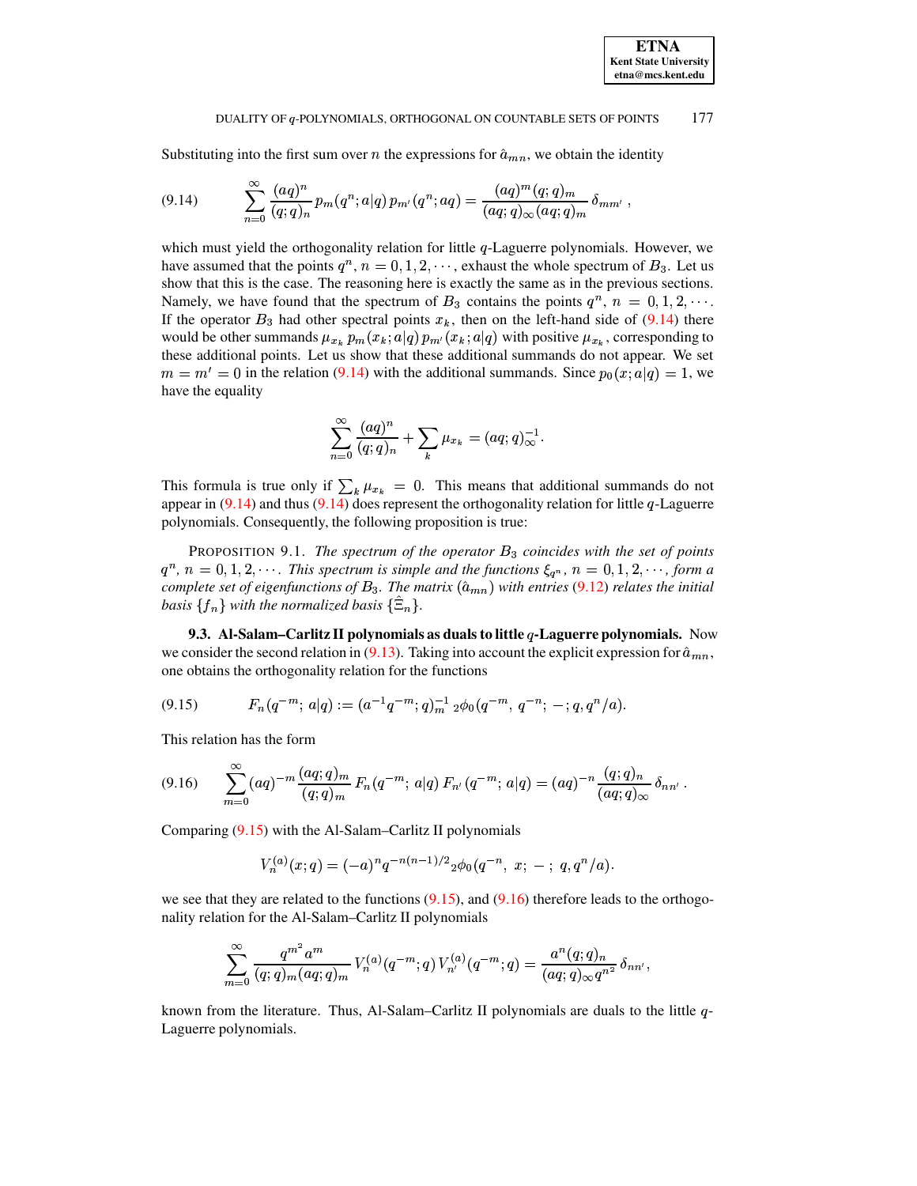Substituting into the first sum over $n$ the expressions for $\hat{a}_{mn}$, we obtain the identity

$$
\sum_{n=0}^{\infty} \frac{(aq)^n}{(q;q)_n} p_m(q^n; a|q)\, p_{m'}(q^n; aq) = \frac{(aq)^m (q;q)_m}{(aq;q)_\infty (aq;q)_m}\, \delta_{mm'}\,, \tag{9.14}
$$

which must yield the orthogonality relation for little $q$-Laguerre polynomials. However, we have assumed that the points $q^n$, $n = 0, 1, 2, \cdots$, exhaust the whole spectrum of $B_3$. Let us show that this is the case. The reasoning here is exactly the same as in the previous sections. Namely, we have found that the spectrum of $B_3$ contains the points $q^n$, $n = 0, 1, 2, \cdots$. If the operator $B_3$ had other spectral points $x_k$, then on the left-hand side of (9.14) there would be other summands $\mu_{x_k}\, p_m(x_k; a|q)\, p_{m'}(x_k; a|q)$ with positive $\mu_{x_k}$, corresponding to these additional points. Let us show that these additional summands do not appear. We set $m = m' = 0$ in the relation (9.14) with the additional summands. Since $p_0(x; a|q) = 1$, we have the equality

$$
\sum_{n=0}^{\infty} \frac{(aq)^n}{(q;q)_n} + \sum_k \mu_{x_k} = (aq;q)_\infty^{-1}.
$$

This formula is true only if $\sum_k \mu_{x_k} = 0$. This means that additional summands do not appear in (9.14) and thus (9.14) does represent the orthogonality relation for little $q$-Laguerre polynomials. Consequently, the following proposition is true:

PROPOSITION 9.1. *The spectrum of the operator $B_3$ coincides with the set of points $q^n$, $n = 0, 1, 2, \cdots$. This spectrum is simple and the functions $\xi_{q^n}$, $n = 0, 1, 2, \cdots$, form a complete set of eigenfunctions of $B_3$. The matrix $(\hat{a}_{mn})$ with entries (9.12) relates the initial basis $\{f_n\}$ with the normalized basis $\{\hat{\Xi}_n\}$.*

### 9.3. Al-Salam–Carlitz II polynomials as duals to little $q$-Laguerre polynomials.

Now we consider the second relation in (9.13). Taking into account the explicit expression for $\hat{a}_{mn}$, one obtains the orthogonality relation for the functions

$$
F_n(q^{-m};\, a|q) := (a^{-1}q^{-m}; q)_m^{-1}\ {}_2\phi_0(q^{-m},\, q^{-n};\, -; q, q^n/a). \tag{9.15}
$$

This relation has the form

$$
\sum_{m=0}^{\infty} (aq)^{-m} \frac{(aq;q)_m}{(q;q)_m} F_n(q^{-m};\, a|q)\, F_{n'}(q^{-m};\, a|q) = (aq)^{-n} \frac{(q;q)_n}{(aq;q)_\infty}\, \delta_{nn'}\,. \tag{9.16}
$$

Comparing (9.15) with the Al-Salam–Carlitz II polynomials

$$
V_n^{(a)}(x;q) = (-a)^n q^{-n(n-1)/2}\, {}_2\phi_0(q^{-n},\, x;\, -\,;\, q, q^n/a).
$$

we see that they are related to the functions (9.15), and (9.16) therefore leads to the orthogonality relation for the Al-Salam–Carlitz II polynomials

$$
\sum_{m=0}^{\infty} \frac{q^{m^2} a^m}{(q;q)_m (aq;q)_m} V_n^{(a)}(q^{-m};q)\, V_{n'}^{(a)}(q^{-m};q) = \frac{a^n (q;q)_n}{(aq;q)_\infty q^{n^2}}\, \delta_{nn'},
$$

known from the literature. Thus, Al-Salam–Carlitz II polynomials are duals to the little $q$-Laguerre polynomials.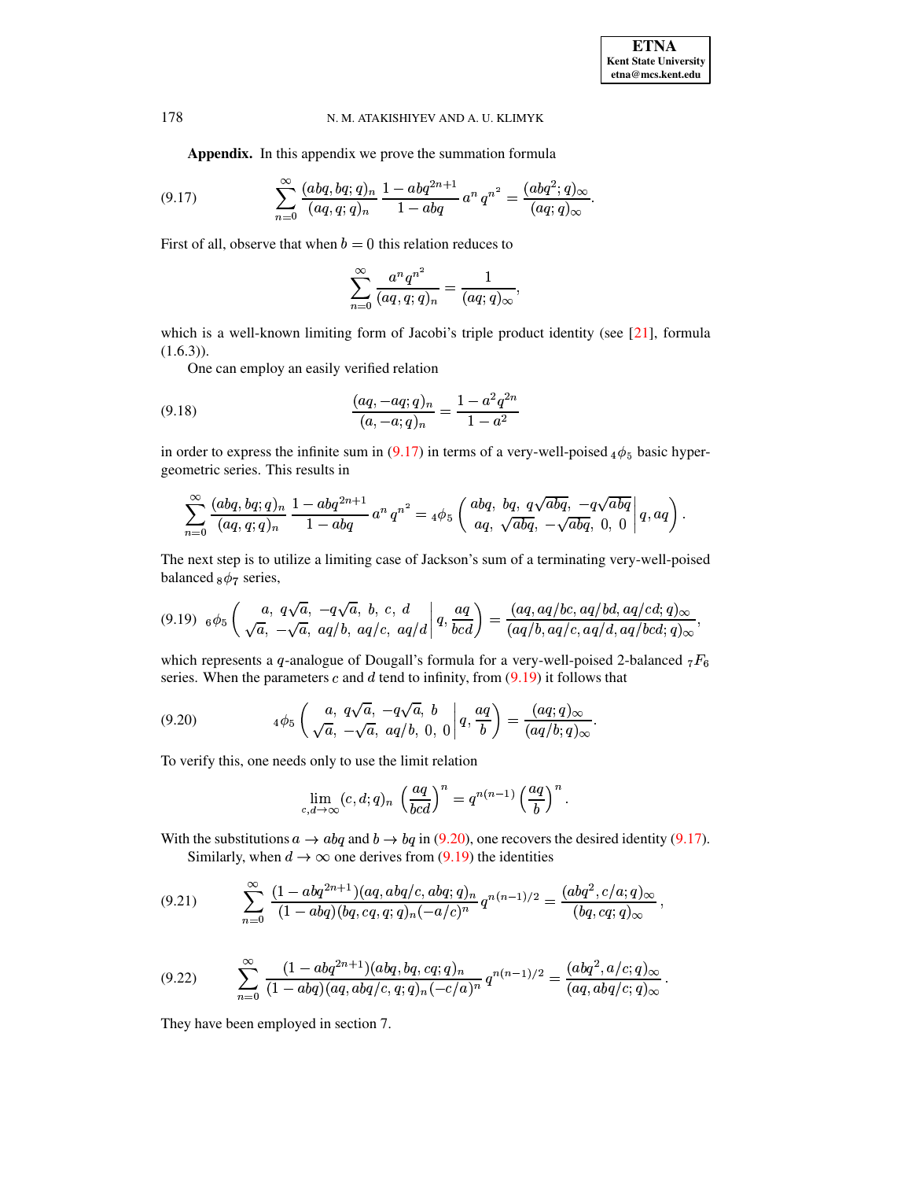**Appendix.** In this appendix we prove the summation formula

$$\sum_{n=0}^{\infty} \frac{(abq, bq; q)_n}{(aq, q; q)_n} \frac{1 - abq^{2n+1}}{1 - abq} a^n q^{n^2} = \frac{(abq^2; q)_\infty}{(aq; q)_\infty}. \tag{9.17}$$

First of all, observe that when $b = 0$ this relation reduces to

$$\sum_{n=0}^{\infty} \frac{a^n q^{n^2}}{(aq, q; q)_n} = \frac{1}{(aq; q)_\infty},$$

which is a well-known limiting form of Jacobi's triple product identity (see [21], formula (1.6.3)).

One can employ an easily verified relation

$$\frac{(aq, -aq; q)_n}{(a, -a; q)_n} = \frac{1 - a^2 q^{2n}}{1 - a^2} \tag{9.18}$$

in order to express the infinite sum in (9.17) in terms of a very-well-poised ${}_4\phi_5$ basic hypergeometric series. This results in

$$\sum_{n=0}^{\infty} \frac{(abq, bq; q)_n}{(aq, q; q)_n} \frac{1 - abq^{2n+1}}{1 - abq} a^n q^{n^2} = {}_4\phi_5 \left( \left. \begin{matrix} abq, \ bq, \ q\sqrt{abq}, \ -q\sqrt{abq} \\ aq, \ \sqrt{abq}, \ -\sqrt{abq}, \ 0, \ 0 \end{matrix} \right| q, aq \right).$$

The next step is to utilize a limiting case of Jackson's sum of a terminating very-well-poised balanced ${}_8\phi_7$ series,

$${}_6\phi_5 \left( \left. \begin{matrix} a, \ q\sqrt{a}, \ -q\sqrt{a}, \ b, \ c, \ d \\ \sqrt{a}, \ -\sqrt{a}, \ aq/b, \ aq/c, \ aq/d \end{matrix} \right| q, \frac{aq}{bcd} \right) = \frac{(aq, aq/bc, aq/bd, aq/cd; q)_\infty}{(aq/b, aq/c, aq/d, aq/bcd; q)_\infty}, \tag{9.19}$$

which represents a $q$-analogue of Dougall's formula for a very-well-poised 2-balanced ${}_7F_6$ series. When the parameters $c$ and $d$ tend to infinity, from (9.19) it follows that

$${}_4\phi_5 \left( \left. \begin{matrix} a, \ q\sqrt{a}, \ -q\sqrt{a}, \ b \\ \sqrt{a}, \ -\sqrt{a}, \ aq/b, \ 0, \ 0 \end{matrix} \right| q, \frac{aq}{b} \right) = \frac{(aq; q)_\infty}{(aq/b; q)_\infty}. \tag{9.20}$$

To verify this, one needs only to use the limit relation

$$\lim_{c,d \to \infty} (c, d; q)_n \left( \frac{aq}{bcd} \right)^n = q^{n(n-1)} \left( \frac{aq}{b} \right)^n.$$

With the substitutions $a \to abq$ and $b \to bq$ in (9.20), one recovers the desired identity (9.17).

Similarly, when $d \to \infty$ one derives from (9.19) the identities

$$\sum_{n=0}^{\infty} \frac{(1 - abq^{2n+1})(aq, abq/c, abq; q)_n}{(1 - abq)(bq, cq, q; q)_n (-a/c)^n} q^{n(n-1)/2} = \frac{(abq^2, c/a; q)_\infty}{(bq, cq; q)_\infty}, \tag{9.21}$$

$$\sum_{n=0}^{\infty} \frac{(1 - abq^{2n+1})(abq, bq, cq; q)_n}{(1 - abq)(aq, abq/c, q; q)_n (-c/a)^n} q^{n(n-1)/2} = \frac{(abq^2, a/c; q)_\infty}{(aq, abq/c; q)_\infty}. \tag{9.22}$$

They have been employed in section 7.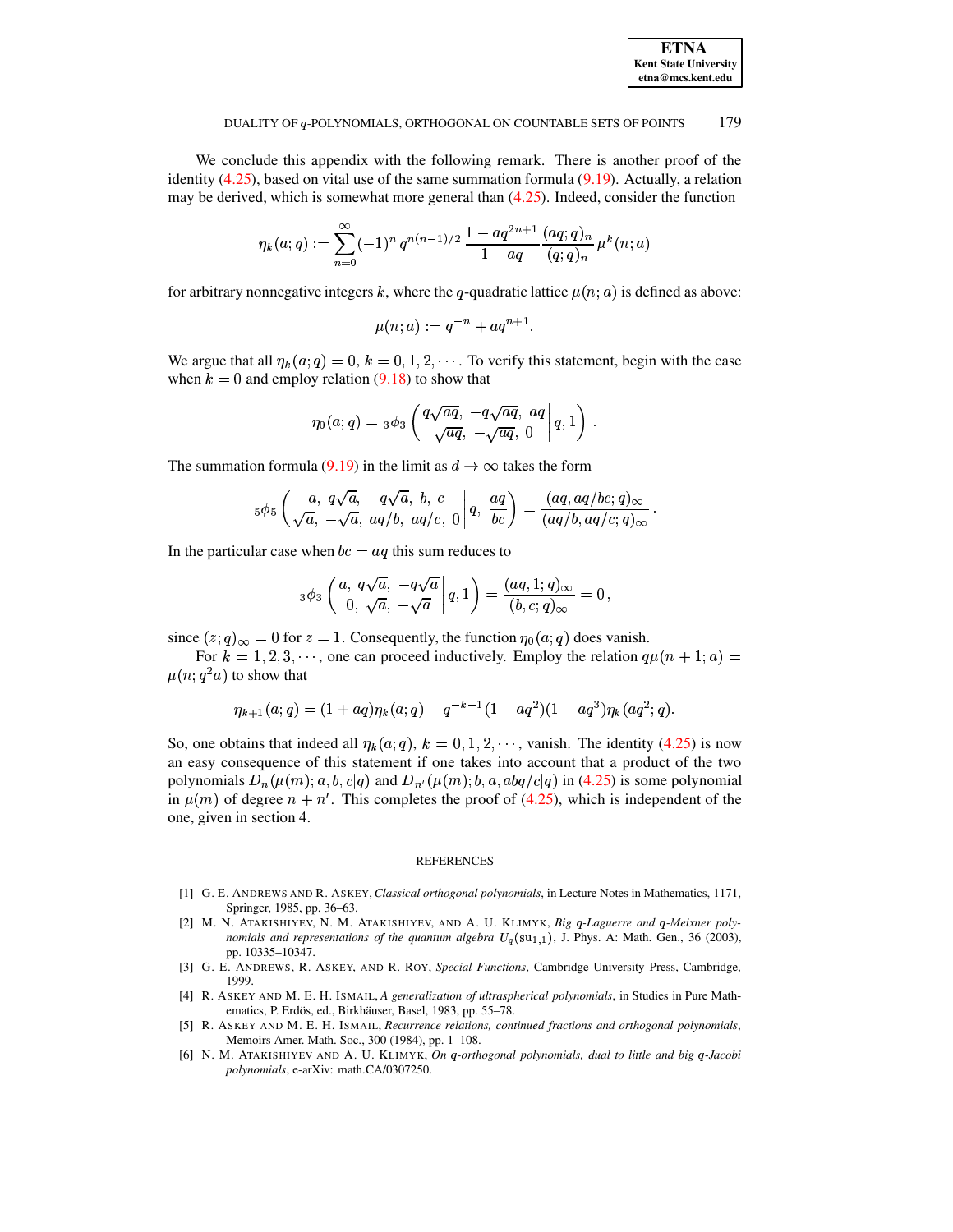We conclude this appendix with the following remark. There is another proof of the identity (4.25), based on vital use of the same summation formula (9.19). Actually, a relation may be derived, which is somewhat more general than (4.25). Indeed, consider the function

$$\eta_k(a;q) := \sum_{n=0}^{\infty} (-1)^n \, q^{n(n-1)/2} \, \frac{1-aq^{2n+1}}{1-aq} \, \frac{(aq;q)_n}{(q;q)_n} \, \mu^k(n;a)$$

for arbitrary nonnegative integers $k$, where the $q$-quadratic lattice $\mu(n;a)$ is defined as above:

$$\mu(n;a) := q^{-n} + aq^{n+1}.$$

We argue that all $\eta_k(a;q) = 0$, $k = 0, 1, 2, \cdots$. To verify this statement, begin with the case when $k = 0$ and employ relation (9.18) to show that

$$\eta_0(a;q) = {}_3\phi_3\left( \begin{matrix} q\sqrt{aq}, \; -q\sqrt{aq}, \; aq \\ \sqrt{aq}, \; -\sqrt{aq}, \; 0 \end{matrix} \middle| \, q, 1 \right).$$

The summation formula (9.19) in the limit as $d \to \infty$ takes the form

$${}_5\phi_5\left( \begin{matrix} a, \; q\sqrt{a}, \; -q\sqrt{a}, \; b, \; c \\ \sqrt{a}, \; -\sqrt{a}, \; aq/b, \; aq/c, \; 0 \end{matrix} \middle| \, q, \; \frac{aq}{bc} \right) = \frac{(aq, aq/bc;q)_\infty}{(aq/b, aq/c;q)_\infty}.$$

In the particular case when $bc = aq$ this sum reduces to

$${}_3\phi_3\left( \begin{matrix} a, \; q\sqrt{a}, \; -q\sqrt{a} \\ 0, \; \sqrt{a}, \; -\sqrt{a} \end{matrix} \middle| \, q, 1 \right) = \frac{(aq, 1;q)_\infty}{(b, c;q)_\infty} = 0,$$

since $(z;q)_\infty = 0$ for $z = 1$. Consequently, the function $\eta_0(a;q)$ does vanish.

For $k = 1, 2, 3, \cdots$, one can proceed inductively. Employ the relation $q\mu(n+1;a) = \mu(n;q^2a)$ to show that

$$\eta_{k+1}(a;q) = (1+aq)\eta_k(a;q) - q^{-k-1}(1-aq^2)(1-aq^3)\eta_k(aq^2;q).$$

So, one obtains that indeed all $\eta_k(a;q)$, $k = 0, 1, 2, \cdots$, vanish. The identity (4.25) is now an easy consequence of this statement if one takes into account that a product of the two polynomials $D_n(\mu(m); a, b, c|q)$ and $D_{n'}(\mu(m); b, a, abq/c|q)$ in (4.25) is some polynomial in $\mu(m)$ of degree $n + n'$. This completes the proof of (4.25), which is independent of the one, given in section 4.

## REFERENCES

[1] G. E. Andrews and R. Askey, *Classical orthogonal polynomials*, in Lecture Notes in Mathematics, 1171, Springer, 1985, pp. 36–63.

[2] M. N. Atakishiyev, N. M. Atakishiyev, and A. U. Klimyk, *Big q-Laguerre and q-Meixner polynomials and representations of the quantum algebra $U_q(\mathrm{su}_{1,1})$*, J. Phys. A: Math. Gen., 36 (2003), pp. 10335–10347.

[3] G. E. Andrews, R. Askey, and R. Roy, *Special Functions*, Cambridge University Press, Cambridge, 1999.

[4] R. Askey and M. E. H. Ismail, *A generalization of ultraspherical polynomials*, in Studies in Pure Mathematics, P. Erdös, ed., Birkhäuser, Basel, 1983, pp. 55–78.

[5] R. Askey and M. E. H. Ismail, *Recurrence relations, continued fractions and orthogonal polynomials*, Memoirs Amer. Math. Soc., 300 (1984), pp. 1–108.

[6] N. M. Atakishiyev and A. U. Klimyk, *On q-orthogonal polynomials, dual to little and big q-Jacobi polynomials*, e-arXiv: math.CA/0307250.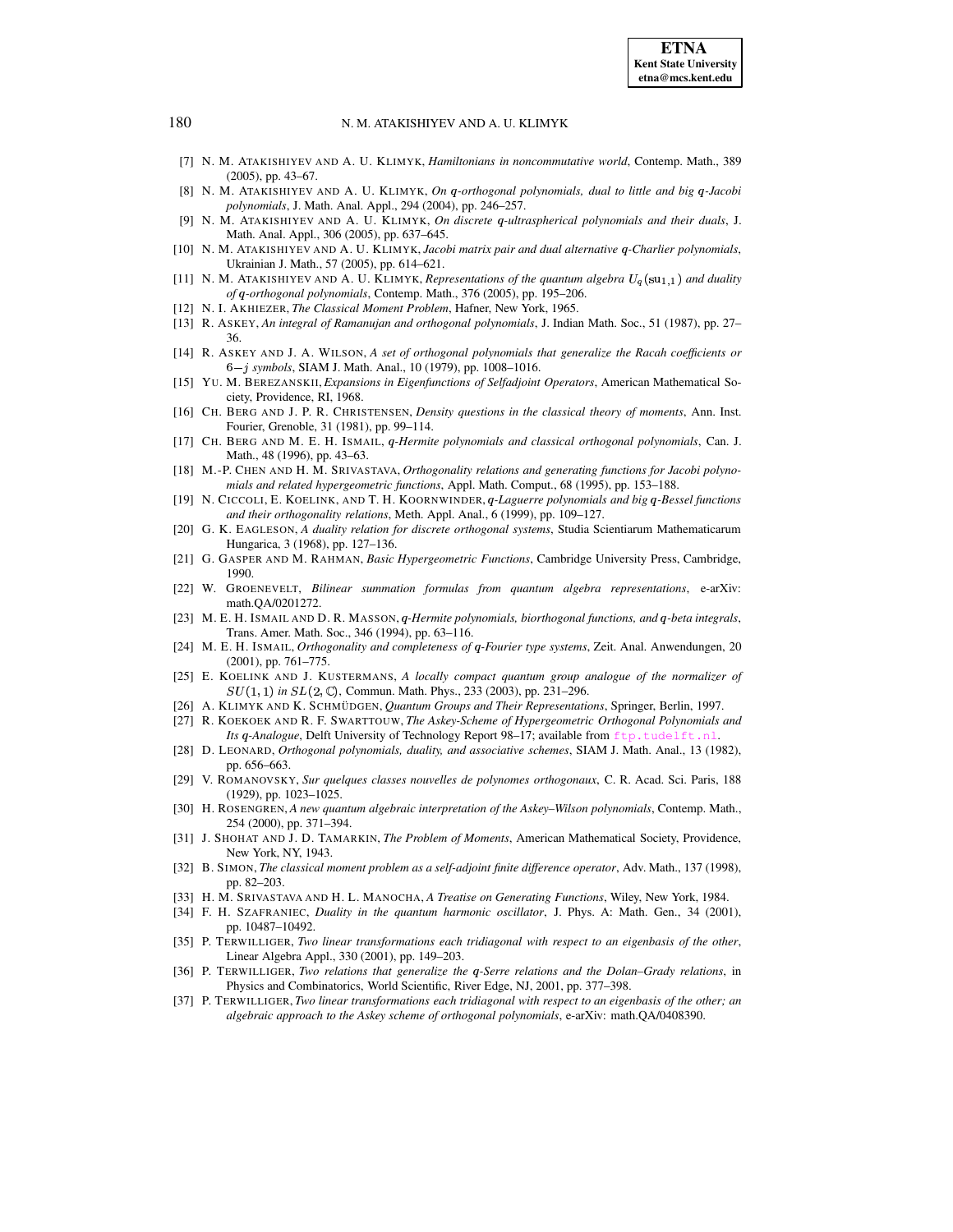[7] N. M. Atakishiyev and A. U. Klimyk, *Hamiltonians in noncommutative world*, Contemp. Math., 389 (2005), pp. 43–67.

[8] N. M. Atakishiyev and A. U. Klimyk, *On $q$-orthogonal polynomials, dual to little and big $q$-Jacobi polynomials*, J. Math. Anal. Appl., 294 (2004), pp. 246–257.

[9] N. M. Atakishiyev and A. U. Klimyk, *On discrete $q$-ultraspherical polynomials and their duals*, J. Math. Anal. Appl., 306 (2005), pp. 637–645.

[10] N. M. Atakishiyev and A. U. Klimyk, *Jacobi matrix pair and dual alternative $q$-Charlier polynomials*, Ukrainian J. Math., 57 (2005), pp. 614–621.

[11] N. M. Atakishiyev and A. U. Klimyk, *Representations of the quantum algebra $U_q(\mathrm{su}_{1,1})$ and duality of $q$-orthogonal polynomials*, Contemp. Math., 376 (2005), pp. 195–206.

[12] N. I. Akhiezer, *The Classical Moment Problem*, Hafner, New York, 1965.

[13] R. Askey, *An integral of Ramanujan and orthogonal polynomials*, J. Indian Math. Soc., 51 (1987), pp. 27–36.

[14] R. Askey and J. A. Wilson, *A set of orthogonal polynomials that generalize the Racah coefficients or $6-j$ symbols*, SIAM J. Math. Anal., 10 (1979), pp. 1008–1016.

[15] Yu. M. Berezanskii, *Expansions in Eigenfunctions of Selfadjoint Operators*, American Mathematical Society, Providence, RI, 1968.

[16] Ch. Berg and J. P. R. Christensen, *Density questions in the classical theory of moments*, Ann. Inst. Fourier, Grenoble, 31 (1981), pp. 99–114.

[17] Ch. Berg and M. E. H. Ismail, *$q$-Hermite polynomials and classical orthogonal polynomials*, Can. J. Math., 48 (1996), pp. 43–63.

[18] M.-P. Chen and H. M. Srivastava, *Orthogonality relations and generating functions for Jacobi polynomials and related hypergeometric functions*, Appl. Math. Comput., 68 (1995), pp. 153–188.

[19] N. Ciccoli, E. Koelink, and T. H. Koornwinder, *$q$-Laguerre polynomials and big $q$-Bessel functions and their orthogonality relations*, Meth. Appl. Anal., 6 (1999), pp. 109–127.

[20] G. K. Eagleson, *A duality relation for discrete orthogonal systems*, Studia Scientiarum Mathematicarum Hungarica, 3 (1968), pp. 127–136.

[21] G. Gasper and M. Rahman, *Basic Hypergeometric Functions*, Cambridge University Press, Cambridge, 1990.

[22] W. Groenevelt, *Bilinear summation formulas from quantum algebra representations*, e-arXiv: math.QA/0201272.

[23] M. E. H. Ismail and D. R. Masson, *$q$-Hermite polynomials, biorthogonal functions, and $q$-beta integrals*, Trans. Amer. Math. Soc., 346 (1994), pp. 63–116.

[24] M. E. H. Ismail, *Orthogonality and completeness of $q$-Fourier type systems*, Zeit. Anal. Anwendungen, 20 (2001), pp. 761–775.

[25] E. Koelink and J. Kustermans, *A locally compact quantum group analogue of the normalizer of $SU(1,1)$ in $SL(2,\mathbb{C})$*, Commun. Math. Phys., 233 (2003), pp. 231–296.

[26] A. Klimyk and K. Schmüdgen, *Quantum Groups and Their Representations*, Springer, Berlin, 1997.

[27] R. Koekoek and R. F. Swarttouw, *The Askey-Scheme of Hypergeometric Orthogonal Polynomials and Its $q$-Analogue*, Delft University of Technology Report 98–17; available from ftp.tudelft.nl.

[28] D. Leonard, *Orthogonal polynomials, duality, and associative schemes*, SIAM J. Math. Anal., 13 (1982), pp. 656–663.

[29] V. Romanovsky, *Sur quelques classes nouvelles de polynomes orthogonaux*, C. R. Acad. Sci. Paris, 188 (1929), pp. 1023–1025.

[30] H. Rosengren, *A new quantum algebraic interpretation of the Askey–Wilson polynomials*, Contemp. Math., 254 (2000), pp. 371–394.

[31] J. Shohat and J. D. Tamarkin, *The Problem of Moments*, American Mathematical Society, Providence, New York, NY, 1943.

[32] B. Simon, *The classical moment problem as a self-adjoint finite difference operator*, Adv. Math., 137 (1998), pp. 82–203.

[33] H. M. Srivastava and H. L. Manocha, *A Treatise on Generating Functions*, Wiley, New York, 1984.

[34] F. H. Szafraniec, *Duality in the quantum harmonic oscillator*, J. Phys. A: Math. Gen., 34 (2001), pp. 10487–10492.

[35] P. Terwilliger, *Two linear transformations each tridiagonal with respect to an eigenbasis of the other*, Linear Algebra Appl., 330 (2001), pp. 149–203.

[36] P. Terwilliger, *Two relations that generalize the $q$-Serre relations and the Dolan–Grady relations*, in Physics and Combinatorics, World Scientific, River Edge, NJ, 2001, pp. 377–398.

[37] P. Terwilliger, *Two linear transformations each tridiagonal with respect to an eigenbasis of the other; an algebraic approach to the Askey scheme of orthogonal polynomials*, e-arXiv: math.QA/0408390.